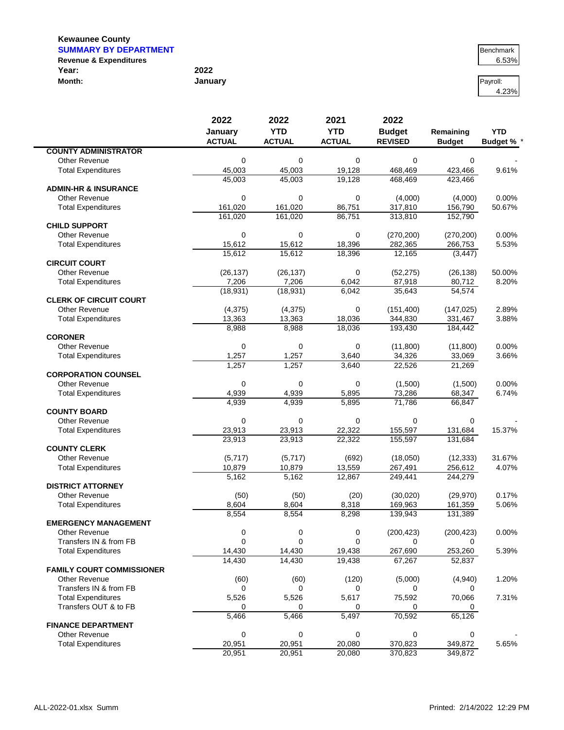**Kewaunee County**

**SUMMARY BY DEPARTMENT**

**Revenue & Expenditures**

**Year:** 2022

**Month:** January

| Benchmark |
|---|
| 6.53% |

| Payroll: |
|---|
| 4.23% |

| | 2022 January ACTUAL | 2022 YTD ACTUAL | 2021 YTD ACTUAL | 2022 Budget REVISED | Remaining Budget | YTD Budget % * |
|---|---|---|---|---|---|---|
| **COUNTY ADMINISTRATOR** | | | | | | |
| Other Revenue | 0 | 0 | 0 | 0 | 0 | - |
| Total Expenditures | 45,003 | 45,003 | 19,128 | 468,469 | 423,466 | 9.61% |
| | 45,003 | 45,003 | 19,128 | 468,469 | 423,466 | |
| **ADMIN-HR & INSURANCE** | | | | | | |
| Other Revenue | 0 | 0 | 0 | (4,000) | (4,000) | 0.00% |
| Total Expenditures | 161,020 | 161,020 | 86,751 | 317,810 | 156,790 | 50.67% |
| | 161,020 | 161,020 | 86,751 | 313,810 | 152,790 | |
| **CHILD SUPPORT** | | | | | | |
| Other Revenue | 0 | 0 | 0 | (270,200) | (270,200) | 0.00% |
| Total Expenditures | 15,612 | 15,612 | 18,396 | 282,365 | 266,753 | 5.53% |
| | 15,612 | 15,612 | 18,396 | 12,165 | (3,447) | |
| **CIRCUIT COURT** | | | | | | |
| Other Revenue | (26,137) | (26,137) | 0 | (52,275) | (26,138) | 50.00% |
| Total Expenditures | 7,206 | 7,206 | 6,042 | 87,918 | 80,712 | 8.20% |
| | (18,931) | (18,931) | 6,042 | 35,643 | 54,574 | |
| **CLERK OF CIRCUIT COURT** | | | | | | |
| Other Revenue | (4,375) | (4,375) | 0 | (151,400) | (147,025) | 2.89% |
| Total Expenditures | 13,363 | 13,363 | 18,036 | 344,830 | 331,467 | 3.88% |
| | 8,988 | 8,988 | 18,036 | 193,430 | 184,442 | |
| **CORONER** | | | | | | |
| Other Revenue | 0 | 0 | 0 | (11,800) | (11,800) | 0.00% |
| Total Expenditures | 1,257 | 1,257 | 3,640 | 34,326 | 33,069 | 3.66% |
| | 1,257 | 1,257 | 3,640 | 22,526 | 21,269 | |
| **CORPORATION COUNSEL** | | | | | | |
| Other Revenue | 0 | 0 | 0 | (1,500) | (1,500) | 0.00% |
| Total Expenditures | 4,939 | 4,939 | 5,895 | 73,286 | 68,347 | 6.74% |
| | 4,939 | 4,939 | 5,895 | 71,786 | 66,847 | |
| **COUNTY BOARD** | | | | | | |
| Other Revenue | 0 | 0 | 0 | 0 | 0 | - |
| Total Expenditures | 23,913 | 23,913 | 22,322 | 155,597 | 131,684 | 15.37% |
| | 23,913 | 23,913 | 22,322 | 155,597 | 131,684 | |
| **COUNTY CLERK** | | | | | | |
| Other Revenue | (5,717) | (5,717) | (692) | (18,050) | (12,333) | 31.67% |
| Total Expenditures | 10,879 | 10,879 | 13,559 | 267,491 | 256,612 | 4.07% |
| | 5,162 | 5,162 | 12,867 | 249,441 | 244,279 | |
| **DISTRICT ATTORNEY** | | | | | | |
| Other Revenue | (50) | (50) | (20) | (30,020) | (29,970) | 0.17% |
| Total Expenditures | 8,604 | 8,604 | 8,318 | 169,963 | 161,359 | 5.06% |
| | 8,554 | 8,554 | 8,298 | 139,943 | 131,389 | |
| **EMERGENCY MANAGEMENT** | | | | | | |
| Other Revenue | 0 | 0 | 0 | (200,423) | (200,423) | 0.00% |
| Transfers IN & from FB | 0 | 0 | 0 | 0 | 0 | |
| Total Expenditures | 14,430 | 14,430 | 19,438 | 267,690 | 253,260 | 5.39% |
| | 14,430 | 14,430 | 19,438 | 67,267 | 52,837 | |
| **FAMILY COURT COMMISSIONER** | | | | | | |
| Other Revenue | (60) | (60) | (120) | (5,000) | (4,940) | 1.20% |
| Transfers IN & from FB | 0 | 0 | 0 | 0 | 0 | |
| Total Expenditures | 5,526 | 5,526 | 5,617 | 75,592 | 70,066 | 7.31% |
| Transfers OUT & to FB | 0 | 0 | 0 | 0 | 0 | |
| | 5,466 | 5,466 | 5,497 | 70,592 | 65,126 | |
| **FINANCE DEPARTMENT** | | | | | | |
| Other Revenue | 0 | 0 | 0 | 0 | 0 | - |
| Total Expenditures | 20,951 | 20,951 | 20,080 | 370,823 | 349,872 | 5.65% |
| | 20,951 | 20,951 | 20,080 | 370,823 | 349,872 | |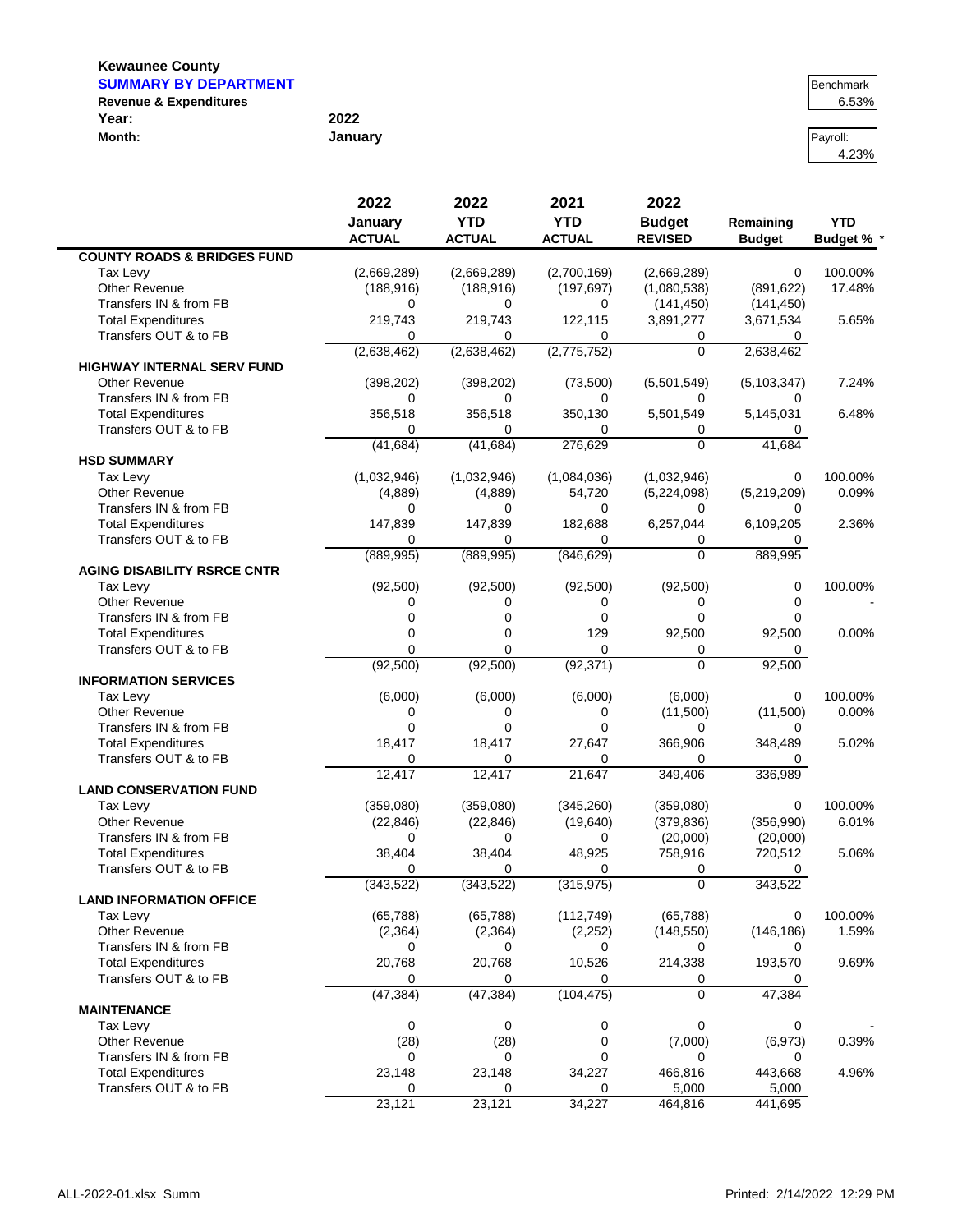**Kewaunee County**
**SUMMARY BY DEPARTMENT**
**Revenue & Expenditures**
**Year:** 2022
**Month:** January

Benchmark 6.53%

Payroll: 4.23%

| | 2022 January ACTUAL | 2022 YTD ACTUAL | 2021 YTD ACTUAL | 2022 Budget REVISED | Remaining Budget | YTD Budget % * |
|---|---|---|---|---|---|---|
| **COUNTY ROADS & BRIDGES FUND** | | | | | | |
| Tax Levy | (2,669,289) | (2,669,289) | (2,700,169) | (2,669,289) | 0 | 100.00% |
| Other Revenue | (188,916) | (188,916) | (197,697) | (1,080,538) | (891,622) | 17.48% |
| Transfers IN & from FB | 0 | 0 | 0 | (141,450) | (141,450) | |
| Total Expenditures | 219,743 | 219,743 | 122,115 | 3,891,277 | 3,671,534 | 5.65% |
| Transfers OUT & to FB | 0 | 0 | 0 | 0 | 0 | |
| | (2,638,462) | (2,638,462) | (2,775,752) | 0 | 2,638,462 | |
| **HIGHWAY INTERNAL SERV FUND** | | | | | | |
| Other Revenue | (398,202) | (398,202) | (73,500) | (5,501,549) | (5,103,347) | 7.24% |
| Transfers IN & from FB | 0 | 0 | 0 | 0 | 0 | |
| Total Expenditures | 356,518 | 356,518 | 350,130 | 5,501,549 | 5,145,031 | 6.48% |
| Transfers OUT & to FB | 0 | 0 | 0 | 0 | 0 | |
| | (41,684) | (41,684) | 276,629 | 0 | 41,684 | |
| **HSD SUMMARY** | | | | | | |
| Tax Levy | (1,032,946) | (1,032,946) | (1,084,036) | (1,032,946) | 0 | 100.00% |
| Other Revenue | (4,889) | (4,889) | 54,720 | (5,224,098) | (5,219,209) | 0.09% |
| Transfers IN & from FB | 0 | 0 | 0 | 0 | 0 | |
| Total Expenditures | 147,839 | 147,839 | 182,688 | 6,257,044 | 6,109,205 | 2.36% |
| Transfers OUT & to FB | 0 | 0 | 0 | 0 | 0 | |
| | (889,995) | (889,995) | (846,629) | 0 | 889,995 | |
| **AGING DISABILITY RSRCE CNTR** | | | | | | |
| Tax Levy | (92,500) | (92,500) | (92,500) | (92,500) | 0 | 100.00% |
| Other Revenue | 0 | 0 | 0 | 0 | 0 | - |
| Transfers IN & from FB | 0 | 0 | 0 | 0 | 0 | |
| Total Expenditures | 0 | 0 | 129 | 92,500 | 92,500 | 0.00% |
| Transfers OUT & to FB | 0 | 0 | 0 | 0 | 0 | |
| | (92,500) | (92,500) | (92,371) | 0 | 92,500 | |
| **INFORMATION SERVICES** | | | | | | |
| Tax Levy | (6,000) | (6,000) | (6,000) | (6,000) | 0 | 100.00% |
| Other Revenue | 0 | 0 | 0 | (11,500) | (11,500) | 0.00% |
| Transfers IN & from FB | 0 | 0 | 0 | 0 | 0 | |
| Total Expenditures | 18,417 | 18,417 | 27,647 | 366,906 | 348,489 | 5.02% |
| Transfers OUT & to FB | 0 | 0 | 0 | 0 | 0 | |
| | 12,417 | 12,417 | 21,647 | 349,406 | 336,989 | |
| **LAND CONSERVATION FUND** | | | | | | |
| Tax Levy | (359,080) | (359,080) | (345,260) | (359,080) | 0 | 100.00% |
| Other Revenue | (22,846) | (22,846) | (19,640) | (379,836) | (356,990) | 6.01% |
| Transfers IN & from FB | 0 | 0 | 0 | (20,000) | (20,000) | |
| Total Expenditures | 38,404 | 38,404 | 48,925 | 758,916 | 720,512 | 5.06% |
| Transfers OUT & to FB | 0 | 0 | 0 | 0 | 0 | |
| | (343,522) | (343,522) | (315,975) | 0 | 343,522 | |
| **LAND INFORMATION OFFICE** | | | | | | |
| Tax Levy | (65,788) | (65,788) | (112,749) | (65,788) | 0 | 100.00% |
| Other Revenue | (2,364) | (2,364) | (2,252) | (148,550) | (146,186) | 1.59% |
| Transfers IN & from FB | 0 | 0 | 0 | 0 | 0 | |
| Total Expenditures | 20,768 | 20,768 | 10,526 | 214,338 | 193,570 | 9.69% |
| Transfers OUT & to FB | 0 | 0 | 0 | 0 | 0 | |
| | (47,384) | (47,384) | (104,475) | 0 | 47,384 | |
| **MAINTENANCE** | | | | | | |
| Tax Levy | 0 | 0 | 0 | 0 | 0 | - |
| Other Revenue | (28) | (28) | 0 | (7,000) | (6,973) | 0.39% |
| Transfers IN & from FB | 0 | 0 | 0 | 0 | 0 | |
| Total Expenditures | 23,148 | 23,148 | 34,227 | 466,816 | 443,668 | 4.96% |
| Transfers OUT & to FB | 0 | 0 | 0 | 5,000 | 5,000 | |
| | 23,121 | 23,121 | 34,227 | 464,816 | 441,695 | |

ALL-2022-01.xlsx Summ　　Printed: 2/14/2022 12:29 PM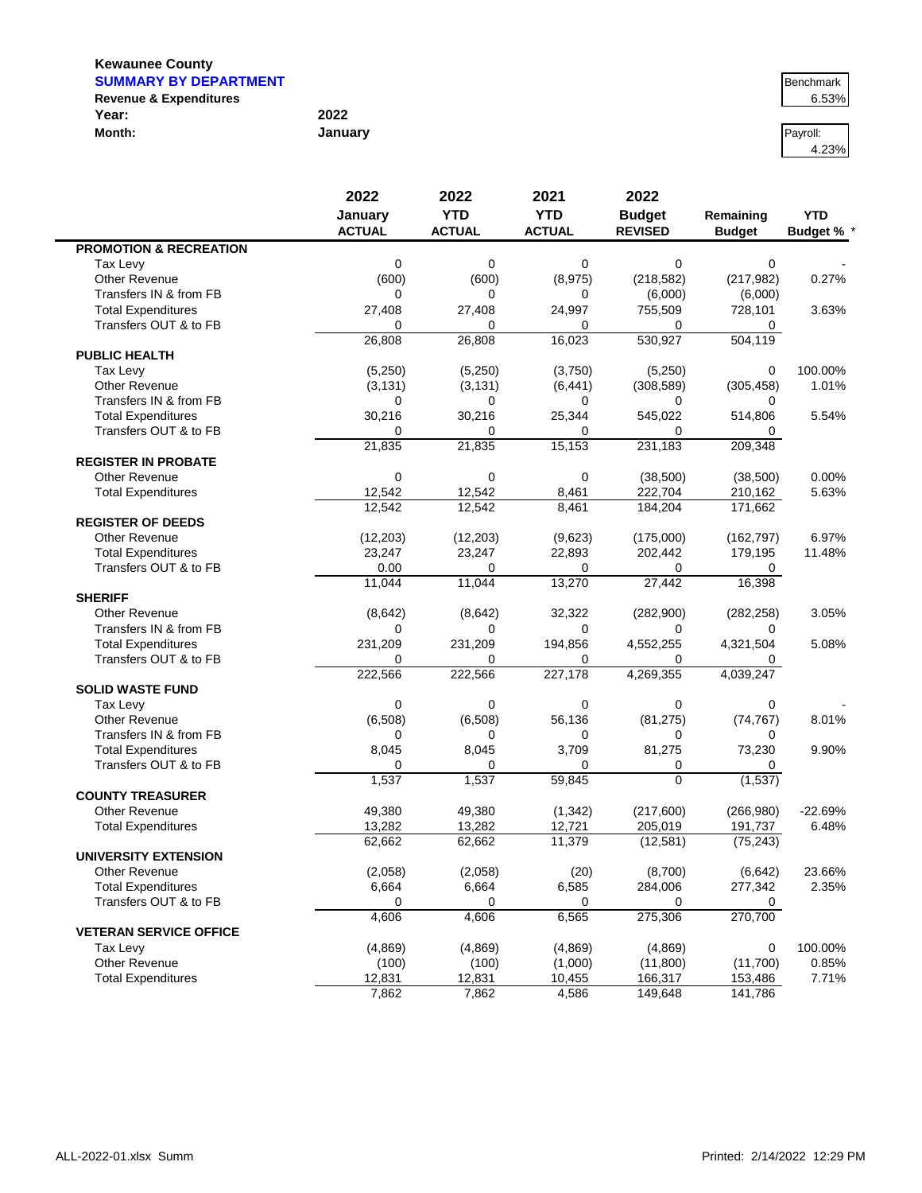**Kewaunee County**

**SUMMARY BY DEPARTMENT**

**Revenue & Expenditures**

**Year:** 2022

**Month:** January

Benchmark: 6.53%

Payroll: 4.23%

| | 2022 January ACTUAL | 2022 YTD ACTUAL | 2021 YTD ACTUAL | 2022 Budget REVISED | Remaining Budget | YTD Budget % * |
|---|---|---|---|---|---|---|
| **PROMOTION & RECREATION** | | | | | | |
| Tax Levy | 0 | 0 | 0 | 0 | 0 | - |
| Other Revenue | (600) | (600) | (8,975) | (218,582) | (217,982) | 0.27% |
| Transfers IN & from FB | 0 | 0 | 0 | (6,000) | (6,000) | |
| Total Expenditures | 27,408 | 27,408 | 24,997 | 755,509 | 728,101 | 3.63% |
| Transfers OUT & to FB | 0 | 0 | 0 | 0 | 0 | |
| | 26,808 | 26,808 | 16,023 | 530,927 | 504,119 | |
| **PUBLIC HEALTH** | | | | | | |
| Tax Levy | (5,250) | (5,250) | (3,750) | (5,250) | 0 | 100.00% |
| Other Revenue | (3,131) | (3,131) | (6,441) | (308,589) | (305,458) | 1.01% |
| Transfers IN & from FB | 0 | 0 | 0 | 0 | 0 | |
| Total Expenditures | 30,216 | 30,216 | 25,344 | 545,022 | 514,806 | 5.54% |
| Transfers OUT & to FB | 0 | 0 | 0 | 0 | 0 | |
| | 21,835 | 21,835 | 15,153 | 231,183 | 209,348 | |
| **REGISTER IN PROBATE** | | | | | | |
| Other Revenue | 0 | 0 | 0 | (38,500) | (38,500) | 0.00% |
| Total Expenditures | 12,542 | 12,542 | 8,461 | 222,704 | 210,162 | 5.63% |
| | 12,542 | 12,542 | 8,461 | 184,204 | 171,662 | |
| **REGISTER OF DEEDS** | | | | | | |
| Other Revenue | (12,203) | (12,203) | (9,623) | (175,000) | (162,797) | 6.97% |
| Total Expenditures | 23,247 | 23,247 | 22,893 | 202,442 | 179,195 | 11.48% |
| Transfers OUT & to FB | 0.00 | 0 | 0 | 0 | 0 | |
| | 11,044 | 11,044 | 13,270 | 27,442 | 16,398 | |
| **SHERIFF** | | | | | | |
| Other Revenue | (8,642) | (8,642) | 32,322 | (282,900) | (282,258) | 3.05% |
| Transfers IN & from FB | 0 | 0 | 0 | 0 | 0 | |
| Total Expenditures | 231,209 | 231,209 | 194,856 | 4,552,255 | 4,321,504 | 5.08% |
| Transfers OUT & to FB | 0 | 0 | 0 | 0 | 0 | |
| | 222,566 | 222,566 | 227,178 | 4,269,355 | 4,039,247 | |
| **SOLID WASTE FUND** | | | | | | |
| Tax Levy | 0 | 0 | 0 | 0 | 0 | - |
| Other Revenue | (6,508) | (6,508) | 56,136 | (81,275) | (74,767) | 8.01% |
| Transfers IN & from FB | 0 | 0 | 0 | 0 | 0 | |
| Total Expenditures | 8,045 | 8,045 | 3,709 | 81,275 | 73,230 | 9.90% |
| Transfers OUT & to FB | 0 | 0 | 0 | 0 | 0 | |
| | 1,537 | 1,537 | 59,845 | 0 | (1,537) | |
| **COUNTY TREASURER** | | | | | | |
| Other Revenue | 49,380 | 49,380 | (1,342) | (217,600) | (266,980) | -22.69% |
| Total Expenditures | 13,282 | 13,282 | 12,721 | 205,019 | 191,737 | 6.48% |
| | 62,662 | 62,662 | 11,379 | (12,581) | (75,243) | |
| **UNIVERSITY EXTENSION** | | | | | | |
| Other Revenue | (2,058) | (2,058) | (20) | (8,700) | (6,642) | 23.66% |
| Total Expenditures | 6,664 | 6,664 | 6,585 | 284,006 | 277,342 | 2.35% |
| Transfers OUT & to FB | 0 | 0 | 0 | 0 | 0 | |
| | 4,606 | 4,606 | 6,565 | 275,306 | 270,700 | |
| **VETERAN SERVICE OFFICE** | | | | | | |
| Tax Levy | (4,869) | (4,869) | (4,869) | (4,869) | 0 | 100.00% |
| Other Revenue | (100) | (100) | (1,000) | (11,800) | (11,700) | 0.85% |
| Total Expenditures | 12,831 | 12,831 | 10,455 | 166,317 | 153,486 | 7.71% |
| | 7,862 | 7,862 | 4,586 | 149,648 | 141,786 | |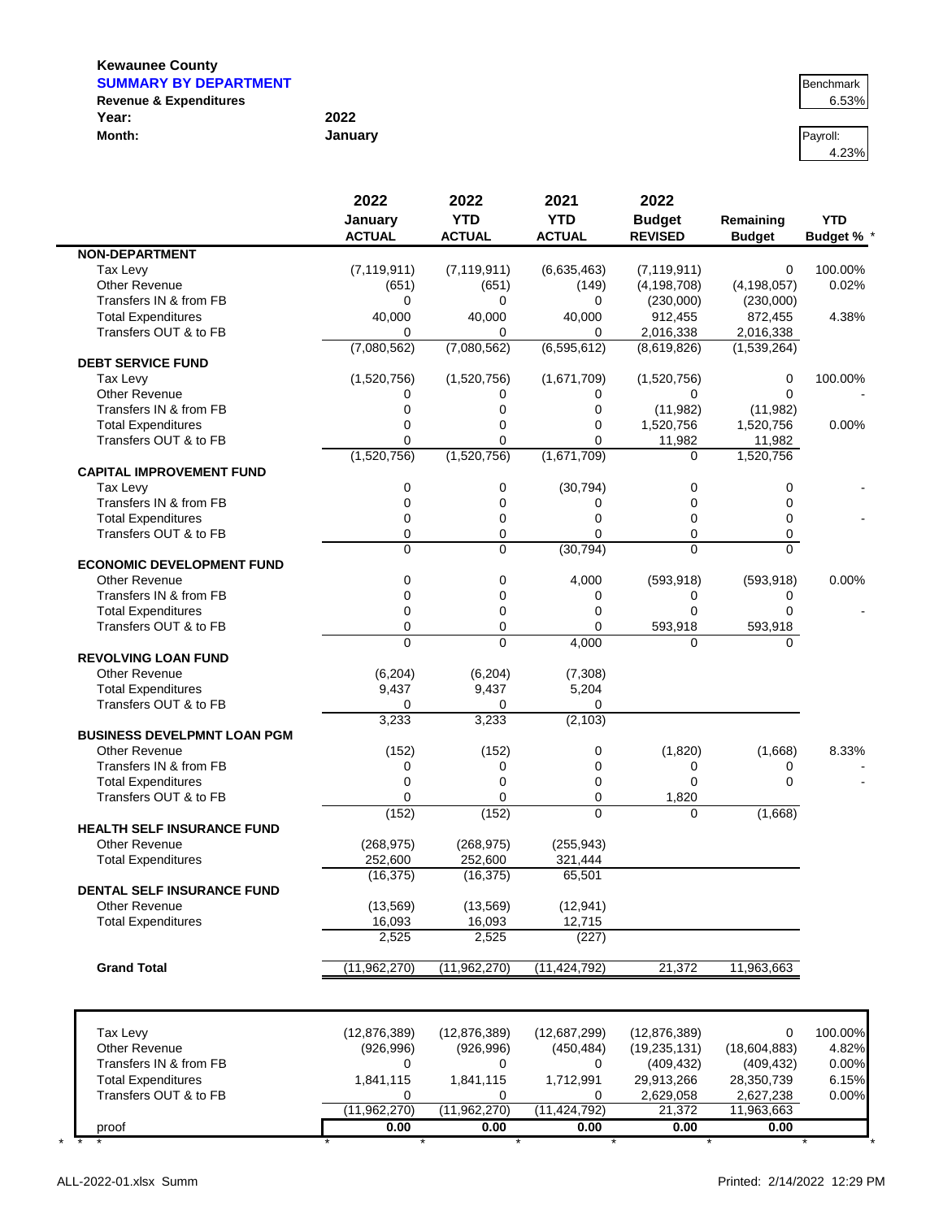**Kewaunee County**
**SUMMARY BY DEPARTMENT**
**Revenue & Expenditures**

**Year:** 2022
**Month:** January

Benchmark: 6.53%

Payroll: 4.23%

| | 2022 January ACTUAL | 2022 YTD ACTUAL | 2021 YTD ACTUAL | 2022 Budget REVISED | Remaining Budget | YTD Budget % * |
|---|---|---|---|---|---|---|
| **NON-DEPARTMENT** | | | | | | |
| Tax Levy | (7,119,911) | (7,119,911) | (6,635,463) | (7,119,911) | 0 | 100.00% |
| Other Revenue | (651) | (651) | (149) | (4,198,708) | (4,198,057) | 0.02% |
| Transfers IN & from FB | 0 | 0 | 0 | (230,000) | (230,000) | |
| Total Expenditures | 40,000 | 40,000 | 40,000 | 912,455 | 872,455 | 4.38% |
| Transfers OUT & to FB | 0 | 0 | 0 | 2,016,338 | 2,016,338 | |
| | (7,080,562) | (7,080,562) | (6,595,612) | (8,619,826) | (1,539,264) | |
| **DEBT SERVICE FUND** | | | | | | |
| Tax Levy | (1,520,756) | (1,520,756) | (1,671,709) | (1,520,756) | 0 | 100.00% |
| Other Revenue | 0 | 0 | 0 | 0 | 0 | - |
| Transfers IN & from FB | 0 | 0 | 0 | (11,982) | (11,982) | |
| Total Expenditures | 0 | 0 | 0 | 1,520,756 | 1,520,756 | 0.00% |
| Transfers OUT & to FB | 0 | 0 | 0 | 11,982 | 11,982 | |
| | (1,520,756) | (1,520,756) | (1,671,709) | 0 | 1,520,756 | |
| **CAPITAL IMPROVEMENT FUND** | | | | | | |
| Tax Levy | 0 | 0 | (30,794) | 0 | 0 | - |
| Transfers IN & from FB | 0 | 0 | 0 | 0 | 0 | |
| Total Expenditures | 0 | 0 | 0 | 0 | 0 | - |
| Transfers OUT & to FB | 0 | 0 | 0 | 0 | 0 | |
| | 0 | 0 | (30,794) | 0 | 0 | |
| **ECONOMIC DEVELOPMENT FUND** | | | | | | |
| Other Revenue | 0 | 0 | 4,000 | (593,918) | (593,918) | 0.00% |
| Transfers IN & from FB | 0 | 0 | 0 | 0 | 0 | |
| Total Expenditures | 0 | 0 | 0 | 0 | 0 | - |
| Transfers OUT & to FB | 0 | 0 | 0 | 593,918 | 593,918 | |
| | 0 | 0 | 4,000 | 0 | 0 | |
| **REVOLVING LOAN FUND** | | | | | | |
| Other Revenue | (6,204) | (6,204) | (7,308) | | | |
| Total Expenditures | 9,437 | 9,437 | 5,204 | | | |
| Transfers OUT & to FB | 0 | 0 | 0 | | | |
| | 3,233 | 3,233 | (2,103) | | | |
| **BUSINESS DEVELPMNT LOAN PGM** | | | | | | |
| Other Revenue | (152) | (152) | 0 | (1,820) | (1,668) | 8.33% |
| Transfers IN & from FB | 0 | 0 | 0 | 0 | 0 | - |
| Total Expenditures | 0 | 0 | 0 | 0 | 0 | - |
| Transfers OUT & to FB | 0 | 0 | 0 | 1,820 | | |
| | (152) | (152) | 0 | 0 | (1,668) | |
| **HEALTH SELF INSURANCE FUND** | | | | | | |
| Other Revenue | (268,975) | (268,975) | (255,943) | | | |
| Total Expenditures | 252,600 | 252,600 | 321,444 | | | |
| | (16,375) | (16,375) | 65,501 | | | |
| **DENTAL SELF INSURANCE FUND** | | | | | | |
| Other Revenue | (13,569) | (13,569) | (12,941) | | | |
| Total Expenditures | 16,093 | 16,093 | 12,715 | | | |
| | 2,525 | 2,525 | (227) | | | |
| **Grand Total** | (11,962,270) | (11,962,270) | (11,424,792) | 21,372 | 11,963,663 | |

| | | | | | | |
|---|---|---|---|---|---|---|
| Tax Levy | (12,876,389) | (12,876,389) | (12,687,299) | (12,876,389) | 0 | 100.00% |
| Other Revenue | (926,996) | (926,996) | (450,484) | (19,235,131) | (18,604,883) | 4.82% |
| Transfers IN & from FB | 0 | 0 | 0 | (409,432) | (409,432) | 0.00% |
| Total Expenditures | 1,841,115 | 1,841,115 | 1,712,991 | 29,913,266 | 28,350,739 | 6.15% |
| Transfers OUT & to FB | 0 | 0 | 0 | 2,629,058 | 2,627,238 | 0.00% |
| | (11,962,270) | (11,962,270) | (11,424,792) | 21,372 | 11,963,663 | |
| proof | **0.00** | **0.00** | **0.00** | **0.00** | **0.00** | |

ALL-2022-01.xlsx Summ

Printed: 2/14/2022 12:29 PM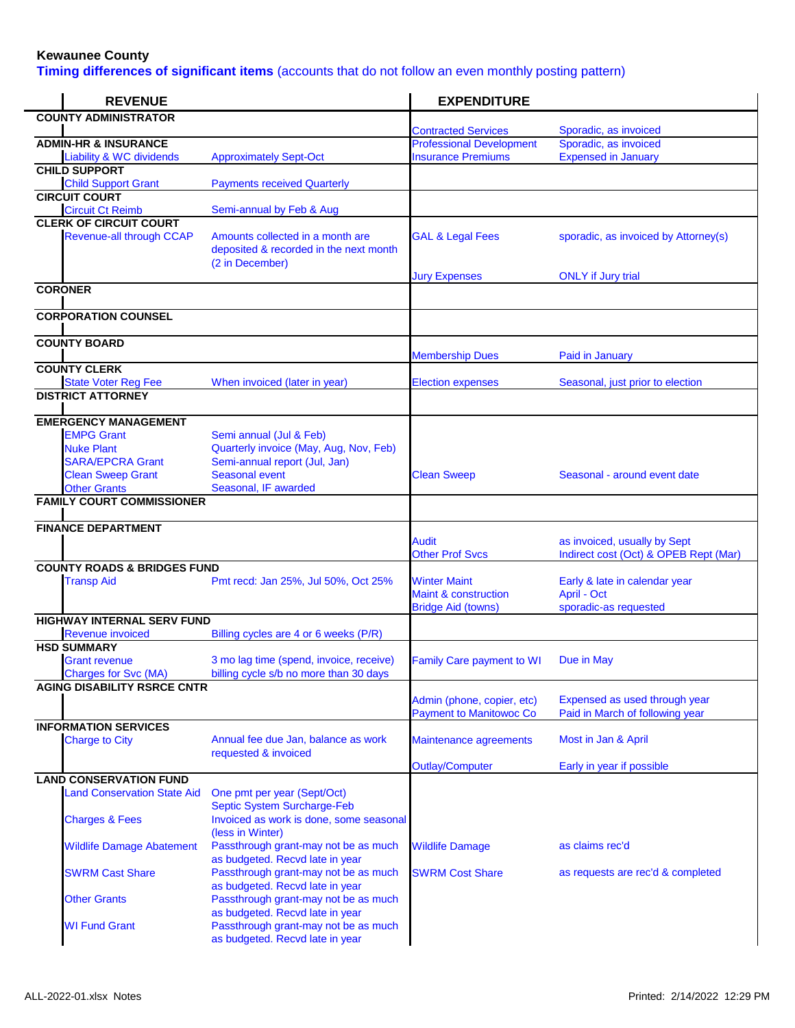**Kewaunee County**

**Timing differences of significant items** (accounts that do not follow an even monthly posting pattern)

| REVENUE | | | EXPENDITURE | |
|---|---|---|---|---|
| **COUNTY ADMINISTRATOR** | | | | |
| | | | Contracted Services | Sporadic, as invoiced |
| **ADMIN-HR & INSURANCE** | | | Professional Development | Sporadic, as invoiced |
| | Liability & WC dividends | Approximately Sept-Oct | Insurance Premiums | Expensed in January |
| **CHILD SUPPORT** | | | | |
| | Child Support Grant | Payments received Quarterly | | |
| **CIRCUIT COURT** | | | | |
| | Circuit Ct Reimb | Semi-annual by Feb & Aug | | |
| **CLERK OF CIRCUIT COURT** | | | | |
| | Revenue-all through CCAP | Amounts collected in a month are deposited & recorded in the next month (2 in December) | GAL & Legal Fees | sporadic, as invoiced by Attorney(s) |
| | | | Jury Expenses | ONLY if Jury trial |
| **CORONER** | | | | |
| **CORPORATION COUNSEL** | | | | |
| **COUNTY BOARD** | | | | |
| | | | Membership Dues | Paid in January |
| **COUNTY CLERK** | | | | |
| | State Voter Reg Fee | When invoiced (later in year) | Election expenses | Seasonal, just prior to election |
| **DISTRICT ATTORNEY** | | | | |
| **EMERGENCY MANAGEMENT** | | | | |
| | EMPG Grant | Semi annual (Jul & Feb) | | |
| | Nuke Plant | Quarterly invoice (May, Aug, Nov, Feb) | | |
| | SARA/EPCRA Grant | Semi-annual report (Jul, Jan) | | |
| | Clean Sweep Grant | Seasonal event | Clean Sweep | Seasonal - around event date |
| | Other Grants | Seasonal, IF awarded | | |
| **FAMILY COURT COMMISSIONER** | | | | |
| **FINANCE DEPARTMENT** | | | | |
| | | | Audit | as invoiced, usually by Sept |
| | | | Other Prof Svcs | Indirect cost (Oct) & OPEB Rept (Mar) |
| **COUNTY ROADS & BRIDGES FUND** | | | | |
| | Transp Aid | Pmt recd: Jan 25%, Jul 50%, Oct 25% | Winter Maint | Early & late in calendar year |
| | | | Maint & construction | April - Oct |
| | | | Bridge Aid (towns) | sporadic-as requested |
| **HIGHWAY INTERNAL SERV FUND** | | | | |
| | Revenue invoiced | Billing cycles are 4 or 6 weeks (P/R) | | |
| **HSD SUMMARY** | | | | |
| | Grant revenue | 3 mo lag time (spend, invoice, receive) | Family Care payment to WI | Due in May |
| | Charges for Svc (MA) | billing cycle s/b no more than 30 days | | |
| **AGING DISABILITY RSRCE CNTR** | | | | |
| | | | Admin (phone, copier, etc) | Expensed as used through year |
| | | | Payment to Manitowoc Co | Paid in March of following year |
| **INFORMATION SERVICES** | | | | |
| | Charge to City | Annual fee due Jan, balance as work requested & invoiced | Maintenance agreements | Most in Jan & April |
| | | | Outlay/Computer | Early in year if possible |
| **LAND CONSERVATION FUND** | | | | |
| | Land Conservation State Aid | One pmt per year (Sept/Oct) | | |
| | | Septic System Surcharge-Feb | | |
| | Charges & Fees | Invoiced as work is done, some seasonal (less in Winter) | | |
| | Wildlife Damage Abatement | Passthrough grant-may not be as much as budgeted. Recvd late in year | Wildlife Damage | as claims rec'd |
| | SWRM Cast Share | Passthrough grant-may not be as much as budgeted. Recvd late in year | SWRM Cost Share | as requests are rec'd & completed |
| | Other Grants | Passthrough grant-may not be as much as budgeted. Recvd late in year | | |
| | WI Fund Grant | Passthrough grant-may not be as much as budgeted. Recvd late in year | | |

ALL-2022-01.xlsx Notes

Printed: 2/14/2022 12:29 PM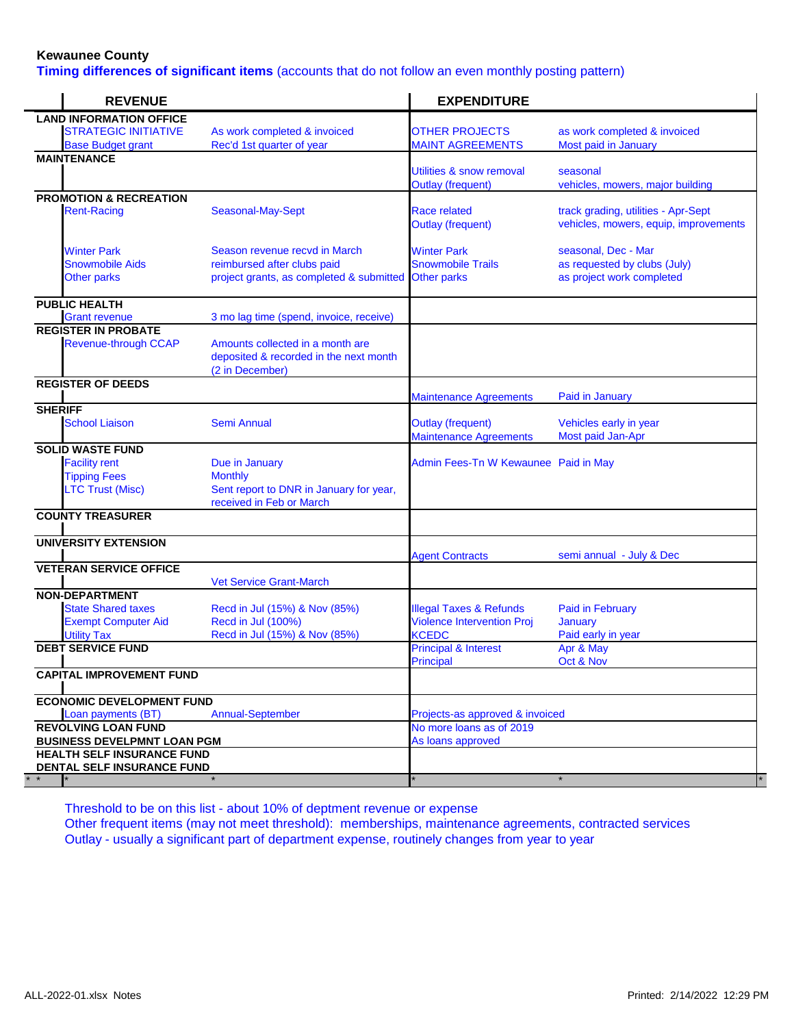**Kewaunee County**

**Timing differences of significant items** (accounts that do not follow an even monthly posting pattern)

| REVENUE | | | EXPENDITURE | |
|---|---|---|---|---|
| **LAND INFORMATION OFFICE** | | | | |
| | STRATEGIC INITIATIVE | As work completed & invoiced | OTHER PROJECTS | as work completed & invoiced |
| | Base Budget grant | Rec'd 1st quarter of year | MAINT AGREEMENTS | Most paid in January |
| **MAINTENANCE** | | | | |
| | | | Utilities & snow removal | seasonal |
| | | | Outlay (frequent) | vehicles, mowers, major building |
| **PROMOTION & RECREATION** | | | | |
| | Rent-Racing | Seasonal-May-Sept | Race related | track grading, utilities - Apr-Sept |
| | | | Outlay (frequent) | vehicles, mowers, equip, improvements |
| | Winter Park | Season revenue recvd in March | Winter Park | seasonal, Dec - Mar |
| | Snowmobile Aids | reimbursed after clubs paid | Snowmobile Trails | as requested by clubs (July) |
| | Other parks | project grants, as completed & submitted | Other parks | as project work completed |
| **PUBLIC HEALTH** | | | | |
| | Grant revenue | 3 mo lag time (spend, invoice, receive) | | |
| **REGISTER IN PROBATE** | | | | |
| | Revenue-through CCAP | Amounts collected in a month are deposited & recorded in the next month (2 in December) | | |
| **REGISTER OF DEEDS** | | | | |
| | | | Maintenance Agreements | Paid in January |
| **SHERIFF** | | | | |
| | School Liaison | Semi Annual | Outlay (frequent) | Vehicles early in year |
| | | | Maintenance Agreements | Most paid Jan-Apr |
| **SOLID WASTE FUND** | | | | |
| | Facility rent | Due in January | Admin Fees-Tn W Kewaunee | Paid in May |
| | Tipping Fees | Monthly | | |
| | LTC Trust (Misc) | Sent report to DNR in January for year, received in Feb or March | | |
| **COUNTY TREASURER** | | | | |
| **UNIVERSITY EXTENSION** | | | | |
| | | | Agent Contracts | semi annual - July & Dec |
| **VETERAN SERVICE OFFICE** | | | | |
| | | Vet Service Grant-March | | |
| **NON-DEPARTMENT** | | | | |
| | State Shared taxes | Recd in Jul (15%) & Nov (85%) | Illegal Taxes & Refunds | Paid in February |
| | Exempt Computer Aid | Recd in Jul (100%) | Violence Intervention Proj | January |
| | Utility Tax | Recd in Jul (15%) & Nov (85%) | KCEDC | Paid early in year |
| **DEBT SERVICE FUND** | | | Principal & Interest | Apr & May |
| | | | Principal | Oct & Nov |
| **CAPITAL IMPROVEMENT FUND** | | | | |
| **ECONOMIC DEVELOPMENT FUND** | | | | |
| | Loan payments (BT) | Annual-September | Projects-as approved & invoiced | |
| **REVOLVING LOAN FUND** | | | No more loans as of 2019 | |
| **BUSINESS DEVELPMNT LOAN PGM** | | | As loans approved | |
| **HEALTH SELF INSURANCE FUND** | | | | |
| **DENTAL SELF INSURANCE FUND** | | | | |
| * * | * | * | * | * |

Threshold to be on this list - about 10% of deptment revenue or expense

Other frequent items (may not meet threshold): memberships, maintenance agreements, contracted services

Outlay - usually a significant part of department expense, routinely changes from year to year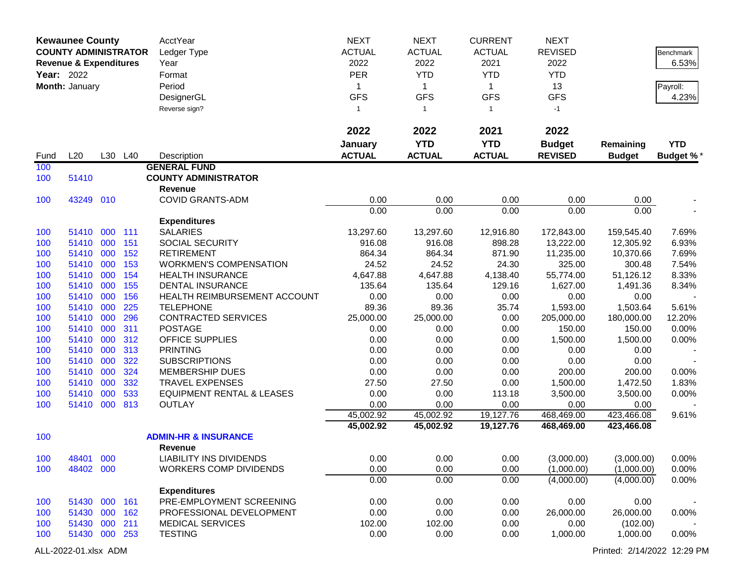**Kewaunee County**
**COUNTY ADMINISTRATOR**
**Revenue & Expenditures**
**Year:** 2022
**Month:** January

| | | | | AcctYear | NEXT | NEXT | CURRENT | NEXT | | |
|---|---|---|---|---|---|---|---|---|---|---|
| | | | | Ledger Type | ACTUAL | ACTUAL | ACTUAL | REVISED | | Benchmark |
| | | | | Year | 2022 | 2022 | 2021 | 2022 | | 6.53% |
| | | | | Format | PER | YTD | YTD | YTD | | |
| | | | | Period | 1 | 1 | 1 | 13 | | Payroll: |
| | | | | DesignerGL | GFS | GFS | GFS | GFS | | 4.23% |
| | | | | Reverse sign? | 1 | 1 | 1 | -1 | | |
| | | | | | **2022** | **2022** | **2021** | **2022** | | |
| **Fund** | **L20** | **L30** | **L40** | **Description** | **January ACTUAL** | **YTD ACTUAL** | **YTD ACTUAL** | **Budget REVISED** | **Remaining Budget** | **YTD Budget %*** |
| 100 | | | | **GENERAL FUND** | | | | | | |
| 100 | 51410 | | | **COUNTY ADMINISTRATOR** | | | | | | |
| | | | | **Revenue** | | | | | | |
| 100 | 43249 | 010 | | COVID GRANTS-ADM | 0.00 | 0.00 | 0.00 | 0.00 | 0.00 | - |
| | | | | | 0.00 | 0.00 | 0.00 | 0.00 | 0.00 | - |
| | | | | **Expenditures** | | | | | | |
| 100 | 51410 | 000 | 111 | SALARIES | 13,297.60 | 13,297.60 | 12,916.80 | 172,843.00 | 159,545.40 | 7.69% |
| 100 | 51410 | 000 | 151 | SOCIAL SECURITY | 916.08 | 916.08 | 898.28 | 13,222.00 | 12,305.92 | 6.93% |
| 100 | 51410 | 000 | 152 | RETIREMENT | 864.34 | 864.34 | 871.90 | 11,235.00 | 10,370.66 | 7.69% |
| 100 | 51410 | 000 | 153 | WORKMEN'S COMPENSATION | 24.52 | 24.52 | 24.30 | 325.00 | 300.48 | 7.54% |
| 100 | 51410 | 000 | 154 | HEALTH INSURANCE | 4,647.88 | 4,647.88 | 4,138.40 | 55,774.00 | 51,126.12 | 8.33% |
| 100 | 51410 | 000 | 155 | DENTAL INSURANCE | 135.64 | 135.64 | 129.16 | 1,627.00 | 1,491.36 | 8.34% |
| 100 | 51410 | 000 | 156 | HEALTH REIMBURSEMENT ACCOUNT | 0.00 | 0.00 | 0.00 | 0.00 | 0.00 | - |
| 100 | 51410 | 000 | 225 | TELEPHONE | 89.36 | 89.36 | 35.74 | 1,593.00 | 1,503.64 | 5.61% |
| 100 | 51410 | 000 | 296 | CONTRACTED SERVICES | 25,000.00 | 25,000.00 | 0.00 | 205,000.00 | 180,000.00 | 12.20% |
| 100 | 51410 | 000 | 311 | POSTAGE | 0.00 | 0.00 | 0.00 | 150.00 | 150.00 | 0.00% |
| 100 | 51410 | 000 | 312 | OFFICE SUPPLIES | 0.00 | 0.00 | 0.00 | 1,500.00 | 1,500.00 | 0.00% |
| 100 | 51410 | 000 | 313 | PRINTING | 0.00 | 0.00 | 0.00 | 0.00 | 0.00 | - |
| 100 | 51410 | 000 | 322 | SUBSCRIPTIONS | 0.00 | 0.00 | 0.00 | 0.00 | 0.00 | - |
| 100 | 51410 | 000 | 324 | MEMBERSHIP DUES | 0.00 | 0.00 | 0.00 | 200.00 | 200.00 | 0.00% |
| 100 | 51410 | 000 | 332 | TRAVEL EXPENSES | 27.50 | 27.50 | 0.00 | 1,500.00 | 1,472.50 | 1.83% |
| 100 | 51410 | 000 | 533 | EQUIPMENT RENTAL & LEASES | 0.00 | 0.00 | 113.18 | 3,500.00 | 3,500.00 | 0.00% |
| 100 | 51410 | 000 | 813 | OUTLAY | 0.00 | 0.00 | 0.00 | 0.00 | 0.00 | - |
| | | | | | 45,002.92 | 45,002.92 | 19,127.76 | 468,469.00 | 423,466.08 | 9.61% |
| | | | | | **45,002.92** | **45,002.92** | **19,127.76** | **468,469.00** | **423,466.08** | |
| 100 | | | | **ADMIN-HR & INSURANCE** | | | | | | |
| | | | | **Revenue** | | | | | | |
| 100 | 48401 | 000 | | LIABILITY INS DIVIDENDS | 0.00 | 0.00 | 0.00 | (3,000.00) | (3,000.00) | 0.00% |
| 100 | 48402 | 000 | | WORKERS COMP DIVIDENDS | 0.00 | 0.00 | 0.00 | (1,000.00) | (1,000.00) | 0.00% |
| | | | | | 0.00 | 0.00 | 0.00 | (4,000.00) | (4,000.00) | 0.00% |
| | | | | **Expenditures** | | | | | | |
| 100 | 51430 | 000 | 161 | PRE-EMPLOYMENT SCREENING | 0.00 | 0.00 | 0.00 | 0.00 | 0.00 | - |
| 100 | 51430 | 000 | 162 | PROFESSIONAL DEVELOPMENT | 0.00 | 0.00 | 0.00 | 26,000.00 | 26,000.00 | 0.00% |
| 100 | 51430 | 000 | 211 | MEDICAL SERVICES | 102.00 | 102.00 | 0.00 | 0.00 | (102.00) | - |
| 100 | 51430 | 000 | 253 | TESTING | 0.00 | 0.00 | 0.00 | 1,000.00 | 1,000.00 | 0.00% |

ALL-2022-01.xlsx ADM

Printed: 2/14/2022 12:29 PM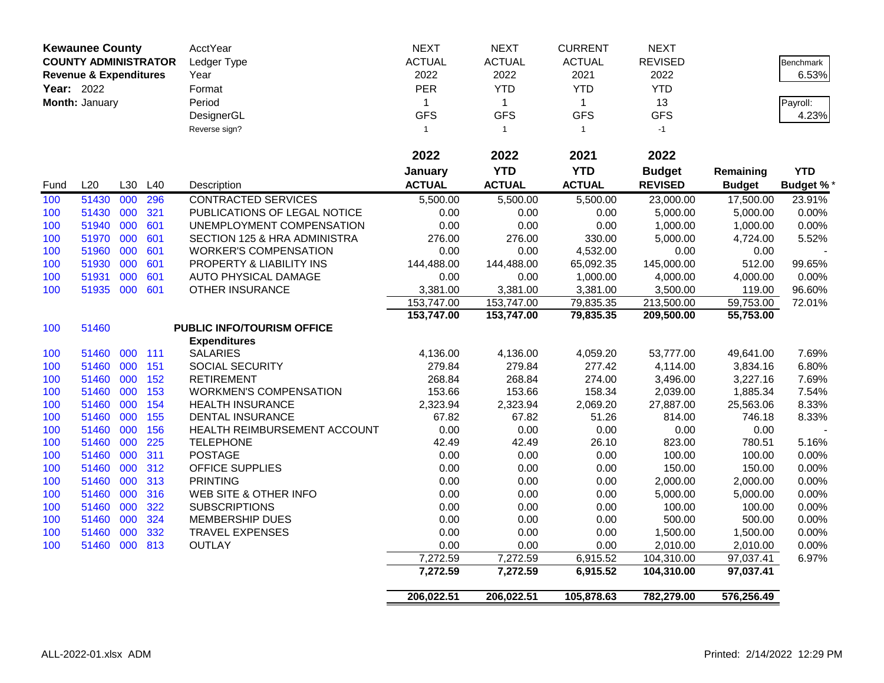**Kewaunee County**
**COUNTY ADMINISTRATOR**
**Revenue & Expenditures**
**Year:** 2022
**Month:** January

| AcctYear | NEXT | NEXT | CURRENT | NEXT |
|---|---|---|---|---|
| Ledger Type | ACTUAL | ACTUAL | ACTUAL | REVISED |
| Year | 2022 | 2022 | 2021 | 2022 |
| Format | PER | YTD | YTD | YTD |
| Period | 1 | 1 | 1 | 13 |
| DesignerGL | GFS | GFS | GFS | GFS |
| Reverse sign? | 1 | 1 | 1 | -1 |

Benchmark: 6.53%

Payroll: 4.23%

| Fund | L20 | L30 | L40 | Description | 2022 January ACTUAL | 2022 YTD ACTUAL | 2021 YTD ACTUAL | 2022 Budget REVISED | Remaining Budget | YTD Budget %* |
|---|---|---|---|---|---|---|---|---|---|---|
| 100 | 51430 | 000 | 296 | CONTRACTED SERVICES | 5,500.00 | 5,500.00 | 5,500.00 | 23,000.00 | 17,500.00 | 23.91% |
| 100 | 51430 | 000 | 321 | PUBLICATIONS OF LEGAL NOTICE | 0.00 | 0.00 | 0.00 | 5,000.00 | 5,000.00 | 0.00% |
| 100 | 51940 | 000 | 601 | UNEMPLOYMENT COMPENSATION | 0.00 | 0.00 | 0.00 | 1,000.00 | 1,000.00 | 0.00% |
| 100 | 51970 | 000 | 601 | SECTION 125 & HRA ADMINISTRA | 276.00 | 276.00 | 330.00 | 5,000.00 | 4,724.00 | 5.52% |
| 100 | 51960 | 000 | 601 | WORKER'S COMPENSATION | 0.00 | 0.00 | 4,532.00 | 0.00 | 0.00 | - |
| 100 | 51930 | 000 | 601 | PROPERTY & LIABILITY INS | 144,488.00 | 144,488.00 | 65,092.35 | 145,000.00 | 512.00 | 99.65% |
| 100 | 51931 | 000 | 601 | AUTO PHYSICAL DAMAGE | 0.00 | 0.00 | 1,000.00 | 4,000.00 | 4,000.00 | 0.00% |
| 100 | 51935 | 000 | 601 | OTHER INSURANCE | 3,381.00 | 3,381.00 | 3,381.00 | 3,500.00 | 119.00 | 96.60% |
| | | | | | 153,747.00 | 153,747.00 | 79,835.35 | 213,500.00 | 59,753.00 | 72.01% |
| | | | | | **153,747.00** | **153,747.00** | **79,835.35** | **209,500.00** | **55,753.00** | |
| 100 | 51460 | | | **PUBLIC INFO/TOURISM OFFICE** | | | | | | |
| | | | | **Expenditures** | | | | | | |
| 100 | 51460 | 000 | 111 | SALARIES | 4,136.00 | 4,136.00 | 4,059.20 | 53,777.00 | 49,641.00 | 7.69% |
| 100 | 51460 | 000 | 151 | SOCIAL SECURITY | 279.84 | 279.84 | 277.42 | 4,114.00 | 3,834.16 | 6.80% |
| 100 | 51460 | 000 | 152 | RETIREMENT | 268.84 | 268.84 | 274.00 | 3,496.00 | 3,227.16 | 7.69% |
| 100 | 51460 | 000 | 153 | WORKMEN'S COMPENSATION | 153.66 | 153.66 | 158.34 | 2,039.00 | 1,885.34 | 7.54% |
| 100 | 51460 | 000 | 154 | HEALTH INSURANCE | 2,323.94 | 2,323.94 | 2,069.20 | 27,887.00 | 25,563.06 | 8.33% |
| 100 | 51460 | 000 | 155 | DENTAL INSURANCE | 67.82 | 67.82 | 51.26 | 814.00 | 746.18 | 8.33% |
| 100 | 51460 | 000 | 156 | HEALTH REIMBURSEMENT ACCOUNT | 0.00 | 0.00 | 0.00 | 0.00 | 0.00 | - |
| 100 | 51460 | 000 | 225 | TELEPHONE | 42.49 | 42.49 | 26.10 | 823.00 | 780.51 | 5.16% |
| 100 | 51460 | 000 | 311 | POSTAGE | 0.00 | 0.00 | 0.00 | 100.00 | 100.00 | 0.00% |
| 100 | 51460 | 000 | 312 | OFFICE SUPPLIES | 0.00 | 0.00 | 0.00 | 150.00 | 150.00 | 0.00% |
| 100 | 51460 | 000 | 313 | PRINTING | 0.00 | 0.00 | 0.00 | 2,000.00 | 2,000.00 | 0.00% |
| 100 | 51460 | 000 | 316 | WEB SITE & OTHER INFO | 0.00 | 0.00 | 0.00 | 5,000.00 | 5,000.00 | 0.00% |
| 100 | 51460 | 000 | 322 | SUBSCRIPTIONS | 0.00 | 0.00 | 0.00 | 100.00 | 100.00 | 0.00% |
| 100 | 51460 | 000 | 324 | MEMBERSHIP DUES | 0.00 | 0.00 | 0.00 | 500.00 | 500.00 | 0.00% |
| 100 | 51460 | 000 | 332 | TRAVEL EXPENSES | 0.00 | 0.00 | 0.00 | 1,500.00 | 1,500.00 | 0.00% |
| 100 | 51460 | 000 | 813 | OUTLAY | 0.00 | 0.00 | 0.00 | 2,010.00 | 2,010.00 | 0.00% |
| | | | | | 7,272.59 | 7,272.59 | 6,915.52 | 104,310.00 | 97,037.41 | 6.97% |
| | | | | | **7,272.59** | **7,272.59** | **6,915.52** | **104,310.00** | **97,037.41** | |
| | | | | | **206,022.51** | **206,022.51** | **105,878.63** | **782,279.00** | **576,256.49** | |

ALL-2022-01.xlsx ADM

Printed: 2/14/2022 12:29 PM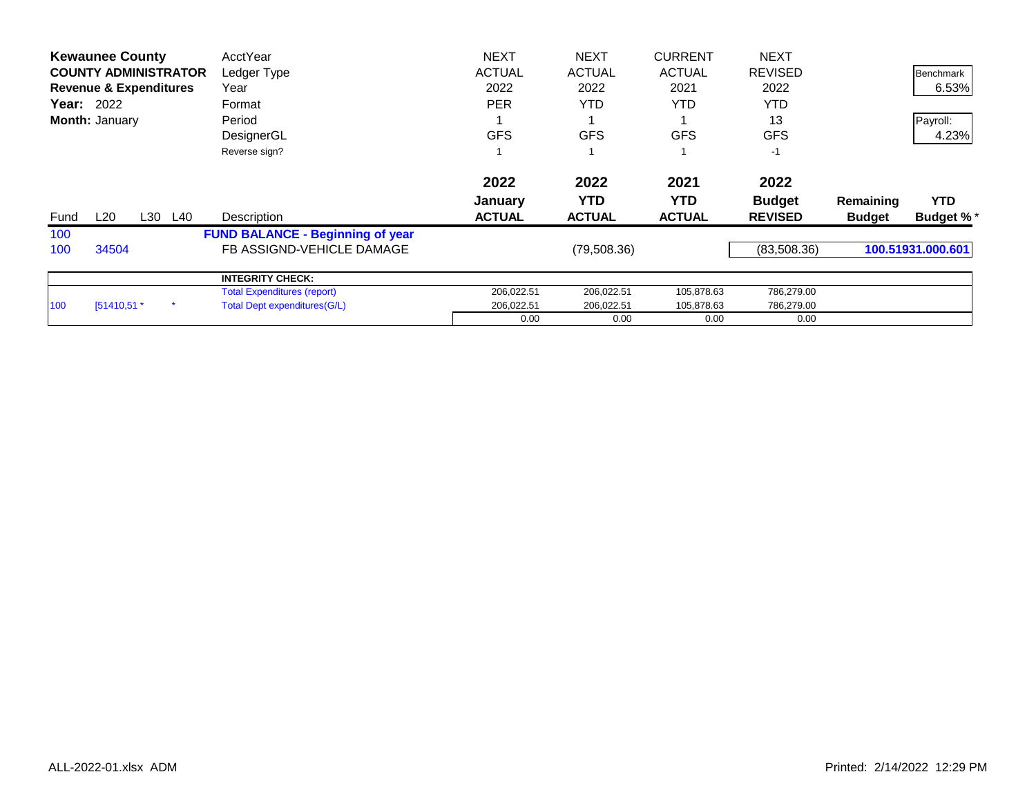**Kewaunee County**
**COUNTY ADMINISTRATOR**
**Revenue & Expenditures**
**Year:** 2022
**Month:** January

| | | | | AcctYear | NEXT | NEXT | CURRENT | NEXT | | |
|---|---|---|---|---|---|---|---|---|---|---|
| | | | | Ledger Type | ACTUAL | ACTUAL | ACTUAL | REVISED | | Benchmark |
| | | | | Year | 2022 | 2022 | 2021 | 2022 | | 6.53% |
| | | | | Format | PER | YTD | YTD | YTD | | |
| | | | | Period | 1 | 1 | 1 | 13 | | Payroll: |
| | | | | DesignerGL | GFS | GFS | GFS | GFS | | 4.23% |
| | | | | Reverse sign? | 1 | 1 | 1 | -1 | | |
| | | | | | **2022** | **2022** | **2021** | **2022** | | |
| | | | | | **January** | **YTD** | **YTD** | **Budget** | **Remaining** | **YTD** |
| Fund | L20 | L30 | L40 | Description | **ACTUAL** | **ACTUAL** | **ACTUAL** | **REVISED** | **Budget** | **Budget %*** |
| 100 | | | | **FUND BALANCE - Beginning of year** | | | | | | |
| 100 | 34504 | | | FB ASSIGND-VEHICLE DAMAGE | | (79,508.36) | | (83,508.36) | | **100.51931.000.601** |
| | | | | **INTEGRITY CHECK:** | | | | | | |
| | | | | Total Expenditures (report) | 206,022.51 | 206,022.51 | 105,878.63 | 786,279.00 | | |
| 100 | [51410,51 * | | * | Total Dept expenditures(G/L) | 206,022.51 | 206,022.51 | 105,878.63 | 786,279.00 | | |
| | | | | | 0.00 | 0.00 | 0.00 | 0.00 | | |

ALL-2022-01.xlsx ADM

Printed: 2/14/2022 12:29 PM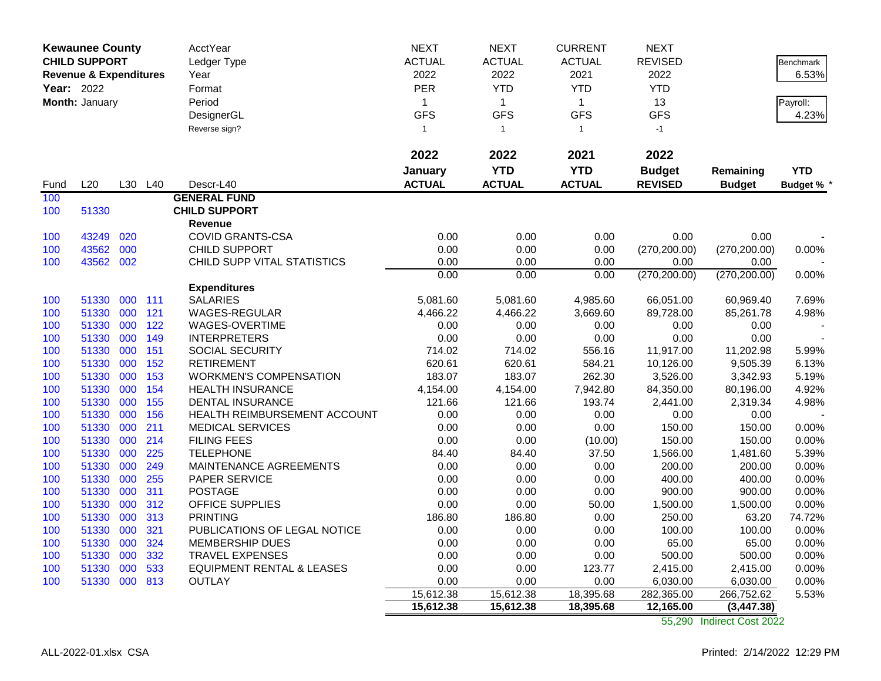**Kewaunee County**
**CHILD SUPPORT**
**Revenue & Expenditures**
**Year:** 2022
**Month:** January

| | | | | | | | | | | |
|---|---|---|---|---|---|---|---|---|---|---|
| | | | | AcctYear | NEXT | NEXT | CURRENT | NEXT | | Benchmark |
| | | | | Ledger Type | ACTUAL | ACTUAL | ACTUAL | REVISED | | 6.53% |
| | | | | Year | 2022 | 2022 | 2021 | 2022 | | |
| | | | | Format | PER | YTD | YTD | YTD | | Payroll: |
| | | | | Period | 1 | 1 | 1 | 13 | | 4.23% |
| | | | | DesignerGL | GFS | GFS | GFS | GFS | | |
| | | | | Reverse sign? | 1 | 1 | 1 | -1 | | |
| | | | | | **2022** | **2022** | **2021** | **2022** | | |
| | | | | | **January** | **YTD** | **YTD** | **Budget** | **Remaining** | **YTD** |
| Fund | L20 | L30 | L40 | Descr-L40 | **ACTUAL** | **ACTUAL** | **ACTUAL** | **REVISED** | **Budget** | **Budget %** * |
| 100 | | | | **GENERAL FUND** | | | | | | |
| 100 | 51330 | | | **CHILD SUPPORT** | | | | | | |
| | | | | **Revenue** | | | | | | |
| 100 | 43249 | 020 | | COVID GRANTS-CSA | 0.00 | 0.00 | 0.00 | 0.00 | 0.00 | - |
| 100 | 43562 | 000 | | CHILD SUPPORT | 0.00 | 0.00 | 0.00 | (270,200.00) | (270,200.00) | 0.00% |
| 100 | 43562 | 002 | | CHILD SUPP VITAL STATISTICS | 0.00 | 0.00 | 0.00 | 0.00 | 0.00 | - |
| | | | | | 0.00 | 0.00 | 0.00 | (270,200.00) | (270,200.00) | 0.00% |
| | | | | **Expenditures** | | | | | | |
| 100 | 51330 | 000 | 111 | SALARIES | 5,081.60 | 5,081.60 | 4,985.60 | 66,051.00 | 60,969.40 | 7.69% |
| 100 | 51330 | 000 | 121 | WAGES-REGULAR | 4,466.22 | 4,466.22 | 3,669.60 | 89,728.00 | 85,261.78 | 4.98% |
| 100 | 51330 | 000 | 122 | WAGES-OVERTIME | 0.00 | 0.00 | 0.00 | 0.00 | 0.00 | - |
| 100 | 51330 | 000 | 149 | INTERPRETERS | 0.00 | 0.00 | 0.00 | 0.00 | 0.00 | - |
| 100 | 51330 | 000 | 151 | SOCIAL SECURITY | 714.02 | 714.02 | 556.16 | 11,917.00 | 11,202.98 | 5.99% |
| 100 | 51330 | 000 | 152 | RETIREMENT | 620.61 | 620.61 | 584.21 | 10,126.00 | 9,505.39 | 6.13% |
| 100 | 51330 | 000 | 153 | WORKMEN'S COMPENSATION | 183.07 | 183.07 | 262.30 | 3,526.00 | 3,342.93 | 5.19% |
| 100 | 51330 | 000 | 154 | HEALTH INSURANCE | 4,154.00 | 4,154.00 | 7,942.80 | 84,350.00 | 80,196.00 | 4.92% |
| 100 | 51330 | 000 | 155 | DENTAL INSURANCE | 121.66 | 121.66 | 193.74 | 2,441.00 | 2,319.34 | 4.98% |
| 100 | 51330 | 000 | 156 | HEALTH REIMBURSEMENT ACCOUNT | 0.00 | 0.00 | 0.00 | 0.00 | 0.00 | - |
| 100 | 51330 | 000 | 211 | MEDICAL SERVICES | 0.00 | 0.00 | 0.00 | 150.00 | 150.00 | 0.00% |
| 100 | 51330 | 000 | 214 | FILING FEES | 0.00 | 0.00 | (10.00) | 150.00 | 150.00 | 0.00% |
| 100 | 51330 | 000 | 225 | TELEPHONE | 84.40 | 84.40 | 37.50 | 1,566.00 | 1,481.60 | 5.39% |
| 100 | 51330 | 000 | 249 | MAINTENANCE AGREEMENTS | 0.00 | 0.00 | 0.00 | 200.00 | 200.00 | 0.00% |
| 100 | 51330 | 000 | 255 | PAPER SERVICE | 0.00 | 0.00 | 0.00 | 400.00 | 400.00 | 0.00% |
| 100 | 51330 | 000 | 311 | POSTAGE | 0.00 | 0.00 | 0.00 | 900.00 | 900.00 | 0.00% |
| 100 | 51330 | 000 | 312 | OFFICE SUPPLIES | 0.00 | 0.00 | 50.00 | 1,500.00 | 1,500.00 | 0.00% |
| 100 | 51330 | 000 | 313 | PRINTING | 186.80 | 186.80 | 0.00 | 250.00 | 63.20 | 74.72% |
| 100 | 51330 | 000 | 321 | PUBLICATIONS OF LEGAL NOTICE | 0.00 | 0.00 | 0.00 | 100.00 | 100.00 | 0.00% |
| 100 | 51330 | 000 | 324 | MEMBERSHIP DUES | 0.00 | 0.00 | 0.00 | 65.00 | 65.00 | 0.00% |
| 100 | 51330 | 000 | 332 | TRAVEL EXPENSES | 0.00 | 0.00 | 0.00 | 500.00 | 500.00 | 0.00% |
| 100 | 51330 | 000 | 533 | EQUIPMENT RENTAL & LEASES | 0.00 | 0.00 | 123.77 | 2,415.00 | 2,415.00 | 0.00% |
| 100 | 51330 | 000 | 813 | OUTLAY | 0.00 | 0.00 | 0.00 | 6,030.00 | 6,030.00 | 0.00% |
| | | | | | 15,612.38 | 15,612.38 | 18,395.68 | 282,365.00 | 266,752.62 | 5.53% |
| | | | | | **15,612.38** | **15,612.38** | **18,395.68** | **12,165.00** | **(3,447.38)** | |
| | | | | | | | | 55,290 | Indirect Cost 2022 | |

ALL-2022-01.xlsx CSA

Printed: 2/14/2022 12:29 PM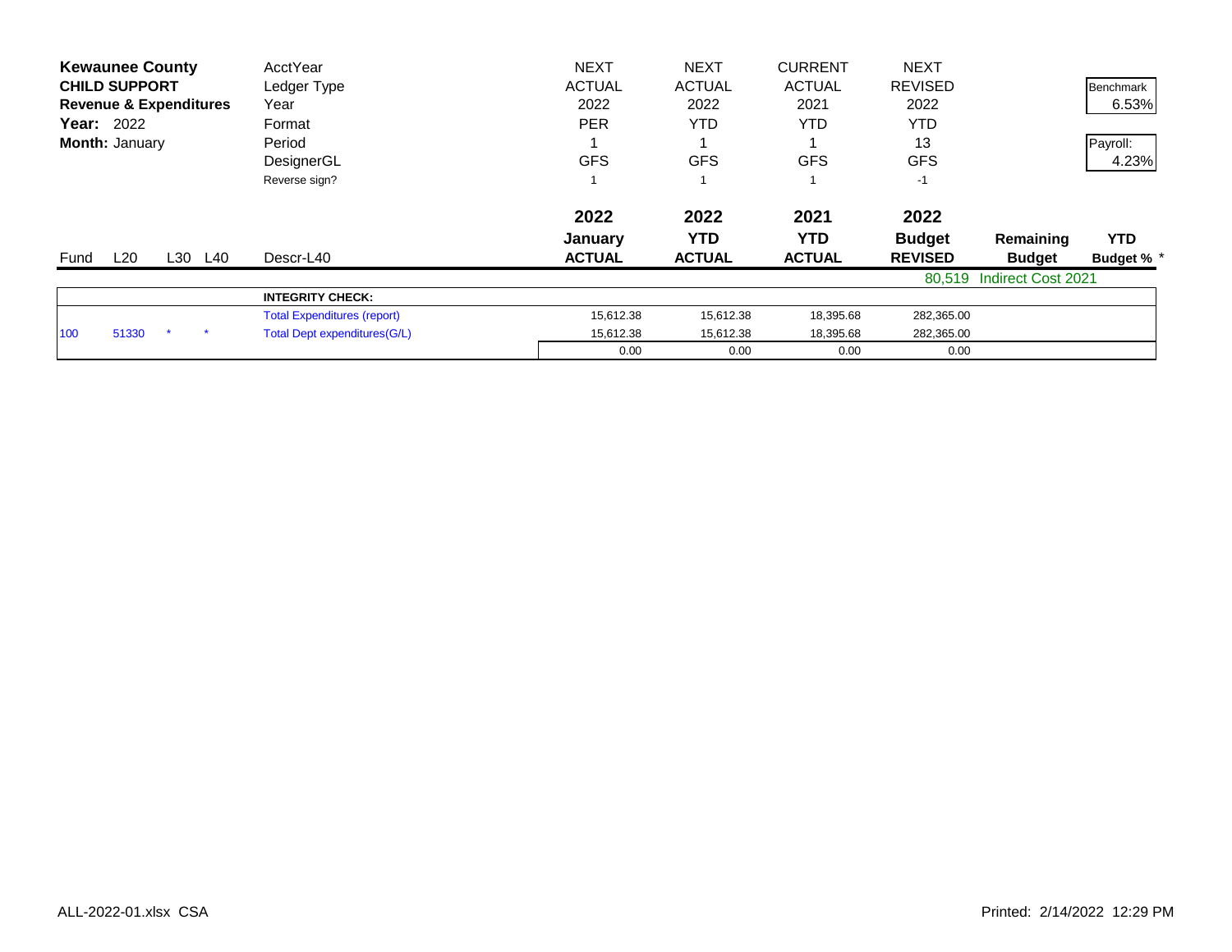**Kewaunee County**
**CHILD SUPPORT**
**Revenue & Expenditures**
**Year:** 2022
**Month:** January

| | | | | | | | | | | |
|---|---|---|---|---|---|---|---|---|---|---|
| | | | | AcctYear | NEXT | NEXT | CURRENT | NEXT | | |
| | | | | Ledger Type | ACTUAL | ACTUAL | ACTUAL | REVISED | | Benchmark |
| | | | | Year | 2022 | 2022 | 2021 | 2022 | | 6.53% |
| | | | | Format | PER | YTD | YTD | YTD | | |
| | | | | Period | 1 | 1 | 1 | 13 | | Payroll: |
| | | | | DesignerGL | GFS | GFS | GFS | GFS | | 4.23% |
| | | | | Reverse sign? | 1 | 1 | 1 | -1 | | |

| Fund | L20 | L30 | L40 | Descr-L40 | 2022 January ACTUAL | 2022 YTD ACTUAL | 2021 YTD ACTUAL | 2022 Budget REVISED | Remaining Budget | YTD Budget % * |
|---|---|---|---|---|---|---|---|---|---|---|
| | | | | | | | | 80,519 | Indirect Cost 2021 | |
| | | | | **INTEGRITY CHECK:** | | | | | | |
| | | | | Total Expenditures (report) | 15,612.38 | 15,612.38 | 18,395.68 | 282,365.00 | | |
| 100 | 51330 | * | * | Total Dept expenditures(G/L) | 15,612.38 | 15,612.38 | 18,395.68 | 282,365.00 | | |
| | | | | | 0.00 | 0.00 | 0.00 | 0.00 | | |

ALL-2022-01.xlsx CSA

Printed: 2/14/2022 12:29 PM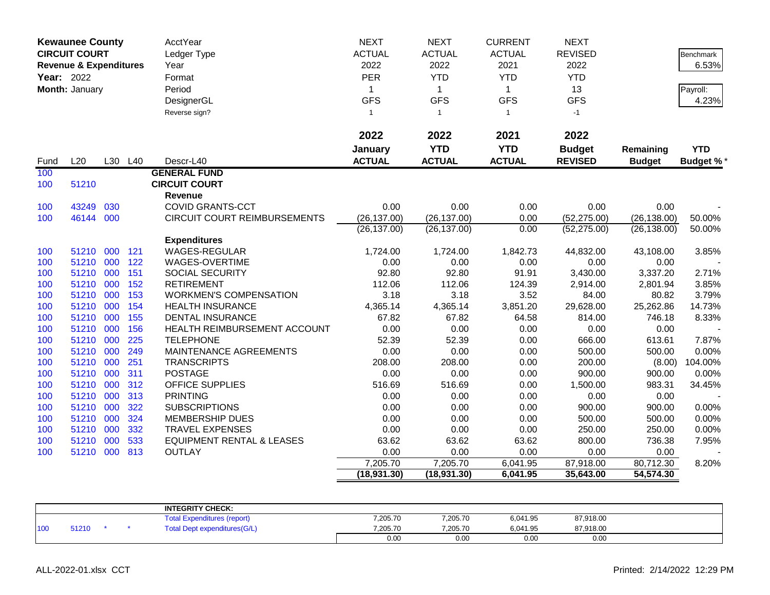**Kewaunee County**
**CIRCUIT COURT**
**Revenue & Expenditures**
**Year:** 2022
**Month:** January

| | | | | AcctYear | NEXT | NEXT | CURRENT | NEXT | | Benchmark |
|---|---|---|---|---|---|---|---|---|---|---|
| | | | | Ledger Type | ACTUAL | ACTUAL | ACTUAL | REVISED | | 6.53% |
| | | | | Year | 2022 | 2022 | 2021 | 2022 | | |
| | | | | Format | PER | YTD | YTD | YTD | | Payroll: |
| | | | | Period | 1 | 1 | 1 | 13 | | 4.23% |
| | | | | DesignerGL | GFS | GFS | GFS | GFS | | |
| | | | | Reverse sign? | 1 | 1 | 1 | -1 | | |
| | | | | | **2022** | **2022** | **2021** | **2022** | | |
| | | | | | **January** | **YTD** | **YTD** | **Budget** | **Remaining** | **YTD** |
| Fund | L20 | L30 | L40 | Descr-L40 | **ACTUAL** | **ACTUAL** | **ACTUAL** | **REVISED** | **Budget** | **Budget %*** |
| 100 | | | | **GENERAL FUND** | | | | | | |
| 100 | 51210 | | | **CIRCUIT COURT** | | | | | | |
| | | | | **Revenue** | | | | | | |
| 100 | 43249 | 030 | | COVID GRANTS-CCT | 0.00 | 0.00 | 0.00 | 0.00 | 0.00 | - |
| 100 | 46144 | 000 | | CIRCUIT COURT REIMBURSEMENTS | (26,137.00) | (26,137.00) | 0.00 | (52,275.00) | (26,138.00) | 50.00% |
| | | | | | (26,137.00) | (26,137.00) | 0.00 | (52,275.00) | (26,138.00) | 50.00% |
| | | | | **Expenditures** | | | | | | |
| 100 | 51210 | 000 | 121 | WAGES-REGULAR | 1,724.00 | 1,724.00 | 1,842.73 | 44,832.00 | 43,108.00 | 3.85% |
| 100 | 51210 | 000 | 122 | WAGES-OVERTIME | 0.00 | 0.00 | 0.00 | 0.00 | 0.00 | - |
| 100 | 51210 | 000 | 151 | SOCIAL SECURITY | 92.80 | 92.80 | 91.91 | 3,430.00 | 3,337.20 | 2.71% |
| 100 | 51210 | 000 | 152 | RETIREMENT | 112.06 | 112.06 | 124.39 | 2,914.00 | 2,801.94 | 3.85% |
| 100 | 51210 | 000 | 153 | WORKMEN'S COMPENSATION | 3.18 | 3.18 | 3.52 | 84.00 | 80.82 | 3.79% |
| 100 | 51210 | 000 | 154 | HEALTH INSURANCE | 4,365.14 | 4,365.14 | 3,851.20 | 29,628.00 | 25,262.86 | 14.73% |
| 100 | 51210 | 000 | 155 | DENTAL INSURANCE | 67.82 | 67.82 | 64.58 | 814.00 | 746.18 | 8.33% |
| 100 | 51210 | 000 | 156 | HEALTH REIMBURSEMENT ACCOUNT | 0.00 | 0.00 | 0.00 | 0.00 | 0.00 | - |
| 100 | 51210 | 000 | 225 | TELEPHONE | 52.39 | 52.39 | 0.00 | 666.00 | 613.61 | 7.87% |
| 100 | 51210 | 000 | 249 | MAINTENANCE AGREEMENTS | 0.00 | 0.00 | 0.00 | 500.00 | 500.00 | 0.00% |
| 100 | 51210 | 000 | 251 | TRANSCRIPTS | 208.00 | 208.00 | 0.00 | 200.00 | (8.00) | 104.00% |
| 100 | 51210 | 000 | 311 | POSTAGE | 0.00 | 0.00 | 0.00 | 900.00 | 900.00 | 0.00% |
| 100 | 51210 | 000 | 312 | OFFICE SUPPLIES | 516.69 | 516.69 | 0.00 | 1,500.00 | 983.31 | 34.45% |
| 100 | 51210 | 000 | 313 | PRINTING | 0.00 | 0.00 | 0.00 | 0.00 | 0.00 | - |
| 100 | 51210 | 000 | 322 | SUBSCRIPTIONS | 0.00 | 0.00 | 0.00 | 900.00 | 900.00 | 0.00% |
| 100 | 51210 | 000 | 324 | MEMBERSHIP DUES | 0.00 | 0.00 | 0.00 | 500.00 | 500.00 | 0.00% |
| 100 | 51210 | 000 | 332 | TRAVEL EXPENSES | 0.00 | 0.00 | 0.00 | 250.00 | 250.00 | 0.00% |
| 100 | 51210 | 000 | 533 | EQUIPMENT RENTAL & LEASES | 63.62 | 63.62 | 63.62 | 800.00 | 736.38 | 7.95% |
| 100 | 51210 | 000 | 813 | OUTLAY | 0.00 | 0.00 | 0.00 | 0.00 | 0.00 | - |
| | | | | | 7,205.70 | 7,205.70 | 6,041.95 | 87,918.00 | 80,712.30 | 8.20% |
| | | | | | **(18,931.30)** | **(18,931.30)** | **6,041.95** | **35,643.00** | **54,574.30** | |

| | | | | **INTEGRITY CHECK:** | | | | |
|---|---|---|---|---|---|---|---|---|
| | | | | Total Expenditures (report) | 7,205.70 | 7,205.70 | 6,041.95 | 87,918.00 |
| 100 | 51210 | * | * | Total Dept expenditures(G/L) | 7,205.70 | 7,205.70 | 6,041.95 | 87,918.00 |
| | | | | | 0.00 | 0.00 | 0.00 | 0.00 |

ALL-2022-01.xlsx CCT

Printed: 2/14/2022 12:29 PM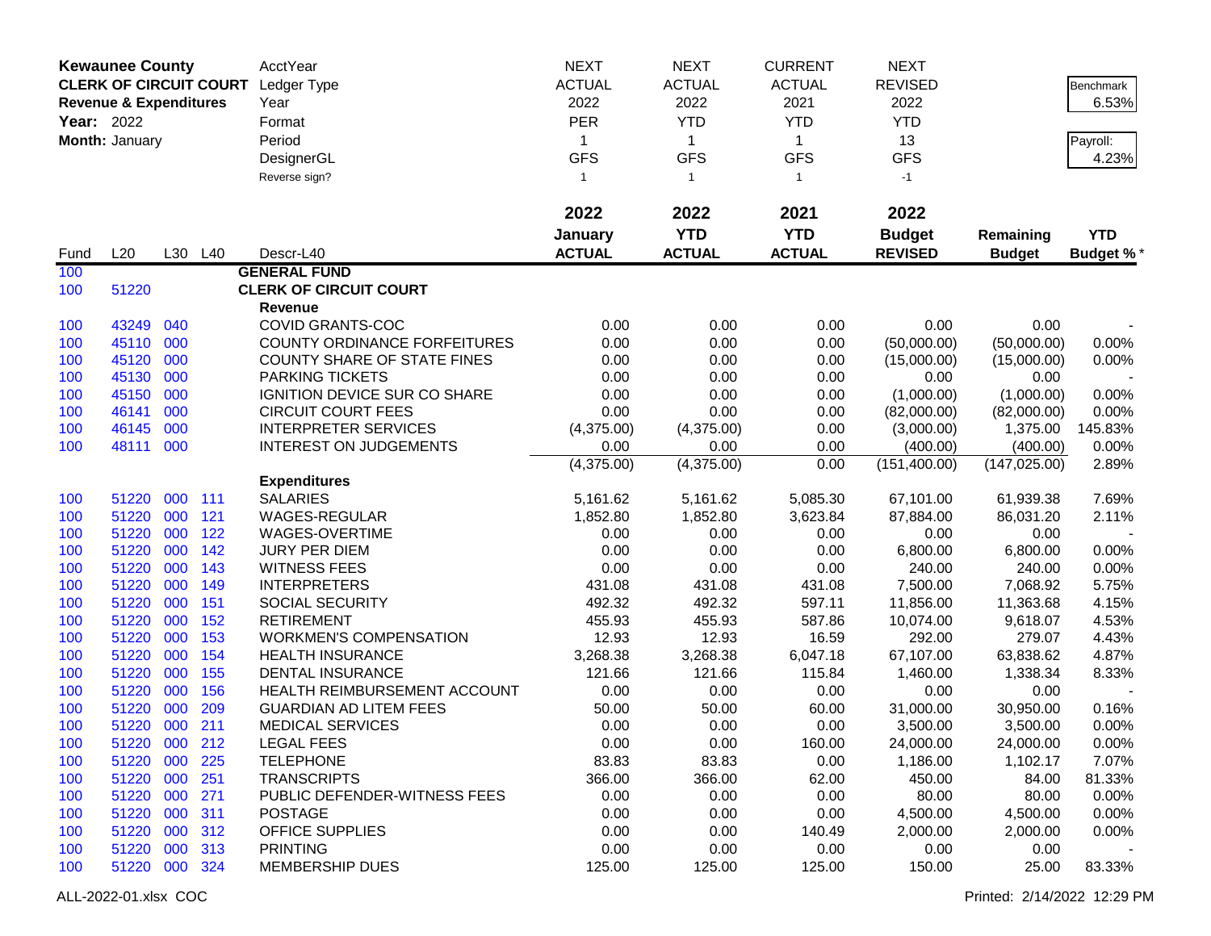| **Kewaunee County** | | | | AcctYear | NEXT | NEXT | CURRENT | NEXT | | |
|---|---|---|---|---|---|---|---|---|---|---|
| **CLERK OF CIRCUIT COURT** | | | | Ledger Type | ACTUAL | ACTUAL | ACTUAL | REVISED | | Benchmark |
| **Revenue & Expenditures** | | | | Year | 2022 | 2022 | 2021 | 2022 | | 6.53% |
| **Year:** 2022 | | | | Format | PER | YTD | YTD | YTD | | |
| **Month:** January | | | | Period | 1 | 1 | 1 | 13 | | Payroll: |
| | | | | DesignerGL | GFS | GFS | GFS | GFS | | 4.23% |
| | | | | Reverse sign? | 1 | 1 | 1 | -1 | | |
| | | | | | **2022** | **2022** | **2021** | **2022** | | |
| | | | | | **January** | **YTD** | **YTD** | **Budget** | **Remaining** | **YTD** |
| Fund | L20 | L30 | L40 | Descr-L40 | **ACTUAL** | **ACTUAL** | **ACTUAL** | **REVISED** | **Budget** | **Budget %*** |
| 100 | | | | **GENERAL FUND** | | | | | | |
| 100 | 51220 | | | **CLERK OF CIRCUIT COURT** | | | | | | |
| | | | | **Revenue** | | | | | | |
| 100 | 43249 | 040 | | COVID GRANTS-COC | 0.00 | 0.00 | 0.00 | 0.00 | 0.00 | - |
| 100 | 45110 | 000 | | COUNTY ORDINANCE FORFEITURES | 0.00 | 0.00 | 0.00 | (50,000.00) | (50,000.00) | 0.00% |
| 100 | 45120 | 000 | | COUNTY SHARE OF STATE FINES | 0.00 | 0.00 | 0.00 | (15,000.00) | (15,000.00) | 0.00% |
| 100 | 45130 | 000 | | PARKING TICKETS | 0.00 | 0.00 | 0.00 | 0.00 | 0.00 | - |
| 100 | 45150 | 000 | | IGNITION DEVICE SUR CO SHARE | 0.00 | 0.00 | 0.00 | (1,000.00) | (1,000.00) | 0.00% |
| 100 | 46141 | 000 | | CIRCUIT COURT FEES | 0.00 | 0.00 | 0.00 | (82,000.00) | (82,000.00) | 0.00% |
| 100 | 46145 | 000 | | INTERPRETER SERVICES | (4,375.00) | (4,375.00) | 0.00 | (3,000.00) | 1,375.00 | 145.83% |
| 100 | 48111 | 000 | | INTEREST ON JUDGEMENTS | 0.00 | 0.00 | 0.00 | (400.00) | (400.00) | 0.00% |
| | | | | | (4,375.00) | (4,375.00) | 0.00 | (151,400.00) | (147,025.00) | 2.89% |
| | | | | **Expenditures** | | | | | | |
| 100 | 51220 | 000 | 111 | SALARIES | 5,161.62 | 5,161.62 | 5,085.30 | 67,101.00 | 61,939.38 | 7.69% |
| 100 | 51220 | 000 | 121 | WAGES-REGULAR | 1,852.80 | 1,852.80 | 3,623.84 | 87,884.00 | 86,031.20 | 2.11% |
| 100 | 51220 | 000 | 122 | WAGES-OVERTIME | 0.00 | 0.00 | 0.00 | 0.00 | 0.00 | - |
| 100 | 51220 | 000 | 142 | JURY PER DIEM | 0.00 | 0.00 | 0.00 | 6,800.00 | 6,800.00 | 0.00% |
| 100 | 51220 | 000 | 143 | WITNESS FEES | 0.00 | 0.00 | 0.00 | 240.00 | 240.00 | 0.00% |
| 100 | 51220 | 000 | 149 | INTERPRETERS | 431.08 | 431.08 | 431.08 | 7,500.00 | 7,068.92 | 5.75% |
| 100 | 51220 | 000 | 151 | SOCIAL SECURITY | 492.32 | 492.32 | 597.11 | 11,856.00 | 11,363.68 | 4.15% |
| 100 | 51220 | 000 | 152 | RETIREMENT | 455.93 | 455.93 | 587.86 | 10,074.00 | 9,618.07 | 4.53% |
| 100 | 51220 | 000 | 153 | WORKMEN'S COMPENSATION | 12.93 | 12.93 | 16.59 | 292.00 | 279.07 | 4.43% |
| 100 | 51220 | 000 | 154 | HEALTH INSURANCE | 3,268.38 | 3,268.38 | 6,047.18 | 67,107.00 | 63,838.62 | 4.87% |
| 100 | 51220 | 000 | 155 | DENTAL INSURANCE | 121.66 | 121.66 | 115.84 | 1,460.00 | 1,338.34 | 8.33% |
| 100 | 51220 | 000 | 156 | HEALTH REIMBURSEMENT ACCOUNT | 0.00 | 0.00 | 0.00 | 0.00 | 0.00 | - |
| 100 | 51220 | 000 | 209 | GUARDIAN AD LITEM FEES | 50.00 | 50.00 | 60.00 | 31,000.00 | 30,950.00 | 0.16% |
| 100 | 51220 | 000 | 211 | MEDICAL SERVICES | 0.00 | 0.00 | 0.00 | 3,500.00 | 3,500.00 | 0.00% |
| 100 | 51220 | 000 | 212 | LEGAL FEES | 0.00 | 0.00 | 160.00 | 24,000.00 | 24,000.00 | 0.00% |
| 100 | 51220 | 000 | 225 | TELEPHONE | 83.83 | 83.83 | 0.00 | 1,186.00 | 1,102.17 | 7.07% |
| 100 | 51220 | 000 | 251 | TRANSCRIPTS | 366.00 | 366.00 | 62.00 | 450.00 | 84.00 | 81.33% |
| 100 | 51220 | 000 | 271 | PUBLIC DEFENDER-WITNESS FEES | 0.00 | 0.00 | 0.00 | 80.00 | 80.00 | 0.00% |
| 100 | 51220 | 000 | 311 | POSTAGE | 0.00 | 0.00 | 0.00 | 4,500.00 | 4,500.00 | 0.00% |
| 100 | 51220 | 000 | 312 | OFFICE SUPPLIES | 0.00 | 0.00 | 140.49 | 2,000.00 | 2,000.00 | 0.00% |
| 100 | 51220 | 000 | 313 | PRINTING | 0.00 | 0.00 | 0.00 | 0.00 | 0.00 | - |
| 100 | 51220 | 000 | 324 | MEMBERSHIP DUES | 125.00 | 125.00 | 125.00 | 150.00 | 25.00 | 83.33% |

ALL-2022-01.xlsx COC

Printed: 2/14/2022 12:29 PM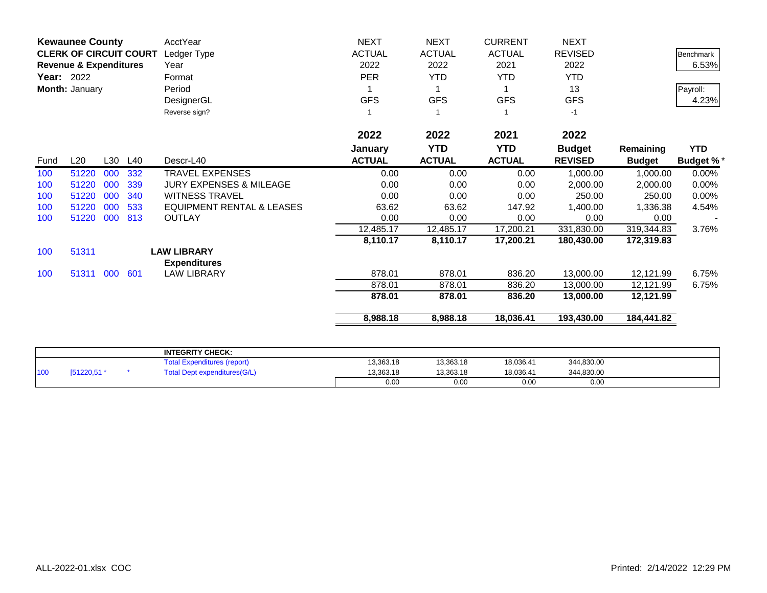| **Kewaunee County** | | | | AcctYear | NEXT | NEXT | CURRENT | NEXT | | |
|---|---|---|---|---|---|---|---|---|---|---|
| **CLERK OF CIRCUIT COURT** | | | | Ledger Type | ACTUAL | ACTUAL | ACTUAL | REVISED | | Benchmark |
| **Revenue & Expenditures** | | | | Year | 2022 | 2022 | 2021 | 2022 | | 6.53% |
| **Year:** 2022 | | | | Format | PER | YTD | YTD | YTD | | |
| **Month:** January | | | | Period | 1 | 1 | 1 | 13 | | Payroll: |
| | | | | DesignerGL | GFS | GFS | GFS | GFS | | 4.23% |
| | | | | Reverse sign? | 1 | 1 | 1 | -1 | | |
| | | | | | **2022** | **2022** | **2021** | **2022** | | |
| | | | | | **January** | **YTD** | **YTD** | **Budget** | **Remaining** | **YTD** |
| Fund | L20 | L30 | L40 | Descr-L40 | **ACTUAL** | **ACTUAL** | **ACTUAL** | **REVISED** | **Budget** | **Budget %*** |
| 100 | 51220 | 000 | 332 | TRAVEL EXPENSES | 0.00 | 0.00 | 0.00 | 1,000.00 | 1,000.00 | 0.00% |
| 100 | 51220 | 000 | 339 | JURY EXPENSES & MILEAGE | 0.00 | 0.00 | 0.00 | 2,000.00 | 2,000.00 | 0.00% |
| 100 | 51220 | 000 | 340 | WITNESS TRAVEL | 0.00 | 0.00 | 0.00 | 250.00 | 250.00 | 0.00% |
| 100 | 51220 | 000 | 533 | EQUIPMENT RENTAL & LEASES | 63.62 | 63.62 | 147.92 | 1,400.00 | 1,336.38 | 4.54% |
| 100 | 51220 | 000 | 813 | OUTLAY | 0.00 | 0.00 | 0.00 | 0.00 | 0.00 | - |
| | | | | | 12,485.17 | 12,485.17 | 17,200.21 | 331,830.00 | 319,344.83 | 3.76% |
| | | | | | **8,110.17** | **8,110.17** | **17,200.21** | **180,430.00** | **172,319.83** | |
| 100 | 51311 | | | **LAW LIBRARY** | | | | | | |
| | | | | **Expenditures** | | | | | | |
| 100 | 51311 | 000 | 601 | LAW LIBRARY | 878.01 | 878.01 | 836.20 | 13,000.00 | 12,121.99 | 6.75% |
| | | | | | 878.01 | 878.01 | 836.20 | 13,000.00 | 12,121.99 | 6.75% |
| | | | | | **878.01** | **878.01** | **836.20** | **13,000.00** | **12,121.99** | |
| | | | | | **8,988.18** | **8,988.18** | **18,036.41** | **193,430.00** | **184,441.82** | |

| | | | **INTEGRITY CHECK:** | | | | |
|---|---|---|---|---|---|---|---|
| | | | Total Expenditures (report) | 13,363.18 | 13,363.18 | 18,036.41 | 344,830.00 |
| 100 | [51220,51 * | * | Total Dept expenditures(G/L) | 13,363.18 | 13,363.18 | 18,036.41 | 344,830.00 |
| | | | | 0.00 | 0.00 | 0.00 | 0.00 |

ALL-2022-01.xlsx COC

Printed: 2/14/2022 12:29 PM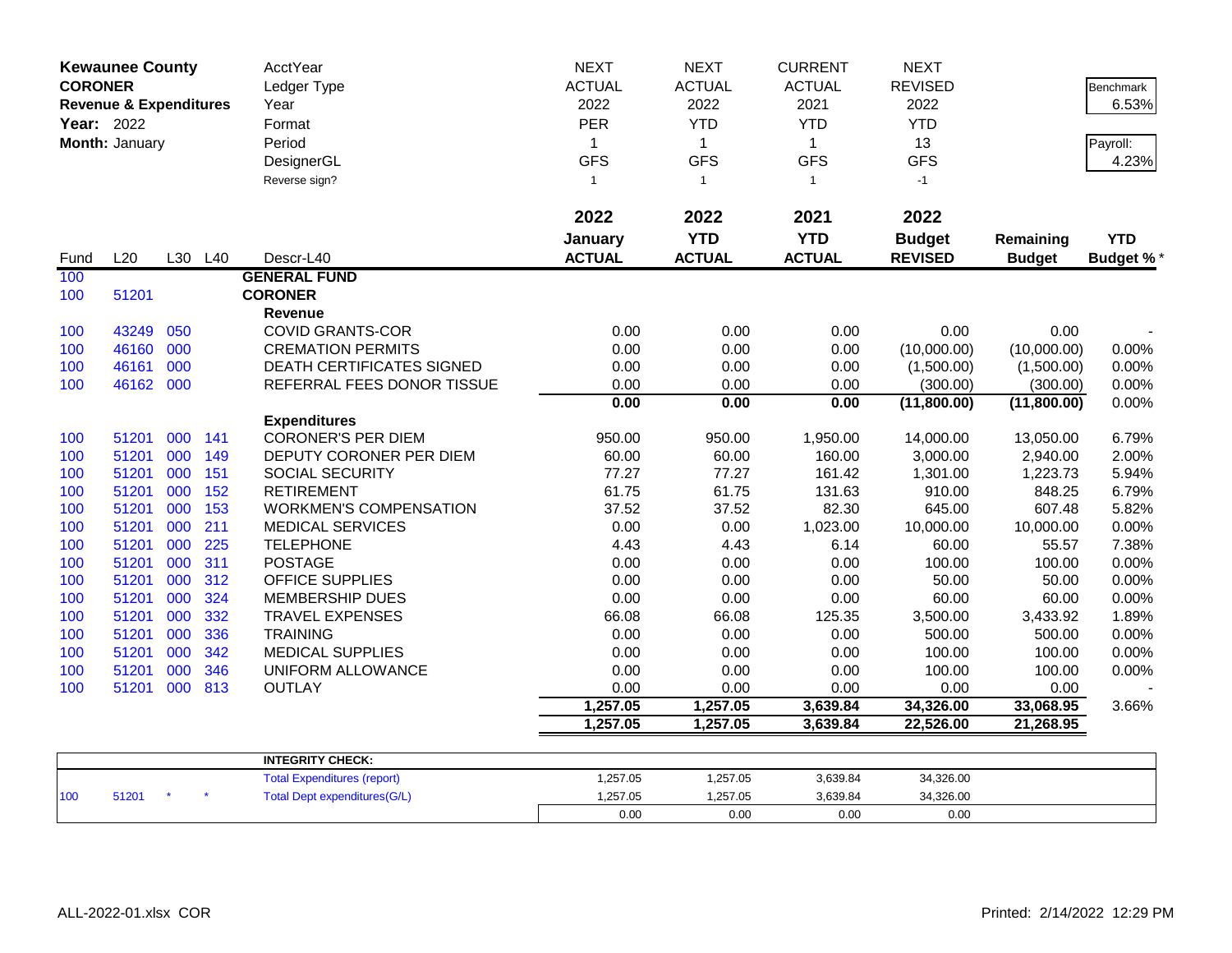**Kewaunee County**
**CORONER**
**Revenue & Expenditures**
**Year:** 2022
**Month:** January

| | | | | AcctYear | NEXT | NEXT | CURRENT | NEXT | | |
|---|---|---|---|---|---|---|---|---|---|---|
| | | | | Ledger Type | ACTUAL | ACTUAL | ACTUAL | REVISED | | Benchmark 6.53% |
| | | | | Year | 2022 | 2022 | 2021 | 2022 | | |
| | | | | Format | PER | YTD | YTD | YTD | | |
| | | | | Period | 1 | 1 | 1 | 13 | | Payroll: 4.23% |
| | | | | DesignerGL | GFS | GFS | GFS | GFS | | |
| | | | | Reverse sign? | 1 | 1 | 1 | -1 | | |
| | | | | | **2022 January** | **2022 YTD** | **2021 YTD** | **2022 Budget** | **Remaining** | **YTD** |
| Fund | L20 | L30 | L40 | Descr-L40 | **ACTUAL** | **ACTUAL** | **ACTUAL** | **REVISED** | **Budget** | **Budget %*** |
| 100 | | | | **GENERAL FUND** | | | | | | |
| 100 | 51201 | | | **CORONER** | | | | | | |
| | | | | **Revenue** | | | | | | |
| 100 | 43249 | 050 | | COVID GRANTS-COR | 0.00 | 0.00 | 0.00 | 0.00 | 0.00 | - |
| 100 | 46160 | 000 | | CREMATION PERMITS | 0.00 | 0.00 | 0.00 | (10,000.00) | (10,000.00) | 0.00% |
| 100 | 46161 | 000 | | DEATH CERTIFICATES SIGNED | 0.00 | 0.00 | 0.00 | (1,500.00) | (1,500.00) | 0.00% |
| 100 | 46162 | 000 | | REFERRAL FEES DONOR TISSUE | 0.00 | 0.00 | 0.00 | (300.00) | (300.00) | 0.00% |
| | | | | | **0.00** | **0.00** | **0.00** | **(11,800.00)** | **(11,800.00)** | 0.00% |
| | | | | **Expenditures** | | | | | | |
| 100 | 51201 | 000 | 141 | CORONER'S PER DIEM | 950.00 | 950.00 | 1,950.00 | 14,000.00 | 13,050.00 | 6.79% |
| 100 | 51201 | 000 | 149 | DEPUTY CORONER PER DIEM | 60.00 | 60.00 | 160.00 | 3,000.00 | 2,940.00 | 2.00% |
| 100 | 51201 | 000 | 151 | SOCIAL SECURITY | 77.27 | 77.27 | 161.42 | 1,301.00 | 1,223.73 | 5.94% |
| 100 | 51201 | 000 | 152 | RETIREMENT | 61.75 | 61.75 | 131.63 | 910.00 | 848.25 | 6.79% |
| 100 | 51201 | 000 | 153 | WORKMEN'S COMPENSATION | 37.52 | 37.52 | 82.30 | 645.00 | 607.48 | 5.82% |
| 100 | 51201 | 000 | 211 | MEDICAL SERVICES | 0.00 | 0.00 | 1,023.00 | 10,000.00 | 10,000.00 | 0.00% |
| 100 | 51201 | 000 | 225 | TELEPHONE | 4.43 | 4.43 | 6.14 | 60.00 | 55.57 | 7.38% |
| 100 | 51201 | 000 | 311 | POSTAGE | 0.00 | 0.00 | 0.00 | 100.00 | 100.00 | 0.00% |
| 100 | 51201 | 000 | 312 | OFFICE SUPPLIES | 0.00 | 0.00 | 0.00 | 50.00 | 50.00 | 0.00% |
| 100 | 51201 | 000 | 324 | MEMBERSHIP DUES | 0.00 | 0.00 | 0.00 | 60.00 | 60.00 | 0.00% |
| 100 | 51201 | 000 | 332 | TRAVEL EXPENSES | 66.08 | 66.08 | 125.35 | 3,500.00 | 3,433.92 | 1.89% |
| 100 | 51201 | 000 | 336 | TRAINING | 0.00 | 0.00 | 0.00 | 500.00 | 500.00 | 0.00% |
| 100 | 51201 | 000 | 342 | MEDICAL SUPPLIES | 0.00 | 0.00 | 0.00 | 100.00 | 100.00 | 0.00% |
| 100 | 51201 | 000 | 346 | UNIFORM ALLOWANCE | 0.00 | 0.00 | 0.00 | 100.00 | 100.00 | 0.00% |
| 100 | 51201 | 000 | 813 | OUTLAY | 0.00 | 0.00 | 0.00 | 0.00 | 0.00 | - |
| | | | | | **1,257.05** | **1,257.05** | **3,639.84** | **34,326.00** | **33,068.95** | 3.66% |
| | | | | | **1,257.05** | **1,257.05** | **3,639.84** | **22,526.00** | **21,268.95** | |

| | | | | INTEGRITY CHECK: | | | | |
|---|---|---|---|---|---|---|---|---|
| | | | | Total Expenditures (report) | 1,257.05 | 1,257.05 | 3,639.84 | 34,326.00 |
| 100 | 51201 | * | * | Total Dept expenditures(G/L) | 1,257.05 | 1,257.05 | 3,639.84 | 34,326.00 |
| | | | | | 0.00 | 0.00 | 0.00 | 0.00 |

ALL-2022-01.xlsx COR

Printed: 2/14/2022 12:29 PM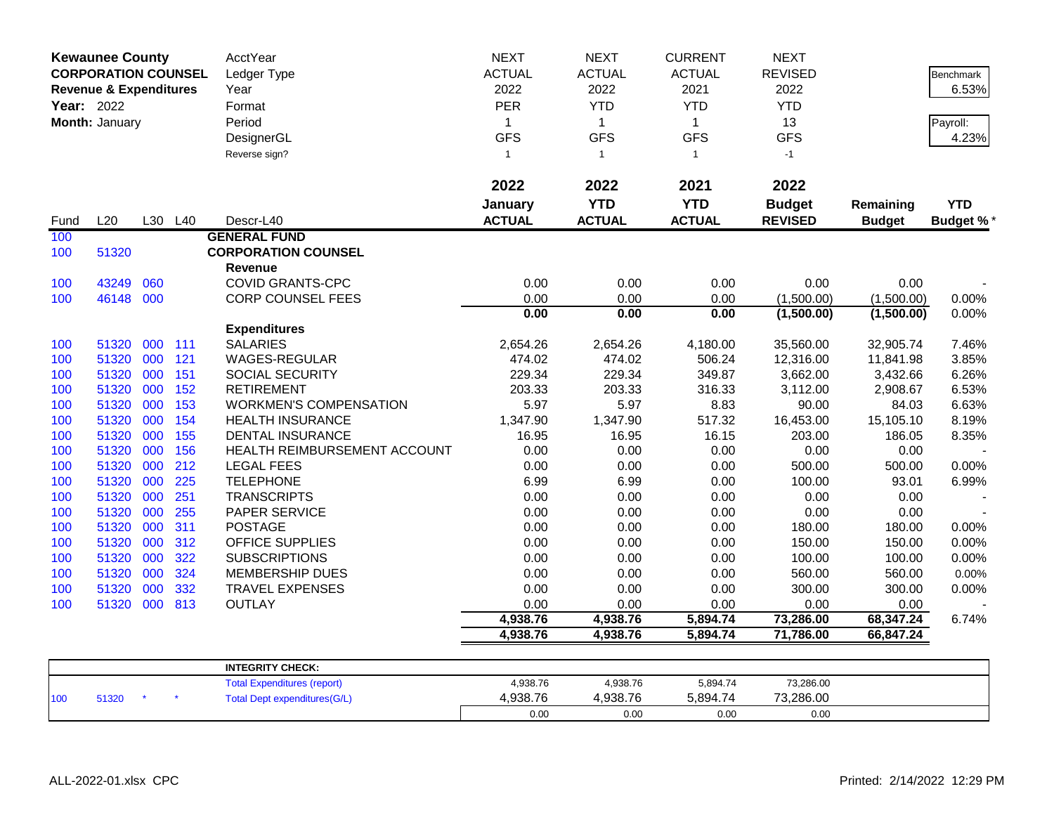**Kewaunee County**
**CORPORATION COUNSEL**
**Revenue & Expenditures**
**Year:** 2022
**Month:** January

| AcctYear | NEXT | NEXT | CURRENT | NEXT | | Benchmark |
|---|---|---|---|---|---|---|
| Ledger Type | ACTUAL | ACTUAL | ACTUAL | REVISED | | 6.53% |
| Year | 2022 | 2022 | 2021 | 2022 | | |
| Format | PER | YTD | YTD | YTD | | Payroll: |
| Period | 1 | 1 | 1 | 13 | | 4.23% |
| DesignerGL | GFS | GFS | GFS | GFS | | |
| Reverse sign? | 1 | 1 | 1 | -1 | | |

| Fund | L20 | L30 | L40 | Descr-L40 | 2022 January ACTUAL | 2022 YTD ACTUAL | 2021 YTD ACTUAL | 2022 Budget REVISED | Remaining Budget | YTD Budget % * |
|---|---|---|---|---|---|---|---|---|---|---|
| 100 | | | | **GENERAL FUND** | | | | | | |
| 100 | 51320 | | | **CORPORATION COUNSEL** | | | | | | |
| | | | | **Revenue** | | | | | | |
| 100 | 43249 | 060 | | COVID GRANTS-CPC | 0.00 | 0.00 | 0.00 | 0.00 | 0.00 | - |
| 100 | 46148 | 000 | | CORP COUNSEL FEES | 0.00 | 0.00 | 0.00 | (1,500.00) | (1,500.00) | 0.00% |
| | | | | | **0.00** | **0.00** | **0.00** | **(1,500.00)** | **(1,500.00)** | 0.00% |
| | | | | **Expenditures** | | | | | | |
| 100 | 51320 | 000 | 111 | SALARIES | 2,654.26 | 2,654.26 | 4,180.00 | 35,560.00 | 32,905.74 | 7.46% |
| 100 | 51320 | 000 | 121 | WAGES-REGULAR | 474.02 | 474.02 | 506.24 | 12,316.00 | 11,841.98 | 3.85% |
| 100 | 51320 | 000 | 151 | SOCIAL SECURITY | 229.34 | 229.34 | 349.87 | 3,662.00 | 3,432.66 | 6.26% |
| 100 | 51320 | 000 | 152 | RETIREMENT | 203.33 | 203.33 | 316.33 | 3,112.00 | 2,908.67 | 6.53% |
| 100 | 51320 | 000 | 153 | WORKMEN'S COMPENSATION | 5.97 | 5.97 | 8.83 | 90.00 | 84.03 | 6.63% |
| 100 | 51320 | 000 | 154 | HEALTH INSURANCE | 1,347.90 | 1,347.90 | 517.32 | 16,453.00 | 15,105.10 | 8.19% |
| 100 | 51320 | 000 | 155 | DENTAL INSURANCE | 16.95 | 16.95 | 16.15 | 203.00 | 186.05 | 8.35% |
| 100 | 51320 | 000 | 156 | HEALTH REIMBURSEMENT ACCOUNT | 0.00 | 0.00 | 0.00 | 0.00 | 0.00 | - |
| 100 | 51320 | 000 | 212 | LEGAL FEES | 0.00 | 0.00 | 0.00 | 500.00 | 500.00 | 0.00% |
| 100 | 51320 | 000 | 225 | TELEPHONE | 6.99 | 6.99 | 0.00 | 100.00 | 93.01 | 6.99% |
| 100 | 51320 | 000 | 251 | TRANSCRIPTS | 0.00 | 0.00 | 0.00 | 0.00 | 0.00 | - |
| 100 | 51320 | 000 | 255 | PAPER SERVICE | 0.00 | 0.00 | 0.00 | 0.00 | 0.00 | - |
| 100 | 51320 | 000 | 311 | POSTAGE | 0.00 | 0.00 | 0.00 | 180.00 | 180.00 | 0.00% |
| 100 | 51320 | 000 | 312 | OFFICE SUPPLIES | 0.00 | 0.00 | 0.00 | 150.00 | 150.00 | 0.00% |
| 100 | 51320 | 000 | 322 | SUBSCRIPTIONS | 0.00 | 0.00 | 0.00 | 100.00 | 100.00 | 0.00% |
| 100 | 51320 | 000 | 324 | MEMBERSHIP DUES | 0.00 | 0.00 | 0.00 | 560.00 | 560.00 | 0.00% |
| 100 | 51320 | 000 | 332 | TRAVEL EXPENSES | 0.00 | 0.00 | 0.00 | 300.00 | 300.00 | 0.00% |
| 100 | 51320 | 000 | 813 | OUTLAY | 0.00 | 0.00 | 0.00 | 0.00 | 0.00 | - |
| | | | | | **4,938.76** | **4,938.76** | **5,894.74** | **73,286.00** | **68,347.24** | 6.74% |
| | | | | | **4,938.76** | **4,938.76** | **5,894.74** | **71,786.00** | **66,847.24** | |

| | | | | INTEGRITY CHECK: | | | | |
|---|---|---|---|---|---|---|---|---|
| | | | | Total Expenditures (report) | 4,938.76 | 4,938.76 | 5,894.74 | 73,286.00 |
| 100 | 51320 | * | * | Total Dept expenditures(G/L) | 4,938.76 | 4,938.76 | 5,894.74 | 73,286.00 |
| | | | | | 0.00 | 0.00 | 0.00 | 0.00 |

ALL-2022-01.xlsx CPC

Printed: 2/14/2022 12:29 PM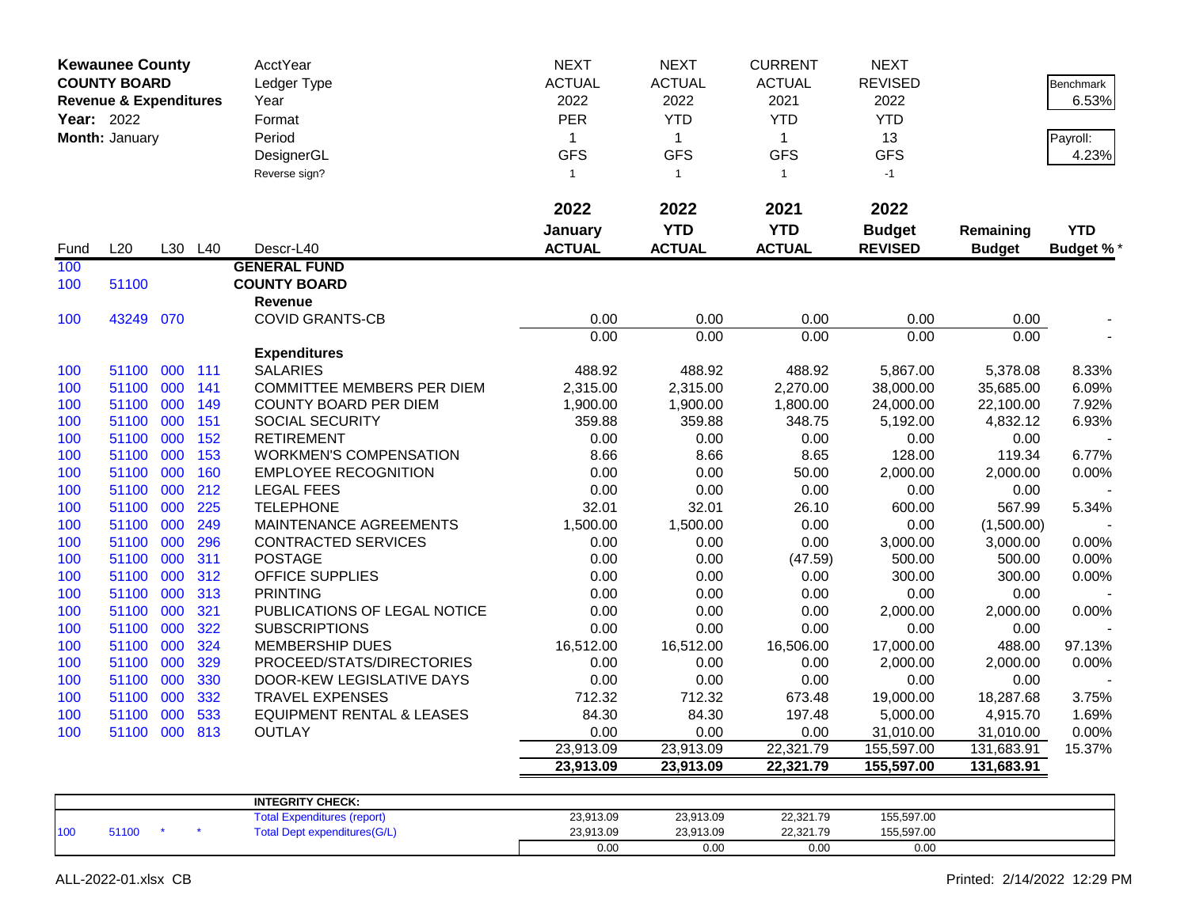**Kewaunee County**
**COUNTY BOARD**
**Revenue & Expenditures**
**Year:** 2022
**Month:** January

| | | | | AcctYear | NEXT | NEXT | CURRENT | NEXT | | |
|---|---|---|---|---|---|---|---|---|---|---|
| | | | | Ledger Type | ACTUAL | ACTUAL | ACTUAL | REVISED | | Benchmark |
| | | | | Year | 2022 | 2022 | 2021 | 2022 | | 6.53% |
| | | | | Format | PER | YTD | YTD | YTD | | |
| | | | | Period | 1 | 1 | 1 | 13 | | Payroll: |
| | | | | DesignerGL | GFS | GFS | GFS | GFS | | 4.23% |
| | | | | Reverse sign? | 1 | 1 | 1 | -1 | | |
| | | | | | **2022** | **2022** | **2021** | **2022** | | |
| | | | | | **January** | **YTD** | **YTD** | **Budget** | **Remaining** | **YTD** |
| Fund | L20 | L30 | L40 | Descr-L40 | **ACTUAL** | **ACTUAL** | **ACTUAL** | **REVISED** | **Budget** | **Budget %*** |
| 100 | | | | **GENERAL FUND** | | | | | | |
| 100 | 51100 | | | **COUNTY BOARD** | | | | | | |
| | | | | **Revenue** | | | | | | |
| 100 | 43249 | 070 | | COVID GRANTS-CB | 0.00 | 0.00 | 0.00 | 0.00 | 0.00 | - |
| | | | | | 0.00 | 0.00 | 0.00 | 0.00 | 0.00 | - |
| | | | | **Expenditures** | | | | | | |
| 100 | 51100 | 000 | 111 | SALARIES | 488.92 | 488.92 | 488.92 | 5,867.00 | 5,378.08 | 8.33% |
| 100 | 51100 | 000 | 141 | COMMITTEE MEMBERS PER DIEM | 2,315.00 | 2,315.00 | 2,270.00 | 38,000.00 | 35,685.00 | 6.09% |
| 100 | 51100 | 000 | 149 | COUNTY BOARD PER DIEM | 1,900.00 | 1,900.00 | 1,800.00 | 24,000.00 | 22,100.00 | 7.92% |
| 100 | 51100 | 000 | 151 | SOCIAL SECURITY | 359.88 | 359.88 | 348.75 | 5,192.00 | 4,832.12 | 6.93% |
| 100 | 51100 | 000 | 152 | RETIREMENT | 0.00 | 0.00 | 0.00 | 0.00 | 0.00 | - |
| 100 | 51100 | 000 | 153 | WORKMEN'S COMPENSATION | 8.66 | 8.66 | 8.65 | 128.00 | 119.34 | 6.77% |
| 100 | 51100 | 000 | 160 | EMPLOYEE RECOGNITION | 0.00 | 0.00 | 50.00 | 2,000.00 | 2,000.00 | 0.00% |
| 100 | 51100 | 000 | 212 | LEGAL FEES | 0.00 | 0.00 | 0.00 | 0.00 | 0.00 | - |
| 100 | 51100 | 000 | 225 | TELEPHONE | 32.01 | 32.01 | 26.10 | 600.00 | 567.99 | 5.34% |
| 100 | 51100 | 000 | 249 | MAINTENANCE AGREEMENTS | 1,500.00 | 1,500.00 | 0.00 | 0.00 | (1,500.00) | - |
| 100 | 51100 | 000 | 296 | CONTRACTED SERVICES | 0.00 | 0.00 | 0.00 | 3,000.00 | 3,000.00 | 0.00% |
| 100 | 51100 | 000 | 311 | POSTAGE | 0.00 | 0.00 | (47.59) | 500.00 | 500.00 | 0.00% |
| 100 | 51100 | 000 | 312 | OFFICE SUPPLIES | 0.00 | 0.00 | 0.00 | 300.00 | 300.00 | 0.00% |
| 100 | 51100 | 000 | 313 | PRINTING | 0.00 | 0.00 | 0.00 | 0.00 | 0.00 | - |
| 100 | 51100 | 000 | 321 | PUBLICATIONS OF LEGAL NOTICE | 0.00 | 0.00 | 0.00 | 2,000.00 | 2,000.00 | 0.00% |
| 100 | 51100 | 000 | 322 | SUBSCRIPTIONS | 0.00 | 0.00 | 0.00 | 0.00 | 0.00 | - |
| 100 | 51100 | 000 | 324 | MEMBERSHIP DUES | 16,512.00 | 16,512.00 | 16,506.00 | 17,000.00 | 488.00 | 97.13% |
| 100 | 51100 | 000 | 329 | PROCEED/STATS/DIRECTORIES | 0.00 | 0.00 | 0.00 | 2,000.00 | 2,000.00 | 0.00% |
| 100 | 51100 | 000 | 330 | DOOR-KEW LEGISLATIVE DAYS | 0.00 | 0.00 | 0.00 | 0.00 | 0.00 | - |
| 100 | 51100 | 000 | 332 | TRAVEL EXPENSES | 712.32 | 712.32 | 673.48 | 19,000.00 | 18,287.68 | 3.75% |
| 100 | 51100 | 000 | 533 | EQUIPMENT RENTAL & LEASES | 84.30 | 84.30 | 197.48 | 5,000.00 | 4,915.70 | 1.69% |
| 100 | 51100 | 000 | 813 | OUTLAY | 0.00 | 0.00 | 0.00 | 31,010.00 | 31,010.00 | 0.00% |
| | | | | | 23,913.09 | 23,913.09 | 22,321.79 | 155,597.00 | 131,683.91 | 15.37% |
| | | | | | **23,913.09** | **23,913.09** | **22,321.79** | **155,597.00** | **131,683.91** | |

| | | | | | | | | |
|---|---|---|---|---|---|---|---|---|
| | | | | **INTEGRITY CHECK:** | | | | |
| | | | | Total Expenditures (report) | 23,913.09 | 23,913.09 | 22,321.79 | 155,597.00 |
| 100 | 51100 | * | * | Total Dept expenditures(G/L) | 23,913.09 | 23,913.09 | 22,321.79 | 155,597.00 |
| | | | | | 0.00 | 0.00 | 0.00 | 0.00 |

ALL-2022-01.xlsx CB

Printed: 2/14/2022 12:29 PM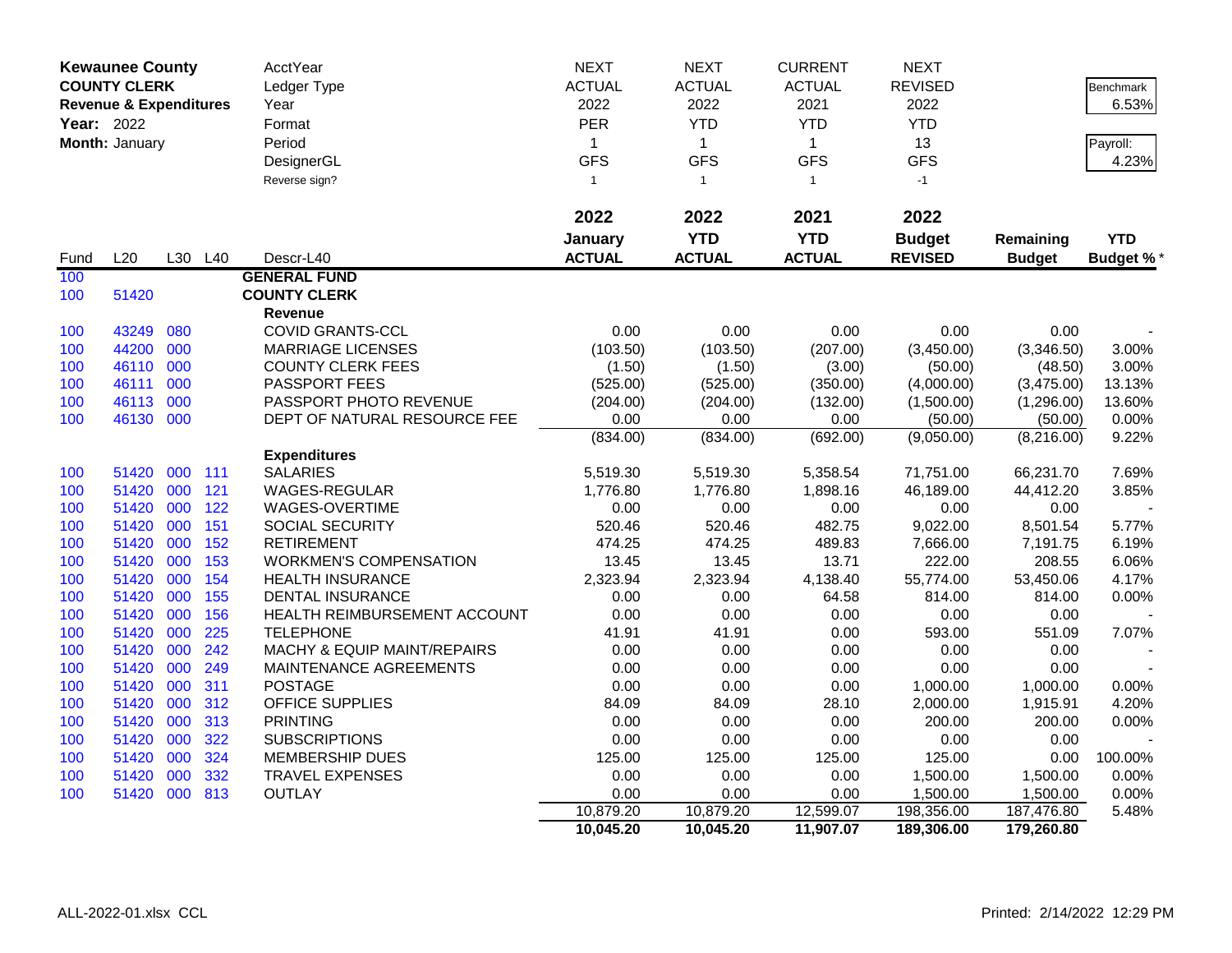**Kewaunee County**
**COUNTY CLERK**
**Revenue & Expenditures**
**Year:** 2022
**Month:** January

| | | | | AcctYear | NEXT | NEXT | CURRENT | NEXT | | |
|---|---|---|---|---|---|---|---|---|---|---|
| | | | | Ledger Type | ACTUAL | ACTUAL | ACTUAL | REVISED | | Benchmark |
| | | | | Year | 2022 | 2022 | 2021 | 2022 | | 6.53% |
| | | | | Format | PER | YTD | YTD | YTD | | |
| | | | | Period | 1 | 1 | 1 | 13 | | Payroll: |
| | | | | DesignerGL | GFS | GFS | GFS | GFS | | 4.23% |
| | | | | Reverse sign? | 1 | 1 | 1 | -1 | | |
| | | | | | **2022** | **2022** | **2021** | **2022** | | |
| | | | | | **January** | **YTD** | **YTD** | **Budget** | **Remaining** | **YTD** |
| Fund | L20 | L30 | L40 | Descr-L40 | **ACTUAL** | **ACTUAL** | **ACTUAL** | **REVISED** | **Budget** | **Budget %*** |
| 100 | | | | **GENERAL FUND** | | | | | | |
| 100 | 51420 | | | **COUNTY CLERK** | | | | | | |
| | | | | **Revenue** | | | | | | |
| 100 | 43249 | 080 | | COVID GRANTS-CCL | 0.00 | 0.00 | 0.00 | 0.00 | 0.00 | - |
| 100 | 44200 | 000 | | MARRIAGE LICENSES | (103.50) | (103.50) | (207.00) | (3,450.00) | (3,346.50) | 3.00% |
| 100 | 46110 | 000 | | COUNTY CLERK FEES | (1.50) | (1.50) | (3.00) | (50.00) | (48.50) | 3.00% |
| 100 | 46111 | 000 | | PASSPORT FEES | (525.00) | (525.00) | (350.00) | (4,000.00) | (3,475.00) | 13.13% |
| 100 | 46113 | 000 | | PASSPORT PHOTO REVENUE | (204.00) | (204.00) | (132.00) | (1,500.00) | (1,296.00) | 13.60% |
| 100 | 46130 | 000 | | DEPT OF NATURAL RESOURCE FEE | 0.00 | 0.00 | 0.00 | (50.00) | (50.00) | 0.00% |
| | | | | | (834.00) | (834.00) | (692.00) | (9,050.00) | (8,216.00) | 9.22% |
| | | | | **Expenditures** | | | | | | |
| 100 | 51420 | 000 | 111 | SALARIES | 5,519.30 | 5,519.30 | 5,358.54 | 71,751.00 | 66,231.70 | 7.69% |
| 100 | 51420 | 000 | 121 | WAGES-REGULAR | 1,776.80 | 1,776.80 | 1,898.16 | 46,189.00 | 44,412.20 | 3.85% |
| 100 | 51420 | 000 | 122 | WAGES-OVERTIME | 0.00 | 0.00 | 0.00 | 0.00 | 0.00 | - |
| 100 | 51420 | 000 | 151 | SOCIAL SECURITY | 520.46 | 520.46 | 482.75 | 9,022.00 | 8,501.54 | 5.77% |
| 100 | 51420 | 000 | 152 | RETIREMENT | 474.25 | 474.25 | 489.83 | 7,666.00 | 7,191.75 | 6.19% |
| 100 | 51420 | 000 | 153 | WORKMEN'S COMPENSATION | 13.45 | 13.45 | 13.71 | 222.00 | 208.55 | 6.06% |
| 100 | 51420 | 000 | 154 | HEALTH INSURANCE | 2,323.94 | 2,323.94 | 4,138.40 | 55,774.00 | 53,450.06 | 4.17% |
| 100 | 51420 | 000 | 155 | DENTAL INSURANCE | 0.00 | 0.00 | 64.58 | 814.00 | 814.00 | 0.00% |
| 100 | 51420 | 000 | 156 | HEALTH REIMBURSEMENT ACCOUNT | 0.00 | 0.00 | 0.00 | 0.00 | 0.00 | - |
| 100 | 51420 | 000 | 225 | TELEPHONE | 41.91 | 41.91 | 0.00 | 593.00 | 551.09 | 7.07% |
| 100 | 51420 | 000 | 242 | MACHY & EQUIP MAINT/REPAIRS | 0.00 | 0.00 | 0.00 | 0.00 | 0.00 | - |
| 100 | 51420 | 000 | 249 | MAINTENANCE AGREEMENTS | 0.00 | 0.00 | 0.00 | 0.00 | 0.00 | - |
| 100 | 51420 | 000 | 311 | POSTAGE | 0.00 | 0.00 | 0.00 | 1,000.00 | 1,000.00 | 0.00% |
| 100 | 51420 | 000 | 312 | OFFICE SUPPLIES | 84.09 | 84.09 | 28.10 | 2,000.00 | 1,915.91 | 4.20% |
| 100 | 51420 | 000 | 313 | PRINTING | 0.00 | 0.00 | 0.00 | 200.00 | 200.00 | 0.00% |
| 100 | 51420 | 000 | 322 | SUBSCRIPTIONS | 0.00 | 0.00 | 0.00 | 0.00 | 0.00 | - |
| 100 | 51420 | 000 | 324 | MEMBERSHIP DUES | 125.00 | 125.00 | 125.00 | 125.00 | 0.00 | 100.00% |
| 100 | 51420 | 000 | 332 | TRAVEL EXPENSES | 0.00 | 0.00 | 0.00 | 1,500.00 | 1,500.00 | 0.00% |
| 100 | 51420 | 000 | 813 | OUTLAY | 0.00 | 0.00 | 0.00 | 1,500.00 | 1,500.00 | 0.00% |
| | | | | | 10,879.20 | 10,879.20 | 12,599.07 | 198,356.00 | 187,476.80 | 5.48% |
| | | | | | **10,045.20** | **10,045.20** | **11,907.07** | **189,306.00** | **179,260.80** | |

ALL-2022-01.xlsx CCL — Printed: 2/14/2022 12:29 PM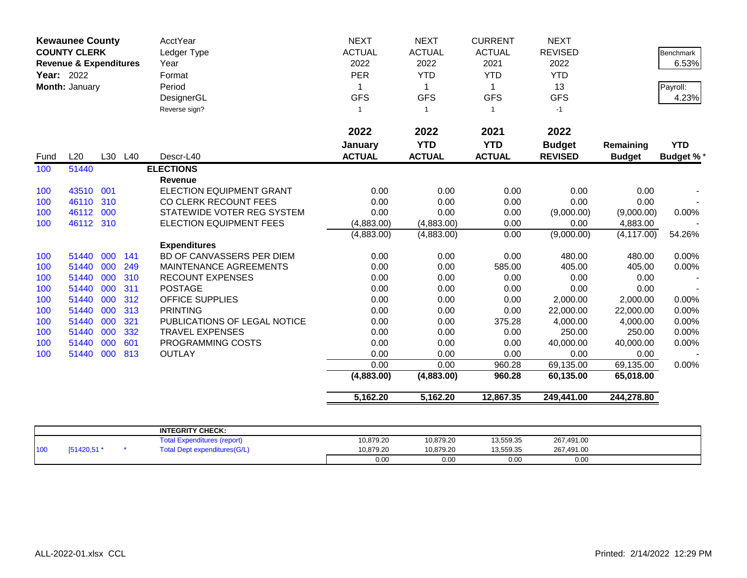**Kewaunee County**
**COUNTY CLERK**
**Revenue & Expenditures**
**Year:** 2022
**Month:** January

| | | | | AcctYear | NEXT | NEXT | CURRENT | NEXT | | |
|---|---|---|---|---|---|---|---|---|---|---|
| | | | | Ledger Type | ACTUAL | ACTUAL | ACTUAL | REVISED | | Benchmark |
| | | | | Year | 2022 | 2022 | 2021 | 2022 | | 6.53% |
| | | | | Format | PER | YTD | YTD | YTD | | |
| | | | | Period | 1 | 1 | 1 | 13 | | Payroll: |
| | | | | DesignerGL | GFS | GFS | GFS | GFS | | 4.23% |
| | | | | Reverse sign? | 1 | 1 | 1 | -1 | | |
| | | | | | **2022** | **2022** | **2021** | **2022** | | |
| | | | | | **January** | **YTD** | **YTD** | **Budget** | **Remaining** | **YTD** |
| Fund | L20 | L30 | L40 | Descr-L40 | **ACTUAL** | **ACTUAL** | **ACTUAL** | **REVISED** | **Budget** | **Budget %*** |
| 100 | 51440 | | | **ELECTIONS** | | | | | | |
| | | | | **Revenue** | | | | | | |
| 100 | 43510 | 001 | | ELECTION EQUIPMENT GRANT | 0.00 | 0.00 | 0.00 | 0.00 | 0.00 | - |
| 100 | 46110 | 310 | | CO CLERK RECOUNT FEES | 0.00 | 0.00 | 0.00 | 0.00 | 0.00 | - |
| 100 | 46112 | 000 | | STATEWIDE VOTER REG SYSTEM | 0.00 | 0.00 | 0.00 | (9,000.00) | (9,000.00) | 0.00% |
| 100 | 46112 | 310 | | ELECTION EQUIPMENT FEES | (4,883.00) | (4,883.00) | 0.00 | 0.00 | 4,883.00 | - |
| | | | | | (4,883.00) | (4,883.00) | 0.00 | (9,000.00) | (4,117.00) | 54.26% |
| | | | | **Expenditures** | | | | | | |
| 100 | 51440 | 000 | 141 | BD OF CANVASSERS PER DIEM | 0.00 | 0.00 | 0.00 | 480.00 | 480.00 | 0.00% |
| 100 | 51440 | 000 | 249 | MAINTENANCE AGREEMENTS | 0.00 | 0.00 | 585.00 | 405.00 | 405.00 | 0.00% |
| 100 | 51440 | 000 | 310 | RECOUNT EXPENSES | 0.00 | 0.00 | 0.00 | 0.00 | 0.00 | - |
| 100 | 51440 | 000 | 311 | POSTAGE | 0.00 | 0.00 | 0.00 | 0.00 | 0.00 | - |
| 100 | 51440 | 000 | 312 | OFFICE SUPPLIES | 0.00 | 0.00 | 0.00 | 2,000.00 | 2,000.00 | 0.00% |
| 100 | 51440 | 000 | 313 | PRINTING | 0.00 | 0.00 | 0.00 | 22,000.00 | 22,000.00 | 0.00% |
| 100 | 51440 | 000 | 321 | PUBLICATIONS OF LEGAL NOTICE | 0.00 | 0.00 | 375.28 | 4,000.00 | 4,000.00 | 0.00% |
| 100 | 51440 | 000 | 332 | TRAVEL EXPENSES | 0.00 | 0.00 | 0.00 | 250.00 | 250.00 | 0.00% |
| 100 | 51440 | 000 | 601 | PROGRAMMING COSTS | 0.00 | 0.00 | 0.00 | 40,000.00 | 40,000.00 | 0.00% |
| 100 | 51440 | 000 | 813 | OUTLAY | 0.00 | 0.00 | 0.00 | 0.00 | 0.00 | - |
| | | | | | 0.00 | 0.00 | 960.28 | 69,135.00 | 69,135.00 | 0.00% |
| | | | | | **(4,883.00)** | **(4,883.00)** | **960.28** | **60,135.00** | **65,018.00** | |
| | | | | | **5,162.20** | **5,162.20** | **12,867.35** | **249,441.00** | **244,278.80** | |

| | | | | | | | |
|---|---|---|---|---|---|---|---|
| | | | **INTEGRITY CHECK:** | | | | |
| | | | Total Expenditures (report) | 10,879.20 | 10,879.20 | 13,559.35 | 267,491.00 |
| 100 | [51420,51 * | * | Total Dept expenditures(G/L) | 10,879.20 | 10,879.20 | 13,559.35 | 267,491.00 |
| | | | | 0.00 | 0.00 | 0.00 | 0.00 |

ALL-2022-01.xlsx CCL

Printed: 2/14/2022 12:29 PM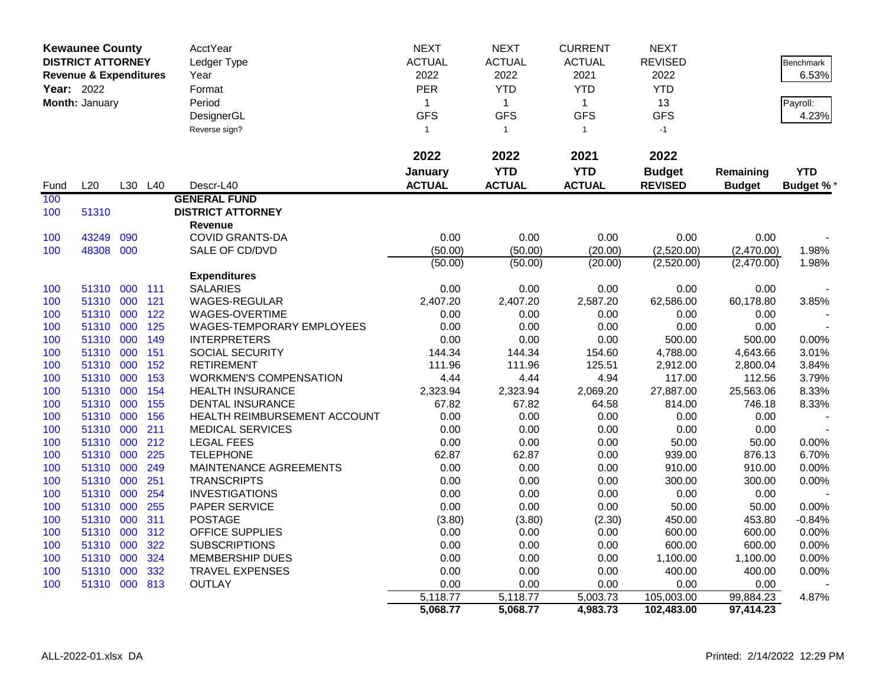| Kewaunee County | | | | AcctYear | NEXT | NEXT | CURRENT | NEXT | | Benchmark |
|---|---|---|---|---|---|---|---|---|---|---|
| DISTRICT ATTORNEY | | | | Ledger Type | ACTUAL | ACTUAL | ACTUAL | REVISED | | 6.53% |
| Revenue & Expenditures | | | | Year | 2022 | 2022 | 2021 | 2022 | | |
| Year: 2022 | | | | Format | PER | YTD | YTD | YTD | | |
| Month: January | | | | Period | 1 | 1 | 1 | 13 | | Payroll: |
| | | | | DesignerGL | GFS | GFS | GFS | GFS | | 4.23% |
| | | | | Reverse sign? | 1 | 1 | 1 | -1 | | |

| Fund | L20 | L30 | L40 | Descr-L40 | 2022 January ACTUAL | 2022 YTD ACTUAL | 2021 YTD ACTUAL | 2022 Budget REVISED | Remaining Budget | YTD Budget % * |
|---|---|---|---|---|---|---|---|---|---|---|
| 100 | | | | **GENERAL FUND** | | | | | | |
| 100 | 51310 | | | **DISTRICT ATTORNEY** | | | | | | |
| | | | | **Revenue** | | | | | | |
| 100 | 43249 | 090 | | COVID GRANTS-DA | 0.00 | 0.00 | 0.00 | 0.00 | 0.00 | - |
| 100 | 48308 | 000 | | SALE OF CD/DVD | (50.00) | (50.00) | (20.00) | (2,520.00) | (2,470.00) | 1.98% |
| | | | | | (50.00) | (50.00) | (20.00) | (2,520.00) | (2,470.00) | 1.98% |
| | | | | **Expenditures** | | | | | | |
| 100 | 51310 | 000 | 111 | SALARIES | 0.00 | 0.00 | 0.00 | 0.00 | 0.00 | - |
| 100 | 51310 | 000 | 121 | WAGES-REGULAR | 2,407.20 | 2,407.20 | 2,587.20 | 62,586.00 | 60,178.80 | 3.85% |
| 100 | 51310 | 000 | 122 | WAGES-OVERTIME | 0.00 | 0.00 | 0.00 | 0.00 | 0.00 | - |
| 100 | 51310 | 000 | 125 | WAGES-TEMPORARY EMPLOYEES | 0.00 | 0.00 | 0.00 | 0.00 | 0.00 | - |
| 100 | 51310 | 000 | 149 | INTERPRETERS | 0.00 | 0.00 | 0.00 | 500.00 | 500.00 | 0.00% |
| 100 | 51310 | 000 | 151 | SOCIAL SECURITY | 144.34 | 144.34 | 154.60 | 4,788.00 | 4,643.66 | 3.01% |
| 100 | 51310 | 000 | 152 | RETIREMENT | 111.96 | 111.96 | 125.51 | 2,912.00 | 2,800.04 | 3.84% |
| 100 | 51310 | 000 | 153 | WORKMEN'S COMPENSATION | 4.44 | 4.44 | 4.94 | 117.00 | 112.56 | 3.79% |
| 100 | 51310 | 000 | 154 | HEALTH INSURANCE | 2,323.94 | 2,323.94 | 2,069.20 | 27,887.00 | 25,563.06 | 8.33% |
| 100 | 51310 | 000 | 155 | DENTAL INSURANCE | 67.82 | 67.82 | 64.58 | 814.00 | 746.18 | 8.33% |
| 100 | 51310 | 000 | 156 | HEALTH REIMBURSEMENT ACCOUNT | 0.00 | 0.00 | 0.00 | 0.00 | 0.00 | - |
| 100 | 51310 | 000 | 211 | MEDICAL SERVICES | 0.00 | 0.00 | 0.00 | 0.00 | 0.00 | - |
| 100 | 51310 | 000 | 212 | LEGAL FEES | 0.00 | 0.00 | 0.00 | 50.00 | 50.00 | 0.00% |
| 100 | 51310 | 000 | 225 | TELEPHONE | 62.87 | 62.87 | 0.00 | 939.00 | 876.13 | 6.70% |
| 100 | 51310 | 000 | 249 | MAINTENANCE AGREEMENTS | 0.00 | 0.00 | 0.00 | 910.00 | 910.00 | 0.00% |
| 100 | 51310 | 000 | 251 | TRANSCRIPTS | 0.00 | 0.00 | 0.00 | 300.00 | 300.00 | 0.00% |
| 100 | 51310 | 000 | 254 | INVESTIGATIONS | 0.00 | 0.00 | 0.00 | 0.00 | 0.00 | - |
| 100 | 51310 | 000 | 255 | PAPER SERVICE | 0.00 | 0.00 | 0.00 | 50.00 | 50.00 | 0.00% |
| 100 | 51310 | 000 | 311 | POSTAGE | (3.80) | (3.80) | (2.30) | 450.00 | 453.80 | -0.84% |
| 100 | 51310 | 000 | 312 | OFFICE SUPPLIES | 0.00 | 0.00 | 0.00 | 600.00 | 600.00 | 0.00% |
| 100 | 51310 | 000 | 322 | SUBSCRIPTIONS | 0.00 | 0.00 | 0.00 | 600.00 | 600.00 | 0.00% |
| 100 | 51310 | 000 | 324 | MEMBERSHIP DUES | 0.00 | 0.00 | 0.00 | 1,100.00 | 1,100.00 | 0.00% |
| 100 | 51310 | 000 | 332 | TRAVEL EXPENSES | 0.00 | 0.00 | 0.00 | 400.00 | 400.00 | 0.00% |
| 100 | 51310 | 000 | 813 | OUTLAY | 0.00 | 0.00 | 0.00 | 0.00 | 0.00 | - |
| | | | | | 5,118.77 | 5,118.77 | 5,003.73 | 105,003.00 | 99,884.23 | 4.87% |
| | | | | | **5,068.77** | **5,068.77** | **4,983.73** | **102,483.00** | **97,414.23** | |

ALL-2022-01.xlsx DA

Printed: 2/14/2022 12:29 PM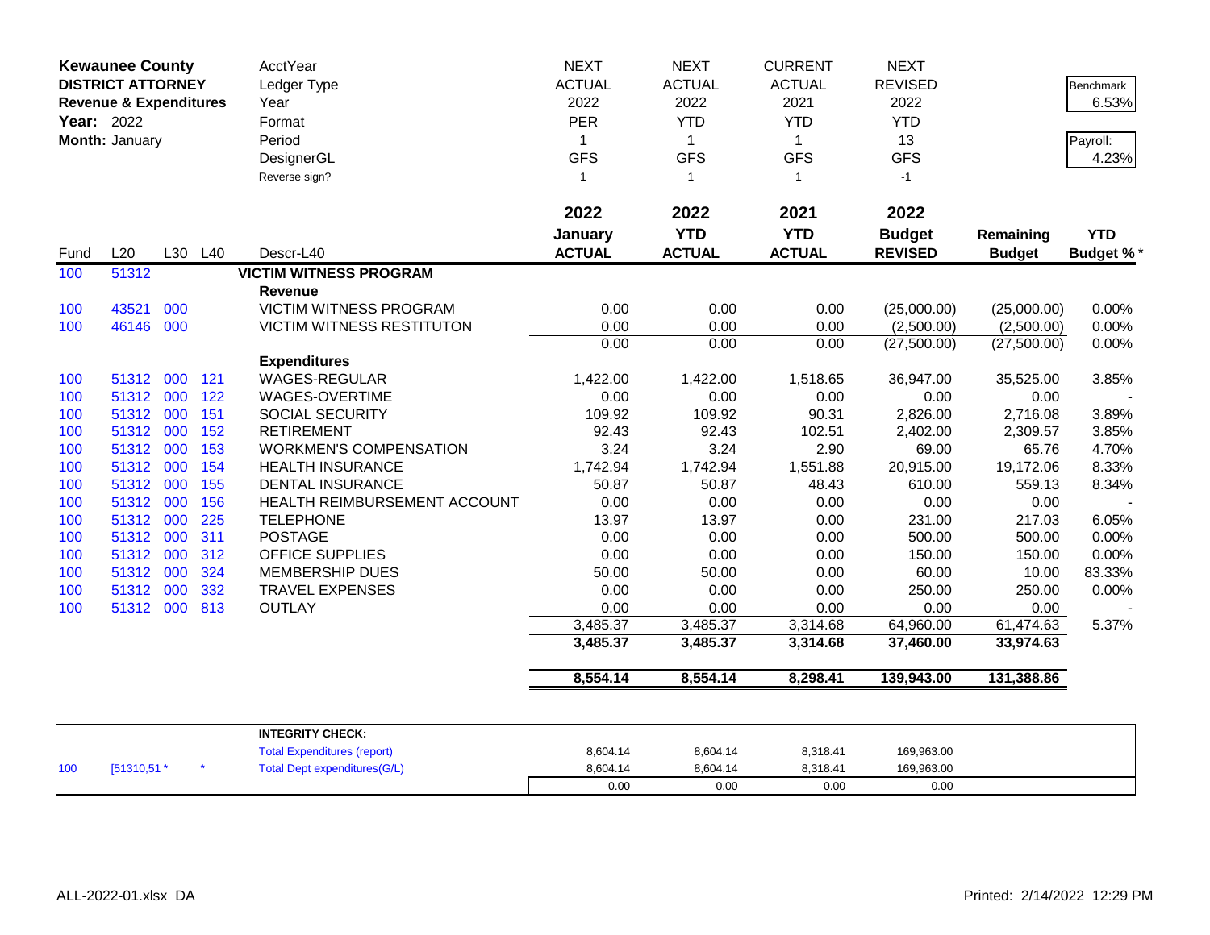| **Kewaunee County** | | | | AcctYear | NEXT | NEXT | CURRENT | NEXT | | |
|---|---|---|---|---|---|---|---|---|---|---|
| **DISTRICT ATTORNEY** | | | | Ledger Type | ACTUAL | ACTUAL | ACTUAL | REVISED | | Benchmark |
| **Revenue & Expenditures** | | | | Year | 2022 | 2022 | 2021 | 2022 | | 6.53% |
| **Year:** 2022 | | | | Format | PER | YTD | YTD | YTD | | |
| **Month:** January | | | | Period | 1 | 1 | 1 | 13 | | Payroll: |
| | | | | DesignerGL | GFS | GFS | GFS | GFS | | 4.23% |
| | | | | Reverse sign? | 1 | 1 | 1 | -1 | | |
| | | | | | **2022 January ACTUAL** | **2022 YTD ACTUAL** | **2021 YTD ACTUAL** | **2022 Budget REVISED** | **Remaining Budget** | **YTD Budget %*** |
| Fund | L20 | L30 | L40 | Descr-L40 | | | | | | |
| 100 | 51312 | | | **VICTIM WITNESS PROGRAM** | | | | | | |
| | | | | **Revenue** | | | | | | |
| 100 | 43521 | 000 | | VICTIM WITNESS PROGRAM | 0.00 | 0.00 | 0.00 | (25,000.00) | (25,000.00) | 0.00% |
| 100 | 46146 | 000 | | VICTIM WITNESS RESTITUTON | 0.00 | 0.00 | 0.00 | (2,500.00) | (2,500.00) | 0.00% |
| | | | | | 0.00 | 0.00 | 0.00 | (27,500.00) | (27,500.00) | 0.00% |
| | | | | **Expenditures** | | | | | | |
| 100 | 51312 | 000 | 121 | WAGES-REGULAR | 1,422.00 | 1,422.00 | 1,518.65 | 36,947.00 | 35,525.00 | 3.85% |
| 100 | 51312 | 000 | 122 | WAGES-OVERTIME | 0.00 | 0.00 | 0.00 | 0.00 | 0.00 | - |
| 100 | 51312 | 000 | 151 | SOCIAL SECURITY | 109.92 | 109.92 | 90.31 | 2,826.00 | 2,716.08 | 3.89% |
| 100 | 51312 | 000 | 152 | RETIREMENT | 92.43 | 92.43 | 102.51 | 2,402.00 | 2,309.57 | 3.85% |
| 100 | 51312 | 000 | 153 | WORKMEN'S COMPENSATION | 3.24 | 3.24 | 2.90 | 69.00 | 65.76 | 4.70% |
| 100 | 51312 | 000 | 154 | HEALTH INSURANCE | 1,742.94 | 1,742.94 | 1,551.88 | 20,915.00 | 19,172.06 | 8.33% |
| 100 | 51312 | 000 | 155 | DENTAL INSURANCE | 50.87 | 50.87 | 48.43 | 610.00 | 559.13 | 8.34% |
| 100 | 51312 | 000 | 156 | HEALTH REIMBURSEMENT ACCOUNT | 0.00 | 0.00 | 0.00 | 0.00 | 0.00 | - |
| 100 | 51312 | 000 | 225 | TELEPHONE | 13.97 | 13.97 | 0.00 | 231.00 | 217.03 | 6.05% |
| 100 | 51312 | 000 | 311 | POSTAGE | 0.00 | 0.00 | 0.00 | 500.00 | 500.00 | 0.00% |
| 100 | 51312 | 000 | 312 | OFFICE SUPPLIES | 0.00 | 0.00 | 0.00 | 150.00 | 150.00 | 0.00% |
| 100 | 51312 | 000 | 324 | MEMBERSHIP DUES | 50.00 | 50.00 | 0.00 | 60.00 | 10.00 | 83.33% |
| 100 | 51312 | 000 | 332 | TRAVEL EXPENSES | 0.00 | 0.00 | 0.00 | 250.00 | 250.00 | 0.00% |
| 100 | 51312 | 000 | 813 | OUTLAY | 0.00 | 0.00 | 0.00 | 0.00 | 0.00 | - |
| | | | | | 3,485.37 | 3,485.37 | 3,314.68 | 64,960.00 | 61,474.63 | 5.37% |
| | | | | | **3,485.37** | **3,485.37** | **3,314.68** | **37,460.00** | **33,974.63** | |
| | | | | | **8,554.14** | **8,554.14** | **8,298.41** | **139,943.00** | **131,388.86** | |

| | | | **INTEGRITY CHECK:** | | | | |
|---|---|---|---|---|---|---|---|
| | | | Total Expenditures (report) | 8,604.14 | 8,604.14 | 8,318.41 | 169,963.00 |
| 100 | [51310,51 * | * | Total Dept expenditures(G/L) | 8,604.14 | 8,604.14 | 8,318.41 | 169,963.00 |
| | | | | 0.00 | 0.00 | 0.00 | 0.00 |

ALL-2022-01.xlsx DA

Printed: 2/14/2022 12:29 PM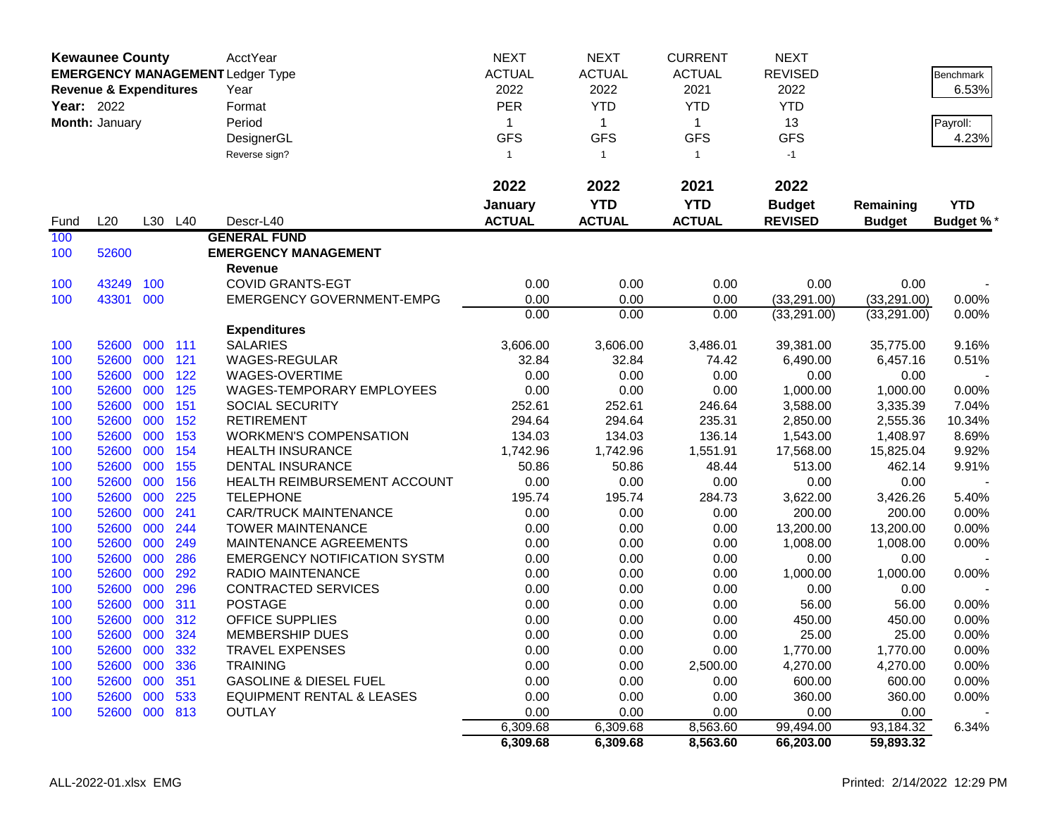| **Kewaunee County** | | | | AcctYear | NEXT | NEXT | CURRENT | NEXT | | Benchmark |
|---|---|---|---|---|---|---|---|---|---|---|
| **EMERGENCY MANAGEMENT** | | | | Ledger Type | ACTUAL | ACTUAL | ACTUAL | REVISED | | 6.53% |
| **Revenue & Expenditures** | | | | Year | 2022 | 2022 | 2021 | 2022 | | |
| **Year:** 2022 | | | | Format | PER | YTD | YTD | YTD | | |
| **Month:** January | | | | Period | 1 | 1 | 1 | 13 | | Payroll: |
| | | | | DesignerGL | GFS | GFS | GFS | GFS | | 4.23% |
| | | | | Reverse sign? | 1 | 1 | 1 | -1 | | |

| Fund | L20 | L30 | L40 | Descr-L40 | 2022 January ACTUAL | 2022 YTD ACTUAL | 2021 YTD ACTUAL | 2022 Budget REVISED | Remaining Budget | YTD Budget %* |
|---|---|---|---|---|---|---|---|---|---|---|
| 100 | | | | **GENERAL FUND** | | | | | | |
| 100 | 52600 | | | **EMERGENCY MANAGEMENT** | | | | | | |
| | | | | **Revenue** | | | | | | |
| 100 | 43249 | 100 | | COVID GRANTS-EGT | 0.00 | 0.00 | 0.00 | 0.00 | 0.00 | - |
| 100 | 43301 | 000 | | EMERGENCY GOVERNMENT-EMPG | 0.00 | 0.00 | 0.00 | (33,291.00) | (33,291.00) | 0.00% |
| | | | | | 0.00 | 0.00 | 0.00 | (33,291.00) | (33,291.00) | 0.00% |
| | | | | **Expenditures** | | | | | | |
| 100 | 52600 | 000 | 111 | SALARIES | 3,606.00 | 3,606.00 | 3,486.01 | 39,381.00 | 35,775.00 | 9.16% |
| 100 | 52600 | 000 | 121 | WAGES-REGULAR | 32.84 | 32.84 | 74.42 | 6,490.00 | 6,457.16 | 0.51% |
| 100 | 52600 | 000 | 122 | WAGES-OVERTIME | 0.00 | 0.00 | 0.00 | 0.00 | 0.00 | - |
| 100 | 52600 | 000 | 125 | WAGES-TEMPORARY EMPLOYEES | 0.00 | 0.00 | 0.00 | 1,000.00 | 1,000.00 | 0.00% |
| 100 | 52600 | 000 | 151 | SOCIAL SECURITY | 252.61 | 252.61 | 246.64 | 3,588.00 | 3,335.39 | 7.04% |
| 100 | 52600 | 000 | 152 | RETIREMENT | 294.64 | 294.64 | 235.31 | 2,850.00 | 2,555.36 | 10.34% |
| 100 | 52600 | 000 | 153 | WORKMEN'S COMPENSATION | 134.03 | 134.03 | 136.14 | 1,543.00 | 1,408.97 | 8.69% |
| 100 | 52600 | 000 | 154 | HEALTH INSURANCE | 1,742.96 | 1,742.96 | 1,551.91 | 17,568.00 | 15,825.04 | 9.92% |
| 100 | 52600 | 000 | 155 | DENTAL INSURANCE | 50.86 | 50.86 | 48.44 | 513.00 | 462.14 | 9.91% |
| 100 | 52600 | 000 | 156 | HEALTH REIMBURSEMENT ACCOUNT | 0.00 | 0.00 | 0.00 | 0.00 | 0.00 | - |
| 100 | 52600 | 000 | 225 | TELEPHONE | 195.74 | 195.74 | 284.73 | 3,622.00 | 3,426.26 | 5.40% |
| 100 | 52600 | 000 | 241 | CAR/TRUCK MAINTENANCE | 0.00 | 0.00 | 0.00 | 200.00 | 200.00 | 0.00% |
| 100 | 52600 | 000 | 244 | TOWER MAINTENANCE | 0.00 | 0.00 | 0.00 | 13,200.00 | 13,200.00 | 0.00% |
| 100 | 52600 | 000 | 249 | MAINTENANCE AGREEMENTS | 0.00 | 0.00 | 0.00 | 1,008.00 | 1,008.00 | 0.00% |
| 100 | 52600 | 000 | 286 | EMERGENCY NOTIFICATION SYSTM | 0.00 | 0.00 | 0.00 | 0.00 | 0.00 | - |
| 100 | 52600 | 000 | 292 | RADIO MAINTENANCE | 0.00 | 0.00 | 0.00 | 1,000.00 | 1,000.00 | 0.00% |
| 100 | 52600 | 000 | 296 | CONTRACTED SERVICES | 0.00 | 0.00 | 0.00 | 0.00 | 0.00 | - |
| 100 | 52600 | 000 | 311 | POSTAGE | 0.00 | 0.00 | 0.00 | 56.00 | 56.00 | 0.00% |
| 100 | 52600 | 000 | 312 | OFFICE SUPPLIES | 0.00 | 0.00 | 0.00 | 450.00 | 450.00 | 0.00% |
| 100 | 52600 | 000 | 324 | MEMBERSHIP DUES | 0.00 | 0.00 | 0.00 | 25.00 | 25.00 | 0.00% |
| 100 | 52600 | 000 | 332 | TRAVEL EXPENSES | 0.00 | 0.00 | 0.00 | 1,770.00 | 1,770.00 | 0.00% |
| 100 | 52600 | 000 | 336 | TRAINING | 0.00 | 0.00 | 2,500.00 | 4,270.00 | 4,270.00 | 0.00% |
| 100 | 52600 | 000 | 351 | GASOLINE & DIESEL FUEL | 0.00 | 0.00 | 0.00 | 600.00 | 600.00 | 0.00% |
| 100 | 52600 | 000 | 533 | EQUIPMENT RENTAL & LEASES | 0.00 | 0.00 | 0.00 | 360.00 | 360.00 | 0.00% |
| 100 | 52600 | 000 | 813 | OUTLAY | 0.00 | 0.00 | 0.00 | 0.00 | 0.00 | - |
| | | | | | 6,309.68 | 6,309.68 | 8,563.60 | 99,494.00 | 93,184.32 | 6.34% |
| | | | | | **6,309.68** | **6,309.68** | **8,563.60** | **66,203.00** | **59,893.32** | |

ALL-2022-01.xlsx EMG Printed: 2/14/2022 12:29 PM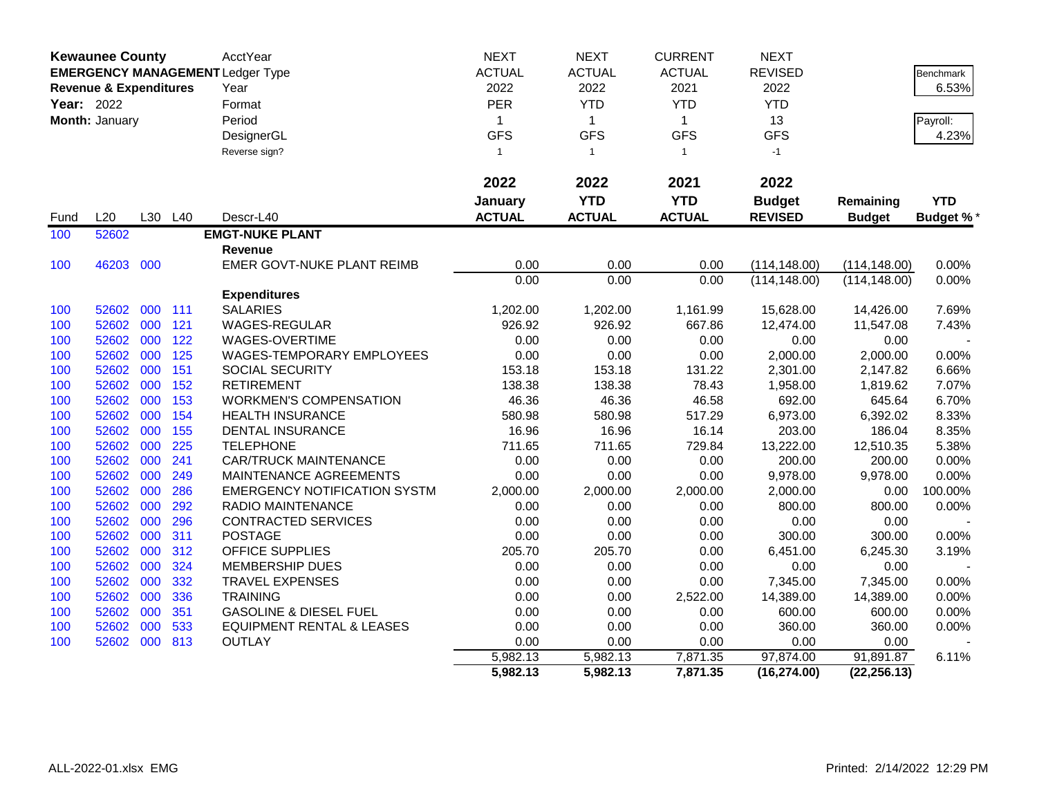**Kewaunee County**
**EMERGENCY MANAGEMENT**
**Revenue & Expenditures**
**Year:** 2022
**Month:** January

| | NEXT | NEXT | CURRENT | NEXT | | |
|---|---|---|---|---|---|---|
| AcctYear | NEXT | NEXT | CURRENT | NEXT | | |
| Ledger Type | ACTUAL | ACTUAL | ACTUAL | REVISED | | Benchmark |
| Year | 2022 | 2022 | 2021 | 2022 | | 6.53% |
| Format | PER | YTD | YTD | YTD | | |
| Period | 1 | 1 | 1 | 13 | | Payroll: |
| DesignerGL | GFS | GFS | GFS | GFS | | 4.23% |
| Reverse sign? | 1 | 1 | 1 | -1 | | |

| Fund | L20 | L30 | L40 | Descr-L40 | 2022 January ACTUAL | 2022 YTD ACTUAL | 2021 YTD ACTUAL | 2022 Budget REVISED | Remaining Budget | YTD Budget % * |
|---|---|---|---|---|---|---|---|---|---|---|
| 100 | 52602 | | | **EMGT-NUKE PLANT** | | | | | | |
| | | | | **Revenue** | | | | | | |
| 100 | 46203 | 000 | | EMER GOVT-NUKE PLANT REIMB | 0.00 | 0.00 | 0.00 | (114,148.00) | (114,148.00) | 0.00% |
| | | | | | 0.00 | 0.00 | 0.00 | (114,148.00) | (114,148.00) | 0.00% |
| | | | | **Expenditures** | | | | | | |
| 100 | 52602 | 000 | 111 | SALARIES | 1,202.00 | 1,202.00 | 1,161.99 | 15,628.00 | 14,426.00 | 7.69% |
| 100 | 52602 | 000 | 121 | WAGES-REGULAR | 926.92 | 926.92 | 667.86 | 12,474.00 | 11,547.08 | 7.43% |
| 100 | 52602 | 000 | 122 | WAGES-OVERTIME | 0.00 | 0.00 | 0.00 | 0.00 | 0.00 | - |
| 100 | 52602 | 000 | 125 | WAGES-TEMPORARY EMPLOYEES | 0.00 | 0.00 | 0.00 | 2,000.00 | 2,000.00 | 0.00% |
| 100 | 52602 | 000 | 151 | SOCIAL SECURITY | 153.18 | 153.18 | 131.22 | 2,301.00 | 2,147.82 | 6.66% |
| 100 | 52602 | 000 | 152 | RETIREMENT | 138.38 | 138.38 | 78.43 | 1,958.00 | 1,819.62 | 7.07% |
| 100 | 52602 | 000 | 153 | WORKMEN'S COMPENSATION | 46.36 | 46.36 | 46.58 | 692.00 | 645.64 | 6.70% |
| 100 | 52602 | 000 | 154 | HEALTH INSURANCE | 580.98 | 580.98 | 517.29 | 6,973.00 | 6,392.02 | 8.33% |
| 100 | 52602 | 000 | 155 | DENTAL INSURANCE | 16.96 | 16.96 | 16.14 | 203.00 | 186.04 | 8.35% |
| 100 | 52602 | 000 | 225 | TELEPHONE | 711.65 | 711.65 | 729.84 | 13,222.00 | 12,510.35 | 5.38% |
| 100 | 52602 | 000 | 241 | CAR/TRUCK MAINTENANCE | 0.00 | 0.00 | 0.00 | 200.00 | 200.00 | 0.00% |
| 100 | 52602 | 000 | 249 | MAINTENANCE AGREEMENTS | 0.00 | 0.00 | 0.00 | 9,978.00 | 9,978.00 | 0.00% |
| 100 | 52602 | 000 | 286 | EMERGENCY NOTIFICATION SYSTM | 2,000.00 | 2,000.00 | 2,000.00 | 2,000.00 | 0.00 | 100.00% |
| 100 | 52602 | 000 | 292 | RADIO MAINTENANCE | 0.00 | 0.00 | 0.00 | 800.00 | 800.00 | 0.00% |
| 100 | 52602 | 000 | 296 | CONTRACTED SERVICES | 0.00 | 0.00 | 0.00 | 0.00 | 0.00 | - |
| 100 | 52602 | 000 | 311 | POSTAGE | 0.00 | 0.00 | 0.00 | 300.00 | 300.00 | 0.00% |
| 100 | 52602 | 000 | 312 | OFFICE SUPPLIES | 205.70 | 205.70 | 0.00 | 6,451.00 | 6,245.30 | 3.19% |
| 100 | 52602 | 000 | 324 | MEMBERSHIP DUES | 0.00 | 0.00 | 0.00 | 0.00 | 0.00 | - |
| 100 | 52602 | 000 | 332 | TRAVEL EXPENSES | 0.00 | 0.00 | 0.00 | 7,345.00 | 7,345.00 | 0.00% |
| 100 | 52602 | 000 | 336 | TRAINING | 0.00 | 0.00 | 2,522.00 | 14,389.00 | 14,389.00 | 0.00% |
| 100 | 52602 | 000 | 351 | GASOLINE & DIESEL FUEL | 0.00 | 0.00 | 0.00 | 600.00 | 600.00 | 0.00% |
| 100 | 52602 | 000 | 533 | EQUIPMENT RENTAL & LEASES | 0.00 | 0.00 | 0.00 | 360.00 | 360.00 | 0.00% |
| 100 | 52602 | 000 | 813 | OUTLAY | 0.00 | 0.00 | 0.00 | 0.00 | 0.00 | - |
| | | | | | 5,982.13 | 5,982.13 | 7,871.35 | 97,874.00 | 91,891.87 | 6.11% |
| | | | | | **5,982.13** | **5,982.13** | **7,871.35** | **(16,274.00)** | **(22,256.13)** | |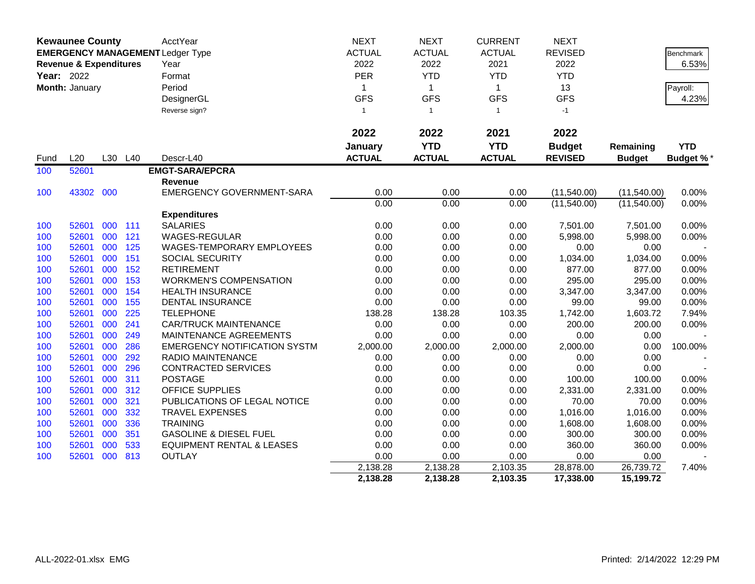**Kewaunee County**
**EMERGENCY MANAGEMENT**
**Revenue & Expenditures**
**Year:** 2022
**Month:** January

| AcctYear | NEXT | NEXT | CURRENT | NEXT | | |
|---|---|---|---|---|---|---|
| Ledger Type | ACTUAL | ACTUAL | ACTUAL | REVISED | | Benchmark |
| Year | 2022 | 2022 | 2021 | 2022 | | 6.53% |
| Format | PER | YTD | YTD | YTD | | |
| Period | 1 | 1 | 1 | 13 | | Payroll: |
| DesignerGL | GFS | GFS | GFS | GFS | | 4.23% |
| Reverse sign? | 1 | 1 | 1 | -1 | | |

| Fund | L20 | L30 | L40 | Descr-L40 | 2022 January ACTUAL | 2022 YTD ACTUAL | 2021 YTD ACTUAL | 2022 Budget REVISED | Remaining Budget | YTD Budget % * |
|---|---|---|---|---|---|---|---|---|---|---|
| 100 | 52601 | | | **EMGT-SARA/EPCRA** | | | | | | |
| | | | | **Revenue** | | | | | | |
| 100 | 43302 | 000 | | EMERGENCY GOVERNMENT-SARA | 0.00 | 0.00 | 0.00 | (11,540.00) | (11,540.00) | 0.00% |
| | | | | | 0.00 | 0.00 | 0.00 | (11,540.00) | (11,540.00) | 0.00% |
| | | | | **Expenditures** | | | | | | |
| 100 | 52601 | 000 | 111 | SALARIES | 0.00 | 0.00 | 0.00 | 7,501.00 | 7,501.00 | 0.00% |
| 100 | 52601 | 000 | 121 | WAGES-REGULAR | 0.00 | 0.00 | 0.00 | 5,998.00 | 5,998.00 | 0.00% |
| 100 | 52601 | 000 | 125 | WAGES-TEMPORARY EMPLOYEES | 0.00 | 0.00 | 0.00 | 0.00 | 0.00 | - |
| 100 | 52601 | 000 | 151 | SOCIAL SECURITY | 0.00 | 0.00 | 0.00 | 1,034.00 | 1,034.00 | 0.00% |
| 100 | 52601 | 000 | 152 | RETIREMENT | 0.00 | 0.00 | 0.00 | 877.00 | 877.00 | 0.00% |
| 100 | 52601 | 000 | 153 | WORKMEN'S COMPENSATION | 0.00 | 0.00 | 0.00 | 295.00 | 295.00 | 0.00% |
| 100 | 52601 | 000 | 154 | HEALTH INSURANCE | 0.00 | 0.00 | 0.00 | 3,347.00 | 3,347.00 | 0.00% |
| 100 | 52601 | 000 | 155 | DENTAL INSURANCE | 0.00 | 0.00 | 0.00 | 99.00 | 99.00 | 0.00% |
| 100 | 52601 | 000 | 225 | TELEPHONE | 138.28 | 138.28 | 103.35 | 1,742.00 | 1,603.72 | 7.94% |
| 100 | 52601 | 000 | 241 | CAR/TRUCK MAINTENANCE | 0.00 | 0.00 | 0.00 | 200.00 | 200.00 | 0.00% |
| 100 | 52601 | 000 | 249 | MAINTENANCE AGREEMENTS | 0.00 | 0.00 | 0.00 | 0.00 | 0.00 | - |
| 100 | 52601 | 000 | 286 | EMERGENCY NOTIFICATION SYSTM | 2,000.00 | 2,000.00 | 2,000.00 | 2,000.00 | 0.00 | 100.00% |
| 100 | 52601 | 000 | 292 | RADIO MAINTENANCE | 0.00 | 0.00 | 0.00 | 0.00 | 0.00 | - |
| 100 | 52601 | 000 | 296 | CONTRACTED SERVICES | 0.00 | 0.00 | 0.00 | 0.00 | 0.00 | - |
| 100 | 52601 | 000 | 311 | POSTAGE | 0.00 | 0.00 | 0.00 | 100.00 | 100.00 | 0.00% |
| 100 | 52601 | 000 | 312 | OFFICE SUPPLIES | 0.00 | 0.00 | 0.00 | 2,331.00 | 2,331.00 | 0.00% |
| 100 | 52601 | 000 | 321 | PUBLICATIONS OF LEGAL NOTICE | 0.00 | 0.00 | 0.00 | 70.00 | 70.00 | 0.00% |
| 100 | 52601 | 000 | 332 | TRAVEL EXPENSES | 0.00 | 0.00 | 0.00 | 1,016.00 | 1,016.00 | 0.00% |
| 100 | 52601 | 000 | 336 | TRAINING | 0.00 | 0.00 | 0.00 | 1,608.00 | 1,608.00 | 0.00% |
| 100 | 52601 | 000 | 351 | GASOLINE & DIESEL FUEL | 0.00 | 0.00 | 0.00 | 300.00 | 300.00 | 0.00% |
| 100 | 52601 | 000 | 533 | EQUIPMENT RENTAL & LEASES | 0.00 | 0.00 | 0.00 | 360.00 | 360.00 | 0.00% |
| 100 | 52601 | 000 | 813 | OUTLAY | 0.00 | 0.00 | 0.00 | 0.00 | 0.00 | - |
| | | | | | 2,138.28 | 2,138.28 | 2,103.35 | 28,878.00 | 26,739.72 | 7.40% |
| | | | | | **2,138.28** | **2,138.28** | **2,103.35** | **17,338.00** | **15,199.72** | |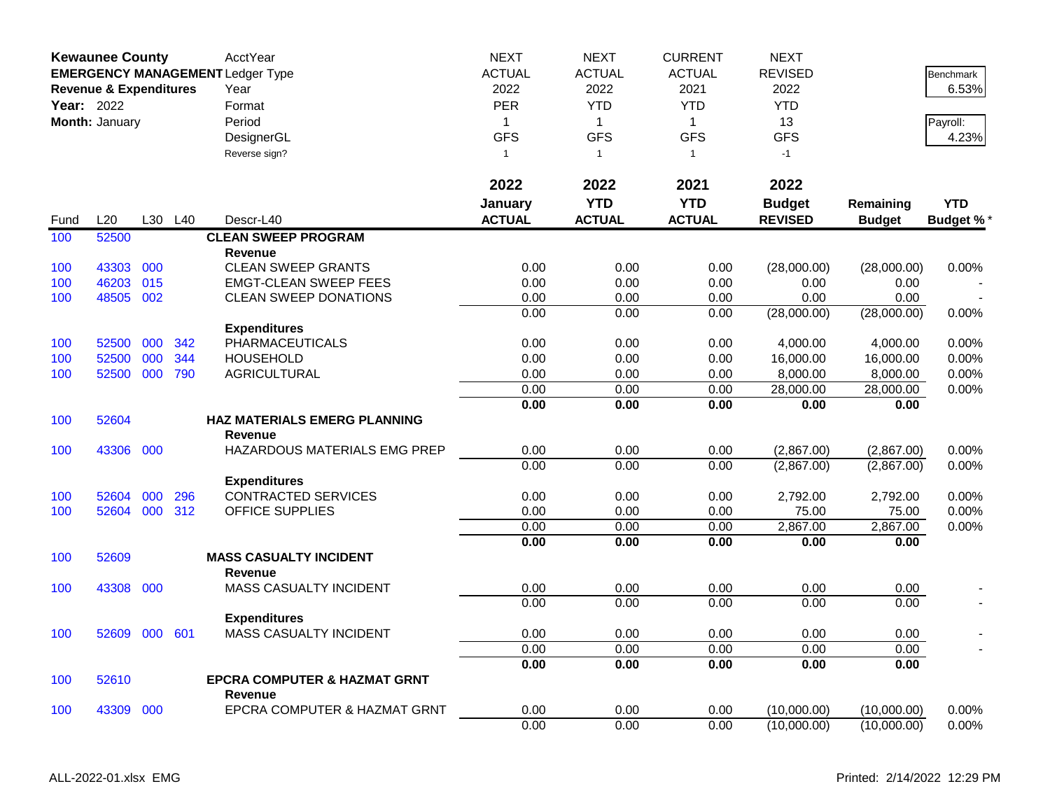**Kewaunee County**
**EMERGENCY MANAGEMENT**
**Revenue & Expenditures**
**Year:** 2022
**Month:** January

| AcctYear | NEXT | NEXT | CURRENT | NEXT | | |
|---|---|---|---|---|---|---|
| Ledger Type | ACTUAL | ACTUAL | ACTUAL | REVISED | | Benchmark |
| Year | 2022 | 2022 | 2021 | 2022 | | 6.53% |
| Format | PER | YTD | YTD | YTD | | |
| Period | 1 | 1 | 1 | 13 | | Payroll: |
| DesignerGL | GFS | GFS | GFS | GFS | | 4.23% |
| Reverse sign? | 1 | 1 | 1 | -1 | | |

| Fund | L20 | L30 | L40 | Descr-L40 | 2022 January ACTUAL | 2022 YTD ACTUAL | 2021 YTD ACTUAL | 2022 Budget REVISED | Remaining Budget | YTD Budget % * |
|---|---|---|---|---|---|---|---|---|---|---|
| 100 | 52500 | | | **CLEAN SWEEP PROGRAM** | | | | | | |
| | | | | **Revenue** | | | | | | |
| 100 | 43303 | 000 | | CLEAN SWEEP GRANTS | 0.00 | 0.00 | 0.00 | (28,000.00) | (28,000.00) | 0.00% |
| 100 | 46203 | 015 | | EMGT-CLEAN SWEEP FEES | 0.00 | 0.00 | 0.00 | 0.00 | 0.00 | - |
| 100 | 48505 | 002 | | CLEAN SWEEP DONATIONS | 0.00 | 0.00 | 0.00 | 0.00 | 0.00 | - |
| | | | | | 0.00 | 0.00 | 0.00 | (28,000.00) | (28,000.00) | 0.00% |
| | | | | **Expenditures** | | | | | | |
| 100 | 52500 | 000 | 342 | PHARMACEUTICALS | 0.00 | 0.00 | 0.00 | 4,000.00 | 4,000.00 | 0.00% |
| 100 | 52500 | 000 | 344 | HOUSEHOLD | 0.00 | 0.00 | 0.00 | 16,000.00 | 16,000.00 | 0.00% |
| 100 | 52500 | 000 | 790 | AGRICULTURAL | 0.00 | 0.00 | 0.00 | 8,000.00 | 8,000.00 | 0.00% |
| | | | | | 0.00 | 0.00 | 0.00 | 28,000.00 | 28,000.00 | 0.00% |
| | | | | | **0.00** | **0.00** | **0.00** | **0.00** | **0.00** | |
| 100 | 52604 | | | **HAZ MATERIALS EMERG PLANNING** | | | | | | |
| | | | | **Revenue** | | | | | | |
| 100 | 43306 | 000 | | HAZARDOUS MATERIALS EMG PREP | 0.00 | 0.00 | 0.00 | (2,867.00) | (2,867.00) | 0.00% |
| | | | | | 0.00 | 0.00 | 0.00 | (2,867.00) | (2,867.00) | 0.00% |
| | | | | **Expenditures** | | | | | | |
| 100 | 52604 | 000 | 296 | CONTRACTED SERVICES | 0.00 | 0.00 | 0.00 | 2,792.00 | 2,792.00 | 0.00% |
| 100 | 52604 | 000 | 312 | OFFICE SUPPLIES | 0.00 | 0.00 | 0.00 | 75.00 | 75.00 | 0.00% |
| | | | | | 0.00 | 0.00 | 0.00 | 2,867.00 | 2,867.00 | 0.00% |
| | | | | | **0.00** | **0.00** | **0.00** | **0.00** | **0.00** | |
| 100 | 52609 | | | **MASS CASUALTY INCIDENT** | | | | | | |
| | | | | **Revenue** | | | | | | |
| 100 | 43308 | 000 | | MASS CASUALTY INCIDENT | 0.00 | 0.00 | 0.00 | 0.00 | 0.00 | - |
| | | | | | 0.00 | 0.00 | 0.00 | 0.00 | 0.00 | - |
| | | | | **Expenditures** | | | | | | |
| 100 | 52609 | 000 | 601 | MASS CASUALTY INCIDENT | 0.00 | 0.00 | 0.00 | 0.00 | 0.00 | - |
| | | | | | 0.00 | 0.00 | 0.00 | 0.00 | 0.00 | - |
| | | | | | **0.00** | **0.00** | **0.00** | **0.00** | **0.00** | |
| 100 | 52610 | | | **EPCRA COMPUTER & HAZMAT GRNT** | | | | | | |
| | | | | **Revenue** | | | | | | |
| 100 | 43309 | 000 | | EPCRA COMPUTER & HAZMAT GRNT | 0.00 | 0.00 | 0.00 | (10,000.00) | (10,000.00) | 0.00% |
| | | | | | 0.00 | 0.00 | 0.00 | (10,000.00) | (10,000.00) | 0.00% |

ALL-2022-01.xlsx EMG | Printed: 2/14/2022 12:29 PM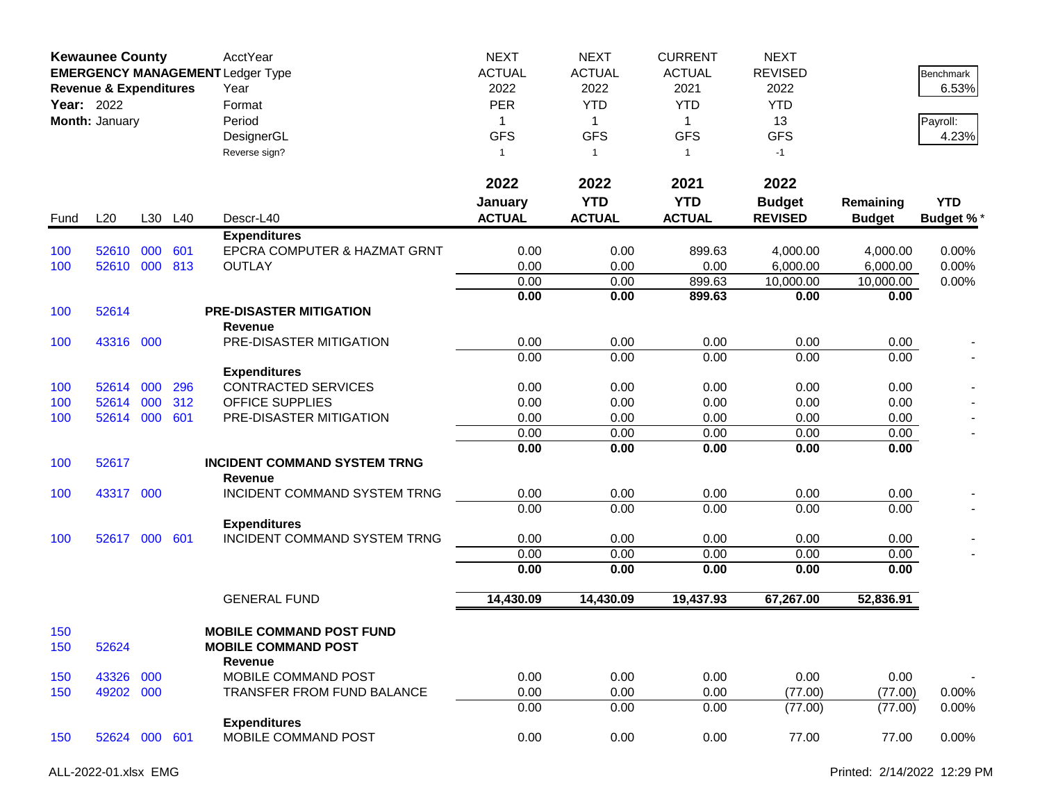**Kewaunee County**
**EMERGENCY MANAGEMENT**
**Revenue & Expenditures**
**Year:** 2022
**Month:** January

| | | | | AcctYear | NEXT | NEXT | CURRENT | NEXT | | |
|---|---|---|---|---|---|---|---|---|---|---|
| | | | | Ledger Type | ACTUAL | ACTUAL | ACTUAL | REVISED | | Benchmark |
| | | | | Year | 2022 | 2022 | 2021 | 2022 | | 6.53% |
| | | | | Format | PER | YTD | YTD | YTD | | |
| | | | | Period | 1 | 1 | 1 | 13 | | Payroll: |
| | | | | DesignerGL | GFS | GFS | GFS | GFS | | 4.23% |
| | | | | Reverse sign? | 1 | 1 | 1 | -1 | | |
| | | | | | **2022** | **2022** | **2021** | **2022** | | |
| | | | | | **January** | **YTD** | **YTD** | **Budget** | **Remaining** | **YTD** |
| Fund | L20 | L30 | L40 | Descr-L40 | **ACTUAL** | **ACTUAL** | **ACTUAL** | **REVISED** | **Budget** | **Budget %** * |
| | | | | **Expenditures** | | | | | | |
| 100 | 52610 | 000 | 601 | EPCRA COMPUTER & HAZMAT GRNT | 0.00 | 0.00 | 899.63 | 4,000.00 | 4,000.00 | 0.00% |
| 100 | 52610 | 000 | 813 | OUTLAY | 0.00 | 0.00 | 0.00 | 6,000.00 | 6,000.00 | 0.00% |
| | | | | | 0.00 | 0.00 | 899.63 | 10,000.00 | 10,000.00 | 0.00% |
| | | | | | **0.00** | **0.00** | **899.63** | **0.00** | **0.00** | |
| 100 | 52614 | | | **PRE-DISASTER MITIGATION** | | | | | | |
| | | | | **Revenue** | | | | | | |
| 100 | 43316 | 000 | | PRE-DISASTER MITIGATION | 0.00 | 0.00 | 0.00 | 0.00 | 0.00 | - |
| | | | | | 0.00 | 0.00 | 0.00 | 0.00 | 0.00 | - |
| | | | | **Expenditures** | | | | | | |
| 100 | 52614 | 000 | 296 | CONTRACTED SERVICES | 0.00 | 0.00 | 0.00 | 0.00 | 0.00 | - |
| 100 | 52614 | 000 | 312 | OFFICE SUPPLIES | 0.00 | 0.00 | 0.00 | 0.00 | 0.00 | - |
| 100 | 52614 | 000 | 601 | PRE-DISASTER MITIGATION | 0.00 | 0.00 | 0.00 | 0.00 | 0.00 | - |
| | | | | | 0.00 | 0.00 | 0.00 | 0.00 | 0.00 | - |
| | | | | | **0.00** | **0.00** | **0.00** | **0.00** | **0.00** | |
| 100 | 52617 | | | **INCIDENT COMMAND SYSTEM TRNG** | | | | | | |
| | | | | **Revenue** | | | | | | |
| 100 | 43317 | 000 | | INCIDENT COMMAND SYSTEM TRNG | 0.00 | 0.00 | 0.00 | 0.00 | 0.00 | - |
| | | | | | 0.00 | 0.00 | 0.00 | 0.00 | 0.00 | - |
| | | | | **Expenditures** | | | | | | |
| 100 | 52617 | 000 | 601 | INCIDENT COMMAND SYSTEM TRNG | 0.00 | 0.00 | 0.00 | 0.00 | 0.00 | - |
| | | | | | 0.00 | 0.00 | 0.00 | 0.00 | 0.00 | - |
| | | | | | **0.00** | **0.00** | **0.00** | **0.00** | **0.00** | |
| | | | | GENERAL FUND | **14,430.09** | **14,430.09** | **19,437.93** | **67,267.00** | **52,836.91** | |
| 150 | | | | **MOBILE COMMAND POST FUND** | | | | | | |
| 150 | 52624 | | | **MOBILE COMMAND POST** | | | | | | |
| | | | | **Revenue** | | | | | | |
| 150 | 43326 | 000 | | MOBILE COMMAND POST | 0.00 | 0.00 | 0.00 | 0.00 | 0.00 | - |
| 150 | 49202 | 000 | | TRANSFER FROM FUND BALANCE | 0.00 | 0.00 | 0.00 | (77.00) | (77.00) | 0.00% |
| | | | | | 0.00 | 0.00 | 0.00 | (77.00) | (77.00) | 0.00% |
| | | | | **Expenditures** | | | | | | |
| 150 | 52624 | 000 | 601 | MOBILE COMMAND POST | 0.00 | 0.00 | 0.00 | 77.00 | 77.00 | 0.00% |

ALL-2022-01.xlsx EMG

Printed: 2/14/2022 12:29 PM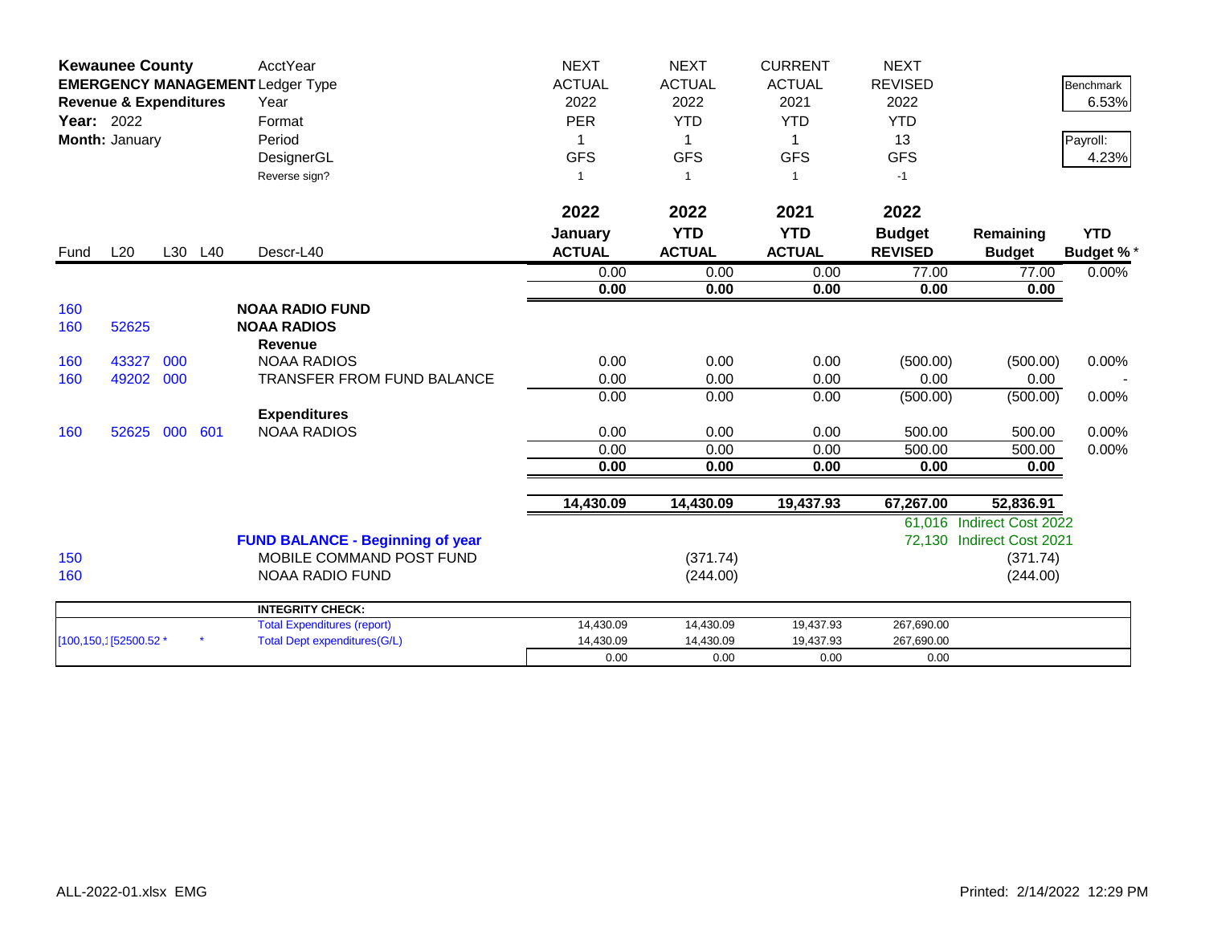| **Kewaunee County** | | | | AcctYear | NEXT | NEXT | CURRENT | NEXT | | |
|---|---|---|---|---|---|---|---|---|---|---|
| **EMERGENCY MANAGEMENT** | | | | Ledger Type | ACTUAL | ACTUAL | ACTUAL | REVISED | | Benchmark |
| **Revenue & Expenditures** | | | | Year | 2022 | 2022 | 2021 | 2022 | | 6.53% |
| **Year:** 2022 | | | | Format | PER | YTD | YTD | YTD | | |
| **Month:** January | | | | Period | 1 | 1 | 1 | 13 | | Payroll: |
| | | | | DesignerGL | GFS | GFS | GFS | GFS | | 4.23% |
| | | | | Reverse sign? | 1 | 1 | 1 | -1 | | |
| | | | | | **2022** | **2022** | **2021** | **2022** | | |
| | | | | | **January** | **YTD** | **YTD** | **Budget** | **Remaining** | **YTD** |
| Fund | L20 | L30 | L40 | Descr-L40 | **ACTUAL** | **ACTUAL** | **ACTUAL** | **REVISED** | **Budget** | **Budget %*** |
| | | | | | 0.00 | 0.00 | 0.00 | 77.00 | 77.00 | 0.00% |
| | | | | | **0.00** | **0.00** | **0.00** | **0.00** | **0.00** | |
| 160 | | | | **NOAA RADIO FUND** | | | | | | |
| 160 | 52625 | | | **NOAA RADIOS** | | | | | | |
| | | | | **Revenue** | | | | | | |
| 160 | 43327 | 000 | | NOAA RADIOS | 0.00 | 0.00 | 0.00 | (500.00) | (500.00) | 0.00% |
| 160 | 49202 | 000 | | TRANSFER FROM FUND BALANCE | 0.00 | 0.00 | 0.00 | 0.00 | 0.00 | - |
| | | | | | 0.00 | 0.00 | 0.00 | (500.00) | (500.00) | 0.00% |
| | | | | **Expenditures** | | | | | | |
| 160 | 52625 | 000 | 601 | NOAA RADIOS | 0.00 | 0.00 | 0.00 | 500.00 | 500.00 | 0.00% |
| | | | | | 0.00 | 0.00 | 0.00 | 500.00 | 500.00 | 0.00% |
| | | | | | **0.00** | **0.00** | **0.00** | **0.00** | **0.00** | |
| | | | | | **14,430.09** | **14,430.09** | **19,437.93** | **67,267.00** | **52,836.91** | |
| | | | | | | | | 61,016 | Indirect Cost 2022 | |
| | | | | **FUND BALANCE - Beginning of year** | | | | 72,130 | Indirect Cost 2021 | |
| 150 | | | | MOBILE COMMAND POST FUND | | (371.74) | | | (371.74) | |
| 160 | | | | NOAA RADIO FUND | | (244.00) | | | (244.00) | |

| | | | | | | |
|---|---|---|---|---|---|---|
| | | **INTEGRITY CHECK:** | | | | |
| | | Total Expenditures (report) | 14,430.09 | 14,430.09 | 19,437.93 | 267,690.00 |
| [100,150,1 [52500.52 * | * | Total Dept expenditures(G/L) | 14,430.09 | 14,430.09 | 19,437.93 | 267,690.00 |
| | | | 0.00 | 0.00 | 0.00 | 0.00 |

ALL-2022-01.xlsx EMG

Printed: 2/14/2022 12:29 PM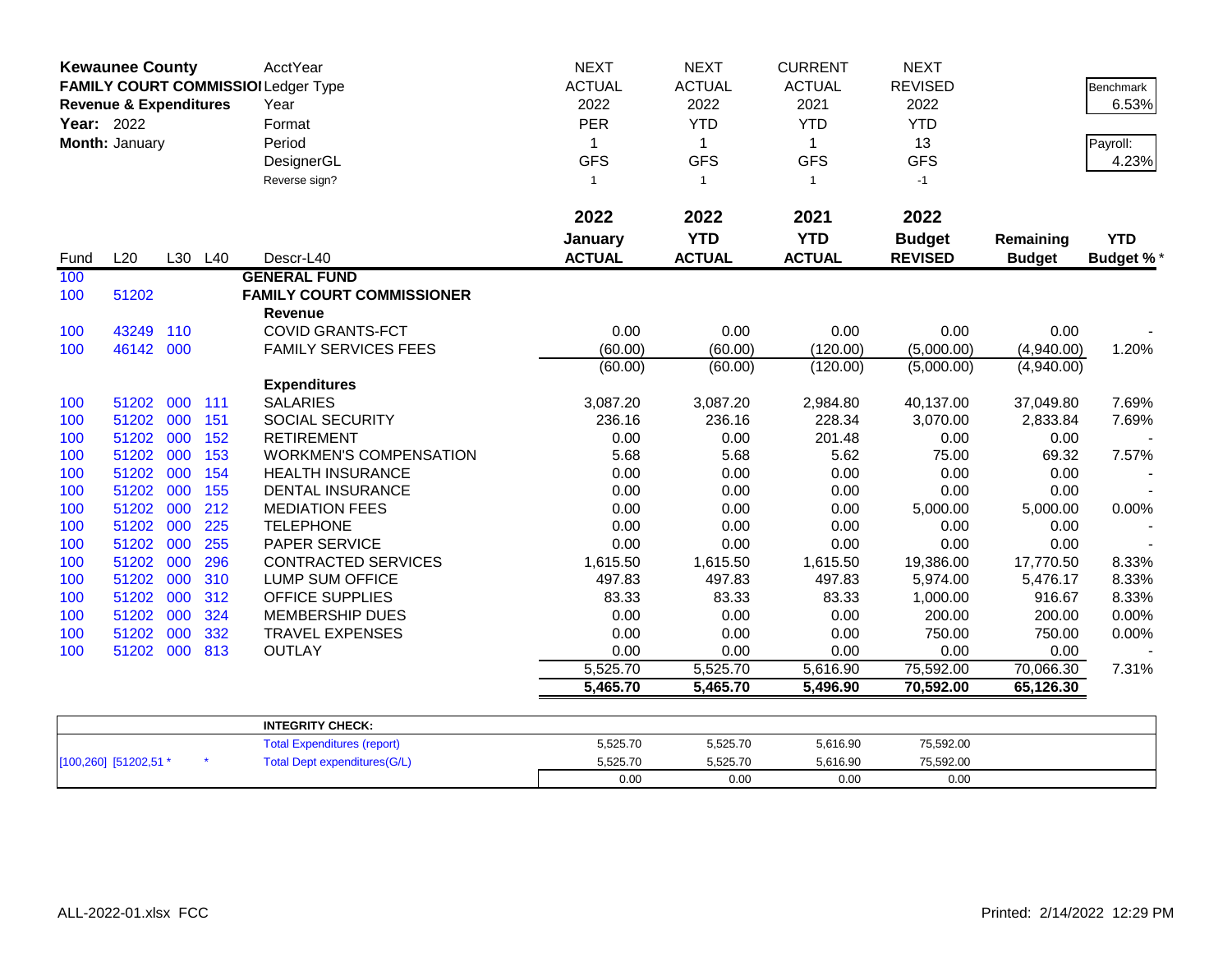**Kewaunee County**
**FAMILY COURT COMMISSIONER**
**Revenue & Expenditures**
**Year:** 2022
**Month:** January

| | | | | AcctYear | NEXT | NEXT | CURRENT | NEXT | | |
|---|---|---|---|---|---|---|---|---|---|---|
| | | | | Ledger Type | ACTUAL | ACTUAL | ACTUAL | REVISED | | Benchmark |
| | | | | Year | 2022 | 2022 | 2021 | 2022 | | 6.53% |
| | | | | Format | PER | YTD | YTD | YTD | | |
| | | | | Period | 1 | 1 | 1 | 13 | | Payroll: |
| | | | | DesignerGL | GFS | GFS | GFS | GFS | | 4.23% |
| | | | | Reverse sign? | 1 | 1 | 1 | -1 | | |
| | | | | | **2022 January ACTUAL** | **2022 YTD ACTUAL** | **2021 YTD ACTUAL** | **2022 Budget REVISED** | **Remaining Budget** | **YTD Budget %*** |
| Fund | L20 | L30 | L40 | Descr-L40 | | | | | | |
| 100 | | | | **GENERAL FUND** | | | | | | |
| 100 | 51202 | | | **FAMILY COURT COMMISSIONER** | | | | | | |
| | | | | **Revenue** | | | | | | |
| 100 | 43249 | 110 | | COVID GRANTS-FCT | 0.00 | 0.00 | 0.00 | 0.00 | 0.00 | - |
| 100 | 46142 | 000 | | FAMILY SERVICES FEES | (60.00) | (60.00) | (120.00) | (5,000.00) | (4,940.00) | 1.20% |
| | | | | | (60.00) | (60.00) | (120.00) | (5,000.00) | (4,940.00) | |
| | | | | **Expenditures** | | | | | | |
| 100 | 51202 | 000 | 111 | SALARIES | 3,087.20 | 3,087.20 | 2,984.80 | 40,137.00 | 37,049.80 | 7.69% |
| 100 | 51202 | 000 | 151 | SOCIAL SECURITY | 236.16 | 236.16 | 228.34 | 3,070.00 | 2,833.84 | 7.69% |
| 100 | 51202 | 000 | 152 | RETIREMENT | 0.00 | 0.00 | 201.48 | 0.00 | 0.00 | - |
| 100 | 51202 | 000 | 153 | WORKMEN'S COMPENSATION | 5.68 | 5.68 | 5.62 | 75.00 | 69.32 | 7.57% |
| 100 | 51202 | 000 | 154 | HEALTH INSURANCE | 0.00 | 0.00 | 0.00 | 0.00 | 0.00 | - |
| 100 | 51202 | 000 | 155 | DENTAL INSURANCE | 0.00 | 0.00 | 0.00 | 0.00 | 0.00 | - |
| 100 | 51202 | 000 | 212 | MEDIATION FEES | 0.00 | 0.00 | 0.00 | 5,000.00 | 5,000.00 | 0.00% |
| 100 | 51202 | 000 | 225 | TELEPHONE | 0.00 | 0.00 | 0.00 | 0.00 | 0.00 | - |
| 100 | 51202 | 000 | 255 | PAPER SERVICE | 0.00 | 0.00 | 0.00 | 0.00 | 0.00 | - |
| 100 | 51202 | 000 | 296 | CONTRACTED SERVICES | 1,615.50 | 1,615.50 | 1,615.50 | 19,386.00 | 17,770.50 | 8.33% |
| 100 | 51202 | 000 | 310 | LUMP SUM OFFICE | 497.83 | 497.83 | 497.83 | 5,974.00 | 5,476.17 | 8.33% |
| 100 | 51202 | 000 | 312 | OFFICE SUPPLIES | 83.33 | 83.33 | 83.33 | 1,000.00 | 916.67 | 8.33% |
| 100 | 51202 | 000 | 324 | MEMBERSHIP DUES | 0.00 | 0.00 | 0.00 | 200.00 | 200.00 | 0.00% |
| 100 | 51202 | 000 | 332 | TRAVEL EXPENSES | 0.00 | 0.00 | 0.00 | 750.00 | 750.00 | 0.00% |
| 100 | 51202 | 000 | 813 | OUTLAY | 0.00 | 0.00 | 0.00 | 0.00 | 0.00 | - |
| | | | | | 5,525.70 | 5,525.70 | 5,616.90 | 75,592.00 | 70,066.30 | 7.31% |
| | | | | | **5,465.70** | **5,465.70** | **5,496.90** | **70,592.00** | **65,126.30** | |

| | | INTEGRITY CHECK: | | | | |
|---|---|---|---|---|---|---|
| | | Total Expenditures (report) | 5,525.70 | 5,525.70 | 5,616.90 | 75,592.00 |
| [100,260] [51202,51 * | * | Total Dept expenditures(G/L) | 5,525.70 | 5,525.70 | 5,616.90 | 75,592.00 |
| | | | 0.00 | 0.00 | 0.00 | 0.00 |

ALL-2022-01.xlsx FCC

Printed: 2/14/2022 12:29 PM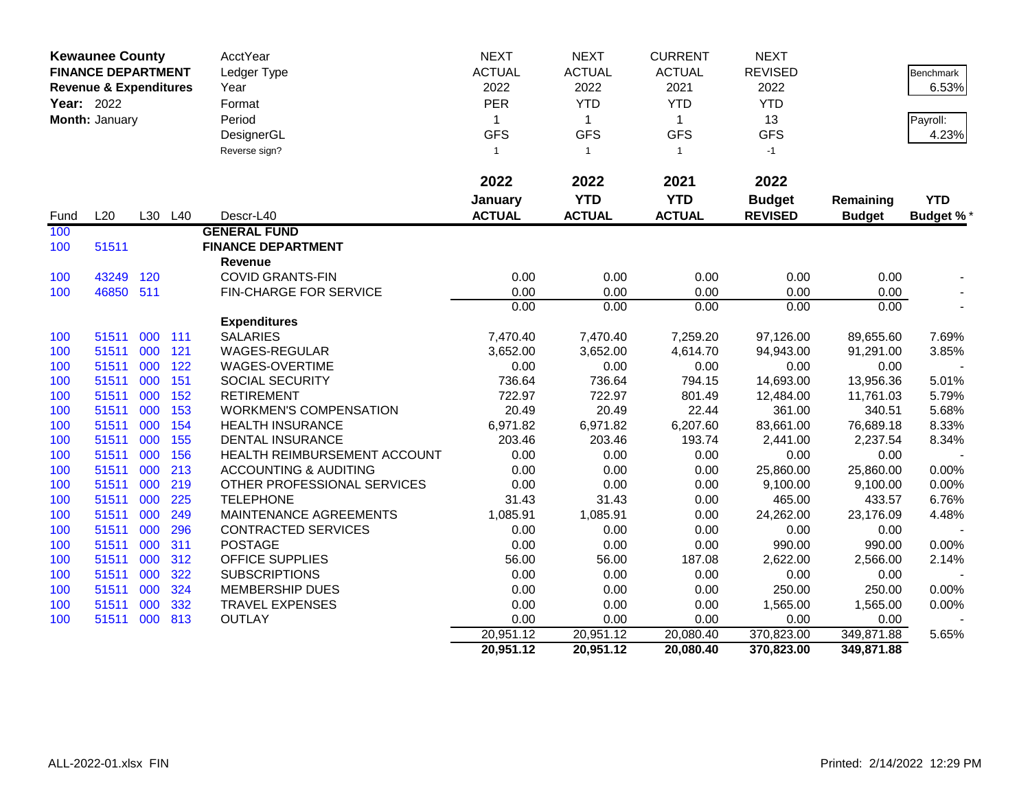**Kewaunee County**
**FINANCE DEPARTMENT**
**Revenue & Expenditures**
**Year:** 2022
**Month:** January

| | | | | AcctYear | NEXT | NEXT | CURRENT | NEXT | | |
|---|---|---|---|---|---|---|---|---|---|---|
| | | | | Ledger Type | ACTUAL | ACTUAL | ACTUAL | REVISED | | Benchmark |
| | | | | Year | 2022 | 2022 | 2021 | 2022 | | 6.53% |
| | | | | Format | PER | YTD | YTD | YTD | | |
| | | | | Period | 1 | 1 | 1 | 13 | | Payroll: |
| | | | | DesignerGL | GFS | GFS | GFS | GFS | | 4.23% |
| | | | | Reverse sign? | 1 | 1 | 1 | -1 | | |
| | | | | | **2022** | **2022** | **2021** | **2022** | | |
| | | | | | **January** | **YTD** | **YTD** | **Budget** | **Remaining** | **YTD** |
| Fund | L20 | L30 | L40 | Descr-L40 | **ACTUAL** | **ACTUAL** | **ACTUAL** | **REVISED** | **Budget** | **Budget %*** |
| 100 | | | | **GENERAL FUND** | | | | | | |
| 100 | 51511 | | | **FINANCE DEPARTMENT** | | | | | | |
| | | | | **Revenue** | | | | | | |
| 100 | 43249 | 120 | | COVID GRANTS-FIN | 0.00 | 0.00 | 0.00 | 0.00 | 0.00 | - |
| 100 | 46850 | 511 | | FIN-CHARGE FOR SERVICE | 0.00 | 0.00 | 0.00 | 0.00 | 0.00 | - |
| | | | | | 0.00 | 0.00 | 0.00 | 0.00 | 0.00 | - |
| | | | | **Expenditures** | | | | | | |
| 100 | 51511 | 000 | 111 | SALARIES | 7,470.40 | 7,470.40 | 7,259.20 | 97,126.00 | 89,655.60 | 7.69% |
| 100 | 51511 | 000 | 121 | WAGES-REGULAR | 3,652.00 | 3,652.00 | 4,614.70 | 94,943.00 | 91,291.00 | 3.85% |
| 100 | 51511 | 000 | 122 | WAGES-OVERTIME | 0.00 | 0.00 | 0.00 | 0.00 | 0.00 | - |
| 100 | 51511 | 000 | 151 | SOCIAL SECURITY | 736.64 | 736.64 | 794.15 | 14,693.00 | 13,956.36 | 5.01% |
| 100 | 51511 | 000 | 152 | RETIREMENT | 722.97 | 722.97 | 801.49 | 12,484.00 | 11,761.03 | 5.79% |
| 100 | 51511 | 000 | 153 | WORKMEN'S COMPENSATION | 20.49 | 20.49 | 22.44 | 361.00 | 340.51 | 5.68% |
| 100 | 51511 | 000 | 154 | HEALTH INSURANCE | 6,971.82 | 6,971.82 | 6,207.60 | 83,661.00 | 76,689.18 | 8.33% |
| 100 | 51511 | 000 | 155 | DENTAL INSURANCE | 203.46 | 203.46 | 193.74 | 2,441.00 | 2,237.54 | 8.34% |
| 100 | 51511 | 000 | 156 | HEALTH REIMBURSEMENT ACCOUNT | 0.00 | 0.00 | 0.00 | 0.00 | 0.00 | - |
| 100 | 51511 | 000 | 213 | ACCOUNTING & AUDITING | 0.00 | 0.00 | 0.00 | 25,860.00 | 25,860.00 | 0.00% |
| 100 | 51511 | 000 | 219 | OTHER PROFESSIONAL SERVICES | 0.00 | 0.00 | 0.00 | 9,100.00 | 9,100.00 | 0.00% |
| 100 | 51511 | 000 | 225 | TELEPHONE | 31.43 | 31.43 | 0.00 | 465.00 | 433.57 | 6.76% |
| 100 | 51511 | 000 | 249 | MAINTENANCE AGREEMENTS | 1,085.91 | 1,085.91 | 0.00 | 24,262.00 | 23,176.09 | 4.48% |
| 100 | 51511 | 000 | 296 | CONTRACTED SERVICES | 0.00 | 0.00 | 0.00 | 0.00 | 0.00 | - |
| 100 | 51511 | 000 | 311 | POSTAGE | 0.00 | 0.00 | 0.00 | 990.00 | 990.00 | 0.00% |
| 100 | 51511 | 000 | 312 | OFFICE SUPPLIES | 56.00 | 56.00 | 187.08 | 2,622.00 | 2,566.00 | 2.14% |
| 100 | 51511 | 000 | 322 | SUBSCRIPTIONS | 0.00 | 0.00 | 0.00 | 0.00 | 0.00 | - |
| 100 | 51511 | 000 | 324 | MEMBERSHIP DUES | 0.00 | 0.00 | 0.00 | 250.00 | 250.00 | 0.00% |
| 100 | 51511 | 000 | 332 | TRAVEL EXPENSES | 0.00 | 0.00 | 0.00 | 1,565.00 | 1,565.00 | 0.00% |
| 100 | 51511 | 000 | 813 | OUTLAY | 0.00 | 0.00 | 0.00 | 0.00 | 0.00 | - |
| | | | | | 20,951.12 | 20,951.12 | 20,080.40 | 370,823.00 | 349,871.88 | 5.65% |
| | | | | | **20,951.12** | **20,951.12** | **20,080.40** | **370,823.00** | **349,871.88** | |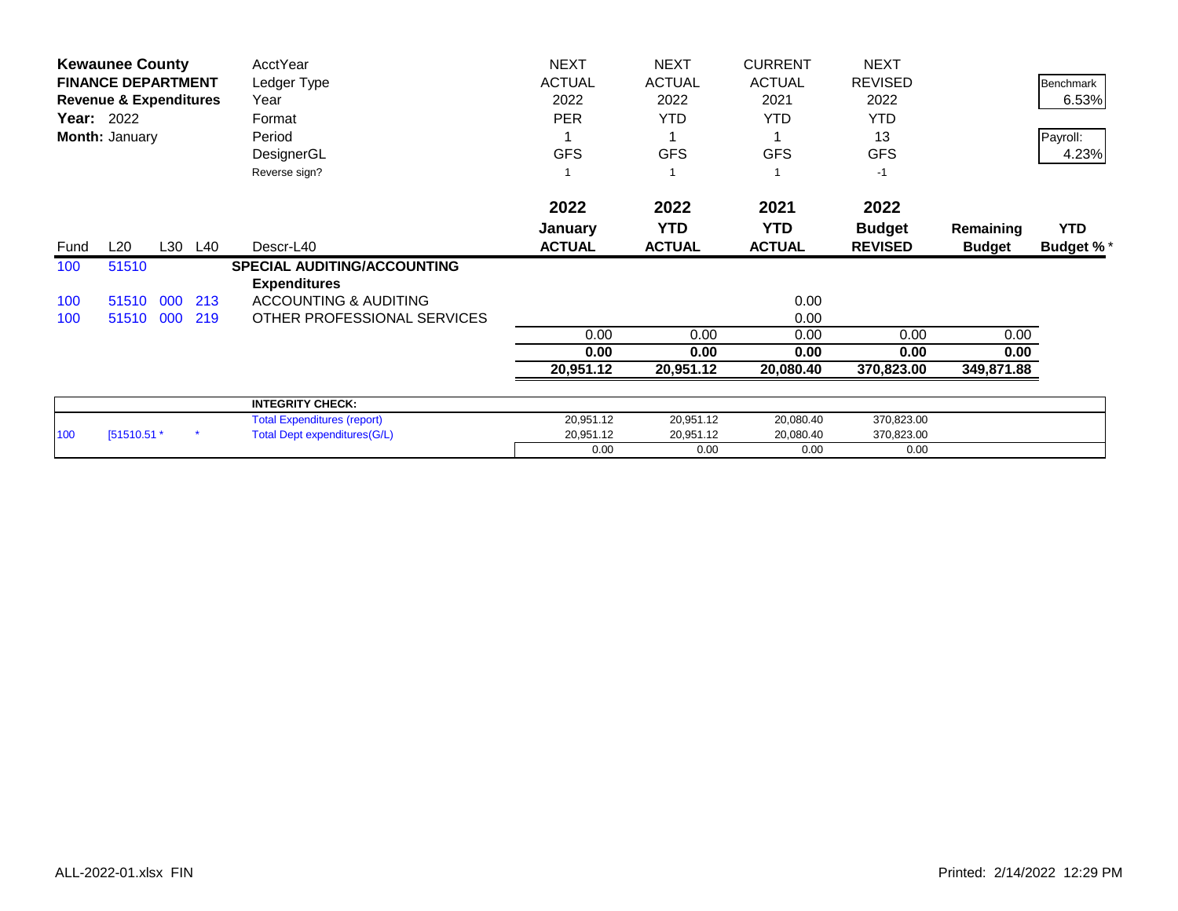**Kewaunee County**
**FINANCE DEPARTMENT**
**Revenue & Expenditures**
**Year:** 2022
**Month:** January

| | | | | | | | | | | |
|---|---|---|---|---|---|---|---|---|---|---|
| | | | | AcctYear | NEXT | NEXT | CURRENT | NEXT | | Benchmark |
| | | | | Ledger Type | ACTUAL | ACTUAL | ACTUAL | REVISED | | 6.53% |
| | | | | Year | 2022 | 2022 | 2021 | 2022 | | |
| | | | | Format | PER | YTD | YTD | YTD | | Payroll: |
| | | | | Period | 1 | 1 | 1 | 13 | | 4.23% |
| | | | | DesignerGL | GFS | GFS | GFS | GFS | | |
| | | | | Reverse sign? | 1 | 1 | 1 | -1 | | |

| Fund | L20 | L30 | L40 | Descr-L40 | 2022 January ACTUAL | 2022 YTD ACTUAL | 2021 YTD ACTUAL | 2022 Budget REVISED | Remaining Budget | YTD Budget %* |
|---|---|---|---|---|---|---|---|---|---|---|
| 100 | 51510 | | | **SPECIAL AUDITING/ACCOUNTING** | | | | | | |
| | | | | **Expenditures** | | | | | | |
| 100 | 51510 | 000 | 213 | ACCOUNTING & AUDITING | | | 0.00 | | | |
| 100 | 51510 | 000 | 219 | OTHER PROFESSIONAL SERVICES | | | 0.00 | | | |
| | | | | | 0.00 | 0.00 | 0.00 | 0.00 | 0.00 | |
| | | | | | **0.00** | **0.00** | **0.00** | **0.00** | **0.00** | |
| | | | | | **20,951.12** | **20,951.12** | **20,080.40** | **370,823.00** | **349,871.88** | |

| | | | | | | | | |
|---|---|---|---|---|---|---|---|---|
| | | | **INTEGRITY CHECK:** | | | | | |
| | | | Total Expenditures (report) | 20,951.12 | 20,951.12 | 20,080.40 | 370,823.00 | |
| 100 | [51510.51 * | * | Total Dept expenditures(G/L) | 20,951.12 | 20,951.12 | 20,080.40 | 370,823.00 | |
| | | | | 0.00 | 0.00 | 0.00 | 0.00 | |

ALL-2022-01.xlsx FIN

Printed: 2/14/2022 12:29 PM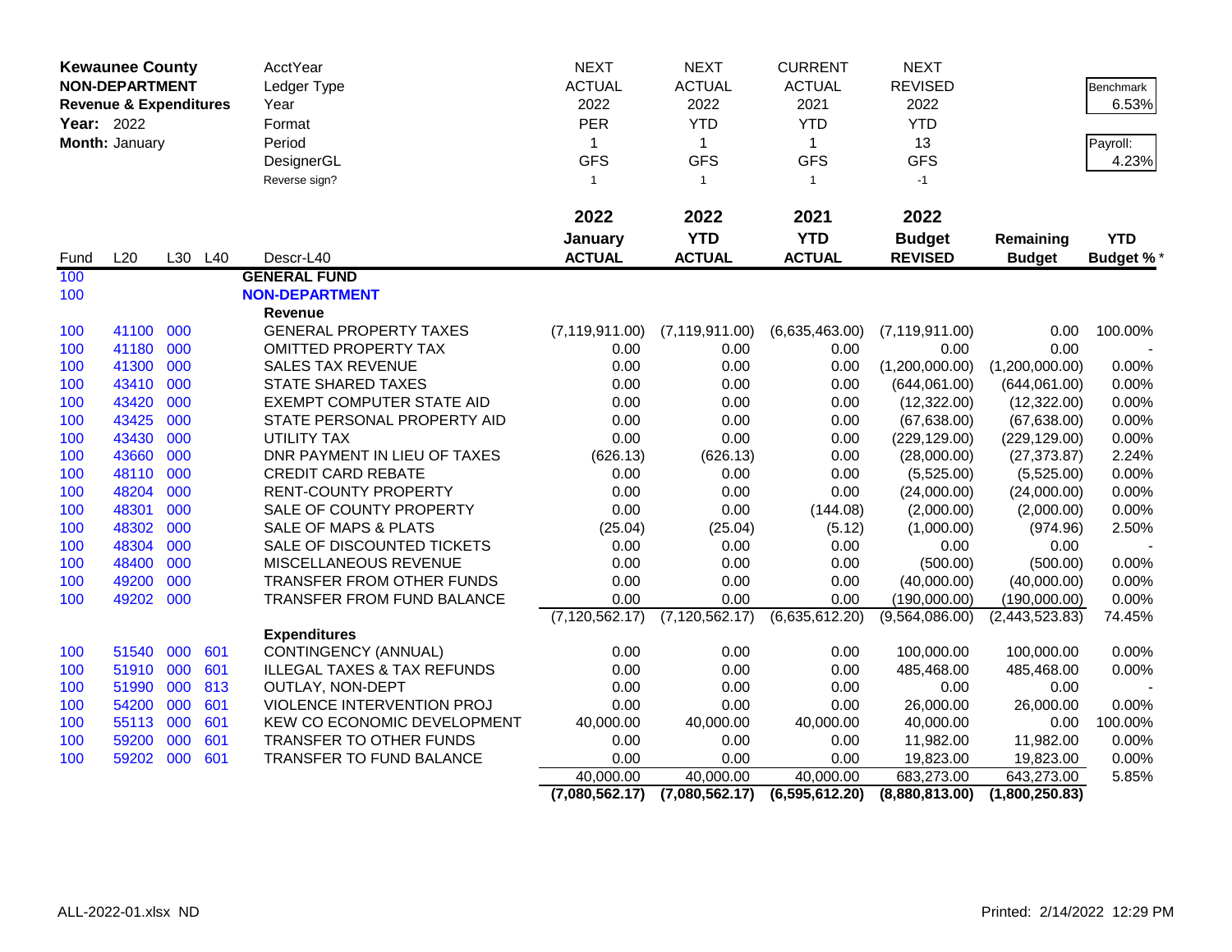**Kewaunee County**
**NON-DEPARTMENT**
**Revenue & Expenditures**
**Year:** 2022
**Month:** January

| | | | | | NEXT | NEXT | CURRENT | NEXT | | |
|---|---|---|---|---|---|---|---|---|---|---|
| | | | | AcctYear | NEXT | NEXT | CURRENT | NEXT | | Benchmark |
| | | | | Ledger Type | ACTUAL | ACTUAL | ACTUAL | REVISED | | 6.53% |
| | | | | Year | 2022 | 2022 | 2021 | 2022 | | |
| | | | | Format | PER | YTD | YTD | YTD | | Payroll: |
| | | | | Period | 1 | 1 | 1 | 13 | | 4.23% |
| | | | | DesignerGL | GFS | GFS | GFS | GFS | | |
| | | | | Reverse sign? | 1 | 1 | 1 | -1 | | |
| | | | | | **2022 January ACTUAL** | **2022 YTD ACTUAL** | **2021 YTD ACTUAL** | **2022 Budget REVISED** | **Remaining Budget** | **YTD Budget %*** |
| Fund | L20 | L30 | L40 | Descr-L40 | | | | | | |
| 100 | | | | **GENERAL FUND** | | | | | | |
| 100 | | | | **NON-DEPARTMENT** | | | | | | |
| | | | | **Revenue** | | | | | | |
| 100 | 41100 | 000 | | GENERAL PROPERTY TAXES | (7,119,911.00) | (7,119,911.00) | (6,635,463.00) | (7,119,911.00) | 0.00 | 100.00% |
| 100 | 41180 | 000 | | OMITTED PROPERTY TAX | 0.00 | 0.00 | 0.00 | 0.00 | 0.00 | - |
| 100 | 41300 | 000 | | SALES TAX REVENUE | 0.00 | 0.00 | 0.00 | (1,200,000.00) | (1,200,000.00) | 0.00% |
| 100 | 43410 | 000 | | STATE SHARED TAXES | 0.00 | 0.00 | 0.00 | (644,061.00) | (644,061.00) | 0.00% |
| 100 | 43420 | 000 | | EXEMPT COMPUTER STATE AID | 0.00 | 0.00 | 0.00 | (12,322.00) | (12,322.00) | 0.00% |
| 100 | 43425 | 000 | | STATE PERSONAL PROPERTY AID | 0.00 | 0.00 | 0.00 | (67,638.00) | (67,638.00) | 0.00% |
| 100 | 43430 | 000 | | UTILITY TAX | 0.00 | 0.00 | 0.00 | (229,129.00) | (229,129.00) | 0.00% |
| 100 | 43660 | 000 | | DNR PAYMENT IN LIEU OF TAXES | (626.13) | (626.13) | 0.00 | (28,000.00) | (27,373.87) | 2.24% |
| 100 | 48110 | 000 | | CREDIT CARD REBATE | 0.00 | 0.00 | 0.00 | (5,525.00) | (5,525.00) | 0.00% |
| 100 | 48204 | 000 | | RENT-COUNTY PROPERTY | 0.00 | 0.00 | 0.00 | (24,000.00) | (24,000.00) | 0.00% |
| 100 | 48301 | 000 | | SALE OF COUNTY PROPERTY | 0.00 | 0.00 | (144.08) | (2,000.00) | (2,000.00) | 0.00% |
| 100 | 48302 | 000 | | SALE OF MAPS & PLATS | (25.04) | (25.04) | (5.12) | (1,000.00) | (974.96) | 2.50% |
| 100 | 48304 | 000 | | SALE OF DISCOUNTED TICKETS | 0.00 | 0.00 | 0.00 | 0.00 | 0.00 | - |
| 100 | 48400 | 000 | | MISCELLANEOUS REVENUE | 0.00 | 0.00 | 0.00 | (500.00) | (500.00) | 0.00% |
| 100 | 49200 | 000 | | TRANSFER FROM OTHER FUNDS | 0.00 | 0.00 | 0.00 | (40,000.00) | (40,000.00) | 0.00% |
| 100 | 49202 | 000 | | TRANSFER FROM FUND BALANCE | 0.00 | 0.00 | 0.00 | (190,000.00) | (190,000.00) | 0.00% |
| | | | | | (7,120,562.17) | (7,120,562.17) | (6,635,612.20) | (9,564,086.00) | (2,443,523.83) | 74.45% |
| | | | | **Expenditures** | | | | | | |
| 100 | 51540 | 000 | 601 | CONTINGENCY (ANNUAL) | 0.00 | 0.00 | 0.00 | 100,000.00 | 100,000.00 | 0.00% |
| 100 | 51910 | 000 | 601 | ILLEGAL TAXES & TAX REFUNDS | 0.00 | 0.00 | 0.00 | 485,468.00 | 485,468.00 | 0.00% |
| 100 | 51990 | 000 | 813 | OUTLAY, NON-DEPT | 0.00 | 0.00 | 0.00 | 0.00 | 0.00 | - |
| 100 | 54200 | 000 | 601 | VIOLENCE INTERVENTION PROJ | 0.00 | 0.00 | 0.00 | 26,000.00 | 26,000.00 | 0.00% |
| 100 | 55113 | 000 | 601 | KEW CO ECONOMIC DEVELOPMENT | 40,000.00 | 40,000.00 | 40,000.00 | 40,000.00 | 0.00 | 100.00% |
| 100 | 59200 | 000 | 601 | TRANSFER TO OTHER FUNDS | 0.00 | 0.00 | 0.00 | 11,982.00 | 11,982.00 | 0.00% |
| 100 | 59202 | 000 | 601 | TRANSFER TO FUND BALANCE | 0.00 | 0.00 | 0.00 | 19,823.00 | 19,823.00 | 0.00% |
| | | | | | 40,000.00 | 40,000.00 | 40,000.00 | 683,273.00 | 643,273.00 | 5.85% |
| | | | | | **(7,080,562.17)** | **(7,080,562.17)** | **(6,595,612.20)** | **(8,880,813.00)** | **(1,800,250.83)** | |

ALL-2022-01.xlsx ND

Printed: 2/14/2022 12:29 PM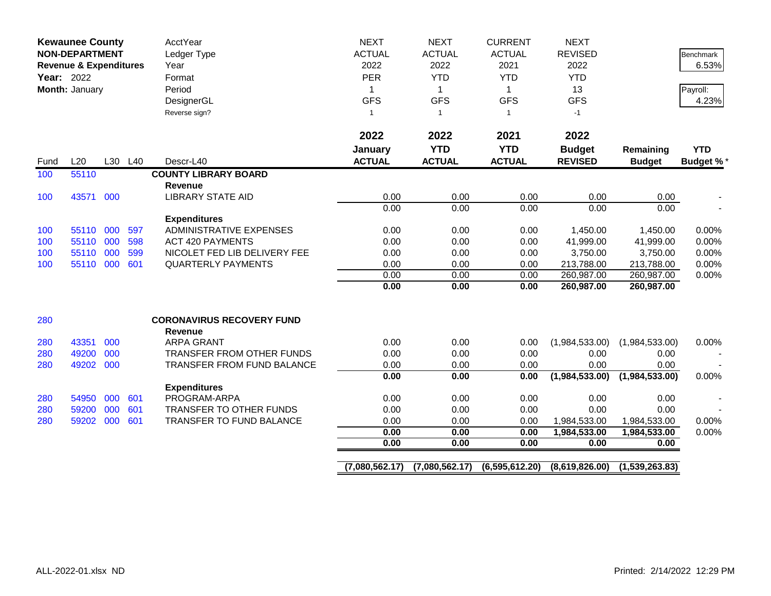**Kewaunee County**
**NON-DEPARTMENT**
**Revenue & Expenditures**
**Year:** 2022
**Month:** January

| | | | | AcctYear | NEXT | NEXT | CURRENT | NEXT | | |
|---|---|---|---|---|---|---|---|---|---|---|
| | | | | Ledger Type | ACTUAL | ACTUAL | ACTUAL | REVISED | | Benchmark |
| | | | | Year | 2022 | 2022 | 2021 | 2022 | | 6.53% |
| | | | | Format | PER | YTD | YTD | YTD | | |
| | | | | Period | 1 | 1 | 1 | 13 | | Payroll: |
| | | | | DesignerGL | GFS | GFS | GFS | GFS | | 4.23% |
| | | | | Reverse sign? | 1 | 1 | 1 | -1 | | |
| | | | | | **2022 January ACTUAL** | **2022 YTD ACTUAL** | **2021 YTD ACTUAL** | **2022 Budget REVISED** | **Remaining Budget** | **YTD Budget %*** |
| Fund | L20 | L30 | L40 | Descr-L40 | | | | | | |
| 100 | 55110 | | | **COUNTY LIBRARY BOARD** | | | | | | |
| | | | | **Revenue** | | | | | | |
| 100 | 43571 | 000 | | LIBRARY STATE AID | 0.00 | 0.00 | 0.00 | 0.00 | 0.00 | - |
| | | | | | 0.00 | 0.00 | 0.00 | 0.00 | 0.00 | - |
| | | | | **Expenditures** | | | | | | |
| 100 | 55110 | 000 | 597 | ADMINISTRATIVE EXPENSES | 0.00 | 0.00 | 0.00 | 1,450.00 | 1,450.00 | 0.00% |
| 100 | 55110 | 000 | 598 | ACT 420 PAYMENTS | 0.00 | 0.00 | 0.00 | 41,999.00 | 41,999.00 | 0.00% |
| 100 | 55110 | 000 | 599 | NICOLET FED LIB DELIVERY FEE | 0.00 | 0.00 | 0.00 | 3,750.00 | 3,750.00 | 0.00% |
| 100 | 55110 | 000 | 601 | QUARTERLY PAYMENTS | 0.00 | 0.00 | 0.00 | 213,788.00 | 213,788.00 | 0.00% |
| | | | | | 0.00 | 0.00 | 0.00 | 260,987.00 | 260,987.00 | 0.00% |
| | | | | | **0.00** | **0.00** | **0.00** | **260,987.00** | **260,987.00** | |
| 280 | | | | **CORONAVIRUS RECOVERY FUND** | | | | | | |
| | | | | **Revenue** | | | | | | |
| 280 | 43351 | 000 | | ARPA GRANT | 0.00 | 0.00 | 0.00 | (1,984,533.00) | (1,984,533.00) | 0.00% |
| 280 | 49200 | 000 | | TRANSFER FROM OTHER FUNDS | 0.00 | 0.00 | 0.00 | 0.00 | 0.00 | - |
| 280 | 49202 | 000 | | TRANSFER FROM FUND BALANCE | 0.00 | 0.00 | 0.00 | 0.00 | 0.00 | - |
| | | | | | **0.00** | **0.00** | **0.00** | **(1,984,533.00)** | **(1,984,533.00)** | 0.00% |
| | | | | **Expenditures** | | | | | | |
| 280 | 54950 | 000 | 601 | PROGRAM-ARPA | 0.00 | 0.00 | 0.00 | 0.00 | 0.00 | - |
| 280 | 59200 | 000 | 601 | TRANSFER TO OTHER FUNDS | 0.00 | 0.00 | 0.00 | 0.00 | 0.00 | - |
| 280 | 59202 | 000 | 601 | TRANSFER TO FUND BALANCE | 0.00 | 0.00 | 0.00 | 1,984,533.00 | 1,984,533.00 | 0.00% |
| | | | | | **0.00** | **0.00** | **0.00** | **1,984,533.00** | **1,984,533.00** | 0.00% |
| | | | | | **0.00** | **0.00** | **0.00** | **0.00** | **0.00** | |
| | | | | | **(7,080,562.17)** | **(7,080,562.17)** | **(6,595,612.20)** | **(8,619,826.00)** | **(1,539,263.83)** | |

ALL-2022-01.xlsx ND    Printed: 2/14/2022 12:29 PM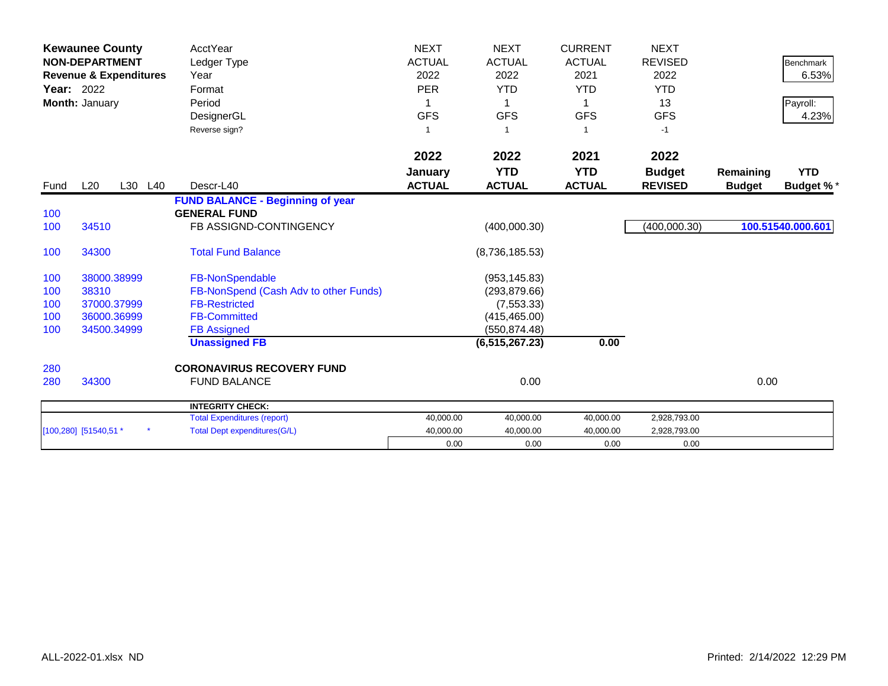| **Kewaunee County** | | | | AcctYear | NEXT | NEXT | CURRENT | NEXT | | Benchmark |
|---|---|---|---|---|---|---|---|---|---|---|
| **NON-DEPARTMENT** | | | | Ledger Type | ACTUAL | ACTUAL | ACTUAL | REVISED | | 6.53% |
| **Revenue & Expenditures** | | | | Year | 2022 | 2022 | 2021 | 2022 | | |
| **Year:** 2022 | | | | Format | PER | YTD | YTD | YTD | | Payroll: |
| **Month:** January | | | | Period | 1 | 1 | 1 | 13 | | 4.23% |
| | | | | DesignerGL | GFS | GFS | GFS | GFS | | |
| | | | | Reverse sign? | 1 | 1 | 1 | -1 | | |
| | | | | | **2022** | **2022** | **2021** | **2022** | | |
| | | | | | **January** | **YTD** | **YTD** | **Budget** | **Remaining** | **YTD** |
| Fund | L20 | L30 | L40 | Descr-L40 | **ACTUAL** | **ACTUAL** | **ACTUAL** | **REVISED** | **Budget** | **Budget %*** |
| | | | | **FUND BALANCE - Beginning of year** | | | | | | |
| 100 | | | | **GENERAL FUND** | | | | | | |
| 100 | 34510 | | | FB ASSIGND-CONTINGENCY | | (400,000.30) | | (400,000.30) | | **100.51540.000.601** |
| 100 | 34300 | | | Total Fund Balance | | (8,736,185.53) | | | | |
| 100 | 38000.38999 | | | FB-NonSpendable | | (953,145.83) | | | | |
| 100 | 38310 | | | FB-NonSpend (Cash Adv to other Funds) | | (293,879.66) | | | | |
| 100 | 37000.37999 | | | FB-Restricted | | (7,553.33) | | | | |
| 100 | 36000.36999 | | | FB-Committed | | (415,465.00) | | | | |
| 100 | 34500.34999 | | | FB Assigned | | (550,874.48) | | | | |
| | | | | **Unassigned FB** | | **(6,515,267.23)** | **0.00** | | | |
| 280 | | | | **CORONAVIRUS RECOVERY FUND** | | | | | | |
| 280 | 34300 | | | FUND BALANCE | | 0.00 | | | 0.00 | |
| | | | | **INTEGRITY CHECK:** | | | | | | |
| | | | | Total Expenditures (report) | 40,000.00 | 40,000.00 | 40,000.00 | 2,928,793.00 | | |
| [100,280] | [51540,51 * | | * | Total Dept expenditures(G/L) | 40,000.00 | 40,000.00 | 40,000.00 | 2,928,793.00 | | |
| | | | | | 0.00 | 0.00 | 0.00 | 0.00 | | |

ALL-2022-01.xlsx ND

Printed: 2/14/2022 12:29 PM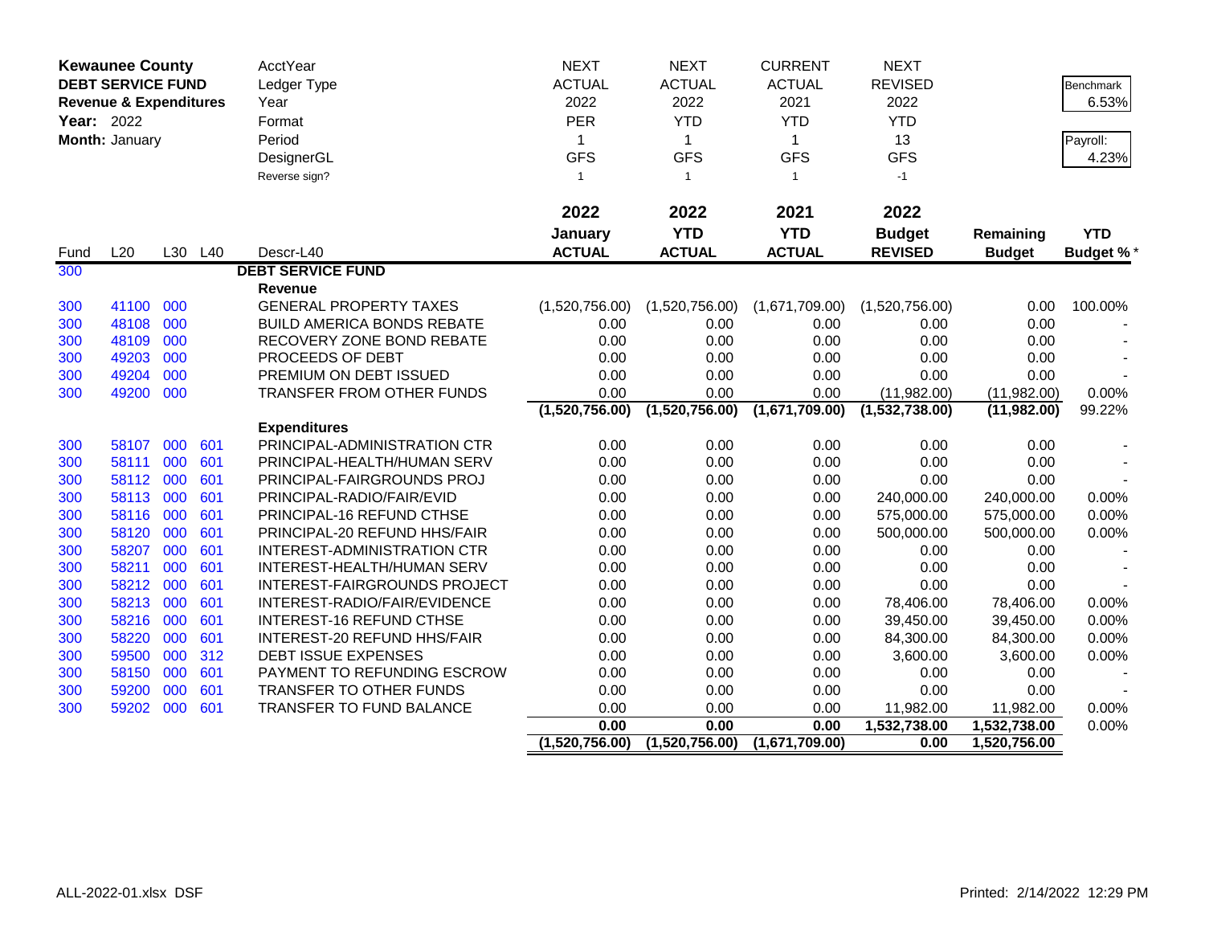| **Kewaunee County** | | | | AcctYear | NEXT | NEXT | CURRENT | NEXT | | |
|---|---|---|---|---|---|---|---|---|---|---|
| **DEBT SERVICE FUND** | | | | Ledger Type | ACTUAL | ACTUAL | ACTUAL | REVISED | | Benchmark |
| **Revenue & Expenditures** | | | | Year | 2022 | 2022 | 2021 | 2022 | | 6.53% |
| **Year:** 2022 | | | | Format | PER | YTD | YTD | YTD | | |
| **Month:** January | | | | Period | 1 | 1 | 1 | 13 | | Payroll: |
| | | | | DesignerGL | GFS | GFS | GFS | GFS | | 4.23% |
| | | | | Reverse sign? | 1 | 1 | 1 | -1 | | |
| | | | | | **2022** | **2022** | **2021** | **2022** | | |
| | | | | | **January** | **YTD** | **YTD** | **Budget** | **Remaining** | **YTD** |
| Fund | L20 | L30 | L40 | Descr-L40 | **ACTUAL** | **ACTUAL** | **ACTUAL** | **REVISED** | **Budget** | **Budget %*** |
| 300 | | | | **DEBT SERVICE FUND** | | | | | | |
| | | | | **Revenue** | | | | | | |
| 300 | 41100 | 000 | | GENERAL PROPERTY TAXES | (1,520,756.00) | (1,520,756.00) | (1,671,709.00) | (1,520,756.00) | 0.00 | 100.00% |
| 300 | 48108 | 000 | | BUILD AMERICA BONDS REBATE | 0.00 | 0.00 | 0.00 | 0.00 | 0.00 | - |
| 300 | 48109 | 000 | | RECOVERY ZONE BOND REBATE | 0.00 | 0.00 | 0.00 | 0.00 | 0.00 | - |
| 300 | 49203 | 000 | | PROCEEDS OF DEBT | 0.00 | 0.00 | 0.00 | 0.00 | 0.00 | - |
| 300 | 49204 | 000 | | PREMIUM ON DEBT ISSUED | 0.00 | 0.00 | 0.00 | 0.00 | 0.00 | - |
| 300 | 49200 | 000 | | TRANSFER FROM OTHER FUNDS | 0.00 | 0.00 | 0.00 | (11,982.00) | (11,982.00) | 0.00% |
| | | | | | **(1,520,756.00)** | **(1,520,756.00)** | **(1,671,709.00)** | **(1,532,738.00)** | **(11,982.00)** | 99.22% |
| | | | | **Expenditures** | | | | | | |
| 300 | 58107 | 000 | 601 | PRINCIPAL-ADMINISTRATION CTR | 0.00 | 0.00 | 0.00 | 0.00 | 0.00 | - |
| 300 | 58111 | 000 | 601 | PRINCIPAL-HEALTH/HUMAN SERV | 0.00 | 0.00 | 0.00 | 0.00 | 0.00 | - |
| 300 | 58112 | 000 | 601 | PRINCIPAL-FAIRGROUNDS PROJ | 0.00 | 0.00 | 0.00 | 0.00 | 0.00 | - |
| 300 | 58113 | 000 | 601 | PRINCIPAL-RADIO/FAIR/EVID | 0.00 | 0.00 | 0.00 | 240,000.00 | 240,000.00 | 0.00% |
| 300 | 58116 | 000 | 601 | PRINCIPAL-16 REFUND CTHSE | 0.00 | 0.00 | 0.00 | 575,000.00 | 575,000.00 | 0.00% |
| 300 | 58120 | 000 | 601 | PRINCIPAL-20 REFUND HHS/FAIR | 0.00 | 0.00 | 0.00 | 500,000.00 | 500,000.00 | 0.00% |
| 300 | 58207 | 000 | 601 | INTEREST-ADMINISTRATION CTR | 0.00 | 0.00 | 0.00 | 0.00 | 0.00 | - |
| 300 | 58211 | 000 | 601 | INTEREST-HEALTH/HUMAN SERV | 0.00 | 0.00 | 0.00 | 0.00 | 0.00 | - |
| 300 | 58212 | 000 | 601 | INTEREST-FAIRGROUNDS PROJECT | 0.00 | 0.00 | 0.00 | 0.00 | 0.00 | - |
| 300 | 58213 | 000 | 601 | INTEREST-RADIO/FAIR/EVIDENCE | 0.00 | 0.00 | 0.00 | 78,406.00 | 78,406.00 | 0.00% |
| 300 | 58216 | 000 | 601 | INTEREST-16 REFUND CTHSE | 0.00 | 0.00 | 0.00 | 39,450.00 | 39,450.00 | 0.00% |
| 300 | 58220 | 000 | 601 | INTEREST-20 REFUND HHS/FAIR | 0.00 | 0.00 | 0.00 | 84,300.00 | 84,300.00 | 0.00% |
| 300 | 59500 | 000 | 312 | DEBT ISSUE EXPENSES | 0.00 | 0.00 | 0.00 | 3,600.00 | 3,600.00 | 0.00% |
| 300 | 58150 | 000 | 601 | PAYMENT TO REFUNDING ESCROW | 0.00 | 0.00 | 0.00 | 0.00 | 0.00 | - |
| 300 | 59200 | 000 | 601 | TRANSFER TO OTHER FUNDS | 0.00 | 0.00 | 0.00 | 0.00 | 0.00 | - |
| 300 | 59202 | 000 | 601 | TRANSFER TO FUND BALANCE | 0.00 | 0.00 | 0.00 | 11,982.00 | 11,982.00 | 0.00% |
| | | | | | **0.00** | **0.00** | **0.00** | **1,532,738.00** | **1,532,738.00** | 0.00% |
| | | | | | **(1,520,756.00)** | **(1,520,756.00)** | **(1,671,709.00)** | **0.00** | **1,520,756.00** | |

ALL-2022-01.xlsx DSF

Printed: 2/14/2022 12:29 PM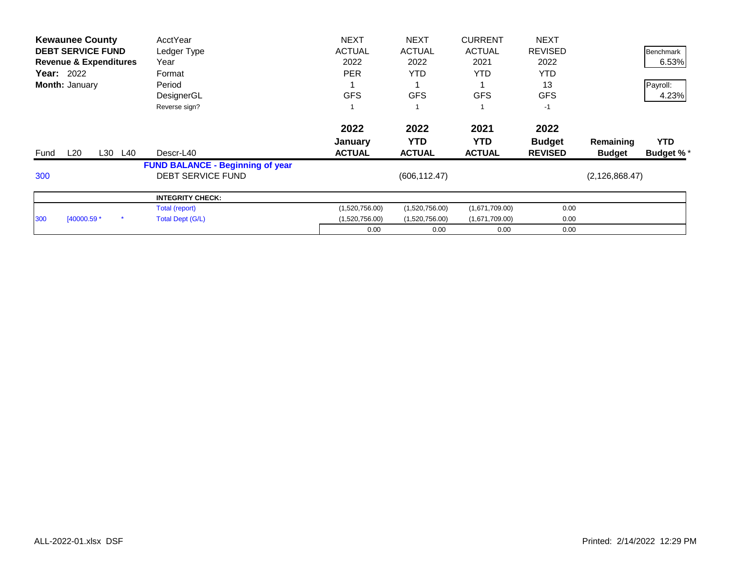**Kewaunee County**
**DEBT SERVICE FUND**
**Revenue & Expenditures**
**Year:** 2022
**Month:** January

| | AcctYear | NEXT | NEXT | CURRENT | NEXT | | |
|---|---|---|---|---|---|---|---|
| | Ledger Type | ACTUAL | ACTUAL | ACTUAL | REVISED | | Benchmark |
| | Year | 2022 | 2022 | 2021 | 2022 | | 6.53% |
| | Format | PER | YTD | YTD | YTD | | |
| | Period | 1 | 1 | 1 | 13 | | Payroll: |
| | DesignerGL | GFS | GFS | GFS | GFS | | 4.23% |
| | Reverse sign? | 1 | 1 | 1 | -1 | | |

| Fund | L20 | L30 | L40 | Descr-L40 | 2022 January ACTUAL | 2022 YTD ACTUAL | 2021 YTD ACTUAL | 2022 Budget REVISED | Remaining Budget | YTD Budget % * |
|---|---|---|---|---|---|---|---|---|---|---|
| | | | | **FUND BALANCE - Beginning of year** | | | | | | |
| 300 | | | | DEBT SERVICE FUND | | (606,112.47) | | | (2,126,868.47) | |

| | | | INTEGRITY CHECK: | | | | |
|---|---|---|---|---|---|---|---|
| | | | Total (report) | (1,520,756.00) | (1,520,756.00) | (1,671,709.00) | 0.00 |
| 300 | [40000.59 * | * | Total Dept (G/L) | (1,520,756.00) | (1,520,756.00) | (1,671,709.00) | 0.00 |
| | | | | 0.00 | 0.00 | 0.00 | 0.00 |

ALL-2022-01.xlsx DSF

Printed: 2/14/2022 12:29 PM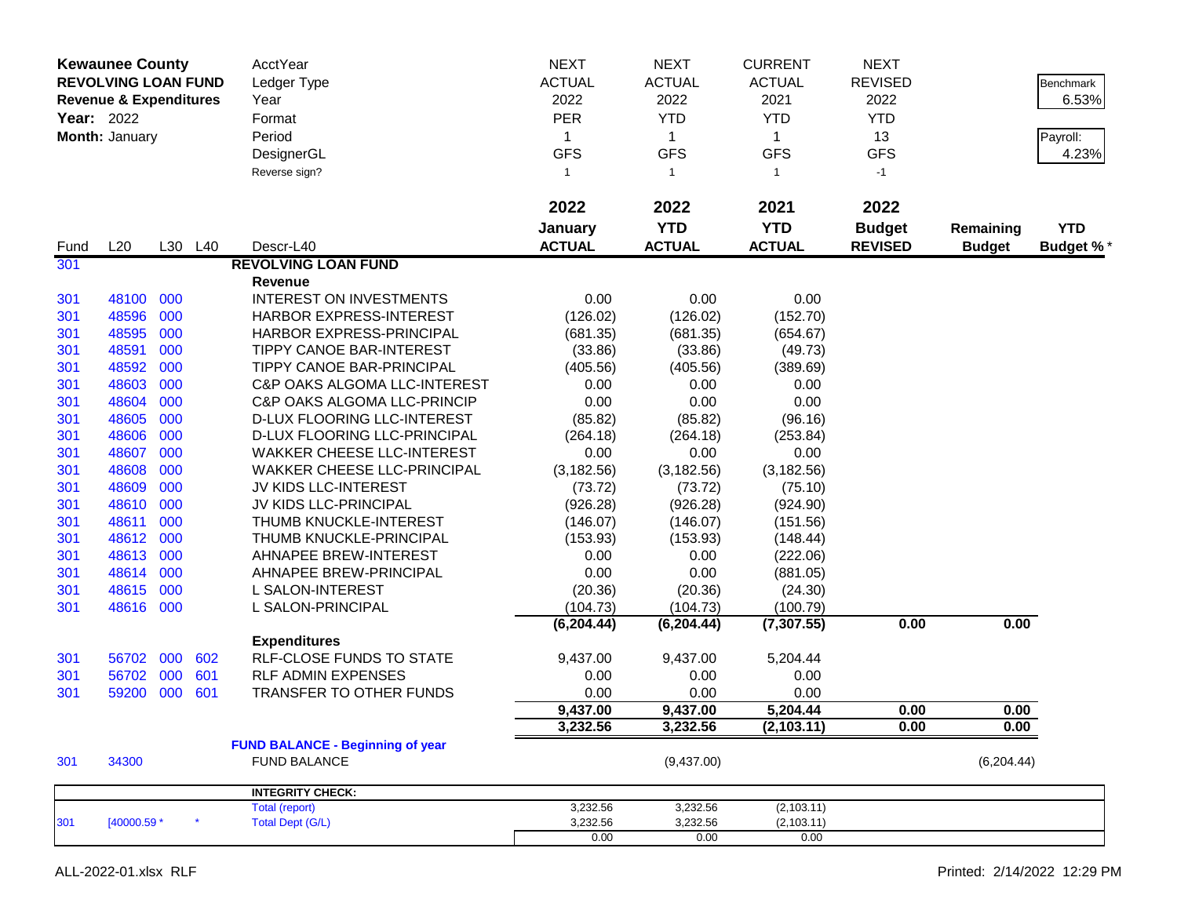**Kewaunee County**
**REVOLVING LOAN FUND**
**Revenue & Expenditures**
**Year:** 2022
**Month:** January

| | | | | AcctYear | NEXT | NEXT | CURRENT | NEXT | | |
|---|---|---|---|---|---|---|---|---|---|---|
| | | | | Ledger Type | ACTUAL | ACTUAL | ACTUAL | REVISED | | Benchmark |
| | | | | Year | 2022 | 2022 | 2021 | 2022 | | 6.53% |
| | | | | Format | PER | YTD | YTD | YTD | | |
| | | | | Period | 1 | 1 | 1 | 13 | | Payroll: |
| | | | | DesignerGL | GFS | GFS | GFS | GFS | | 4.23% |
| | | | | Reverse sign? | 1 | 1 | 1 | -1 | | |
| | | | | | **2022** | **2022** | **2021** | **2022** | | |
| | | | | | **January** | **YTD** | **YTD** | **Budget** | **Remaining** | **YTD** |
| Fund | L20 | L30 | L40 | Descr-L40 | **ACTUAL** | **ACTUAL** | **ACTUAL** | **REVISED** | **Budget** | **Budget %*** |
| 301 | | | | **REVOLVING LOAN FUND** | | | | | | |
| | | | | **Revenue** | | | | | | |
| 301 | 48100 | 000 | | INTEREST ON INVESTMENTS | 0.00 | 0.00 | 0.00 | | | |
| 301 | 48596 | 000 | | HARBOR EXPRESS-INTEREST | (126.02) | (126.02) | (152.70) | | | |
| 301 | 48595 | 000 | | HARBOR EXPRESS-PRINCIPAL | (681.35) | (681.35) | (654.67) | | | |
| 301 | 48591 | 000 | | TIPPY CANOE BAR-INTEREST | (33.86) | (33.86) | (49.73) | | | |
| 301 | 48592 | 000 | | TIPPY CANOE BAR-PRINCIPAL | (405.56) | (405.56) | (389.69) | | | |
| 301 | 48603 | 000 | | C&P OAKS ALGOMA LLC-INTEREST | 0.00 | 0.00 | 0.00 | | | |
| 301 | 48604 | 000 | | C&P OAKS ALGOMA LLC-PRINCIP | 0.00 | 0.00 | 0.00 | | | |
| 301 | 48605 | 000 | | D-LUX FLOORING LLC-INTEREST | (85.82) | (85.82) | (96.16) | | | |
| 301 | 48606 | 000 | | D-LUX FLOORING LLC-PRINCIPAL | (264.18) | (264.18) | (253.84) | | | |
| 301 | 48607 | 000 | | WAKKER CHEESE LLC-INTEREST | 0.00 | 0.00 | 0.00 | | | |
| 301 | 48608 | 000 | | WAKKER CHEESE LLC-PRINCIPAL | (3,182.56) | (3,182.56) | (3,182.56) | | | |
| 301 | 48609 | 000 | | JV KIDS LLC-INTEREST | (73.72) | (73.72) | (75.10) | | | |
| 301 | 48610 | 000 | | JV KIDS LLC-PRINCIPAL | (926.28) | (926.28) | (924.90) | | | |
| 301 | 48611 | 000 | | THUMB KNUCKLE-INTEREST | (146.07) | (146.07) | (151.56) | | | |
| 301 | 48612 | 000 | | THUMB KNUCKLE-PRINCIPAL | (153.93) | (153.93) | (148.44) | | | |
| 301 | 48613 | 000 | | AHNAPEE BREW-INTEREST | 0.00 | 0.00 | (222.06) | | | |
| 301 | 48614 | 000 | | AHNAPEE BREW-PRINCIPAL | 0.00 | 0.00 | (881.05) | | | |
| 301 | 48615 | 000 | | L SALON-INTEREST | (20.36) | (20.36) | (24.30) | | | |
| 301 | 48616 | 000 | | L SALON-PRINCIPAL | (104.73) | (104.73) | (100.79) | | | |
| | | | | | **(6,204.44)** | **(6,204.44)** | **(7,307.55)** | **0.00** | **0.00** | |
| | | | | **Expenditures** | | | | | | |
| 301 | 56702 | 000 | 602 | RLF-CLOSE FUNDS TO STATE | 9,437.00 | 9,437.00 | 5,204.44 | | | |
| 301 | 56702 | 000 | 601 | RLF ADMIN EXPENSES | 0.00 | 0.00 | 0.00 | | | |
| 301 | 59200 | 000 | 601 | TRANSFER TO OTHER FUNDS | 0.00 | 0.00 | 0.00 | | | |
| | | | | | **9,437.00** | **9,437.00** | **5,204.44** | **0.00** | **0.00** | |
| | | | | | **3,232.56** | **3,232.56** | **(2,103.11)** | **0.00** | **0.00** | |
| | | | | **FUND BALANCE - Beginning of year** | | | | | | |
| 301 | 34300 | | | FUND BALANCE | | (9,437.00) | | | (6,204.44) | |

| | | | | | | | |
|---|---|---|---|---|---|---|---|
| | | | **INTEGRITY CHECK:** | | | | |
| | | | Total (report) | 3,232.56 | 3,232.56 | (2,103.11) | |
| 301 | [40000.59 * | * | Total Dept (G/L) | 3,232.56 | 3,232.56 | (2,103.11) | |
| | | | | 0.00 | 0.00 | 0.00 | |

ALL-2022-01.xlsx RLF

Printed: 2/14/2022 12:29 PM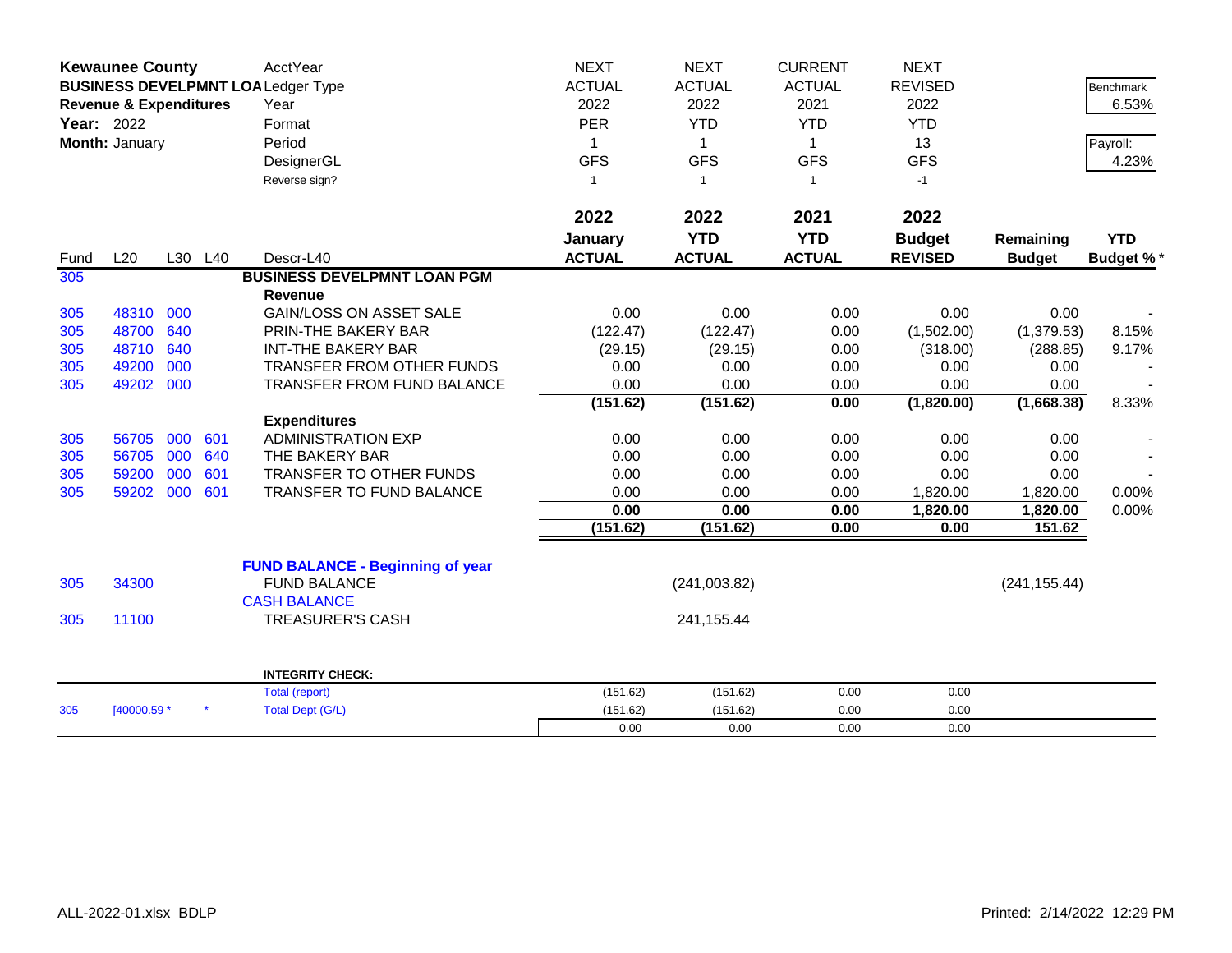**Kewaunee County**
**BUSINESS DEVELPMNT LOA**
**Revenue & Expenditures**
**Year:** 2022
**Month:** January

| | AcctYear | NEXT | NEXT | CURRENT | NEXT | | |
|---|---|---|---|---|---|---|---|
| | Ledger Type | ACTUAL | ACTUAL | ACTUAL | REVISED | | Benchmark |
| | Year | 2022 | 2022 | 2021 | 2022 | | 6.53% |
| | Format | PER | YTD | YTD | YTD | | |
| | Period | 1 | 1 | 1 | 13 | | Payroll: |
| | DesignerGL | GFS | GFS | GFS | GFS | | 4.23% |
| | Reverse sign? | 1 | 1 | 1 | -1 | | |

| Fund | L20 | L30 | L40 | Descr-L40 | 2022 January ACTUAL | 2022 YTD ACTUAL | 2021 YTD ACTUAL | 2022 Budget REVISED | Remaining Budget | YTD Budget % * |
|---|---|---|---|---|---|---|---|---|---|---|
| 305 | | | | **BUSINESS DEVELPMNT LOAN PGM** | | | | | | |
| | | | | **Revenue** | | | | | | |
| 305 | 48310 | 000 | | GAIN/LOSS ON ASSET SALE | 0.00 | 0.00 | 0.00 | 0.00 | 0.00 | - |
| 305 | 48700 | 640 | | PRIN-THE BAKERY BAR | (122.47) | (122.47) | 0.00 | (1,502.00) | (1,379.53) | 8.15% |
| 305 | 48710 | 640 | | INT-THE BAKERY BAR | (29.15) | (29.15) | 0.00 | (318.00) | (288.85) | 9.17% |
| 305 | 49200 | 000 | | TRANSFER FROM OTHER FUNDS | 0.00 | 0.00 | 0.00 | 0.00 | 0.00 | - |
| 305 | 49202 | 000 | | TRANSFER FROM FUND BALANCE | 0.00 | 0.00 | 0.00 | 0.00 | 0.00 | - |
| | | | | | **(151.62)** | **(151.62)** | **0.00** | **(1,820.00)** | **(1,668.38)** | 8.33% |
| | | | | **Expenditures** | | | | | | |
| 305 | 56705 | 000 | 601 | ADMINISTRATION EXP | 0.00 | 0.00 | 0.00 | 0.00 | 0.00 | - |
| 305 | 56705 | 000 | 640 | THE BAKERY BAR | 0.00 | 0.00 | 0.00 | 0.00 | 0.00 | - |
| 305 | 59200 | 000 | 601 | TRANSFER TO OTHER FUNDS | 0.00 | 0.00 | 0.00 | 0.00 | 0.00 | - |
| 305 | 59202 | 000 | 601 | TRANSFER TO FUND BALANCE | 0.00 | 0.00 | 0.00 | 1,820.00 | 1,820.00 | 0.00% |
| | | | | | **0.00** | **0.00** | **0.00** | **1,820.00** | **1,820.00** | 0.00% |
| | | | | | **(151.62)** | **(151.62)** | **0.00** | **0.00** | **151.62** | |
| | | | | **FUND BALANCE - Beginning of year** | | | | | | |
| 305 | 34300 | | | FUND BALANCE | | (241,003.82) | | | (241,155.44) | |
| | | | | CASH BALANCE | | | | | | |
| 305 | 11100 | | | TREASURER'S CASH | | 241,155.44 | | | | |

| | | | **INTEGRITY CHECK:** | | | | |
|---|---|---|---|---|---|---|---|
| | | | Total (report) | (151.62) | (151.62) | 0.00 | 0.00 |
| 305 | [40000.59 * | * | Total Dept (G/L) | (151.62) | (151.62) | 0.00 | 0.00 |
| | | | | 0.00 | 0.00 | 0.00 | 0.00 |

ALL-2022-01.xlsx BDLP

Printed: 2/14/2022 12:29 PM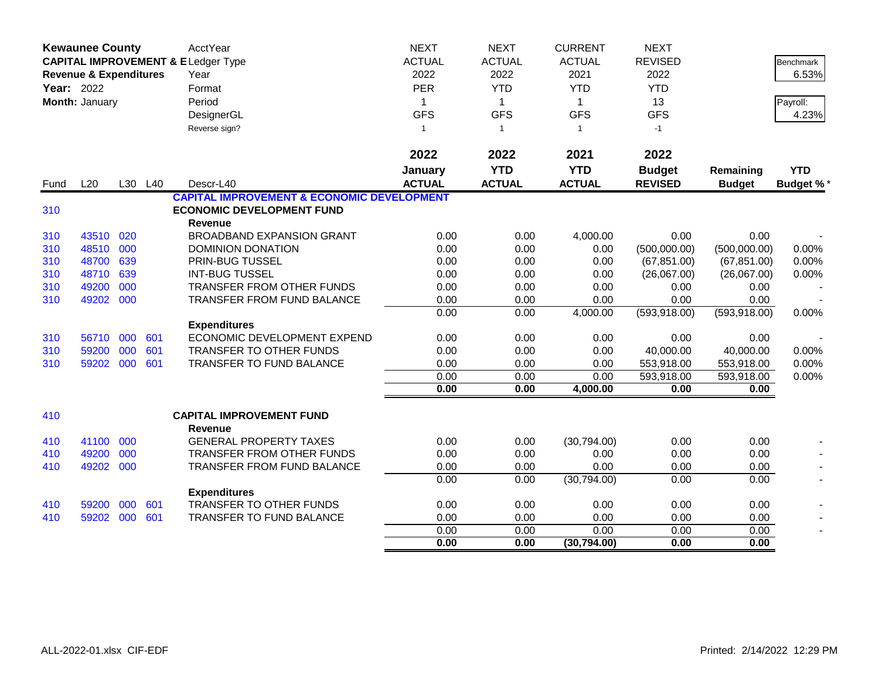**Kewaunee County**
**CAPITAL IMPROVEMENT & E**
**Revenue & Expenditures**
**Year:** 2022
**Month:** January

| | | | | AcctYear | NEXT | NEXT | CURRENT | NEXT | | |
|---|---|---|---|---|---|---|---|---|---|---|
| | | | | Ledger Type | ACTUAL | ACTUAL | ACTUAL | REVISED | | Benchmark |
| | | | | Year | 2022 | 2022 | 2021 | 2022 | | 6.53% |
| | | | | Format | PER | YTD | YTD | YTD | | |
| | | | | Period | 1 | 1 | 1 | 13 | | Payroll: |
| | | | | DesignerGL | GFS | GFS | GFS | GFS | | 4.23% |
| | | | | Reverse sign? | 1 | 1 | 1 | -1 | | |
| | | | | | **2022** | **2022** | **2021** | **2022** | | |
| | | | | | **January** | **YTD** | **YTD** | **Budget** | **Remaining** | **YTD** |
| Fund | L20 | L30 | L40 | Descr-L40 | **ACTUAL** | **ACTUAL** | **ACTUAL** | **REVISED** | **Budget** | **Budget %*** |
| | | | | **CAPITAL IMPROVEMENT & ECONOMIC DEVELOPMENT** | | | | | | |
| 310 | | | | **ECONOMIC DEVELOPMENT FUND** | | | | | | |
| | | | | **Revenue** | | | | | | |
| 310 | 43510 | 020 | | BROADBAND EXPANSION GRANT | 0.00 | 0.00 | 4,000.00 | 0.00 | 0.00 | - |
| 310 | 48510 | 000 | | DOMINION DONATION | 0.00 | 0.00 | 0.00 | (500,000.00) | (500,000.00) | 0.00% |
| 310 | 48700 | 639 | | PRIN-BUG TUSSEL | 0.00 | 0.00 | 0.00 | (67,851.00) | (67,851.00) | 0.00% |
| 310 | 48710 | 639 | | INT-BUG TUSSEL | 0.00 | 0.00 | 0.00 | (26,067.00) | (26,067.00) | 0.00% |
| 310 | 49200 | 000 | | TRANSFER FROM OTHER FUNDS | 0.00 | 0.00 | 0.00 | 0.00 | 0.00 | - |
| 310 | 49202 | 000 | | TRANSFER FROM FUND BALANCE | 0.00 | 0.00 | 0.00 | 0.00 | 0.00 | - |
| | | | | | 0.00 | 0.00 | 4,000.00 | (593,918.00) | (593,918.00) | 0.00% |
| | | | | **Expenditures** | | | | | | |
| 310 | 56710 | 000 | 601 | ECONOMIC DEVELOPMENT EXPEND | 0.00 | 0.00 | 0.00 | 0.00 | 0.00 | - |
| 310 | 59200 | 000 | 601 | TRANSFER TO OTHER FUNDS | 0.00 | 0.00 | 0.00 | 40,000.00 | 40,000.00 | 0.00% |
| 310 | 59202 | 000 | 601 | TRANSFER TO FUND BALANCE | 0.00 | 0.00 | 0.00 | 553,918.00 | 553,918.00 | 0.00% |
| | | | | | 0.00 | 0.00 | 0.00 | 593,918.00 | 593,918.00 | 0.00% |
| | | | | | **0.00** | **0.00** | **4,000.00** | **0.00** | **0.00** | |
| 410 | | | | **CAPITAL IMPROVEMENT FUND** | | | | | | |
| | | | | **Revenue** | | | | | | |
| 410 | 41100 | 000 | | GENERAL PROPERTY TAXES | 0.00 | 0.00 | (30,794.00) | 0.00 | 0.00 | - |
| 410 | 49200 | 000 | | TRANSFER FROM OTHER FUNDS | 0.00 | 0.00 | 0.00 | 0.00 | 0.00 | - |
| 410 | 49202 | 000 | | TRANSFER FROM FUND BALANCE | 0.00 | 0.00 | 0.00 | 0.00 | 0.00 | - |
| | | | | | 0.00 | 0.00 | (30,794.00) | 0.00 | 0.00 | - |
| | | | | **Expenditures** | | | | | | |
| 410 | 59200 | 000 | 601 | TRANSFER TO OTHER FUNDS | 0.00 | 0.00 | 0.00 | 0.00 | 0.00 | - |
| 410 | 59202 | 000 | 601 | TRANSFER TO FUND BALANCE | 0.00 | 0.00 | 0.00 | 0.00 | 0.00 | - |
| | | | | | 0.00 | 0.00 | 0.00 | 0.00 | 0.00 | - |
| | | | | | **0.00** | **0.00** | **(30,794.00)** | **0.00** | **0.00** | |

ALL-2022-01.xlsx CIF-EDF    Printed: 2/14/2022 12:29 PM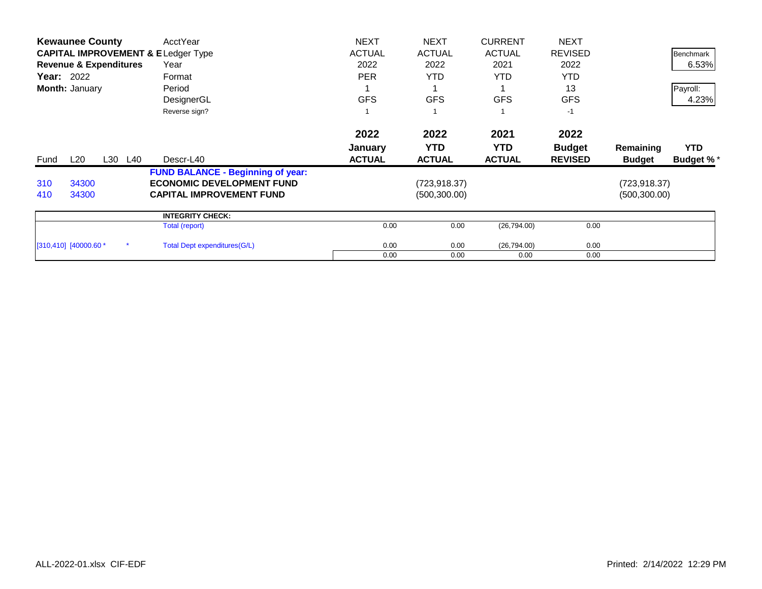| **Kewaunee County** | | | | AcctYear | NEXT | NEXT | CURRENT | NEXT | | |
|---|---|---|---|---|---|---|---|---|---|---|
| **CAPITAL IMPROVEMENT & E** | | | | Ledger Type | ACTUAL | ACTUAL | ACTUAL | REVISED | | Benchmark |
| **Revenue & Expenditures** | | | | Year | 2022 | 2022 | 2021 | 2022 | | 6.53% |
| **Year:** 2022 | | | | Format | PER | YTD | YTD | YTD | | |
| **Month:** January | | | | Period | 1 | 1 | 1 | 13 | | Payroll: |
| | | | | DesignerGL | GFS | GFS | GFS | GFS | | 4.23% |
| | | | | Reverse sign? | 1 | 1 | 1 | -1 | | |
| | | | | | **2022** | **2022** | **2021** | **2022** | | |
| | | | | | **January** | **YTD** | **YTD** | **Budget** | **Remaining** | **YTD** |
| Fund | L20 | L30 | L40 | Descr-L40 | **ACTUAL** | **ACTUAL** | **ACTUAL** | **REVISED** | **Budget** | **Budget %** * |
| | | | | **FUND BALANCE - Beginning of year:** | | | | | | |
| 310 | 34300 | | | **ECONOMIC DEVELOPMENT FUND** | | (723,918.37) | | | (723,918.37) | |
| 410 | 34300 | | | **CAPITAL IMPROVEMENT FUND** | | (500,300.00) | | | (500,300.00) | |

| | | | | | | | | |
|---|---|---|---|---|---|---|---|---|
| | | | **INTEGRITY CHECK:** | | | | | |
| | | | Total (report) | 0.00 | 0.00 | (26,794.00) | 0.00 | |
| [310,410] | [40000.60 * | * | Total Dept expenditures(G/L) | 0.00 | 0.00 | (26,794.00) | 0.00 | |
| | | | | 0.00 | 0.00 | 0.00 | 0.00 | |

ALL-2022-01.xlsx CIF-EDF

Printed: 2/14/2022 12:29 PM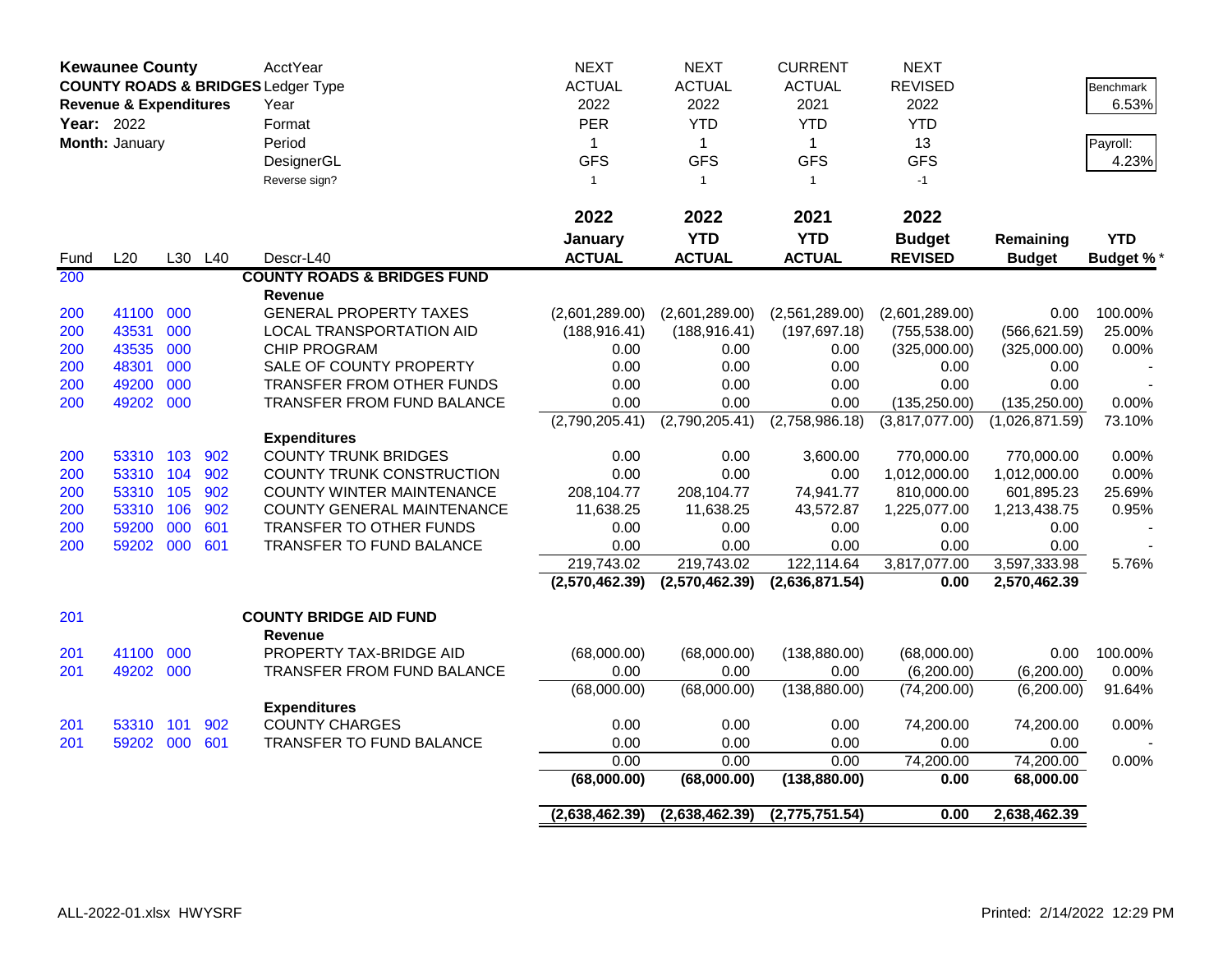**Kewaunee County**
**COUNTY ROADS & BRIDGES**
**Revenue & Expenditures**
**Year:** 2022
**Month:** January

| | | | | AcctYear | NEXT | NEXT | CURRENT | NEXT | | |
|---|---|---|---|---|---|---|---|---|---|---|
| | | | | Ledger Type | ACTUAL | ACTUAL | ACTUAL | REVISED | | Benchmark |
| | | | | Year | 2022 | 2022 | 2021 | 2022 | | 6.53% |
| | | | | Format | PER | YTD | YTD | YTD | | |
| | | | | Period | 1 | 1 | 1 | 13 | | Payroll: |
| | | | | DesignerGL | GFS | GFS | GFS | GFS | | 4.23% |
| | | | | Reverse sign? | 1 | 1 | 1 | -1 | | |
| | | | | | 2022 | 2022 | 2021 | 2022 | | |
| | | | | | January | YTD | YTD | Budget | Remaining | YTD |
| Fund | L20 | L30 | L40 | Descr-L40 | ACTUAL | ACTUAL | ACTUAL | REVISED | Budget | Budget % * |
| 200 | | | | **COUNTY ROADS & BRIDGES FUND** | | | | | | |
| | | | | **Revenue** | | | | | | |
| 200 | 41100 | 000 | | GENERAL PROPERTY TAXES | (2,601,289.00) | (2,601,289.00) | (2,561,289.00) | (2,601,289.00) | 0.00 | 100.00% |
| 200 | 43531 | 000 | | LOCAL TRANSPORTATION AID | (188,916.41) | (188,916.41) | (197,697.18) | (755,538.00) | (566,621.59) | 25.00% |
| 200 | 43535 | 000 | | CHIP PROGRAM | 0.00 | 0.00 | 0.00 | (325,000.00) | (325,000.00) | 0.00% |
| 200 | 48301 | 000 | | SALE OF COUNTY PROPERTY | 0.00 | 0.00 | 0.00 | 0.00 | 0.00 | - |
| 200 | 49200 | 000 | | TRANSFER FROM OTHER FUNDS | 0.00 | 0.00 | 0.00 | 0.00 | 0.00 | - |
| 200 | 49202 | 000 | | TRANSFER FROM FUND BALANCE | 0.00 | 0.00 | 0.00 | (135,250.00) | (135,250.00) | 0.00% |
| | | | | | (2,790,205.41) | (2,790,205.41) | (2,758,986.18) | (3,817,077.00) | (1,026,871.59) | 73.10% |
| | | | | **Expenditures** | | | | | | |
| 200 | 53310 | 103 | 902 | COUNTY TRUNK BRIDGES | 0.00 | 0.00 | 3,600.00 | 770,000.00 | 770,000.00 | 0.00% |
| 200 | 53310 | 104 | 902 | COUNTY TRUNK CONSTRUCTION | 0.00 | 0.00 | 0.00 | 1,012,000.00 | 1,012,000.00 | 0.00% |
| 200 | 53310 | 105 | 902 | COUNTY WINTER MAINTENANCE | 208,104.77 | 208,104.77 | 74,941.77 | 810,000.00 | 601,895.23 | 25.69% |
| 200 | 53310 | 106 | 902 | COUNTY GENERAL MAINTENANCE | 11,638.25 | 11,638.25 | 43,572.87 | 1,225,077.00 | 1,213,438.75 | 0.95% |
| 200 | 59200 | 000 | 601 | TRANSFER TO OTHER FUNDS | 0.00 | 0.00 | 0.00 | 0.00 | 0.00 | - |
| 200 | 59202 | 000 | 601 | TRANSFER TO FUND BALANCE | 0.00 | 0.00 | 0.00 | 0.00 | 0.00 | - |
| | | | | | 219,743.02 | 219,743.02 | 122,114.64 | 3,817,077.00 | 3,597,333.98 | 5.76% |
| | | | | | **(2,570,462.39)** | **(2,570,462.39)** | **(2,636,871.54)** | **0.00** | **2,570,462.39** | |
| 201 | | | | **COUNTY BRIDGE AID FUND** | | | | | | |
| | | | | **Revenue** | | | | | | |
| 201 | 41100 | 000 | | PROPERTY TAX-BRIDGE AID | (68,000.00) | (68,000.00) | (138,880.00) | (68,000.00) | 0.00 | 100.00% |
| 201 | 49202 | 000 | | TRANSFER FROM FUND BALANCE | 0.00 | 0.00 | 0.00 | (6,200.00) | (6,200.00) | 0.00% |
| | | | | | (68,000.00) | (68,000.00) | (138,880.00) | (74,200.00) | (6,200.00) | 91.64% |
| | | | | **Expenditures** | | | | | | |
| 201 | 53310 | 101 | 902 | COUNTY CHARGES | 0.00 | 0.00 | 0.00 | 74,200.00 | 74,200.00 | 0.00% |
| 201 | 59202 | 000 | 601 | TRANSFER TO FUND BALANCE | 0.00 | 0.00 | 0.00 | 0.00 | 0.00 | - |
| | | | | | 0.00 | 0.00 | 0.00 | 74,200.00 | 74,200.00 | 0.00% |
| | | | | | **(68,000.00)** | **(68,000.00)** | **(138,880.00)** | **0.00** | **68,000.00** | |
| | | | | | **(2,638,462.39)** | **(2,638,462.39)** | **(2,775,751.54)** | **0.00** | **2,638,462.39** | |

ALL-2022-01.xlsx HWYSRF    Printed: 2/14/2022 12:29 PM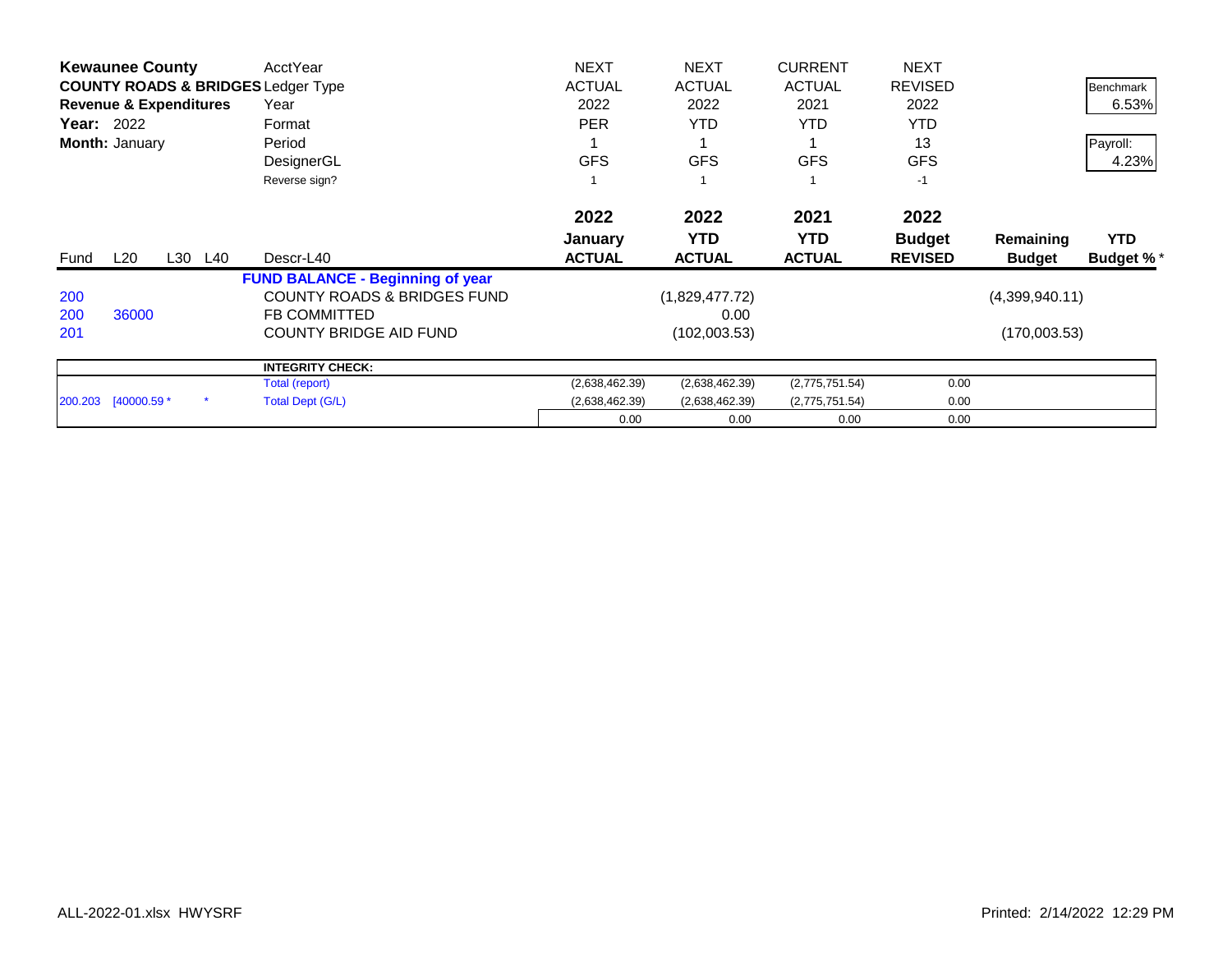| **Kewaunee County** | | | | AcctYear | NEXT | NEXT | CURRENT | NEXT | | |
|---|---|---|---|---|---|---|---|---|---|---|
| **COUNTY ROADS & BRIDGES** | | | | Ledger Type | ACTUAL | ACTUAL | ACTUAL | REVISED | | Benchmark |
| **Revenue & Expenditures** | | | | Year | 2022 | 2022 | 2021 | 2022 | | 6.53% |
| **Year:** 2022 | | | | Format | PER | YTD | YTD | YTD | | |
| **Month:** January | | | | Period | 1 | 1 | 1 | 13 | | Payroll: |
| | | | | DesignerGL | GFS | GFS | GFS | GFS | | 4.23% |
| | | | | Reverse sign? | 1 | 1 | 1 | -1 | | |
| | | | | | **2022** | **2022** | **2021** | **2022** | | |
| | | | | | **January** | **YTD** | **YTD** | **Budget** | **Remaining** | **YTD** |
| Fund | L20 | L30 | L40 | Descr-L40 | **ACTUAL** | **ACTUAL** | **ACTUAL** | **REVISED** | **Budget** | **Budget %*** |
| | | | | **FUND BALANCE - Beginning of year** | | | | | | |
| 200 | | | | COUNTY ROADS & BRIDGES FUND | | (1,829,477.72) | | | (4,399,940.11) | |
| 200 | 36000 | | | FB COMMITTED | | 0.00 | | | | |
| 201 | | | | COUNTY BRIDGE AID FUND | | (102,003.53) | | | (170,003.53) | |
| | | | | **INTEGRITY CHECK:** | | | | | | |
| | | | | Total (report) | (2,638,462.39) | (2,638,462.39) | (2,775,751.54) | 0.00 | | |
| 200.203 | [40000.59 * | | * | Total Dept (G/L) | (2,638,462.39) | (2,638,462.39) | (2,775,751.54) | 0.00 | | |
| | | | | | 0.00 | 0.00 | 0.00 | 0.00 | | |

ALL-2022-01.xlsx HWYSRF

Printed: 2/14/2022 12:29 PM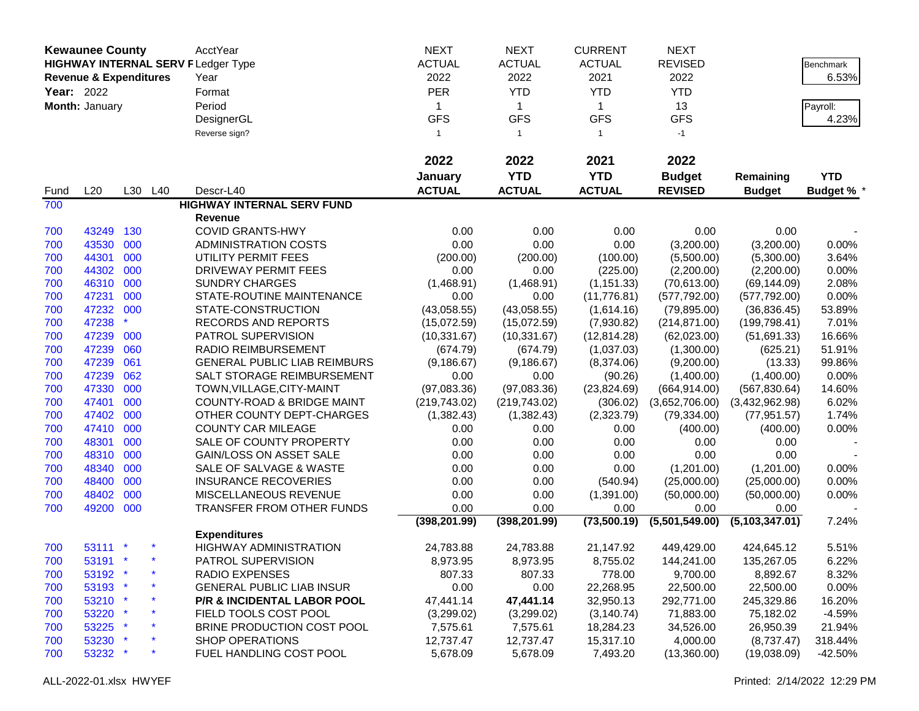**Kewaunee County**
**HIGHWAY INTERNAL SERV F**
**Revenue & Expenditures**
**Year:** 2022
**Month:** January

| | NEXT | NEXT | CURRENT | NEXT | | |
|---|---|---|---|---|---|---|
| AcctYear | ACTUAL | ACTUAL | ACTUAL | REVISED | | Benchmark |
| Ledger Type | 2022 | 2022 | 2021 | 2022 | | 6.53% |
| Year | PER | YTD | YTD | YTD | | |
| Format | 1 | 1 | 1 | 13 | | Payroll: |
| Period | GFS | GFS | GFS | GFS | | 4.23% |
| DesignerGL | 1 | 1 | 1 | -1 | | |
| Reverse sign? | | | | | | |

| Fund | L20 | L30 | L40 | Descr-L40 | 2022 January ACTUAL | 2022 YTD ACTUAL | 2021 YTD ACTUAL | 2022 Budget REVISED | Remaining Budget | YTD Budget % * |
|---|---|---|---|---|---|---|---|---|---|---|
| 700 | | | | **HIGHWAY INTERNAL SERV FUND** | | | | | | |
| | | | | **Revenue** | | | | | | |
| 700 | 43249 | 130 | | COVID GRANTS-HWY | 0.00 | 0.00 | 0.00 | 0.00 | 0.00 | - |
| 700 | 43530 | 000 | | ADMINISTRATION COSTS | 0.00 | 0.00 | 0.00 | (3,200.00) | (3,200.00) | 0.00% |
| 700 | 44301 | 000 | | UTILITY PERMIT FEES | (200.00) | (200.00) | (100.00) | (5,500.00) | (5,300.00) | 3.64% |
| 700 | 44302 | 000 | | DRIVEWAY PERMIT FEES | 0.00 | 0.00 | (225.00) | (2,200.00) | (2,200.00) | 0.00% |
| 700 | 46310 | 000 | | SUNDRY CHARGES | (1,468.91) | (1,468.91) | (1,151.33) | (70,613.00) | (69,144.09) | 2.08% |
| 700 | 47231 | 000 | | STATE-ROUTINE MAINTENANCE | 0.00 | 0.00 | (11,776.81) | (577,792.00) | (577,792.00) | 0.00% |
| 700 | 47232 | 000 | | STATE-CONSTRUCTION | (43,058.55) | (43,058.55) | (1,614.16) | (79,895.00) | (36,836.45) | 53.89% |
| 700 | 47238 | * | | RECORDS AND REPORTS | (15,072.59) | (15,072.59) | (7,930.82) | (214,871.00) | (199,798.41) | 7.01% |
| 700 | 47239 | 000 | | PATROL SUPERVISION | (10,331.67) | (10,331.67) | (12,814.28) | (62,023.00) | (51,691.33) | 16.66% |
| 700 | 47239 | 060 | | RADIO REIMBURSEMENT | (674.79) | (674.79) | (1,037.03) | (1,300.00) | (625.21) | 51.91% |
| 700 | 47239 | 061 | | GENERAL PUBLIC LIAB REIMBURS | (9,186.67) | (9,186.67) | (8,374.06) | (9,200.00) | (13.33) | 99.86% |
| 700 | 47239 | 062 | | SALT STORAGE REIMBURSEMENT | 0.00 | 0.00 | (90.26) | (1,400.00) | (1,400.00) | 0.00% |
| 700 | 47330 | 000 | | TOWN,VILLAGE,CITY-MAINT | (97,083.36) | (97,083.36) | (23,824.69) | (664,914.00) | (567,830.64) | 14.60% |
| 700 | 47401 | 000 | | COUNTY-ROAD & BRIDGE MAINT | (219,743.02) | (219,743.02) | (306.02) | (3,652,706.00) | (3,432,962.98) | 6.02% |
| 700 | 47402 | 000 | | OTHER COUNTY DEPT-CHARGES | (1,382.43) | (1,382.43) | (2,323.79) | (79,334.00) | (77,951.57) | 1.74% |
| 700 | 47410 | 000 | | COUNTY CAR MILEAGE | 0.00 | 0.00 | 0.00 | (400.00) | (400.00) | 0.00% |
| 700 | 48301 | 000 | | SALE OF COUNTY PROPERTY | 0.00 | 0.00 | 0.00 | 0.00 | 0.00 | - |
| 700 | 48310 | 000 | | GAIN/LOSS ON ASSET SALE | 0.00 | 0.00 | 0.00 | 0.00 | 0.00 | - |
| 700 | 48340 | 000 | | SALE OF SALVAGE & WASTE | 0.00 | 0.00 | 0.00 | (1,201.00) | (1,201.00) | 0.00% |
| 700 | 48400 | 000 | | INSURANCE RECOVERIES | 0.00 | 0.00 | (540.94) | (25,000.00) | (25,000.00) | 0.00% |
| 700 | 48402 | 000 | | MISCELLANEOUS REVENUE | 0.00 | 0.00 | (1,391.00) | (50,000.00) | (50,000.00) | 0.00% |
| 700 | 49200 | 000 | | TRANSFER FROM OTHER FUNDS | 0.00 | 0.00 | 0.00 | 0.00 | 0.00 | - |
| | | | | | **(398,201.99)** | **(398,201.99)** | **(73,500.19)** | **(5,501,549.00)** | **(5,103,347.01)** | 7.24% |
| | | | | **Expenditures** | | | | | | |
| 700 | 53111 | * | * | HIGHWAY ADMINISTRATION | 24,783.88 | 24,783.88 | 21,147.92 | 449,429.00 | 424,645.12 | 5.51% |
| 700 | 53191 | * | * | PATROL SUPERVISION | 8,973.95 | 8,973.95 | 8,755.02 | 144,241.00 | 135,267.05 | 6.22% |
| 700 | 53192 | * | * | RADIO EXPENSES | 807.33 | 807.33 | 778.00 | 9,700.00 | 8,892.67 | 8.32% |
| 700 | 53193 | * | * | GENERAL PUBLIC LIAB INSUR | 0.00 | 0.00 | 22,268.95 | 22,500.00 | 22,500.00 | 0.00% |
| 700 | 53210 | * | * | **P/R & INCIDENTAL LABOR POOL** | 47,441.14 | **47,441.14** | 32,950.13 | 292,771.00 | 245,329.86 | 16.20% |
| 700 | 53220 | * | * | FIELD TOOLS COST POOL | (3,299.02) | (3,299.02) | (3,140.74) | 71,883.00 | 75,182.02 | -4.59% |
| 700 | 53225 | * | * | BRINE PRODUCTION COST POOL | 7,575.61 | 7,575.61 | 18,284.23 | 34,526.00 | 26,950.39 | 21.94% |
| 700 | 53230 | * | * | SHOP OPERATIONS | 12,737.47 | 12,737.47 | 15,317.10 | 4,000.00 | (8,737.47) | 318.44% |
| 700 | 53232 | * | * | FUEL HANDLING COST POOL | 5,678.09 | 5,678.09 | 7,493.20 | (13,360.00) | (19,038.09) | -42.50% |

ALL-2022-01.xlsx HWYEF    Printed: 2/14/2022 12:29 PM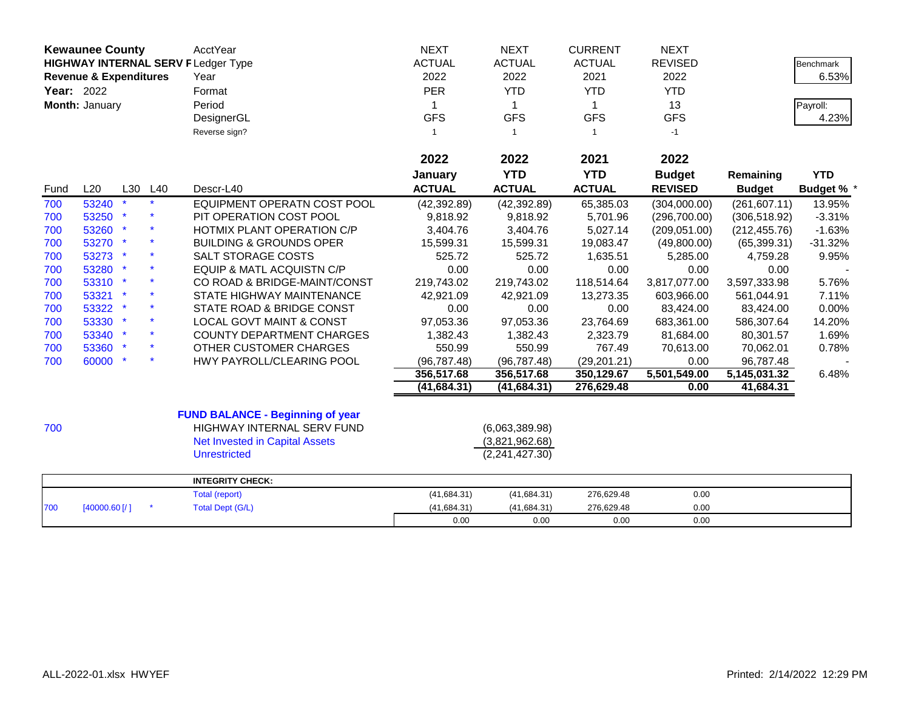**Kewaunee County**
**HIGHWAY INTERNAL SERV F**
**Revenue & Expenditures**
**Year:** 2022
**Month:** January

| | | | | | | | | | |
|---|---|---|---|---|---|---|---|---|---|
| | AcctYear | | | NEXT | NEXT | CURRENT | NEXT | | Benchmark |
| | Ledger Type | | | ACTUAL | ACTUAL | ACTUAL | REVISED | | 6.53% |
| | Year | | | 2022 | 2022 | 2021 | 2022 | | |
| | Format | | | PER | YTD | YTD | YTD | | Payroll: |
| | Period | | | 1 | 1 | 1 | 13 | | 4.23% |
| | DesignerGL | | | GFS | GFS | GFS | GFS | | |
| | Reverse sign? | | | 1 | 1 | 1 | -1 | | |

| Fund | L20 | L30 | L40 | Descr-L40 | 2022 January ACTUAL | 2022 YTD ACTUAL | 2021 YTD ACTUAL | 2022 Budget REVISED | Remaining Budget | YTD Budget % * |
|---|---|---|---|---|---|---|---|---|---|---|
| 700 | 53240 | * | * | EQUIPMENT OPERATN COST POOL | (42,392.89) | (42,392.89) | 65,385.03 | (304,000.00) | (261,607.11) | 13.95% |
| 700 | 53250 | * | * | PIT OPERATION COST POOL | 9,818.92 | 9,818.92 | 5,701.96 | (296,700.00) | (306,518.92) | -3.31% |
| 700 | 53260 | * | * | HOTMIX PLANT OPERATION C/P | 3,404.76 | 3,404.76 | 5,027.14 | (209,051.00) | (212,455.76) | -1.63% |
| 700 | 53270 | * | * | BUILDING & GROUNDS OPER | 15,599.31 | 15,599.31 | 19,083.47 | (49,800.00) | (65,399.31) | -31.32% |
| 700 | 53273 | * | * | SALT STORAGE COSTS | 525.72 | 525.72 | 1,635.51 | 5,285.00 | 4,759.28 | 9.95% |
| 700 | 53280 | * | * | EQUIP & MATL ACQUISTN C/P | 0.00 | 0.00 | 0.00 | 0.00 | 0.00 | - |
| 700 | 53310 | * | * | CO ROAD & BRIDGE-MAINT/CONST | 219,743.02 | 219,743.02 | 118,514.64 | 3,817,077.00 | 3,597,333.98 | 5.76% |
| 700 | 53321 | * | * | STATE HIGHWAY MAINTENANCE | 42,921.09 | 42,921.09 | 13,273.35 | 603,966.00 | 561,044.91 | 7.11% |
| 700 | 53322 | * | * | STATE ROAD & BRIDGE CONST | 0.00 | 0.00 | 0.00 | 83,424.00 | 83,424.00 | 0.00% |
| 700 | 53330 | * | * | LOCAL GOVT MAINT & CONST | 97,053.36 | 97,053.36 | 23,764.69 | 683,361.00 | 586,307.64 | 14.20% |
| 700 | 53340 | * | * | COUNTY DEPARTMENT CHARGES | 1,382.43 | 1,382.43 | 2,323.79 | 81,684.00 | 80,301.57 | 1.69% |
| 700 | 53360 | * | * | OTHER CUSTOMER CHARGES | 550.99 | 550.99 | 767.49 | 70,613.00 | 70,062.01 | 0.78% |
| 700 | 60000 | * | * | HWY PAYROLL/CLEARING POOL | (96,787.48) | (96,787.48) | (29,201.21) | 0.00 | 96,787.48 | - |
| | | | | | **356,517.68** | **356,517.68** | **350,129.67** | **5,501,549.00** | **5,145,031.32** | 6.48% |
| | | | | | **(41,684.31)** | **(41,684.31)** | **276,629.48** | **0.00** | **41,684.31** | |

**FUND BALANCE - Beginning of year**

| Fund | | Amount |
|---|---|---|
| 700 | HIGHWAY INTERNAL SERV FUND | (6,063,389.98) |
| | Net Invested in Capital Assets | (3,821,962.68) |
| | Unrestricted | (2,241,427.30) |

| | | | | | | | |
|---|---|---|---|---|---|---|---|
| | | | **INTEGRITY CHECK:** | | | | |
| | | | Total (report) | (41,684.31) | (41,684.31) | 276,629.48 | 0.00 |
| 700 | [40000.60 [/ ] | * | Total Dept (G/L) | (41,684.31) | (41,684.31) | 276,629.48 | 0.00 |
| | | | | 0.00 | 0.00 | 0.00 | 0.00 |

ALL-2022-01.xlsx HWYEF Printed: 2/14/2022 12:29 PM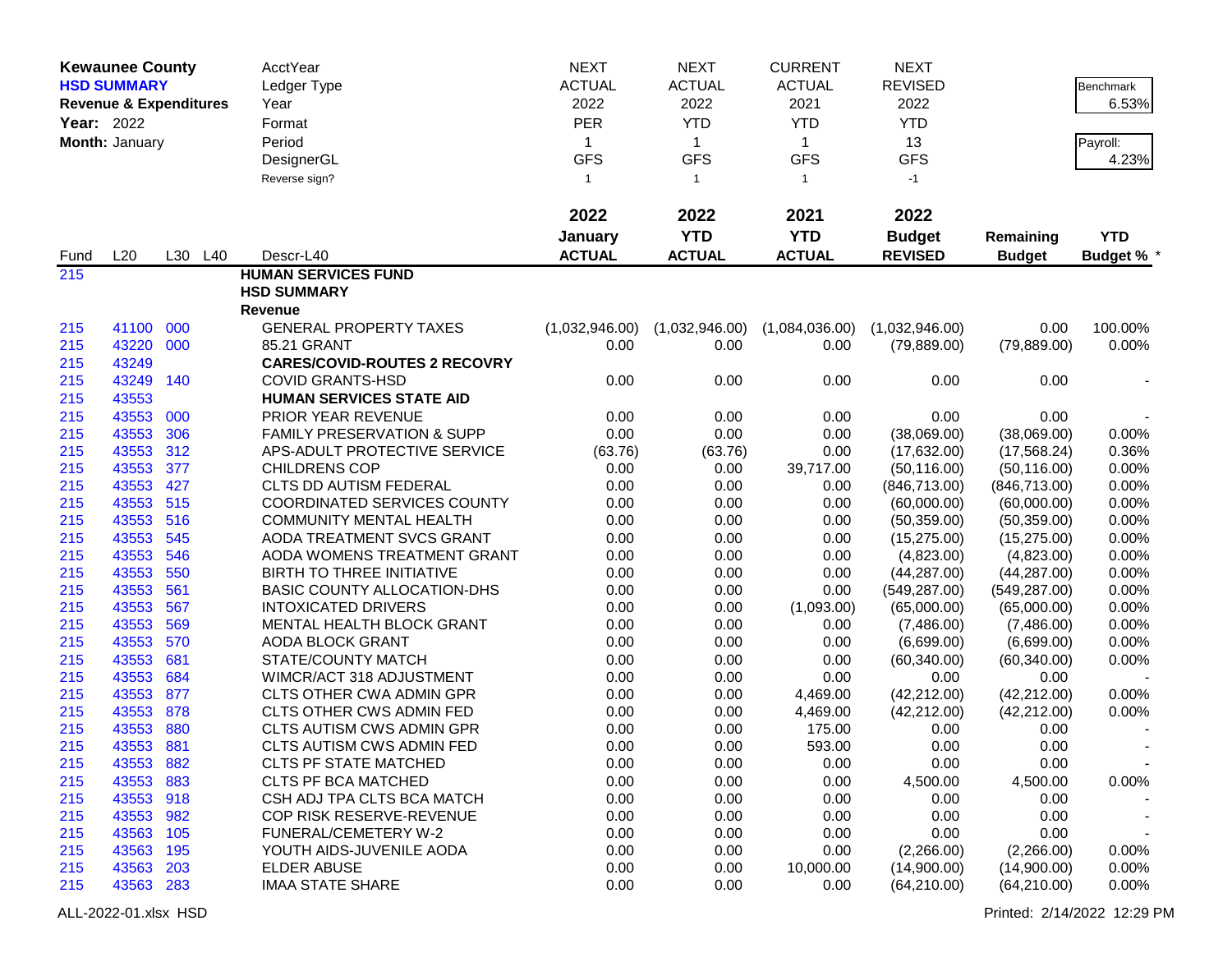**Kewaunee County**
**HSD SUMMARY**
**Revenue & Expenditures**
**Year:** 2022
**Month:** January

| | NEXT | NEXT | CURRENT | NEXT | | |
|---|---|---|---|---|---|---|
| AcctYear | NEXT | NEXT | CURRENT | NEXT | | |
| Ledger Type | ACTUAL | ACTUAL | ACTUAL | REVISED | | Benchmark |
| Year | 2022 | 2022 | 2021 | 2022 | | 6.53% |
| Format | PER | YTD | YTD | YTD | | |
| Period | 1 | 1 | 1 | 13 | | Payroll: |
| DesignerGL | GFS | GFS | GFS | GFS | | 4.23% |
| Reverse sign? | 1 | 1 | 1 | -1 | | |

| Fund | L20 | L30 | L40 | Descr-L40 | 2022 January ACTUAL | 2022 YTD ACTUAL | 2021 YTD ACTUAL | 2022 Budget REVISED | Remaining Budget | YTD Budget % * |
|---|---|---|---|---|---|---|---|---|---|---|
| 215 | | | | **HUMAN SERVICES FUND** | | | | | | |
| | | | | **HSD SUMMARY** | | | | | | |
| | | | | **Revenue** | | | | | | |
| 215 | 41100 | 000 | | GENERAL PROPERTY TAXES | (1,032,946.00) | (1,032,946.00) | (1,084,036.00) | (1,032,946.00) | 0.00 | 100.00% |
| 215 | 43220 | 000 | | 85.21 GRANT | 0.00 | 0.00 | 0.00 | (79,889.00) | (79,889.00) | 0.00% |
| 215 | 43249 | | | **CARES/COVID-ROUTES 2 RECOVRY** | | | | | | |
| 215 | 43249 | 140 | | COVID GRANTS-HSD | 0.00 | 0.00 | 0.00 | 0.00 | 0.00 | - |
| 215 | 43553 | | | **HUMAN SERVICES STATE AID** | | | | | | |
| 215 | 43553 | 000 | | PRIOR YEAR REVENUE | 0.00 | 0.00 | 0.00 | 0.00 | 0.00 | - |
| 215 | 43553 | 306 | | FAMILY PRESERVATION & SUPP | 0.00 | 0.00 | 0.00 | (38,069.00) | (38,069.00) | 0.00% |
| 215 | 43553 | 312 | | APS-ADULT PROTECTIVE SERVICE | (63.76) | (63.76) | 0.00 | (17,632.00) | (17,568.24) | 0.36% |
| 215 | 43553 | 377 | | CHILDRENS COP | 0.00 | 0.00 | 39,717.00 | (50,116.00) | (50,116.00) | 0.00% |
| 215 | 43553 | 427 | | CLTS DD AUTISM FEDERAL | 0.00 | 0.00 | 0.00 | (846,713.00) | (846,713.00) | 0.00% |
| 215 | 43553 | 515 | | COORDINATED SERVICES COUNTY | 0.00 | 0.00 | 0.00 | (60,000.00) | (60,000.00) | 0.00% |
| 215 | 43553 | 516 | | COMMUNITY MENTAL HEALTH | 0.00 | 0.00 | 0.00 | (50,359.00) | (50,359.00) | 0.00% |
| 215 | 43553 | 545 | | AODA TREATMENT SVCS GRANT | 0.00 | 0.00 | 0.00 | (15,275.00) | (15,275.00) | 0.00% |
| 215 | 43553 | 546 | | AODA WOMENS TREATMENT GRANT | 0.00 | 0.00 | 0.00 | (4,823.00) | (4,823.00) | 0.00% |
| 215 | 43553 | 550 | | BIRTH TO THREE INITIATIVE | 0.00 | 0.00 | 0.00 | (44,287.00) | (44,287.00) | 0.00% |
| 215 | 43553 | 561 | | BASIC COUNTY ALLOCATION-DHS | 0.00 | 0.00 | 0.00 | (549,287.00) | (549,287.00) | 0.00% |
| 215 | 43553 | 567 | | INTOXICATED DRIVERS | 0.00 | 0.00 | (1,093.00) | (65,000.00) | (65,000.00) | 0.00% |
| 215 | 43553 | 569 | | MENTAL HEALTH BLOCK GRANT | 0.00 | 0.00 | 0.00 | (7,486.00) | (7,486.00) | 0.00% |
| 215 | 43553 | 570 | | AODA BLOCK GRANT | 0.00 | 0.00 | 0.00 | (6,699.00) | (6,699.00) | 0.00% |
| 215 | 43553 | 681 | | STATE/COUNTY MATCH | 0.00 | 0.00 | 0.00 | (60,340.00) | (60,340.00) | 0.00% |
| 215 | 43553 | 684 | | WIMCR/ACT 318 ADJUSTMENT | 0.00 | 0.00 | 0.00 | 0.00 | 0.00 | - |
| 215 | 43553 | 877 | | CLTS OTHER CWA ADMIN GPR | 0.00 | 0.00 | 4,469.00 | (42,212.00) | (42,212.00) | 0.00% |
| 215 | 43553 | 878 | | CLTS OTHER CWS ADMIN FED | 0.00 | 0.00 | 4,469.00 | (42,212.00) | (42,212.00) | 0.00% |
| 215 | 43553 | 880 | | CLTS AUTISM CWS ADMIN GPR | 0.00 | 0.00 | 175.00 | 0.00 | 0.00 | - |
| 215 | 43553 | 881 | | CLTS AUTISM CWS ADMIN FED | 0.00 | 0.00 | 593.00 | 0.00 | 0.00 | - |
| 215 | 43553 | 882 | | CLTS PF STATE MATCHED | 0.00 | 0.00 | 0.00 | 0.00 | 0.00 | - |
| 215 | 43553 | 883 | | CLTS PF BCA MATCHED | 0.00 | 0.00 | 0.00 | 4,500.00 | 4,500.00 | 0.00% |
| 215 | 43553 | 918 | | CSH ADJ TPA CLTS BCA MATCH | 0.00 | 0.00 | 0.00 | 0.00 | 0.00 | - |
| 215 | 43553 | 982 | | COP RISK RESERVE-REVENUE | 0.00 | 0.00 | 0.00 | 0.00 | 0.00 | - |
| 215 | 43563 | 105 | | FUNERAL/CEMETERY W-2 | 0.00 | 0.00 | 0.00 | 0.00 | 0.00 | - |
| 215 | 43563 | 195 | | YOUTH AIDS-JUVENILE AODA | 0.00 | 0.00 | 0.00 | (2,266.00) | (2,266.00) | 0.00% |
| 215 | 43563 | 203 | | ELDER ABUSE | 0.00 | 0.00 | 10,000.00 | (14,900.00) | (14,900.00) | 0.00% |
| 215 | 43563 | 283 | | IMAA STATE SHARE | 0.00 | 0.00 | 0.00 | (64,210.00) | (64,210.00) | 0.00% |

ALL-2022-01.xlsx HSD — Printed: 2/14/2022 12:29 PM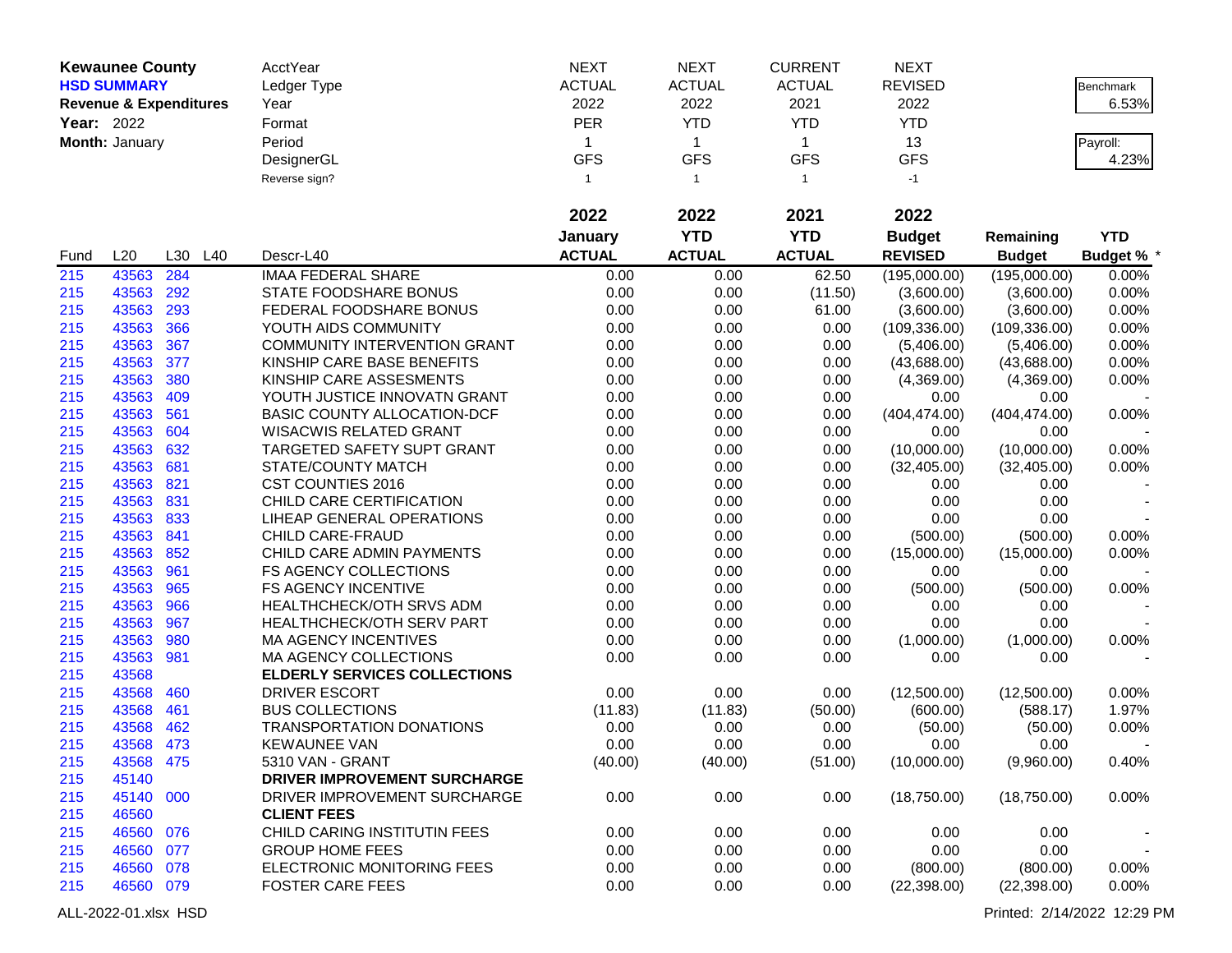**Kewaunee County**
**HSD SUMMARY**
**Revenue & Expenditures**
**Year:** 2022
**Month:** January

| AcctYear | NEXT | NEXT | CURRENT | NEXT |
|---|---|---|---|---|
| Ledger Type | ACTUAL | ACTUAL | ACTUAL | REVISED |
| Year | 2022 | 2022 | 2021 | 2022 |
| Format | PER | YTD | YTD | YTD |
| Period | 1 | 1 | 1 | 13 |
| DesignerGL | GFS | GFS | GFS | GFS |
| Reverse sign? | 1 | 1 | 1 | -1 |

Benchmark 6.53%

Payroll: 4.23%

| Fund | L20 | L30 | L40 | Descr-L40 | 2022 January ACTUAL | 2022 YTD ACTUAL | 2021 YTD ACTUAL | 2022 Budget REVISED | Remaining Budget | YTD Budget % * |
|---|---|---|---|---|---|---|---|---|---|---|
| 215 | 43563 | 284 | | IMAA FEDERAL SHARE | 0.00 | 0.00 | 62.50 | (195,000.00) | (195,000.00) | 0.00% |
| 215 | 43563 | 292 | | STATE FOODSHARE BONUS | 0.00 | 0.00 | (11.50) | (3,600.00) | (3,600.00) | 0.00% |
| 215 | 43563 | 293 | | FEDERAL FOODSHARE BONUS | 0.00 | 0.00 | 61.00 | (3,600.00) | (3,600.00) | 0.00% |
| 215 | 43563 | 366 | | YOUTH AIDS COMMUNITY | 0.00 | 0.00 | 0.00 | (109,336.00) | (109,336.00) | 0.00% |
| 215 | 43563 | 367 | | COMMUNITY INTERVENTION GRANT | 0.00 | 0.00 | 0.00 | (5,406.00) | (5,406.00) | 0.00% |
| 215 | 43563 | 377 | | KINSHIP CARE BASE BENEFITS | 0.00 | 0.00 | 0.00 | (43,688.00) | (43,688.00) | 0.00% |
| 215 | 43563 | 380 | | KINSHIP CARE ASSESMENTS | 0.00 | 0.00 | 0.00 | (4,369.00) | (4,369.00) | 0.00% |
| 215 | 43563 | 409 | | YOUTH JUSTICE INNOVATN GRANT | 0.00 | 0.00 | 0.00 | 0.00 | 0.00 | - |
| 215 | 43563 | 561 | | BASIC COUNTY ALLOCATION-DCF | 0.00 | 0.00 | 0.00 | (404,474.00) | (404,474.00) | 0.00% |
| 215 | 43563 | 604 | | WISACWIS RELATED GRANT | 0.00 | 0.00 | 0.00 | 0.00 | 0.00 | - |
| 215 | 43563 | 632 | | TARGETED SAFETY SUPT GRANT | 0.00 | 0.00 | 0.00 | (10,000.00) | (10,000.00) | 0.00% |
| 215 | 43563 | 681 | | STATE/COUNTY MATCH | 0.00 | 0.00 | 0.00 | (32,405.00) | (32,405.00) | 0.00% |
| 215 | 43563 | 821 | | CST COUNTIES 2016 | 0.00 | 0.00 | 0.00 | 0.00 | 0.00 | - |
| 215 | 43563 | 831 | | CHILD CARE CERTIFICATION | 0.00 | 0.00 | 0.00 | 0.00 | 0.00 | - |
| 215 | 43563 | 833 | | LIHEAP GENERAL OPERATIONS | 0.00 | 0.00 | 0.00 | 0.00 | 0.00 | - |
| 215 | 43563 | 841 | | CHILD CARE-FRAUD | 0.00 | 0.00 | 0.00 | (500.00) | (500.00) | 0.00% |
| 215 | 43563 | 852 | | CHILD CARE ADMIN PAYMENTS | 0.00 | 0.00 | 0.00 | (15,000.00) | (15,000.00) | 0.00% |
| 215 | 43563 | 961 | | FS AGENCY COLLECTIONS | 0.00 | 0.00 | 0.00 | 0.00 | 0.00 | - |
| 215 | 43563 | 965 | | FS AGENCY INCENTIVE | 0.00 | 0.00 | 0.00 | (500.00) | (500.00) | 0.00% |
| 215 | 43563 | 966 | | HEALTHCHECK/OTH SRVS ADM | 0.00 | 0.00 | 0.00 | 0.00 | 0.00 | - |
| 215 | 43563 | 967 | | HEALTHCHECK/OTH SERV PART | 0.00 | 0.00 | 0.00 | 0.00 | 0.00 | - |
| 215 | 43563 | 980 | | MA AGENCY INCENTIVES | 0.00 | 0.00 | 0.00 | (1,000.00) | (1,000.00) | 0.00% |
| 215 | 43563 | 981 | | MA AGENCY COLLECTIONS | 0.00 | 0.00 | 0.00 | 0.00 | 0.00 | - |
| 215 | 43568 | | | **ELDERLY SERVICES COLLECTIONS** | | | | | | |
| 215 | 43568 | 460 | | DRIVER ESCORT | 0.00 | 0.00 | 0.00 | (12,500.00) | (12,500.00) | 0.00% |
| 215 | 43568 | 461 | | BUS COLLECTIONS | (11.83) | (11.83) | (50.00) | (600.00) | (588.17) | 1.97% |
| 215 | 43568 | 462 | | TRANSPORTATION DONATIONS | 0.00 | 0.00 | 0.00 | (50.00) | (50.00) | 0.00% |
| 215 | 43568 | 473 | | KEWAUNEE VAN | 0.00 | 0.00 | 0.00 | 0.00 | 0.00 | - |
| 215 | 43568 | 475 | | 5310 VAN - GRANT | (40.00) | (40.00) | (51.00) | (10,000.00) | (9,960.00) | 0.40% |
| 215 | 45140 | | | **DRIVER IMPROVEMENT SURCHARGE** | | | | | | |
| 215 | 45140 | 000 | | DRIVER IMPROVEMENT SURCHARGE | 0.00 | 0.00 | 0.00 | (18,750.00) | (18,750.00) | 0.00% |
| 215 | 46560 | | | **CLIENT FEES** | | | | | | |
| 215 | 46560 | 076 | | CHILD CARING INSTITUTIN FEES | 0.00 | 0.00 | 0.00 | 0.00 | 0.00 | - |
| 215 | 46560 | 077 | | GROUP HOME FEES | 0.00 | 0.00 | 0.00 | 0.00 | 0.00 | - |
| 215 | 46560 | 078 | | ELECTRONIC MONITORING FEES | 0.00 | 0.00 | 0.00 | (800.00) | (800.00) | 0.00% |
| 215 | 46560 | 079 | | FOSTER CARE FEES | 0.00 | 0.00 | 0.00 | (22,398.00) | (22,398.00) | 0.00% |

ALL-2022-01.xlsx HSD    Printed: 2/14/2022 12:29 PM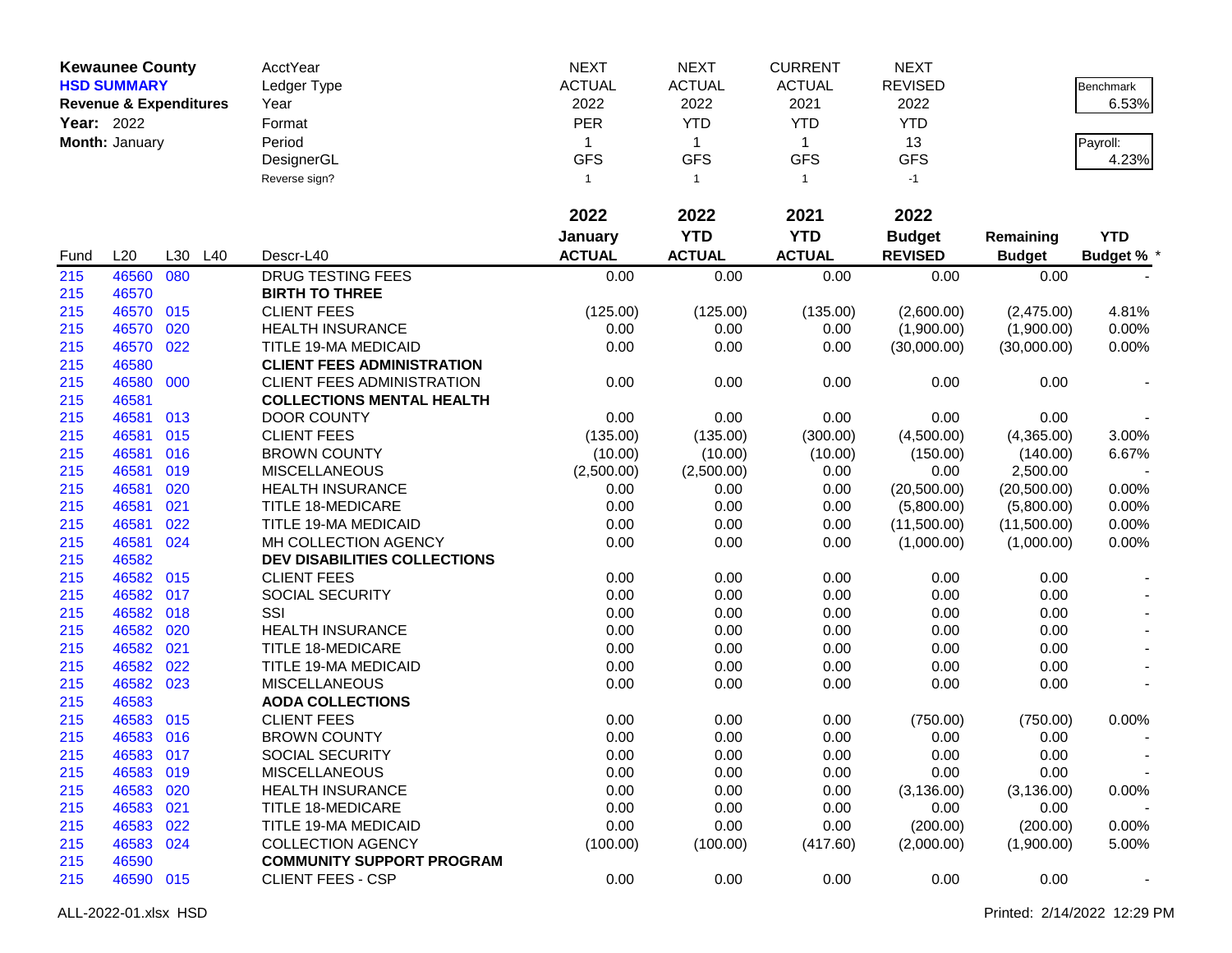**Kewaunee County**
**HSD SUMMARY**
**Revenue & Expenditures**
**Year:** 2022
**Month:** January

| | NEXT | NEXT | CURRENT | NEXT | | |
|---|---|---|---|---|---|---|
| AcctYear | NEXT | NEXT | CURRENT | NEXT | | |
| Ledger Type | ACTUAL | ACTUAL | ACTUAL | REVISED | | Benchmark 6.53% |
| Year | 2022 | 2022 | 2021 | 2022 | | |
| Format | PER | YTD | YTD | YTD | | |
| Period | 1 | 1 | 1 | 13 | | Payroll: 4.23% |
| DesignerGL | GFS | GFS | GFS | GFS | | |
| Reverse sign? | 1 | 1 | 1 | -1 | | |

| Fund | L20 | L30 | L40 | Descr-L40 | 2022 January ACTUAL | 2022 YTD ACTUAL | 2021 YTD ACTUAL | 2022 Budget REVISED | Remaining Budget | YTD Budget % * |
|---|---|---|---|---|---|---|---|---|---|---|
| 215 | 46560 | 080 | | DRUG TESTING FEES | 0.00 | 0.00 | 0.00 | 0.00 | 0.00 | - |
| 215 | 46570 | | | **BIRTH TO THREE** | | | | | | |
| 215 | 46570 | 015 | | CLIENT FEES | (125.00) | (125.00) | (135.00) | (2,600.00) | (2,475.00) | 4.81% |
| 215 | 46570 | 020 | | HEALTH INSURANCE | 0.00 | 0.00 | 0.00 | (1,900.00) | (1,900.00) | 0.00% |
| 215 | 46570 | 022 | | TITLE 19-MA MEDICAID | 0.00 | 0.00 | 0.00 | (30,000.00) | (30,000.00) | 0.00% |
| 215 | 46580 | | | **CLIENT FEES ADMINISTRATION** | | | | | | |
| 215 | 46580 | 000 | | CLIENT FEES ADMINISTRATION | 0.00 | 0.00 | 0.00 | 0.00 | 0.00 | - |
| 215 | 46581 | | | **COLLECTIONS MENTAL HEALTH** | | | | | | |
| 215 | 46581 | 013 | | DOOR COUNTY | 0.00 | 0.00 | 0.00 | 0.00 | 0.00 | - |
| 215 | 46581 | 015 | | CLIENT FEES | (135.00) | (135.00) | (300.00) | (4,500.00) | (4,365.00) | 3.00% |
| 215 | 46581 | 016 | | BROWN COUNTY | (10.00) | (10.00) | (10.00) | (150.00) | (140.00) | 6.67% |
| 215 | 46581 | 019 | | MISCELLANEOUS | (2,500.00) | (2,500.00) | 0.00 | 0.00 | 2,500.00 | - |
| 215 | 46581 | 020 | | HEALTH INSURANCE | 0.00 | 0.00 | 0.00 | (20,500.00) | (20,500.00) | 0.00% |
| 215 | 46581 | 021 | | TITLE 18-MEDICARE | 0.00 | 0.00 | 0.00 | (5,800.00) | (5,800.00) | 0.00% |
| 215 | 46581 | 022 | | TITLE 19-MA MEDICAID | 0.00 | 0.00 | 0.00 | (11,500.00) | (11,500.00) | 0.00% |
| 215 | 46581 | 024 | | MH COLLECTION AGENCY | 0.00 | 0.00 | 0.00 | (1,000.00) | (1,000.00) | 0.00% |
| 215 | 46582 | | | **DEV DISABILITIES COLLECTIONS** | | | | | | |
| 215 | 46582 | 015 | | CLIENT FEES | 0.00 | 0.00 | 0.00 | 0.00 | 0.00 | - |
| 215 | 46582 | 017 | | SOCIAL SECURITY | 0.00 | 0.00 | 0.00 | 0.00 | 0.00 | - |
| 215 | 46582 | 018 | | SSI | 0.00 | 0.00 | 0.00 | 0.00 | 0.00 | - |
| 215 | 46582 | 020 | | HEALTH INSURANCE | 0.00 | 0.00 | 0.00 | 0.00 | 0.00 | - |
| 215 | 46582 | 021 | | TITLE 18-MEDICARE | 0.00 | 0.00 | 0.00 | 0.00 | 0.00 | - |
| 215 | 46582 | 022 | | TITLE 19-MA MEDICAID | 0.00 | 0.00 | 0.00 | 0.00 | 0.00 | - |
| 215 | 46582 | 023 | | MISCELLANEOUS | 0.00 | 0.00 | 0.00 | 0.00 | 0.00 | - |
| 215 | 46583 | | | **AODA COLLECTIONS** | | | | | | |
| 215 | 46583 | 015 | | CLIENT FEES | 0.00 | 0.00 | 0.00 | (750.00) | (750.00) | 0.00% |
| 215 | 46583 | 016 | | BROWN COUNTY | 0.00 | 0.00 | 0.00 | 0.00 | 0.00 | - |
| 215 | 46583 | 017 | | SOCIAL SECURITY | 0.00 | 0.00 | 0.00 | 0.00 | 0.00 | - |
| 215 | 46583 | 019 | | MISCELLANEOUS | 0.00 | 0.00 | 0.00 | 0.00 | 0.00 | - |
| 215 | 46583 | 020 | | HEALTH INSURANCE | 0.00 | 0.00 | 0.00 | (3,136.00) | (3,136.00) | 0.00% |
| 215 | 46583 | 021 | | TITLE 18-MEDICARE | 0.00 | 0.00 | 0.00 | 0.00 | 0.00 | - |
| 215 | 46583 | 022 | | TITLE 19-MA MEDICAID | 0.00 | 0.00 | 0.00 | (200.00) | (200.00) | 0.00% |
| 215 | 46583 | 024 | | COLLECTION AGENCY | (100.00) | (100.00) | (417.60) | (2,000.00) | (1,900.00) | 5.00% |
| 215 | 46590 | | | **COMMUNITY SUPPORT PROGRAM** | | | | | | |
| 215 | 46590 | 015 | | CLIENT FEES - CSP | 0.00 | 0.00 | 0.00 | 0.00 | 0.00 | - |

ALL-2022-01.xlsx HSD    Printed: 2/14/2022 12:29 PM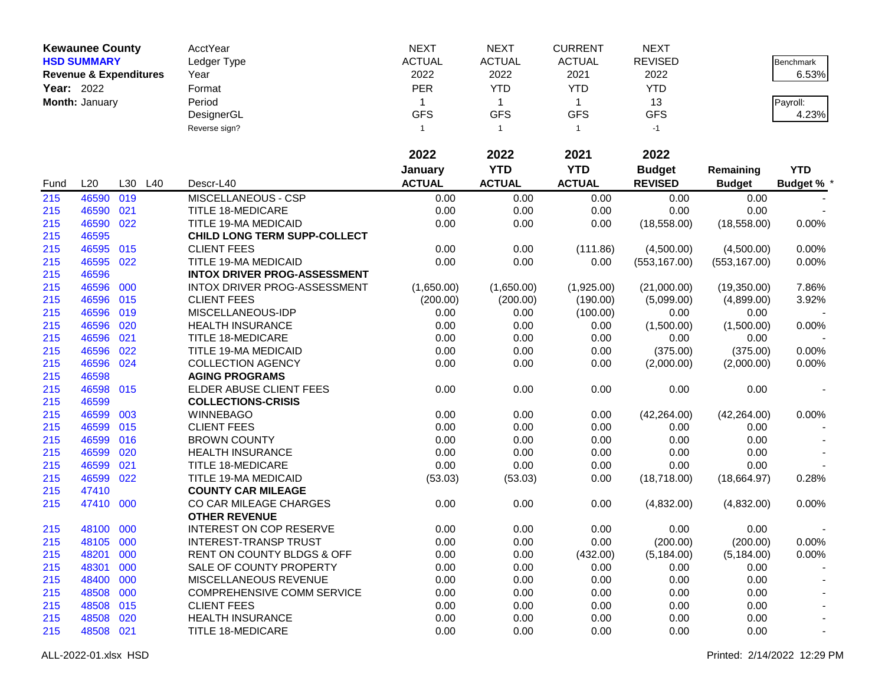**Kewaunee County**
**HSD SUMMARY**
**Revenue & Expenditures**
**Year:** 2022
**Month:** January

| AcctYear | NEXT | NEXT | CURRENT | NEXT | | |
|---|---|---|---|---|---|---|
| Ledger Type | ACTUAL | ACTUAL | ACTUAL | REVISED | | Benchmark 6.53% |
| Year | 2022 | 2022 | 2021 | 2022 | | |
| Format | PER | YTD | YTD | YTD | | Payroll: 4.23% |
| Period | 1 | 1 | 1 | 13 | | |
| DesignerGL | GFS | GFS | GFS | GFS | | |
| Reverse sign? | 1 | 1 | 1 | -1 | | |

| Fund | L20 | L30 | L40 | Descr-L40 | 2022 January ACTUAL | 2022 YTD ACTUAL | 2021 YTD ACTUAL | 2022 Budget REVISED | Remaining Budget | YTD Budget % * |
|---|---|---|---|---|---|---|---|---|---|---|
| 215 | 46590 | 019 | | MISCELLANEOUS - CSP | 0.00 | 0.00 | 0.00 | 0.00 | 0.00 | - |
| 215 | 46590 | 021 | | TITLE 18-MEDICARE | 0.00 | 0.00 | 0.00 | 0.00 | 0.00 | - |
| 215 | 46590 | 022 | | TITLE 19-MA MEDICAID | 0.00 | 0.00 | 0.00 | (18,558.00) | (18,558.00) | 0.00% |
| 215 | 46595 | | | **CHILD LONG TERM SUPP-COLLECT** | | | | | | |
| 215 | 46595 | 015 | | CLIENT FEES | 0.00 | 0.00 | (111.86) | (4,500.00) | (4,500.00) | 0.00% |
| 215 | 46595 | 022 | | TITLE 19-MA MEDICAID | 0.00 | 0.00 | 0.00 | (553,167.00) | (553,167.00) | 0.00% |
| 215 | 46596 | | | **INTOX DRIVER PROG-ASSESSMENT** | | | | | | |
| 215 | 46596 | 000 | | INTOX DRIVER PROG-ASSESSMENT | (1,650.00) | (1,650.00) | (1,925.00) | (21,000.00) | (19,350.00) | 7.86% |
| 215 | 46596 | 015 | | CLIENT FEES | (200.00) | (200.00) | (190.00) | (5,099.00) | (4,899.00) | 3.92% |
| 215 | 46596 | 019 | | MISCELLANEOUS-IDP | 0.00 | 0.00 | (100.00) | 0.00 | 0.00 | - |
| 215 | 46596 | 020 | | HEALTH INSURANCE | 0.00 | 0.00 | 0.00 | (1,500.00) | (1,500.00) | 0.00% |
| 215 | 46596 | 021 | | TITLE 18-MEDICARE | 0.00 | 0.00 | 0.00 | 0.00 | 0.00 | - |
| 215 | 46596 | 022 | | TITLE 19-MA MEDICAID | 0.00 | 0.00 | 0.00 | (375.00) | (375.00) | 0.00% |
| 215 | 46596 | 024 | | COLLECTION AGENCY | 0.00 | 0.00 | 0.00 | (2,000.00) | (2,000.00) | 0.00% |
| 215 | 46598 | | | **AGING PROGRAMS** | | | | | | |
| 215 | 46598 | 015 | | ELDER ABUSE CLIENT FEES | 0.00 | 0.00 | 0.00 | 0.00 | 0.00 | - |
| 215 | 46599 | | | **COLLECTIONS-CRISIS** | | | | | | |
| 215 | 46599 | 003 | | WINNEBAGO | 0.00 | 0.00 | 0.00 | (42,264.00) | (42,264.00) | 0.00% |
| 215 | 46599 | 015 | | CLIENT FEES | 0.00 | 0.00 | 0.00 | 0.00 | 0.00 | - |
| 215 | 46599 | 016 | | BROWN COUNTY | 0.00 | 0.00 | 0.00 | 0.00 | 0.00 | - |
| 215 | 46599 | 020 | | HEALTH INSURANCE | 0.00 | 0.00 | 0.00 | 0.00 | 0.00 | - |
| 215 | 46599 | 021 | | TITLE 18-MEDICARE | 0.00 | 0.00 | 0.00 | 0.00 | 0.00 | - |
| 215 | 46599 | 022 | | TITLE 19-MA MEDICAID | (53.03) | (53.03) | 0.00 | (18,718.00) | (18,664.97) | 0.28% |
| 215 | 47410 | | | **COUNTY CAR MILEAGE** | | | | | | |
| 215 | 47410 | 000 | | CO CAR MILEAGE CHARGES | 0.00 | 0.00 | 0.00 | (4,832.00) | (4,832.00) | 0.00% |
| | | | | **OTHER REVENUE** | | | | | | |
| 215 | 48100 | 000 | | INTEREST ON COP RESERVE | 0.00 | 0.00 | 0.00 | 0.00 | 0.00 | - |
| 215 | 48105 | 000 | | INTEREST-TRANSP TRUST | 0.00 | 0.00 | 0.00 | (200.00) | (200.00) | 0.00% |
| 215 | 48201 | 000 | | RENT ON COUNTY BLDGS & OFF | 0.00 | 0.00 | (432.00) | (5,184.00) | (5,184.00) | 0.00% |
| 215 | 48301 | 000 | | SALE OF COUNTY PROPERTY | 0.00 | 0.00 | 0.00 | 0.00 | 0.00 | - |
| 215 | 48400 | 000 | | MISCELLANEOUS REVENUE | 0.00 | 0.00 | 0.00 | 0.00 | 0.00 | - |
| 215 | 48508 | 000 | | COMPREHENSIVE COMM SERVICE | 0.00 | 0.00 | 0.00 | 0.00 | 0.00 | - |
| 215 | 48508 | 015 | | CLIENT FEES | 0.00 | 0.00 | 0.00 | 0.00 | 0.00 | - |
| 215 | 48508 | 020 | | HEALTH INSURANCE | 0.00 | 0.00 | 0.00 | 0.00 | 0.00 | - |
| 215 | 48508 | 021 | | TITLE 18-MEDICARE | 0.00 | 0.00 | 0.00 | 0.00 | 0.00 | - |

ALL-2022-01.xlsx HSD

Printed: 2/14/2022 12:29 PM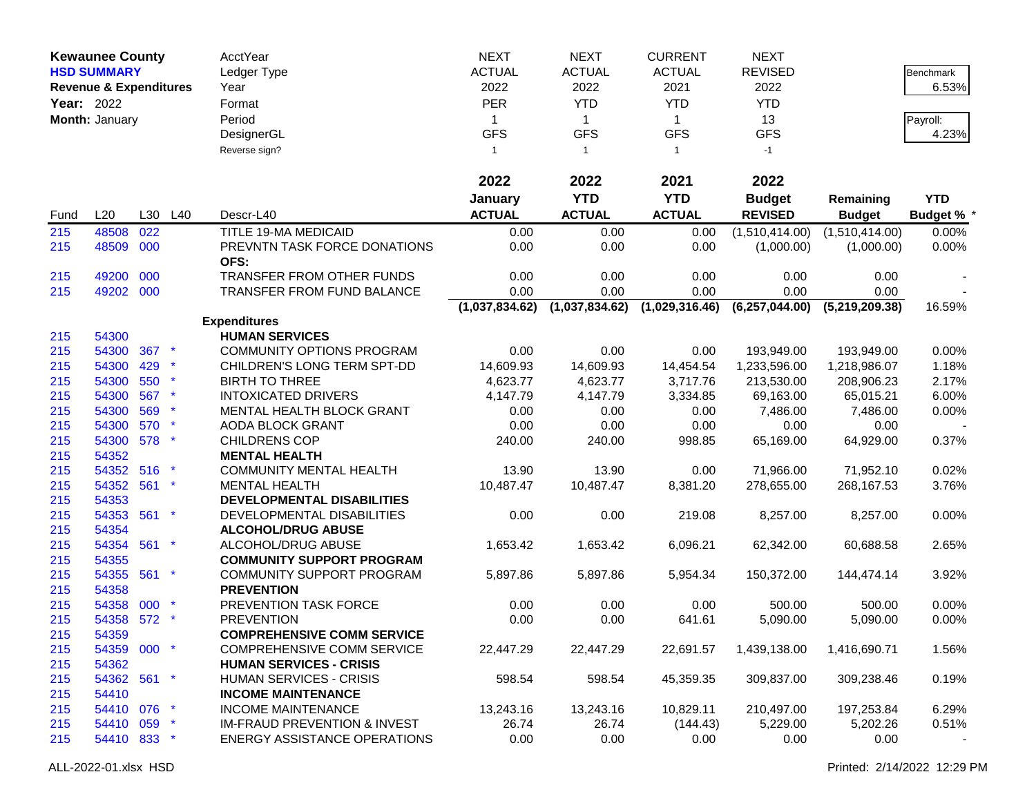**Kewaunee County**
**HSD SUMMARY**
**Revenue & Expenditures**
**Year:** 2022
**Month:** January

| | NEXT | NEXT | CURRENT | NEXT | | |
|---|---|---|---|---|---|---|
| AcctYear | NEXT | NEXT | CURRENT | NEXT | | Benchmark |
| Ledger Type | ACTUAL | ACTUAL | ACTUAL | REVISED | | 6.53% |
| Year | 2022 | 2022 | 2021 | 2022 | | |
| Format | PER | YTD | YTD | YTD | | Payroll: |
| Period | 1 | 1 | 1 | 13 | | 4.23% |
| DesignerGL | GFS | GFS | GFS | GFS | | |
| Reverse sign? | 1 | 1 | 1 | -1 | | |

| Fund | L20 | L30 | L40 | Descr-L40 | 2022 January ACTUAL | 2022 YTD ACTUAL | 2021 YTD ACTUAL | 2022 Budget REVISED | Remaining Budget | YTD Budget % * |
|---|---|---|---|---|---|---|---|---|---|---|
| 215 | 48508 | 022 | | TITLE 19-MA MEDICAID | 0.00 | 0.00 | 0.00 | (1,510,414.00) | (1,510,414.00) | 0.00% |
| 215 | 48509 | 000 | | PREVNTN TASK FORCE DONATIONS | 0.00 | 0.00 | 0.00 | (1,000.00) | (1,000.00) | 0.00% |
| | | | | OFS: | | | | | | |
| 215 | 49200 | 000 | | TRANSFER FROM OTHER FUNDS | 0.00 | 0.00 | 0.00 | 0.00 | 0.00 | - |
| 215 | 49202 | 000 | | TRANSFER FROM FUND BALANCE | 0.00 | 0.00 | 0.00 | 0.00 | 0.00 | - |
| | | | | | (1,037,834.62) | (1,037,834.62) | (1,029,316.46) | (6,257,044.00) | (5,219,209.38) | 16.59% |
| | | | | **Expenditures** | | | | | | |
| 215 | 54300 | | | **HUMAN SERVICES** | | | | | | |
| 215 | 54300 | 367 | * | COMMUNITY OPTIONS PROGRAM | 0.00 | 0.00 | 0.00 | 193,949.00 | 193,949.00 | 0.00% |
| 215 | 54300 | 429 | * | CHILDREN'S LONG TERM SPT-DD | 14,609.93 | 14,609.93 | 14,454.54 | 1,233,596.00 | 1,218,986.07 | 1.18% |
| 215 | 54300 | 550 | * | BIRTH TO THREE | 4,623.77 | 4,623.77 | 3,717.76 | 213,530.00 | 208,906.23 | 2.17% |
| 215 | 54300 | 567 | * | INTOXICATED DRIVERS | 4,147.79 | 4,147.79 | 3,334.85 | 69,163.00 | 65,015.21 | 6.00% |
| 215 | 54300 | 569 | * | MENTAL HEALTH BLOCK GRANT | 0.00 | 0.00 | 0.00 | 7,486.00 | 7,486.00 | 0.00% |
| 215 | 54300 | 570 | * | AODA BLOCK GRANT | 0.00 | 0.00 | 0.00 | 0.00 | 0.00 | - |
| 215 | 54300 | 578 | * | CHILDRENS COP | 240.00 | 240.00 | 998.85 | 65,169.00 | 64,929.00 | 0.37% |
| 215 | 54352 | | | **MENTAL HEALTH** | | | | | | |
| 215 | 54352 | 516 | * | COMMUNITY MENTAL HEALTH | 13.90 | 13.90 | 0.00 | 71,966.00 | 71,952.10 | 0.02% |
| 215 | 54352 | 561 | * | MENTAL HEALTH | 10,487.47 | 10,487.47 | 8,381.20 | 278,655.00 | 268,167.53 | 3.76% |
| 215 | 54353 | | | **DEVELOPMENTAL DISABILITIES** | | | | | | |
| 215 | 54353 | 561 | * | DEVELOPMENTAL DISABILITIES | 0.00 | 0.00 | 219.08 | 8,257.00 | 8,257.00 | 0.00% |
| 215 | 54354 | | | **ALCOHOL/DRUG ABUSE** | | | | | | |
| 215 | 54354 | 561 | * | ALCOHOL/DRUG ABUSE | 1,653.42 | 1,653.42 | 6,096.21 | 62,342.00 | 60,688.58 | 2.65% |
| 215 | 54355 | | | **COMMUNITY SUPPORT PROGRAM** | | | | | | |
| 215 | 54355 | 561 | * | COMMUNITY SUPPORT PROGRAM | 5,897.86 | 5,897.86 | 5,954.34 | 150,372.00 | 144,474.14 | 3.92% |
| 215 | 54358 | | | **PREVENTION** | | | | | | |
| 215 | 54358 | 000 | * | PREVENTION TASK FORCE | 0.00 | 0.00 | 0.00 | 500.00 | 500.00 | 0.00% |
| 215 | 54358 | 572 | * | PREVENTION | 0.00 | 0.00 | 641.61 | 5,090.00 | 5,090.00 | 0.00% |
| 215 | 54359 | | | **COMPREHENSIVE COMM SERVICE** | | | | | | |
| 215 | 54359 | 000 | * | COMPREHENSIVE COMM SERVICE | 22,447.29 | 22,447.29 | 22,691.57 | 1,439,138.00 | 1,416,690.71 | 1.56% |
| 215 | 54362 | | | **HUMAN SERVICES - CRISIS** | | | | | | |
| 215 | 54362 | 561 | * | HUMAN SERVICES - CRISIS | 598.54 | 598.54 | 45,359.35 | 309,837.00 | 309,238.46 | 0.19% |
| 215 | 54410 | | | **INCOME MAINTENANCE** | | | | | | |
| 215 | 54410 | 076 | * | INCOME MAINTENANCE | 13,243.16 | 13,243.16 | 10,829.11 | 210,497.00 | 197,253.84 | 6.29% |
| 215 | 54410 | 059 | * | IM-FRAUD PREVENTION & INVEST | 26.74 | 26.74 | (144.43) | 5,229.00 | 5,202.26 | 0.51% |
| 215 | 54410 | 833 | * | ENERGY ASSISTANCE OPERATIONS | 0.00 | 0.00 | 0.00 | 0.00 | 0.00 | - |

ALL-2022-01.xlsx HSD

Printed: 2/14/2022 12:29 PM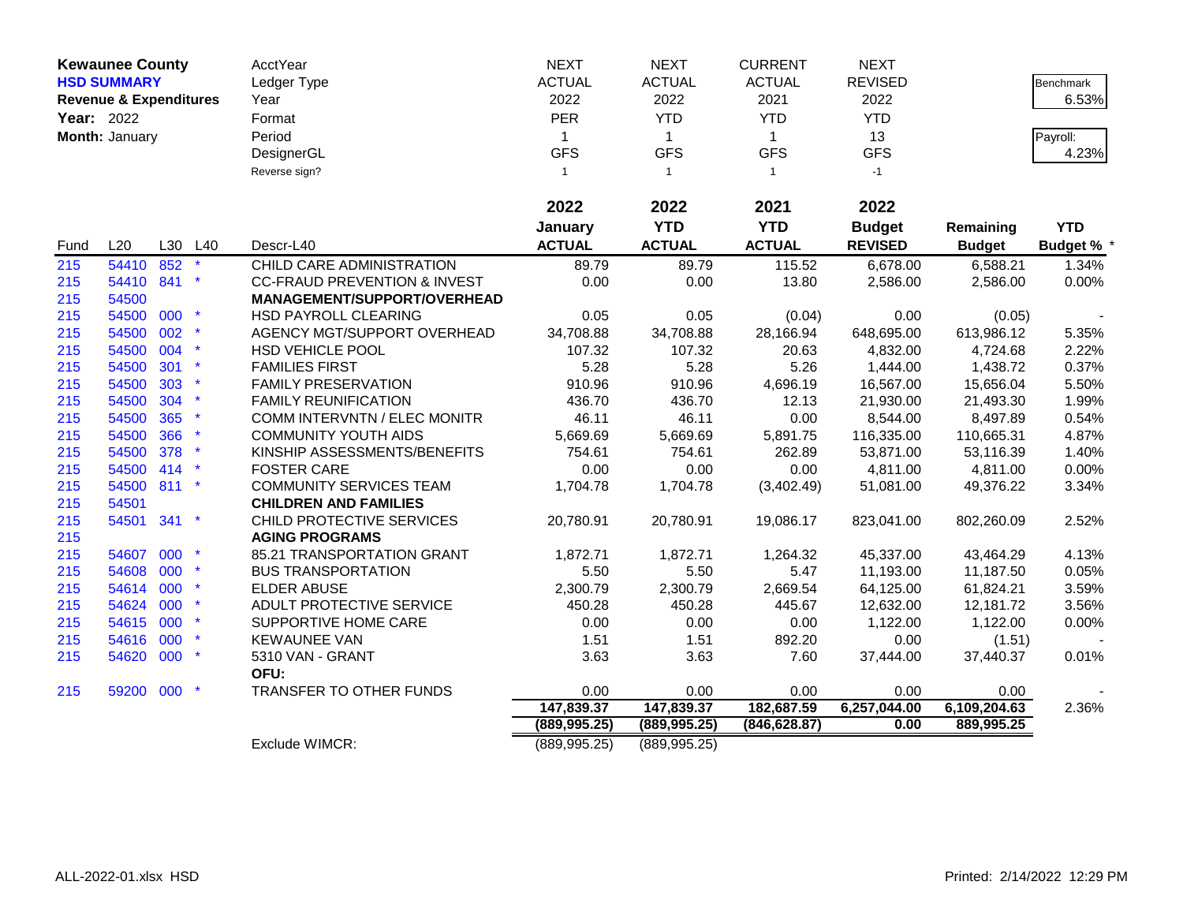**Kewaunee County**
**HSD SUMMARY**
**Revenue & Expenditures**
**Year:** 2022
**Month:** January

| | NEXT | NEXT | CURRENT | NEXT | | |
|---|---|---|---|---|---|---|
| AcctYear | NEXT | NEXT | CURRENT | NEXT | | |
| Ledger Type | ACTUAL | ACTUAL | ACTUAL | REVISED | | Benchmark |
| Year | 2022 | 2022 | 2021 | 2022 | | 6.53% |
| Format | PER | YTD | YTD | YTD | | |
| Period | 1 | 1 | 1 | 13 | | Payroll: |
| DesignerGL | GFS | GFS | GFS | GFS | | 4.23% |
| Reverse sign? | 1 | 1 | 1 | -1 | | |

| Fund | L20 | L30 | L40 | Descr-L40 | 2022 January ACTUAL | 2022 YTD ACTUAL | 2021 YTD ACTUAL | 2022 Budget REVISED | Remaining Budget | YTD Budget % * |
|---|---|---|---|---|---|---|---|---|---|---|
| 215 | 54410 | 852 | * | CHILD CARE ADMINISTRATION | 89.79 | 89.79 | 115.52 | 6,678.00 | 6,588.21 | 1.34% |
| 215 | 54410 | 841 | * | CC-FRAUD PREVENTION & INVEST | 0.00 | 0.00 | 13.80 | 2,586.00 | 2,586.00 | 0.00% |
| 215 | 54500 | | | **MANAGEMENT/SUPPORT/OVERHEAD** | | | | | | |
| 215 | 54500 | 000 | * | HSD PAYROLL CLEARING | 0.05 | 0.05 | (0.04) | 0.00 | (0.05) | - |
| 215 | 54500 | 002 | * | AGENCY MGT/SUPPORT OVERHEAD | 34,708.88 | 34,708.88 | 28,166.94 | 648,695.00 | 613,986.12 | 5.35% |
| 215 | 54500 | 004 | * | HSD VEHICLE POOL | 107.32 | 107.32 | 20.63 | 4,832.00 | 4,724.68 | 2.22% |
| 215 | 54500 | 301 | * | FAMILIES FIRST | 5.28 | 5.28 | 5.26 | 1,444.00 | 1,438.72 | 0.37% |
| 215 | 54500 | 303 | * | FAMILY PRESERVATION | 910.96 | 910.96 | 4,696.19 | 16,567.00 | 15,656.04 | 5.50% |
| 215 | 54500 | 304 | * | FAMILY REUNIFICATION | 436.70 | 436.70 | 12.13 | 21,930.00 | 21,493.30 | 1.99% |
| 215 | 54500 | 365 | * | COMM INTERVNTN / ELEC MONITR | 46.11 | 46.11 | 0.00 | 8,544.00 | 8,497.89 | 0.54% |
| 215 | 54500 | 366 | * | COMMUNITY YOUTH AIDS | 5,669.69 | 5,669.69 | 5,891.75 | 116,335.00 | 110,665.31 | 4.87% |
| 215 | 54500 | 378 | * | KINSHIP ASSESSMENTS/BENEFITS | 754.61 | 754.61 | 262.89 | 53,871.00 | 53,116.39 | 1.40% |
| 215 | 54500 | 414 | * | FOSTER CARE | 0.00 | 0.00 | 0.00 | 4,811.00 | 4,811.00 | 0.00% |
| 215 | 54500 | 811 | * | COMMUNITY SERVICES TEAM | 1,704.78 | 1,704.78 | (3,402.49) | 51,081.00 | 49,376.22 | 3.34% |
| 215 | 54501 | | | **CHILDREN AND FAMILIES** | | | | | | |
| 215 | 54501 | 341 | * | CHILD PROTECTIVE SERVICES | 20,780.91 | 20,780.91 | 19,086.17 | 823,041.00 | 802,260.09 | 2.52% |
| 215 | | | | **AGING PROGRAMS** | | | | | | |
| 215 | 54607 | 000 | * | 85.21 TRANSPORTATION GRANT | 1,872.71 | 1,872.71 | 1,264.32 | 45,337.00 | 43,464.29 | 4.13% |
| 215 | 54608 | 000 | * | BUS TRANSPORTATION | 5.50 | 5.50 | 5.47 | 11,193.00 | 11,187.50 | 0.05% |
| 215 | 54614 | 000 | * | ELDER ABUSE | 2,300.79 | 2,300.79 | 2,669.54 | 64,125.00 | 61,824.21 | 3.59% |
| 215 | 54624 | 000 | * | ADULT PROTECTIVE SERVICE | 450.28 | 450.28 | 445.67 | 12,632.00 | 12,181.72 | 3.56% |
| 215 | 54615 | 000 | * | SUPPORTIVE HOME CARE | 0.00 | 0.00 | 0.00 | 1,122.00 | 1,122.00 | 0.00% |
| 215 | 54616 | 000 | * | KEWAUNEE VAN | 1.51 | 1.51 | 892.20 | 0.00 | (1.51) | - |
| 215 | 54620 | 000 | * | 5310 VAN - GRANT | 3.63 | 3.63 | 7.60 | 37,444.00 | 37,440.37 | 0.01% |
| | | | | **OFU:** | | | | | | |
| 215 | 59200 | 000 | * | TRANSFER TO OTHER FUNDS | 0.00 | 0.00 | 0.00 | 0.00 | 0.00 | - |
| | | | | | **147,839.37** | **147,839.37** | **182,687.59** | **6,257,044.00** | **6,109,204.63** | 2.36% |
| | | | | | **(889,995.25)** | **(889,995.25)** | **(846,628.87)** | **0.00** | **889,995.25** | |
| | | | | Exclude WIMCR: | (889,995.25) | (889,995.25) | | | | |

ALL-2022-01.xlsx HSD Printed: 2/14/2022 12:29 PM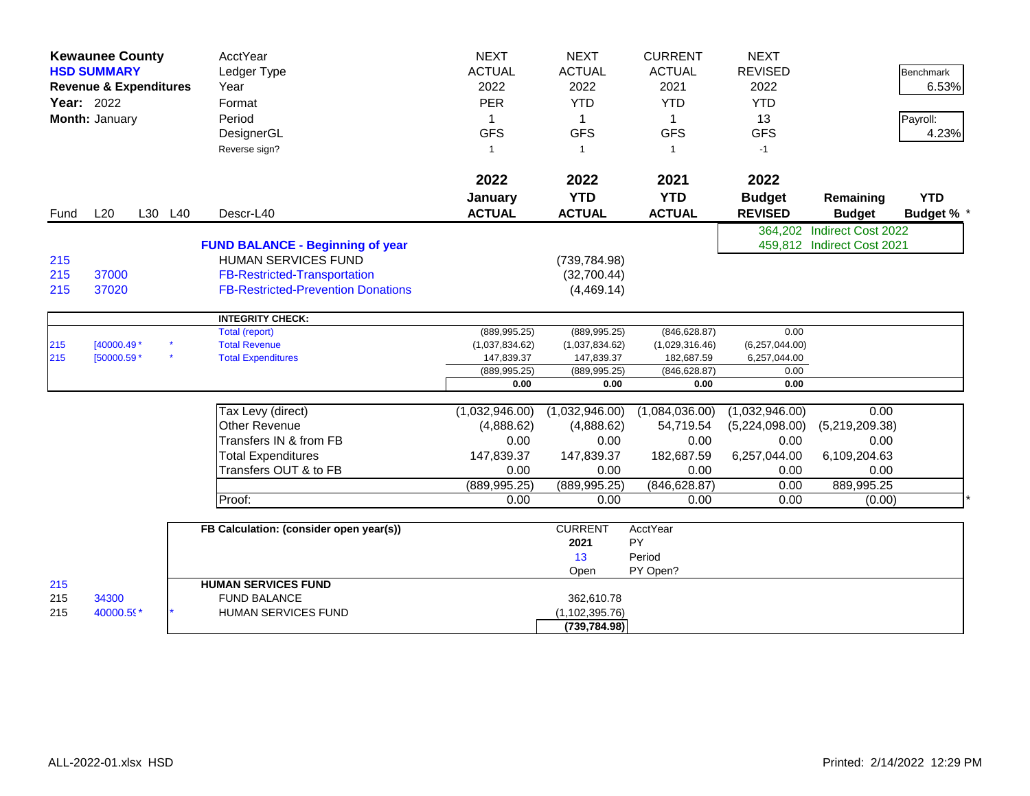**Kewaunee County**
**HSD SUMMARY**
**Revenue & Expenditures**
**Year:** 2022
**Month:** January

| | | | AcctYear | NEXT | NEXT | CURRENT | NEXT | | |
|---|---|---|---|---|---|---|---|---|---|
| | | | Ledger Type | ACTUAL | ACTUAL | ACTUAL | REVISED | | Benchmark |
| | | | Year | 2022 | 2022 | 2021 | 2022 | | 6.53% |
| | | | Format | PER | YTD | YTD | YTD | | |
| | | | Period | 1 | 1 | 1 | 13 | | Payroll: |
| | | | DesignerGL | GFS | GFS | GFS | GFS | | 4.23% |
| | | | Reverse sign? | 1 | 1 | 1 | -1 | | |

| Fund | L20 | L30 L40 | Descr-L40 | 2022 January ACTUAL | 2022 YTD ACTUAL | 2021 YTD ACTUAL | 2022 Budget REVISED | Remaining Budget | YTD Budget % * |
|---|---|---|---|---|---|---|---|---|---|
| | | | | | | | 364,202 | Indirect Cost 2022 | |
| | | | **FUND BALANCE - Beginning of year** | | | | 459,812 | Indirect Cost 2021 | |
| 215 | | | HUMAN SERVICES FUND | | (739,784.98) | | | | |
| 215 | 37000 | | FB-Restricted-Transportation | | (32,700.44) | | | | |
| 215 | 37020 | | FB-Restricted-Prevention Donations | | (4,469.14) | | | | |

| Fund | L20 | L30 L40 | Descr-L40 | 2022 January ACTUAL | 2022 YTD ACTUAL | 2021 YTD ACTUAL | 2022 Budget REVISED |
|---|---|---|---|---|---|---|---|
| | | | **INTEGRITY CHECK:** | | | | |
| | | | Total (report) | (889,995.25) | (889,995.25) | (846,628.87) | 0.00 |
| 215 | [40000.49 * | * | Total Revenue | (1,037,834.62) | (1,037,834.62) | (1,029,316.46) | (6,257,044.00) |
| 215 | [50000.59 * | * | Total Expenditures | 147,839.37 | 147,839.37 | 182,687.59 | 6,257,044.00 |
| | | | | (889,995.25) | (889,995.25) | (846,628.87) | 0.00 |
| | | | | **0.00** | **0.00** | **0.00** | **0.00** |

| | 2022 January ACTUAL | 2022 YTD ACTUAL | 2021 YTD ACTUAL | 2022 Budget REVISED | Remaining Budget | |
|---|---|---|---|---|---|---|
| Tax Levy (direct) | (1,032,946.00) | (1,032,946.00) | (1,084,036.00) | (1,032,946.00) | 0.00 | |
| Other Revenue | (4,888.62) | (4,888.62) | 54,719.54 | (5,224,098.00) | (5,219,209.38) | |
| Transfers IN & from FB | 0.00 | 0.00 | 0.00 | 0.00 | 0.00 | |
| Total Expenditures | 147,839.37 | 147,839.37 | 182,687.59 | 6,257,044.00 | 6,109,204.63 | |
| Transfers OUT & to FB | 0.00 | 0.00 | 0.00 | 0.00 | 0.00 | |
| | (889,995.25) | (889,995.25) | (846,628.87) | 0.00 | 889,995.25 | |
| Proof: | 0.00 | 0.00 | 0.00 | 0.00 | (0.00) | * |

| Fund | L20 | | FB Calculation: (consider open year(s)) | CURRENT | AcctYear |
|---|---|---|---|---|---|
| | | | | **2021** | PY |
| | | | | 13 | Period |
| | | | | Open | PY Open? |
| 215 | | | **HUMAN SERVICES FUND** | | |
| 215 | 34300 | | FUND BALANCE | 362,610.78 | |
| 215 | 40000.59 * | * | HUMAN SERVICES FUND | (1,102,395.76) | |
| | | | | **(739,784.98)** | |

ALL-2022-01.xlsx HSD

Printed: 2/14/2022 12:29 PM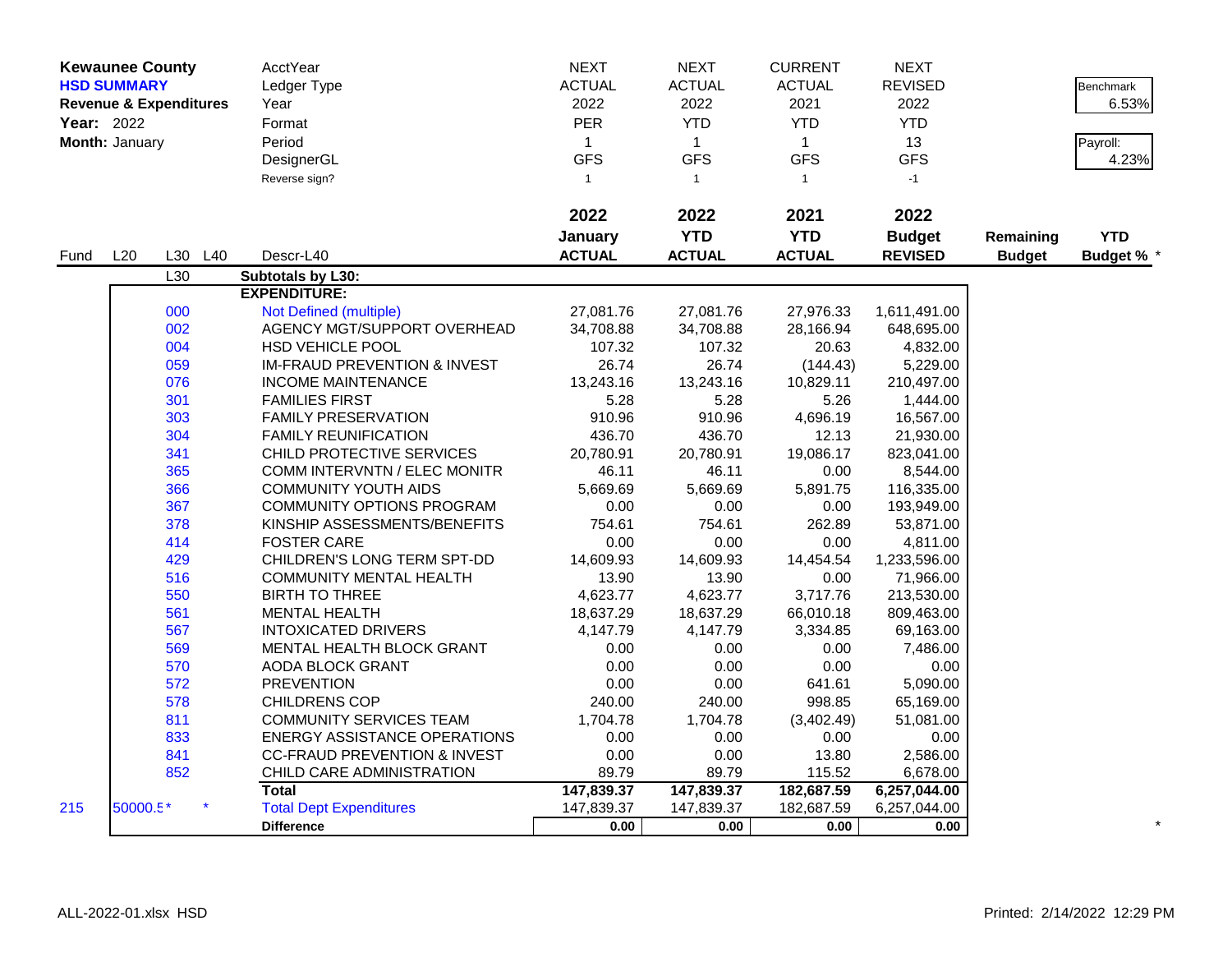**Kewaunee County**
**HSD SUMMARY**
**Revenue & Expenditures**
**Year:** 2022
**Month:** January

| | NEXT | NEXT | CURRENT | NEXT | | |
|---|---|---|---|---|---|---|
| AcctYear | NEXT | NEXT | CURRENT | NEXT | | |
| Ledger Type | ACTUAL | ACTUAL | ACTUAL | REVISED | | Benchmark 6.53% |
| Year | 2022 | 2022 | 2021 | 2022 | | |
| Format | PER | YTD | YTD | YTD | | Payroll: 4.23% |
| Period | 1 | 1 | 1 | 13 | | |
| DesignerGL | GFS | GFS | GFS | GFS | | |
| Reverse sign? | 1 | 1 | 1 | -1 | | |

| Fund | L20 | L30 | L40 | Descr-L40 | 2022 January ACTUAL | 2022 YTD ACTUAL | 2021 YTD ACTUAL | 2022 Budget REVISED | Remaining Budget | YTD Budget % * |
|---|---|---|---|---|---|---|---|---|---|---|
| | | L30 | | **Subtotals by L30:** | | | | | | |
| | | | | **EXPENDITURE:** | | | | | | |
| | | 000 | | Not Defined (multiple) | 27,081.76 | 27,081.76 | 27,976.33 | 1,611,491.00 | | |
| | | 002 | | AGENCY MGT/SUPPORT OVERHEAD | 34,708.88 | 34,708.88 | 28,166.94 | 648,695.00 | | |
| | | 004 | | HSD VEHICLE POOL | 107.32 | 107.32 | 20.63 | 4,832.00 | | |
| | | 059 | | IM-FRAUD PREVENTION & INVEST | 26.74 | 26.74 | (144.43) | 5,229.00 | | |
| | | 076 | | INCOME MAINTENANCE | 13,243.16 | 13,243.16 | 10,829.11 | 210,497.00 | | |
| | | 301 | | FAMILIES FIRST | 5.28 | 5.28 | 5.26 | 1,444.00 | | |
| | | 303 | | FAMILY PRESERVATION | 910.96 | 910.96 | 4,696.19 | 16,567.00 | | |
| | | 304 | | FAMILY REUNIFICATION | 436.70 | 436.70 | 12.13 | 21,930.00 | | |
| | | 341 | | CHILD PROTECTIVE SERVICES | 20,780.91 | 20,780.91 | 19,086.17 | 823,041.00 | | |
| | | 365 | | COMM INTERVNTN / ELEC MONITR | 46.11 | 46.11 | 0.00 | 8,544.00 | | |
| | | 366 | | COMMUNITY YOUTH AIDS | 5,669.69 | 5,669.69 | 5,891.75 | 116,335.00 | | |
| | | 367 | | COMMUNITY OPTIONS PROGRAM | 0.00 | 0.00 | 0.00 | 193,949.00 | | |
| | | 378 | | KINSHIP ASSESSMENTS/BENEFITS | 754.61 | 754.61 | 262.89 | 53,871.00 | | |
| | | 414 | | FOSTER CARE | 0.00 | 0.00 | 0.00 | 4,811.00 | | |
| | | 429 | | CHILDREN'S LONG TERM SPT-DD | 14,609.93 | 14,609.93 | 14,454.54 | 1,233,596.00 | | |
| | | 516 | | COMMUNITY MENTAL HEALTH | 13.90 | 13.90 | 0.00 | 71,966.00 | | |
| | | 550 | | BIRTH TO THREE | 4,623.77 | 4,623.77 | 3,717.76 | 213,530.00 | | |
| | | 561 | | MENTAL HEALTH | 18,637.29 | 18,637.29 | 66,010.18 | 809,463.00 | | |
| | | 567 | | INTOXICATED DRIVERS | 4,147.79 | 4,147.79 | 3,334.85 | 69,163.00 | | |
| | | 569 | | MENTAL HEALTH BLOCK GRANT | 0.00 | 0.00 | 0.00 | 7,486.00 | | |
| | | 570 | | AODA BLOCK GRANT | 0.00 | 0.00 | 0.00 | 0.00 | | |
| | | 572 | | PREVENTION | 0.00 | 0.00 | 641.61 | 5,090.00 | | |
| | | 578 | | CHILDRENS COP | 240.00 | 240.00 | 998.85 | 65,169.00 | | |
| | | 811 | | COMMUNITY SERVICES TEAM | 1,704.78 | 1,704.78 | (3,402.49) | 51,081.00 | | |
| | | 833 | | ENERGY ASSISTANCE OPERATIONS | 0.00 | 0.00 | 0.00 | 0.00 | | |
| | | 841 | | CC-FRAUD PREVENTION & INVEST | 0.00 | 0.00 | 13.80 | 2,586.00 | | |
| | | 852 | | CHILD CARE ADMINISTRATION | 89.79 | 89.79 | 115.52 | 6,678.00 | | |
| | | | | **Total** | **147,839.37** | **147,839.37** | **182,687.59** | **6,257,044.00** | | |
| 215 | 50000.5* | | * | Total Dept Expenditures | 147,839.37 | 147,839.37 | 182,687.59 | 6,257,044.00 | | |
| | | | | **Difference** | **0.00** | **0.00** | **0.00** | **0.00** | | * |

ALL-2022-01.xlsx HSD

Printed: 2/14/2022 12:29 PM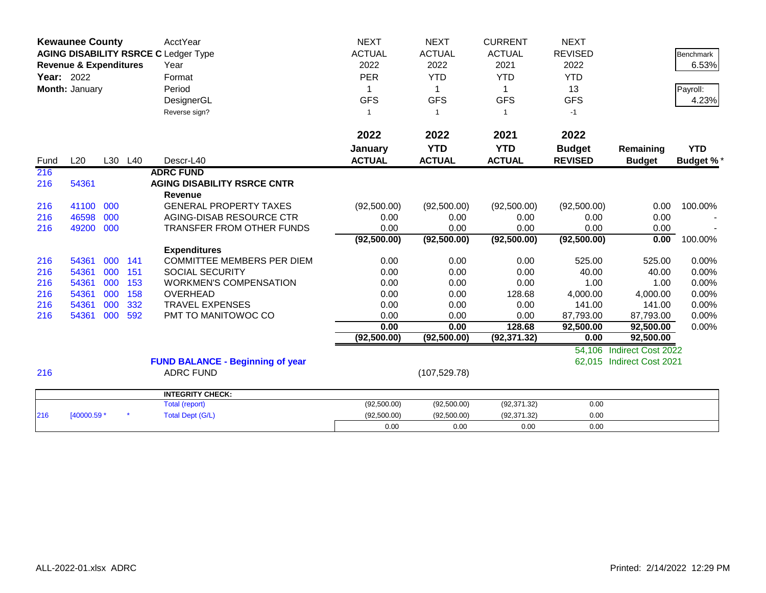**Kewaunee County**
**AGING DISABILITY RSRCE C**
**Revenue & Expenditures**
**Year:** 2022
**Month:** January

| | | | | AcctYear | NEXT | NEXT | CURRENT | NEXT | | |
|---|---|---|---|---|---|---|---|---|---|---|
| | | | | Ledger Type | ACTUAL | ACTUAL | ACTUAL | REVISED | | Benchmark |
| | | | | Year | 2022 | 2022 | 2021 | 2022 | | 6.53% |
| | | | | Format | PER | YTD | YTD | YTD | | |
| | | | | Period | 1 | 1 | 1 | 13 | | Payroll: |
| | | | | DesignerGL | GFS | GFS | GFS | GFS | | 4.23% |
| | | | | Reverse sign? | 1 | 1 | 1 | -1 | | |
| | | | | | **2022** | **2022** | **2021** | **2022** | | |
| | | | | | **January** | **YTD** | **YTD** | **Budget** | **Remaining** | **YTD** |
| Fund | L20 | L30 | L40 | Descr-L40 | **ACTUAL** | **ACTUAL** | **ACTUAL** | **REVISED** | **Budget** | **Budget %*** |
| 216 | | | | **ADRC FUND** | | | | | | |
| 216 | 54361 | | | **AGING DISABILITY RSRCE CNTR** | | | | | | |
| | | | | **Revenue** | | | | | | |
| 216 | 41100 | 000 | | GENERAL PROPERTY TAXES | (92,500.00) | (92,500.00) | (92,500.00) | (92,500.00) | 0.00 | 100.00% |
| 216 | 46598 | 000 | | AGING-DISAB RESOURCE CTR | 0.00 | 0.00 | 0.00 | 0.00 | 0.00 | - |
| 216 | 49200 | 000 | | TRANSFER FROM OTHER FUNDS | 0.00 | 0.00 | 0.00 | 0.00 | 0.00 | - |
| | | | | | **(92,500.00)** | **(92,500.00)** | **(92,500.00)** | **(92,500.00)** | **0.00** | 100.00% |
| | | | | **Expenditures** | | | | | | |
| 216 | 54361 | 000 | 141 | COMMITTEE MEMBERS PER DIEM | 0.00 | 0.00 | 0.00 | 525.00 | 525.00 | 0.00% |
| 216 | 54361 | 000 | 151 | SOCIAL SECURITY | 0.00 | 0.00 | 0.00 | 40.00 | 40.00 | 0.00% |
| 216 | 54361 | 000 | 153 | WORKMEN'S COMPENSATION | 0.00 | 0.00 | 0.00 | 1.00 | 1.00 | 0.00% |
| 216 | 54361 | 000 | 158 | OVERHEAD | 0.00 | 0.00 | 128.68 | 4,000.00 | 4,000.00 | 0.00% |
| 216 | 54361 | 000 | 332 | TRAVEL EXPENSES | 0.00 | 0.00 | 0.00 | 141.00 | 141.00 | 0.00% |
| 216 | 54361 | 000 | 592 | PMT TO MANITOWOC CO | 0.00 | 0.00 | 0.00 | 87,793.00 | 87,793.00 | 0.00% |
| | | | | | **0.00** | **0.00** | **128.68** | **92,500.00** | **92,500.00** | 0.00% |
| | | | | | **(92,500.00)** | **(92,500.00)** | **(92,371.32)** | **0.00** | **92,500.00** | |
| | | | | | | | | 54,106 | Indirect Cost 2022 | |
| | | | | **FUND BALANCE - Beginning of year** | | | | 62,015 | Indirect Cost 2021 | |
| 216 | | | | ADRC FUND | | (107,529.78) | | | | |

| | | | | | | | | |
|---|---|---|---|---|---|---|---|---|
| | | | **INTEGRITY CHECK:** | | | | | |
| | | | Total (report) | (92,500.00) | (92,500.00) | (92,371.32) | 0.00 | |
| 216 | [40000.59 * | * | Total Dept (G/L) | (92,500.00) | (92,500.00) | (92,371.32) | 0.00 | |
| | | | | 0.00 | 0.00 | 0.00 | 0.00 | |

ALL-2022-01.xlsx ADRC

Printed: 2/14/2022 12:29 PM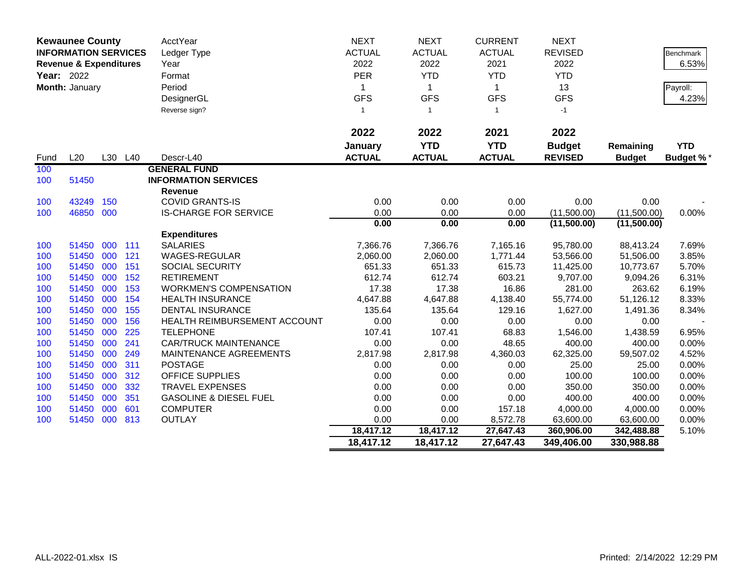**Kewaunee County**
**INFORMATION SERVICES**
**Revenue & Expenditures**
**Year:** 2022
**Month:** January

| | | | | AcctYear | NEXT | NEXT | CURRENT | NEXT | | |
|---|---|---|---|---|---|---|---|---|---|---|
| | | | | Ledger Type | ACTUAL | ACTUAL | ACTUAL | REVISED | | Benchmark |
| | | | | Year | 2022 | 2022 | 2021 | 2022 | | 6.53% |
| | | | | Format | PER | YTD | YTD | YTD | | |
| | | | | Period | 1 | 1 | 1 | 13 | | Payroll: |
| | | | | DesignerGL | GFS | GFS | GFS | GFS | | 4.23% |
| | | | | Reverse sign? | 1 | 1 | 1 | -1 | | |
| | | | | | **2022** | **2022** | **2021** | **2022** | | |
| | | | | | **January** | **YTD** | **YTD** | **Budget** | **Remaining** | **YTD** |
| Fund | L20 | L30 | L40 | Descr-L40 | **ACTUAL** | **ACTUAL** | **ACTUAL** | **REVISED** | **Budget** | **Budget %*** |
| 100 | | | | **GENERAL FUND** | | | | | | |
| 100 | 51450 | | | **INFORMATION SERVICES** | | | | | | |
| | | | | **Revenue** | | | | | | |
| 100 | 43249 | 150 | | COVID GRANTS-IS | 0.00 | 0.00 | 0.00 | 0.00 | 0.00 | - |
| 100 | 46850 | 000 | | IS-CHARGE FOR SERVICE | 0.00 | 0.00 | 0.00 | (11,500.00) | (11,500.00) | 0.00% |
| | | | | | **0.00** | **0.00** | **0.00** | **(11,500.00)** | **(11,500.00)** | |
| | | | | **Expenditures** | | | | | | |
| 100 | 51450 | 000 | 111 | SALARIES | 7,366.76 | 7,366.76 | 7,165.16 | 95,780.00 | 88,413.24 | 7.69% |
| 100 | 51450 | 000 | 121 | WAGES-REGULAR | 2,060.00 | 2,060.00 | 1,771.44 | 53,566.00 | 51,506.00 | 3.85% |
| 100 | 51450 | 000 | 151 | SOCIAL SECURITY | 651.33 | 651.33 | 615.73 | 11,425.00 | 10,773.67 | 5.70% |
| 100 | 51450 | 000 | 152 | RETIREMENT | 612.74 | 612.74 | 603.21 | 9,707.00 | 9,094.26 | 6.31% |
| 100 | 51450 | 000 | 153 | WORKMEN'S COMPENSATION | 17.38 | 17.38 | 16.86 | 281.00 | 263.62 | 6.19% |
| 100 | 51450 | 000 | 154 | HEALTH INSURANCE | 4,647.88 | 4,647.88 | 4,138.40 | 55,774.00 | 51,126.12 | 8.33% |
| 100 | 51450 | 000 | 155 | DENTAL INSURANCE | 135.64 | 135.64 | 129.16 | 1,627.00 | 1,491.36 | 8.34% |
| 100 | 51450 | 000 | 156 | HEALTH REIMBURSEMENT ACCOUNT | 0.00 | 0.00 | 0.00 | 0.00 | 0.00 | - |
| 100 | 51450 | 000 | 225 | TELEPHONE | 107.41 | 107.41 | 68.83 | 1,546.00 | 1,438.59 | 6.95% |
| 100 | 51450 | 000 | 241 | CAR/TRUCK MAINTENANCE | 0.00 | 0.00 | 48.65 | 400.00 | 400.00 | 0.00% |
| 100 | 51450 | 000 | 249 | MAINTENANCE AGREEMENTS | 2,817.98 | 2,817.98 | 4,360.03 | 62,325.00 | 59,507.02 | 4.52% |
| 100 | 51450 | 000 | 311 | POSTAGE | 0.00 | 0.00 | 0.00 | 25.00 | 25.00 | 0.00% |
| 100 | 51450 | 000 | 312 | OFFICE SUPPLIES | 0.00 | 0.00 | 0.00 | 100.00 | 100.00 | 0.00% |
| 100 | 51450 | 000 | 332 | TRAVEL EXPENSES | 0.00 | 0.00 | 0.00 | 350.00 | 350.00 | 0.00% |
| 100 | 51450 | 000 | 351 | GASOLINE & DIESEL FUEL | 0.00 | 0.00 | 0.00 | 400.00 | 400.00 | 0.00% |
| 100 | 51450 | 000 | 601 | COMPUTER | 0.00 | 0.00 | 157.18 | 4,000.00 | 4,000.00 | 0.00% |
| 100 | 51450 | 000 | 813 | OUTLAY | 0.00 | 0.00 | 8,572.78 | 63,600.00 | 63,600.00 | 0.00% |
| | | | | | **18,417.12** | **18,417.12** | **27,647.43** | **360,906.00** | **342,488.88** | 5.10% |
| | | | | | **18,417.12** | **18,417.12** | **27,647.43** | **349,406.00** | **330,988.88** | |

ALL-2022-01.xlsx IS

Printed: 2/14/2022 12:29 PM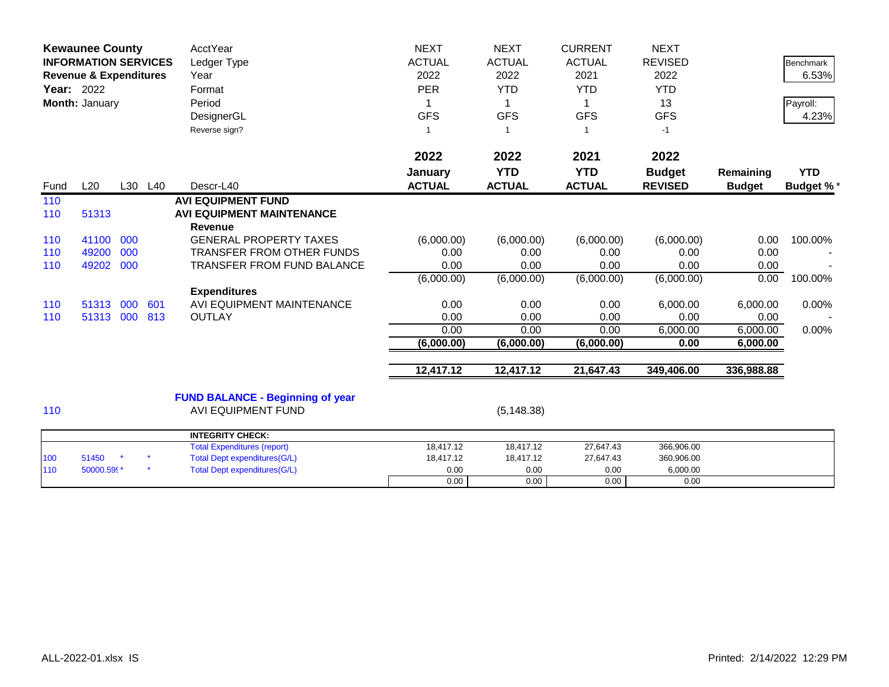| **Kewaunee County** | | | | AcctYear | NEXT | NEXT | CURRENT | NEXT | | |
|---|---|---|---|---|---|---|---|---|---|---|
| **INFORMATION SERVICES** | | | | Ledger Type | ACTUAL | ACTUAL | ACTUAL | REVISED | | Benchmark |
| **Revenue & Expenditures** | | | | Year | 2022 | 2022 | 2021 | 2022 | | 6.53% |
| **Year:** 2022 | | | | Format | PER | YTD | YTD | YTD | | |
| **Month:** January | | | | Period | 1 | 1 | 1 | 13 | | Payroll: |
| | | | | DesignerGL | GFS | GFS | GFS | GFS | | 4.23% |
| | | | | Reverse sign? | 1 | 1 | 1 | -1 | | |
| | | | | | **2022** | **2022** | **2021** | **2022** | | |
| | | | | | **January** | **YTD** | **YTD** | **Budget** | **Remaining** | **YTD** |
| Fund | L20 | L30 | L40 | Descr-L40 | **ACTUAL** | **ACTUAL** | **ACTUAL** | **REVISED** | **Budget** | **Budget %*** |
| 110 | | | | **AVI EQUIPMENT FUND** | | | | | | |
| 110 | 51313 | | | **AVI EQUIPMENT MAINTENANCE** | | | | | | |
| | | | | **Revenue** | | | | | | |
| 110 | 41100 | 000 | | GENERAL PROPERTY TAXES | (6,000.00) | (6,000.00) | (6,000.00) | (6,000.00) | 0.00 | 100.00% |
| 110 | 49200 | 000 | | TRANSFER FROM OTHER FUNDS | 0.00 | 0.00 | 0.00 | 0.00 | 0.00 | - |
| 110 | 49202 | 000 | | TRANSFER FROM FUND BALANCE | 0.00 | 0.00 | 0.00 | 0.00 | 0.00 | - |
| | | | | | (6,000.00) | (6,000.00) | (6,000.00) | (6,000.00) | 0.00 | 100.00% |
| | | | | **Expenditures** | | | | | | |
| 110 | 51313 | 000 | 601 | AVI EQUIPMENT MAINTENANCE | 0.00 | 0.00 | 0.00 | 6,000.00 | 6,000.00 | 0.00% |
| 110 | 51313 | 000 | 813 | OUTLAY | 0.00 | 0.00 | 0.00 | 0.00 | 0.00 | - |
| | | | | | 0.00 | 0.00 | 0.00 | 6,000.00 | 6,000.00 | 0.00% |
| | | | | | **(6,000.00)** | **(6,000.00)** | **(6,000.00)** | **0.00** | **6,000.00** | |
| | | | | | **12,417.12** | **12,417.12** | **21,647.43** | **349,406.00** | **336,988.88** | |
| | | | | **FUND BALANCE - Beginning of year** | | | | | | |
| 110 | | | | AVI EQUIPMENT FUND | | (5,148.38) | | | | |

| | | | | **INTEGRITY CHECK:** | | | | |
|---|---|---|---|---|---|---|---|---|
| | | | | Total Expenditures (report) | 18,417.12 | 18,417.12 | 27,647.43 | 366,906.00 |
| 100 | 51450 | * | * | Total Dept expenditures(G/L) | 18,417.12 | 18,417.12 | 27,647.43 | 360,906.00 |
| 110 | 50000.59( * | | * | Total Dept expenditures(G/L) | 0.00 | 0.00 | 0.00 | 6,000.00 |
| | | | | | 0.00 | 0.00 | 0.00 | 0.00 |

ALL-2022-01.xlsx IS

Printed: 2/14/2022 12:29 PM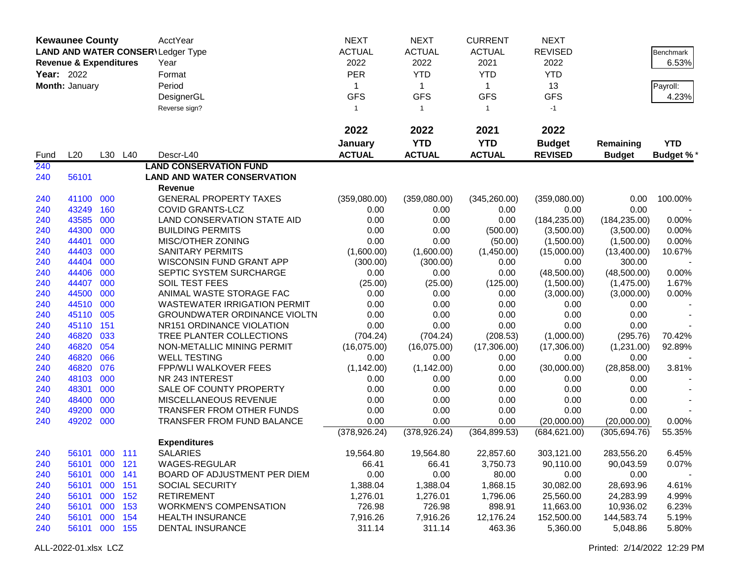**Kewaunee County**
**LAND AND WATER CONSERV**
**Revenue & Expenditures**
**Year:** 2022
**Month:** January

| | | | | AcctYear | NEXT | NEXT | CURRENT | NEXT | | |
|---|---|---|---|---|---|---|---|---|---|---|
| | | | | Ledger Type | ACTUAL | ACTUAL | ACTUAL | REVISED | | Benchmark |
| | | | | Year | 2022 | 2022 | 2021 | 2022 | | 6.53% |
| | | | | Format | PER | YTD | YTD | YTD | | |
| | | | | Period | 1 | 1 | 1 | 13 | | Payroll: |
| | | | | DesignerGL | GFS | GFS | GFS | GFS | | 4.23% |
| | | | | Reverse sign? | 1 | 1 | 1 | -1 | | |
| | | | | | **2022** | **2022** | **2021** | **2022** | | |
| | | | | | **January** | **YTD** | **YTD** | **Budget** | **Remaining** | **YTD** |
| Fund | L20 | L30 | L40 | Descr-L40 | **ACTUAL** | **ACTUAL** | **ACTUAL** | **REVISED** | **Budget** | **Budget %*** |
| 240 | | | | **LAND CONSERVATION FUND** | | | | | | |
| 240 | 56101 | | | **LAND AND WATER CONSERVATION** | | | | | | |
| | | | | **Revenue** | | | | | | |
| 240 | 41100 | 000 | | GENERAL PROPERTY TAXES | (359,080.00) | (359,080.00) | (345,260.00) | (359,080.00) | 0.00 | 100.00% |
| 240 | 43249 | 160 | | COVID GRANTS-LCZ | 0.00 | 0.00 | 0.00 | 0.00 | 0.00 | - |
| 240 | 43585 | 000 | | LAND CONSERVATION STATE AID | 0.00 | 0.00 | 0.00 | (184,235.00) | (184,235.00) | 0.00% |
| 240 | 44300 | 000 | | BUILDING PERMITS | 0.00 | 0.00 | (500.00) | (3,500.00) | (3,500.00) | 0.00% |
| 240 | 44401 | 000 | | MISC/OTHER ZONING | 0.00 | 0.00 | (50.00) | (1,500.00) | (1,500.00) | 0.00% |
| 240 | 44403 | 000 | | SANITARY PERMITS | (1,600.00) | (1,600.00) | (1,450.00) | (15,000.00) | (13,400.00) | 10.67% |
| 240 | 44404 | 000 | | WISCONSIN FUND GRANT APP | (300.00) | (300.00) | 0.00 | 0.00 | 300.00 | - |
| 240 | 44406 | 000 | | SEPTIC SYSTEM SURCHARGE | 0.00 | 0.00 | 0.00 | (48,500.00) | (48,500.00) | 0.00% |
| 240 | 44407 | 000 | | SOIL TEST FEES | (25.00) | (25.00) | (125.00) | (1,500.00) | (1,475.00) | 1.67% |
| 240 | 44500 | 000 | | ANIMAL WASTE STORAGE FAC | 0.00 | 0.00 | 0.00 | (3,000.00) | (3,000.00) | 0.00% |
| 240 | 44510 | 000 | | WASTEWATER IRRIGATION PERMIT | 0.00 | 0.00 | 0.00 | 0.00 | 0.00 | - |
| 240 | 45110 | 005 | | GROUNDWATER ORDINANCE VIOLTN | 0.00 | 0.00 | 0.00 | 0.00 | 0.00 | - |
| 240 | 45110 | 151 | | NR151 ORDINANCE VIOLATION | 0.00 | 0.00 | 0.00 | 0.00 | 0.00 | - |
| 240 | 46820 | 033 | | TREE PLANTER COLLECTIONS | (704.24) | (704.24) | (208.53) | (1,000.00) | (295.76) | 70.42% |
| 240 | 46820 | 054 | | NON-METALLIC MINING PERMIT | (16,075.00) | (16,075.00) | (17,306.00) | (17,306.00) | (1,231.00) | 92.89% |
| 240 | 46820 | 066 | | WELL TESTING | 0.00 | 0.00 | 0.00 | 0.00 | 0.00 | - |
| 240 | 46820 | 076 | | FPP/WLI WALKOVER FEES | (1,142.00) | (1,142.00) | 0.00 | (30,000.00) | (28,858.00) | 3.81% |
| 240 | 48103 | 000 | | NR 243 INTEREST | 0.00 | 0.00 | 0.00 | 0.00 | 0.00 | - |
| 240 | 48301 | 000 | | SALE OF COUNTY PROPERTY | 0.00 | 0.00 | 0.00 | 0.00 | 0.00 | - |
| 240 | 48400 | 000 | | MISCELLANEOUS REVENUE | 0.00 | 0.00 | 0.00 | 0.00 | 0.00 | - |
| 240 | 49200 | 000 | | TRANSFER FROM OTHER FUNDS | 0.00 | 0.00 | 0.00 | 0.00 | 0.00 | - |
| 240 | 49202 | 000 | | TRANSFER FROM FUND BALANCE | 0.00 | 0.00 | 0.00 | (20,000.00) | (20,000.00) | 0.00% |
| | | | | | (378,926.24) | (378,926.24) | (364,899.53) | (684,621.00) | (305,694.76) | 55.35% |
| | | | | **Expenditures** | | | | | | |
| 240 | 56101 | 000 | 111 | SALARIES | 19,564.80 | 19,564.80 | 22,857.60 | 303,121.00 | 283,556.20 | 6.45% |
| 240 | 56101 | 000 | 121 | WAGES-REGULAR | 66.41 | 66.41 | 3,750.73 | 90,110.00 | 90,043.59 | 0.07% |
| 240 | 56101 | 000 | 141 | BOARD OF ADJUSTMENT PER DIEM | 0.00 | 0.00 | 80.00 | 0.00 | 0.00 | - |
| 240 | 56101 | 000 | 151 | SOCIAL SECURITY | 1,388.04 | 1,388.04 | 1,868.15 | 30,082.00 | 28,693.96 | 4.61% |
| 240 | 56101 | 000 | 152 | RETIREMENT | 1,276.01 | 1,276.01 | 1,796.06 | 25,560.00 | 24,283.99 | 4.99% |
| 240 | 56101 | 000 | 153 | WORKMEN'S COMPENSATION | 726.98 | 726.98 | 898.91 | 11,663.00 | 10,936.02 | 6.23% |
| 240 | 56101 | 000 | 154 | HEALTH INSURANCE | 7,916.26 | 7,916.26 | 12,176.24 | 152,500.00 | 144,583.74 | 5.19% |
| 240 | 56101 | 000 | 155 | DENTAL INSURANCE | 311.14 | 311.14 | 463.36 | 5,360.00 | 5,048.86 | 5.80% |

ALL-2022-01.xlsx LCZ — Printed: 2/14/2022 12:29 PM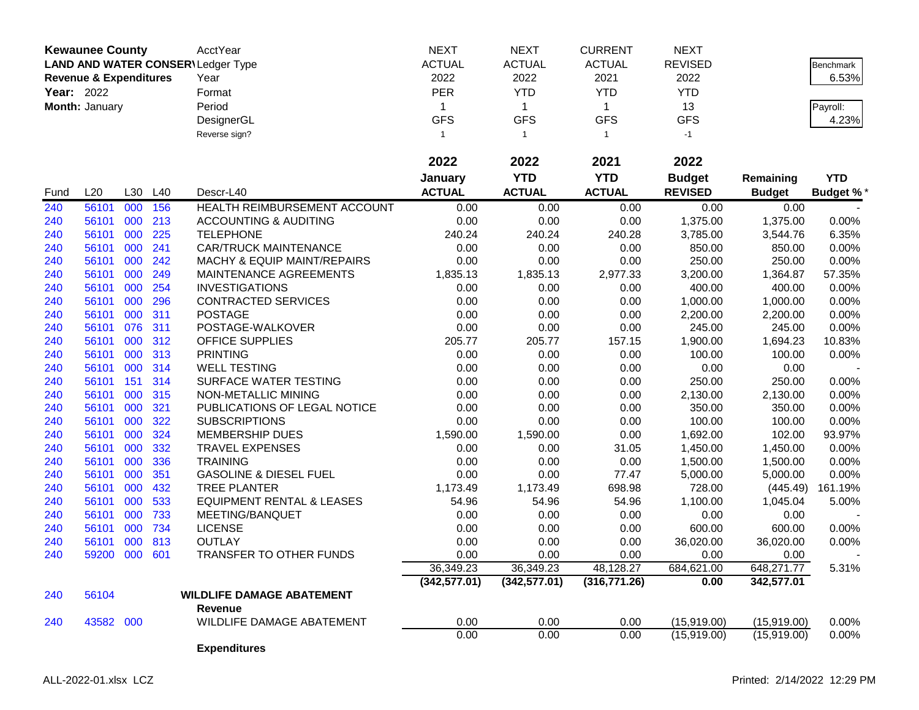**Kewaunee County**
**LAND AND WATER CONSERV**
**Revenue & Expenditures**
**Year:** 2022
**Month:** January

| | NEXT | NEXT | CURRENT | NEXT | | |
|---|---|---|---|---|---|---|
| AcctYear | | | | | | |
| Ledger Type | ACTUAL | ACTUAL | ACTUAL | REVISED | | Benchmark |
| Year | 2022 | 2022 | 2021 | 2022 | | 6.53% |
| Format | PER | YTD | YTD | YTD | | |
| Period | 1 | 1 | 1 | 13 | | Payroll: |
| DesignerGL | GFS | GFS | GFS | GFS | | 4.23% |
| Reverse sign? | 1 | 1 | 1 | -1 | | |

| Fund | L20 | L30 | L40 | Descr-L40 | 2022 January ACTUAL | 2022 YTD ACTUAL | 2021 YTD ACTUAL | 2022 Budget REVISED | Remaining Budget | YTD Budget % * |
|---|---|---|---|---|---|---|---|---|---|---|
| 240 | 56101 | 000 | 156 | HEALTH REIMBURSEMENT ACCOUNT | 0.00 | 0.00 | 0.00 | 0.00 | 0.00 | - |
| 240 | 56101 | 000 | 213 | ACCOUNTING & AUDITING | 0.00 | 0.00 | 0.00 | 1,375.00 | 1,375.00 | 0.00% |
| 240 | 56101 | 000 | 225 | TELEPHONE | 240.24 | 240.24 | 240.28 | 3,785.00 | 3,544.76 | 6.35% |
| 240 | 56101 | 000 | 241 | CAR/TRUCK MAINTENANCE | 0.00 | 0.00 | 0.00 | 850.00 | 850.00 | 0.00% |
| 240 | 56101 | 000 | 242 | MACHY & EQUIP MAINT/REPAIRS | 0.00 | 0.00 | 0.00 | 250.00 | 250.00 | 0.00% |
| 240 | 56101 | 000 | 249 | MAINTENANCE AGREEMENTS | 1,835.13 | 1,835.13 | 2,977.33 | 3,200.00 | 1,364.87 | 57.35% |
| 240 | 56101 | 000 | 254 | INVESTIGATIONS | 0.00 | 0.00 | 0.00 | 400.00 | 400.00 | 0.00% |
| 240 | 56101 | 000 | 296 | CONTRACTED SERVICES | 0.00 | 0.00 | 0.00 | 1,000.00 | 1,000.00 | 0.00% |
| 240 | 56101 | 000 | 311 | POSTAGE | 0.00 | 0.00 | 0.00 | 2,200.00 | 2,200.00 | 0.00% |
| 240 | 56101 | 076 | 311 | POSTAGE-WALKOVER | 0.00 | 0.00 | 0.00 | 245.00 | 245.00 | 0.00% |
| 240 | 56101 | 000 | 312 | OFFICE SUPPLIES | 205.77 | 205.77 | 157.15 | 1,900.00 | 1,694.23 | 10.83% |
| 240 | 56101 | 000 | 313 | PRINTING | 0.00 | 0.00 | 0.00 | 100.00 | 100.00 | 0.00% |
| 240 | 56101 | 000 | 314 | WELL TESTING | 0.00 | 0.00 | 0.00 | 0.00 | 0.00 | - |
| 240 | 56101 | 151 | 314 | SURFACE WATER TESTING | 0.00 | 0.00 | 0.00 | 250.00 | 250.00 | 0.00% |
| 240 | 56101 | 000 | 315 | NON-METALLIC MINING | 0.00 | 0.00 | 0.00 | 2,130.00 | 2,130.00 | 0.00% |
| 240 | 56101 | 000 | 321 | PUBLICATIONS OF LEGAL NOTICE | 0.00 | 0.00 | 0.00 | 350.00 | 350.00 | 0.00% |
| 240 | 56101 | 000 | 322 | SUBSCRIPTIONS | 0.00 | 0.00 | 0.00 | 100.00 | 100.00 | 0.00% |
| 240 | 56101 | 000 | 324 | MEMBERSHIP DUES | 1,590.00 | 1,590.00 | 0.00 | 1,692.00 | 102.00 | 93.97% |
| 240 | 56101 | 000 | 332 | TRAVEL EXPENSES | 0.00 | 0.00 | 31.05 | 1,450.00 | 1,450.00 | 0.00% |
| 240 | 56101 | 000 | 336 | TRAINING | 0.00 | 0.00 | 0.00 | 1,500.00 | 1,500.00 | 0.00% |
| 240 | 56101 | 000 | 351 | GASOLINE & DIESEL FUEL | 0.00 | 0.00 | 77.47 | 5,000.00 | 5,000.00 | 0.00% |
| 240 | 56101 | 000 | 432 | TREE PLANTER | 1,173.49 | 1,173.49 | 698.98 | 728.00 | (445.49) | 161.19% |
| 240 | 56101 | 000 | 533 | EQUIPMENT RENTAL & LEASES | 54.96 | 54.96 | 54.96 | 1,100.00 | 1,045.04 | 5.00% |
| 240 | 56101 | 000 | 733 | MEETING/BANQUET | 0.00 | 0.00 | 0.00 | 0.00 | 0.00 | - |
| 240 | 56101 | 000 | 734 | LICENSE | 0.00 | 0.00 | 0.00 | 600.00 | 600.00 | 0.00% |
| 240 | 56101 | 000 | 813 | OUTLAY | 0.00 | 0.00 | 0.00 | 36,020.00 | 36,020.00 | 0.00% |
| 240 | 59200 | 000 | 601 | TRANSFER TO OTHER FUNDS | 0.00 | 0.00 | 0.00 | 0.00 | 0.00 | - |
| | | | | | 36,349.23 | 36,349.23 | 48,128.27 | 684,621.00 | 648,271.77 | 5.31% |
| | | | | | (342,577.01) | (342,577.01) | (316,771.26) | 0.00 | 342,577.01 | |
| 240 | 56104 | | | **WILDLIFE DAMAGE ABATEMENT** | | | | | | |
| | | | | **Revenue** | | | | | | |
| 240 | 43582 | 000 | | WILDLIFE DAMAGE ABATEMENT | 0.00 | 0.00 | 0.00 | (15,919.00) | (15,919.00) | 0.00% |
| | | | | | 0.00 | 0.00 | 0.00 | (15,919.00) | (15,919.00) | 0.00% |
| | | | | **Expenditures** | | | | | | |

ALL-2022-01.xlsx LCZ — Printed: 2/14/2022 12:29 PM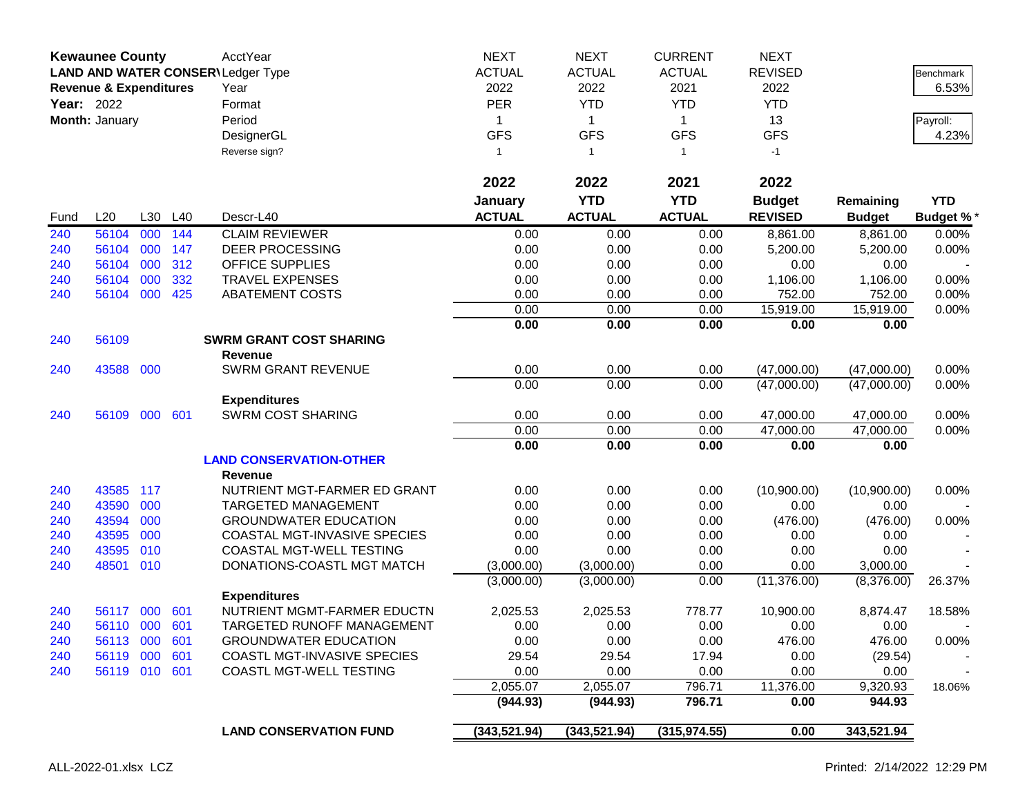**Kewaunee County**
**LAND AND WATER CONSERVATION**
**Revenue & Expenditures**
**Year:** 2022
**Month:** January

| AcctYear | NEXT | NEXT | CURRENT | NEXT | | |
|---|---|---|---|---|---|---|
| Ledger Type | ACTUAL | ACTUAL | ACTUAL | REVISED | | Benchmark |
| Year | 2022 | 2022 | 2021 | 2022 | | 6.53% |
| Format | PER | YTD | YTD | YTD | | |
| Period | 1 | 1 | 1 | 13 | | Payroll: |
| DesignerGL | GFS | GFS | GFS | GFS | | 4.23% |
| Reverse sign? | 1 | 1 | 1 | -1 | | |

| Fund | L20 | L30 | L40 | Descr-L40 | 2022 January ACTUAL | 2022 YTD ACTUAL | 2021 YTD ACTUAL | 2022 Budget REVISED | Remaining Budget | YTD Budget %* |
|---|---|---|---|---|---|---|---|---|---|---|
| 240 | 56104 | 000 | 144 | CLAIM REVIEWER | 0.00 | 0.00 | 0.00 | 8,861.00 | 8,861.00 | 0.00% |
| 240 | 56104 | 000 | 147 | DEER PROCESSING | 0.00 | 0.00 | 0.00 | 5,200.00 | 5,200.00 | 0.00% |
| 240 | 56104 | 000 | 312 | OFFICE SUPPLIES | 0.00 | 0.00 | 0.00 | 0.00 | 0.00 | - |
| 240 | 56104 | 000 | 332 | TRAVEL EXPENSES | 0.00 | 0.00 | 0.00 | 1,106.00 | 1,106.00 | 0.00% |
| 240 | 56104 | 000 | 425 | ABATEMENT COSTS | 0.00 | 0.00 | 0.00 | 752.00 | 752.00 | 0.00% |
| | | | | | 0.00 | 0.00 | 0.00 | 15,919.00 | 15,919.00 | 0.00% |
| | | | | | **0.00** | **0.00** | **0.00** | **0.00** | **0.00** | |
| 240 | 56109 | | | **SWRM GRANT COST SHARING** | | | | | | |
| | | | | **Revenue** | | | | | | |
| 240 | 43588 | 000 | | SWRM GRANT REVENUE | 0.00 | 0.00 | 0.00 | (47,000.00) | (47,000.00) | 0.00% |
| | | | | | 0.00 | 0.00 | 0.00 | (47,000.00) | (47,000.00) | 0.00% |
| | | | | **Expenditures** | | | | | | |
| 240 | 56109 | 000 | 601 | SWRM COST SHARING | 0.00 | 0.00 | 0.00 | 47,000.00 | 47,000.00 | 0.00% |
| | | | | | 0.00 | 0.00 | 0.00 | 47,000.00 | 47,000.00 | 0.00% |
| | | | | | **0.00** | **0.00** | **0.00** | **0.00** | **0.00** | |
| | | | | **LAND CONSERVATION-OTHER** | | | | | | |
| | | | | **Revenue** | | | | | | |
| 240 | 43585 | 117 | | NUTRIENT MGT-FARMER ED GRANT | 0.00 | 0.00 | 0.00 | (10,900.00) | (10,900.00) | 0.00% |
| 240 | 43590 | 000 | | TARGETED MANAGEMENT | 0.00 | 0.00 | 0.00 | 0.00 | 0.00 | - |
| 240 | 43594 | 000 | | GROUNDWATER EDUCATION | 0.00 | 0.00 | 0.00 | (476.00) | (476.00) | 0.00% |
| 240 | 43595 | 000 | | COASTAL MGT-INVASIVE SPECIES | 0.00 | 0.00 | 0.00 | 0.00 | 0.00 | - |
| 240 | 43595 | 010 | | COASTAL MGT-WELL TESTING | 0.00 | 0.00 | 0.00 | 0.00 | 0.00 | - |
| 240 | 48501 | 010 | | DONATIONS-COASTL MGT MATCH | (3,000.00) | (3,000.00) | 0.00 | 0.00 | 3,000.00 | - |
| | | | | | (3,000.00) | (3,000.00) | 0.00 | (11,376.00) | (8,376.00) | 26.37% |
| | | | | **Expenditures** | | | | | | |
| 240 | 56117 | 000 | 601 | NUTRIENT MGMT-FARMER EDUCTN | 2,025.53 | 2,025.53 | 778.77 | 10,900.00 | 8,874.47 | 18.58% |
| 240 | 56110 | 000 | 601 | TARGETED RUNOFF MANAGEMENT | 0.00 | 0.00 | 0.00 | 0.00 | 0.00 | - |
| 240 | 56113 | 000 | 601 | GROUNDWATER EDUCATION | 0.00 | 0.00 | 0.00 | 476.00 | 476.00 | 0.00% |
| 240 | 56119 | 000 | 601 | COASTL MGT-INVASIVE SPECIES | 29.54 | 29.54 | 17.94 | 0.00 | (29.54) | - |
| 240 | 56119 | 010 | 601 | COASTL MGT-WELL TESTING | 0.00 | 0.00 | 0.00 | 0.00 | 0.00 | - |
| | | | | | 2,055.07 | 2,055.07 | 796.71 | 11,376.00 | 9,320.93 | 18.06% |
| | | | | | **(944.93)** | **(944.93)** | **796.71** | **0.00** | **944.93** | |
| | | | | **LAND CONSERVATION FUND** | **(343,521.94)** | **(343,521.94)** | **(315,974.55)** | **0.00** | **343,521.94** | |

ALL-2022-01.xlsx LCZ Printed: 2/14/2022 12:29 PM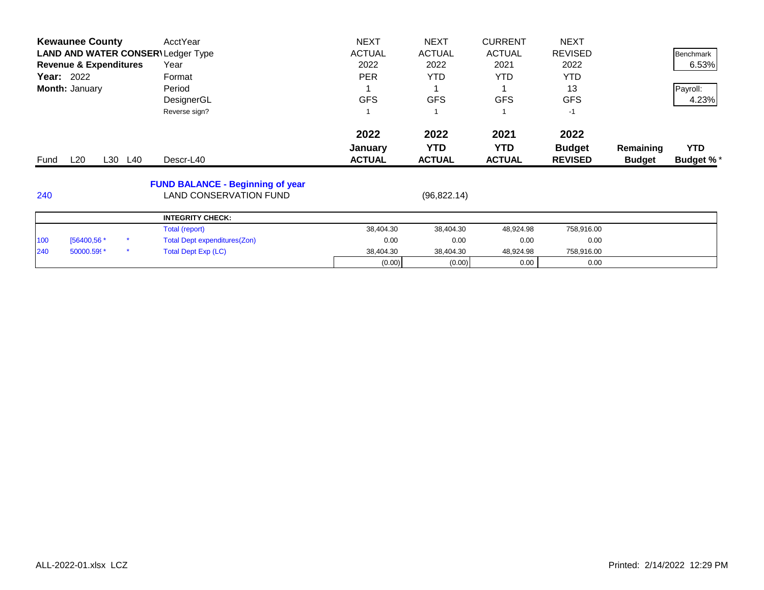**Kewaunee County**
**LAND AND WATER CONSERV**
**Revenue & Expenditures**
**Year:** 2022
**Month:** January

| | | | | | | | | | | |
|---|---|---|---|---|---|---|---|---|---|---|
| | | | | AcctYear | NEXT | NEXT | CURRENT | NEXT | | Benchmark |
| | | | | Ledger Type | ACTUAL | ACTUAL | ACTUAL | REVISED | | 6.53% |
| | | | | Year | 2022 | 2022 | 2021 | 2022 | | |
| | | | | Format | PER | YTD | YTD | YTD | | Payroll: |
| | | | | Period | 1 | 1 | 1 | 13 | | 4.23% |
| | | | | DesignerGL | GFS | GFS | GFS | GFS | | |
| | | | | Reverse sign? | 1 | 1 | 1 | -1 | | |
| | | | | | 2022 | 2022 | 2021 | 2022 | | |
| | | | | | January | YTD | YTD | Budget | Remaining | YTD |
| Fund | L20 | L30 | L40 | Descr-L40 | ACTUAL | ACTUAL | ACTUAL | REVISED | Budget | Budget % * |
| | | | | **FUND BALANCE - Beginning of year** | | | | | | |
| 240 | | | | LAND CONSERVATION FUND | | (96,822.14) | | | | |

| | | | | | | | | |
|---|---|---|---|---|---|---|---|---|
| | | | | **INTEGRITY CHECK:** | | | | |
| | | | | Total (report) | 38,404.30 | 38,404.30 | 48,924.98 | 758,916.00 |
| 100 | [56400,56 * | | * | Total Dept expenditures(Zon) | 0.00 | 0.00 | 0.00 | 0.00 |
| 240 | 50000.59( * | | * | Total Dept Exp (LC) | 38,404.30 | 38,404.30 | 48,924.98 | 758,916.00 |
| | | | | | (0.00) | (0.00) | 0.00 | 0.00 |

ALL-2022-01.xlsx LCZ

Printed: 2/14/2022 12:29 PM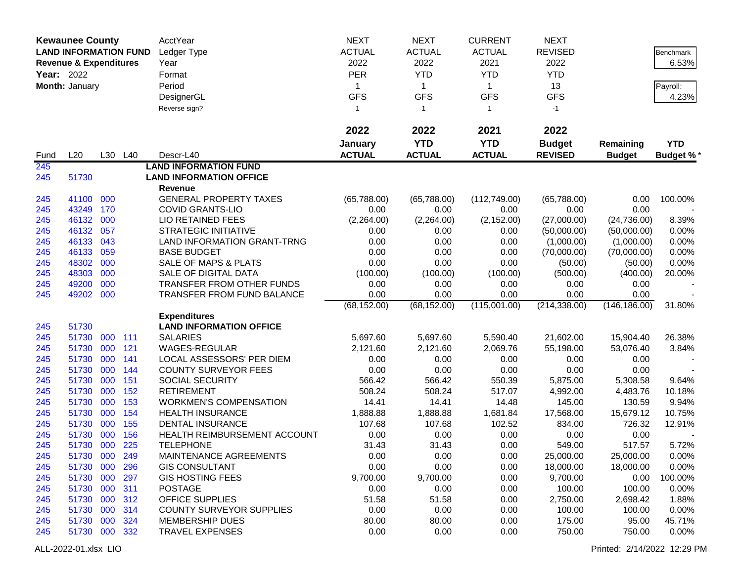**Kewaunee County**
**LAND INFORMATION FUND**
**Revenue & Expenditures**
**Year:** 2022
**Month:** January

| | | | | AcctYear | NEXT | NEXT | CURRENT | NEXT | | |
|---|---|---|---|---|---|---|---|---|---|---|
| | | | | Ledger Type | ACTUAL | ACTUAL | ACTUAL | REVISED | | Benchmark |
| | | | | Year | 2022 | 2022 | 2021 | 2022 | | 6.53% |
| | | | | Format | PER | YTD | YTD | YTD | | |
| | | | | Period | 1 | 1 | 1 | 13 | | Payroll: |
| | | | | DesignerGL | GFS | GFS | GFS | GFS | | 4.23% |
| | | | | Reverse sign? | 1 | 1 | 1 | -1 | | |
| | | | | | **2022** | **2022** | **2021** | **2022** | | |
| | | | | | **January** | **YTD** | **YTD** | **Budget** | **Remaining** | **YTD** |
| Fund | L20 | L30 | L40 | Descr-L40 | **ACTUAL** | **ACTUAL** | **ACTUAL** | **REVISED** | **Budget** | **Budget %*** |
| 245 | | | | **LAND INFORMATION FUND** | | | | | | |
| 245 | 51730 | | | **LAND INFORMATION OFFICE** | | | | | | |
| | | | | **Revenue** | | | | | | |
| 245 | 41100 | 000 | | GENERAL PROPERTY TAXES | (65,788.00) | (65,788.00) | (112,749.00) | (65,788.00) | 0.00 | 100.00% |
| 245 | 43249 | 170 | | COVID GRANTS-LIO | 0.00 | 0.00 | 0.00 | 0.00 | 0.00 | - |
| 245 | 46132 | 000 | | LIO RETAINED FEES | (2,264.00) | (2,264.00) | (2,152.00) | (27,000.00) | (24,736.00) | 8.39% |
| 245 | 46132 | 057 | | STRATEGIC INITIATIVE | 0.00 | 0.00 | 0.00 | (50,000.00) | (50,000.00) | 0.00% |
| 245 | 46133 | 043 | | LAND INFORMATION GRANT-TRNG | 0.00 | 0.00 | 0.00 | (1,000.00) | (1,000.00) | 0.00% |
| 245 | 46133 | 059 | | BASE BUDGET | 0.00 | 0.00 | 0.00 | (70,000.00) | (70,000.00) | 0.00% |
| 245 | 48302 | 000 | | SALE OF MAPS & PLATS | 0.00 | 0.00 | 0.00 | (50.00) | (50.00) | 0.00% |
| 245 | 48303 | 000 | | SALE OF DIGITAL DATA | (100.00) | (100.00) | (100.00) | (500.00) | (400.00) | 20.00% |
| 245 | 49200 | 000 | | TRANSFER FROM OTHER FUNDS | 0.00 | 0.00 | 0.00 | 0.00 | 0.00 | - |
| 245 | 49202 | 000 | | TRANSFER FROM FUND BALANCE | 0.00 | 0.00 | 0.00 | 0.00 | 0.00 | - |
| | | | | | (68,152.00) | (68,152.00) | (115,001.00) | (214,338.00) | (146,186.00) | 31.80% |
| | | | | **Expenditures** | | | | | | |
| 245 | 51730 | | | **LAND INFORMATION OFFICE** | | | | | | |
| 245 | 51730 | 000 | 111 | SALARIES | 5,697.60 | 5,697.60 | 5,590.40 | 21,602.00 | 15,904.40 | 26.38% |
| 245 | 51730 | 000 | 121 | WAGES-REGULAR | 2,121.60 | 2,121.60 | 2,069.76 | 55,198.00 | 53,076.40 | 3.84% |
| 245 | 51730 | 000 | 141 | LOCAL ASSESSORS' PER DIEM | 0.00 | 0.00 | 0.00 | 0.00 | 0.00 | - |
| 245 | 51730 | 000 | 144 | COUNTY SURVEYOR FEES | 0.00 | 0.00 | 0.00 | 0.00 | 0.00 | - |
| 245 | 51730 | 000 | 151 | SOCIAL SECURITY | 566.42 | 566.42 | 550.39 | 5,875.00 | 5,308.58 | 9.64% |
| 245 | 51730 | 000 | 152 | RETIREMENT | 508.24 | 508.24 | 517.07 | 4,992.00 | 4,483.76 | 10.18% |
| 245 | 51730 | 000 | 153 | WORKMEN'S COMPENSATION | 14.41 | 14.41 | 14.48 | 145.00 | 130.59 | 9.94% |
| 245 | 51730 | 000 | 154 | HEALTH INSURANCE | 1,888.88 | 1,888.88 | 1,681.84 | 17,568.00 | 15,679.12 | 10.75% |
| 245 | 51730 | 000 | 155 | DENTAL INSURANCE | 107.68 | 107.68 | 102.52 | 834.00 | 726.32 | 12.91% |
| 245 | 51730 | 000 | 156 | HEALTH REIMBURSEMENT ACCOUNT | 0.00 | 0.00 | 0.00 | 0.00 | 0.00 | - |
| 245 | 51730 | 000 | 225 | TELEPHONE | 31.43 | 31.43 | 0.00 | 549.00 | 517.57 | 5.72% |
| 245 | 51730 | 000 | 249 | MAINTENANCE AGREEMENTS | 0.00 | 0.00 | 0.00 | 25,000.00 | 25,000.00 | 0.00% |
| 245 | 51730 | 000 | 296 | GIS CONSULTANT | 0.00 | 0.00 | 0.00 | 18,000.00 | 18,000.00 | 0.00% |
| 245 | 51730 | 000 | 297 | GIS HOSTING FEES | 9,700.00 | 9,700.00 | 0.00 | 9,700.00 | 0.00 | 100.00% |
| 245 | 51730 | 000 | 311 | POSTAGE | 0.00 | 0.00 | 0.00 | 100.00 | 100.00 | 0.00% |
| 245 | 51730 | 000 | 312 | OFFICE SUPPLIES | 51.58 | 51.58 | 0.00 | 2,750.00 | 2,698.42 | 1.88% |
| 245 | 51730 | 000 | 314 | COUNTY SURVEYOR SUPPLIES | 0.00 | 0.00 | 0.00 | 100.00 | 100.00 | 0.00% |
| 245 | 51730 | 000 | 324 | MEMBERSHIP DUES | 80.00 | 80.00 | 0.00 | 175.00 | 95.00 | 45.71% |
| 245 | 51730 | 000 | 332 | TRAVEL EXPENSES | 0.00 | 0.00 | 0.00 | 750.00 | 750.00 | 0.00% |

ALL-2022-01.xlsx LIO

Printed: 2/14/2022 12:29 PM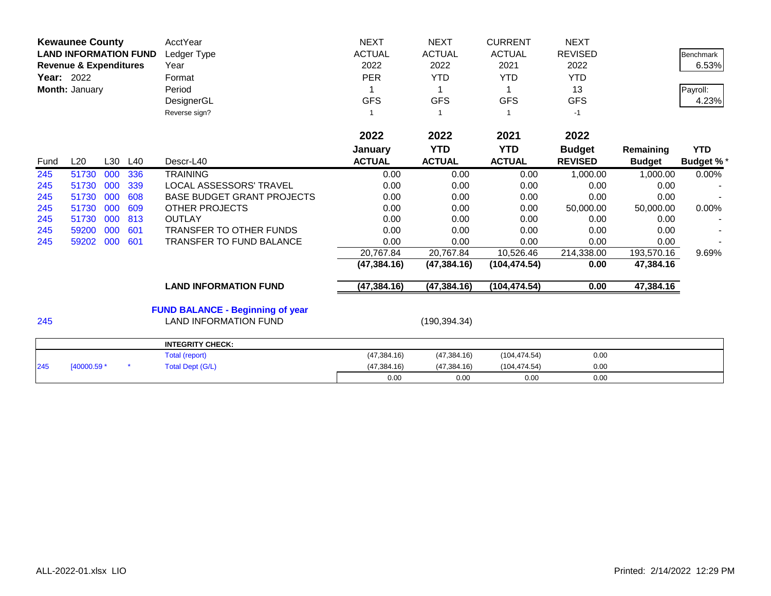**Kewaunee County**
**LAND INFORMATION FUND**
**Revenue & Expenditures**
**Year:** 2022
**Month:** January

| | | | | | | | | | | |
|---|---|---|---|---|---|---|---|---|---|---|
| | | | | AcctYear | NEXT | NEXT | CURRENT | NEXT | | Benchmark |
| | | | | Ledger Type | ACTUAL | ACTUAL | ACTUAL | REVISED | | 6.53% |
| | | | | Year | 2022 | 2022 | 2021 | 2022 | | |
| | | | | Format | PER | YTD | YTD | YTD | | Payroll: |
| | | | | Period | 1 | 1 | 1 | 13 | | 4.23% |
| | | | | DesignerGL | GFS | GFS | GFS | GFS | | |
| | | | | Reverse sign? | 1 | 1 | 1 | -1 | | |

| Fund | L20 | L30 | L40 | Descr-L40 | 2022 January ACTUAL | 2022 YTD ACTUAL | 2021 YTD ACTUAL | 2022 Budget REVISED | Remaining Budget | YTD Budget % * |
|---|---|---|---|---|---|---|---|---|---|---|
| 245 | 51730 | 000 | 336 | TRAINING | 0.00 | 0.00 | 0.00 | 1,000.00 | 1,000.00 | 0.00% |
| 245 | 51730 | 000 | 339 | LOCAL ASSESSORS' TRAVEL | 0.00 | 0.00 | 0.00 | 0.00 | 0.00 | - |
| 245 | 51730 | 000 | 608 | BASE BUDGET GRANT PROJECTS | 0.00 | 0.00 | 0.00 | 0.00 | 0.00 | - |
| 245 | 51730 | 000 | 609 | OTHER PROJECTS | 0.00 | 0.00 | 0.00 | 50,000.00 | 50,000.00 | 0.00% |
| 245 | 51730 | 000 | 813 | OUTLAY | 0.00 | 0.00 | 0.00 | 0.00 | 0.00 | - |
| 245 | 59200 | 000 | 601 | TRANSFER TO OTHER FUNDS | 0.00 | 0.00 | 0.00 | 0.00 | 0.00 | - |
| 245 | 59202 | 000 | 601 | TRANSFER TO FUND BALANCE | 0.00 | 0.00 | 0.00 | 0.00 | 0.00 | - |
| | | | | | 20,767.84 | 20,767.84 | 10,526.46 | 214,338.00 | 193,570.16 | 9.69% |
| | | | | | **(47,384.16)** | **(47,384.16)** | **(104,474.54)** | **0.00** | **47,384.16** | |
| | | | | **LAND INFORMATION FUND** | **(47,384.16)** | **(47,384.16)** | **(104,474.54)** | **0.00** | **47,384.16** | |

**FUND BALANCE - Beginning of year**

| Fund | Description | Amount |
|---|---|---|
| 245 | LAND INFORMATION FUND | (190,394.34) |

| | | | | | | | |
|---|---|---|---|---|---|---|---|
| | | | **INTEGRITY CHECK:** | | | | |
| | | | Total (report) | (47,384.16) | (47,384.16) | (104,474.54) | 0.00 |
| 245 | [40000.59 * | * | Total Dept (G/L) | (47,384.16) | (47,384.16) | (104,474.54) | 0.00 |
| | | | | 0.00 | 0.00 | 0.00 | 0.00 |

ALL-2022-01.xlsx LIO

Printed: 2/14/2022 12:29 PM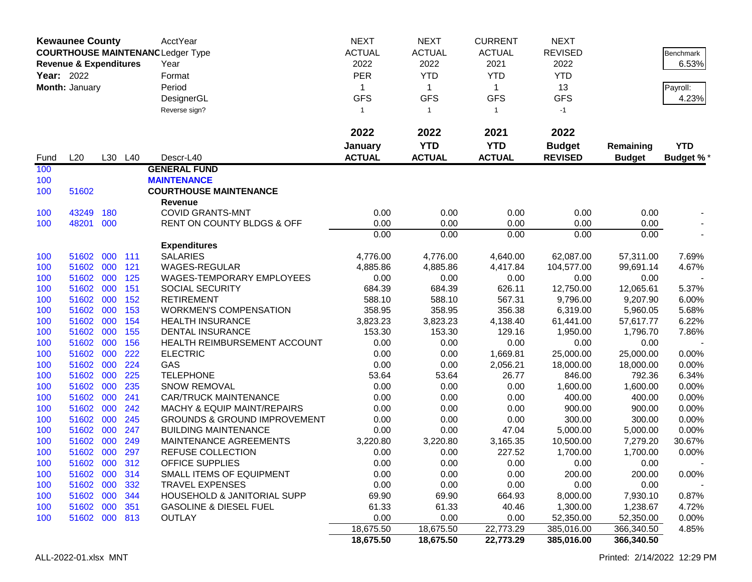| Kewaunee County | | | | AcctYear | NEXT | NEXT | CURRENT | NEXT | | |
|---|---|---|---|---|---|---|---|---|---|---|
| COURTHOUSE MAINTENANC | | | | Ledger Type | ACTUAL | ACTUAL | ACTUAL | REVISED | | Benchmark |
| Revenue & Expenditures | | | | Year | 2022 | 2022 | 2021 | 2022 | | 6.53% |
| Year: 2022 | | | | Format | PER | YTD | YTD | YTD | | |
| Month: January | | | | Period | 1 | 1 | 1 | 13 | | Payroll: |
| | | | | DesignerGL | GFS | GFS | GFS | GFS | | 4.23% |
| | | | | Reverse sign? | 1 | 1 | 1 | -1 | | |
| | | | | | **2022** | **2022** | **2021** | **2022** | | |
| | | | | | **January** | **YTD** | **YTD** | **Budget** | **Remaining** | **YTD** |
| Fund | L20 | L30 | L40 | Descr-L40 | **ACTUAL** | **ACTUAL** | **ACTUAL** | **REVISED** | **Budget** | **Budget %*** |
| 100 | | | | **GENERAL FUND** | | | | | | |
| 100 | | | | **MAINTENANCE** | | | | | | |
| 100 | 51602 | | | **COURTHOUSE MAINTENANCE** | | | | | | |
| | | | | **Revenue** | | | | | | |
| 100 | 43249 | 180 | | COVID GRANTS-MNT | 0.00 | 0.00 | 0.00 | 0.00 | 0.00 | - |
| 100 | 48201 | 000 | | RENT ON COUNTY BLDGS & OFF | 0.00 | 0.00 | 0.00 | 0.00 | 0.00 | - |
| | | | | | 0.00 | 0.00 | 0.00 | 0.00 | 0.00 | - |
| | | | | **Expenditures** | | | | | | |
| 100 | 51602 | 000 | 111 | SALARIES | 4,776.00 | 4,776.00 | 4,640.00 | 62,087.00 | 57,311.00 | 7.69% |
| 100 | 51602 | 000 | 121 | WAGES-REGULAR | 4,885.86 | 4,885.86 | 4,417.84 | 104,577.00 | 99,691.14 | 4.67% |
| 100 | 51602 | 000 | 125 | WAGES-TEMPORARY EMPLOYEES | 0.00 | 0.00 | 0.00 | 0.00 | 0.00 | - |
| 100 | 51602 | 000 | 151 | SOCIAL SECURITY | 684.39 | 684.39 | 626.11 | 12,750.00 | 12,065.61 | 5.37% |
| 100 | 51602 | 000 | 152 | RETIREMENT | 588.10 | 588.10 | 567.31 | 9,796.00 | 9,207.90 | 6.00% |
| 100 | 51602 | 000 | 153 | WORKMEN'S COMPENSATION | 358.95 | 358.95 | 356.38 | 6,319.00 | 5,960.05 | 5.68% |
| 100 | 51602 | 000 | 154 | HEALTH INSURANCE | 3,823.23 | 3,823.23 | 4,138.40 | 61,441.00 | 57,617.77 | 6.22% |
| 100 | 51602 | 000 | 155 | DENTAL INSURANCE | 153.30 | 153.30 | 129.16 | 1,950.00 | 1,796.70 | 7.86% |
| 100 | 51602 | 000 | 156 | HEALTH REIMBURSEMENT ACCOUNT | 0.00 | 0.00 | 0.00 | 0.00 | 0.00 | - |
| 100 | 51602 | 000 | 222 | ELECTRIC | 0.00 | 0.00 | 1,669.81 | 25,000.00 | 25,000.00 | 0.00% |
| 100 | 51602 | 000 | 224 | GAS | 0.00 | 0.00 | 2,056.21 | 18,000.00 | 18,000.00 | 0.00% |
| 100 | 51602 | 000 | 225 | TELEPHONE | 53.64 | 53.64 | 26.77 | 846.00 | 792.36 | 6.34% |
| 100 | 51602 | 000 | 235 | SNOW REMOVAL | 0.00 | 0.00 | 0.00 | 1,600.00 | 1,600.00 | 0.00% |
| 100 | 51602 | 000 | 241 | CAR/TRUCK MAINTENANCE | 0.00 | 0.00 | 0.00 | 400.00 | 400.00 | 0.00% |
| 100 | 51602 | 000 | 242 | MACHY & EQUIP MAINT/REPAIRS | 0.00 | 0.00 | 0.00 | 900.00 | 900.00 | 0.00% |
| 100 | 51602 | 000 | 245 | GROUNDS & GROUND IMPROVEMENT | 0.00 | 0.00 | 0.00 | 300.00 | 300.00 | 0.00% |
| 100 | 51602 | 000 | 247 | BUILDING MAINTENANCE | 0.00 | 0.00 | 47.04 | 5,000.00 | 5,000.00 | 0.00% |
| 100 | 51602 | 000 | 249 | MAINTENANCE AGREEMENTS | 3,220.80 | 3,220.80 | 3,165.35 | 10,500.00 | 7,279.20 | 30.67% |
| 100 | 51602 | 000 | 297 | REFUSE COLLECTION | 0.00 | 0.00 | 227.52 | 1,700.00 | 1,700.00 | 0.00% |
| 100 | 51602 | 000 | 312 | OFFICE SUPPLIES | 0.00 | 0.00 | 0.00 | 0.00 | 0.00 | - |
| 100 | 51602 | 000 | 314 | SMALL ITEMS OF EQUIPMENT | 0.00 | 0.00 | 0.00 | 200.00 | 200.00 | 0.00% |
| 100 | 51602 | 000 | 332 | TRAVEL EXPENSES | 0.00 | 0.00 | 0.00 | 0.00 | 0.00 | - |
| 100 | 51602 | 000 | 344 | HOUSEHOLD & JANITORIAL SUPP | 69.90 | 69.90 | 664.93 | 8,000.00 | 7,930.10 | 0.87% |
| 100 | 51602 | 000 | 351 | GASOLINE & DIESEL FUEL | 61.33 | 61.33 | 40.46 | 1,300.00 | 1,238.67 | 4.72% |
| 100 | 51602 | 000 | 813 | OUTLAY | 0.00 | 0.00 | 0.00 | 52,350.00 | 52,350.00 | 0.00% |
| | | | | | 18,675.50 | 18,675.50 | 22,773.29 | 385,016.00 | 366,340.50 | 4.85% |
| | | | | | **18,675.50** | **18,675.50** | **22,773.29** | **385,016.00** | **366,340.50** | |

ALL-2022-01.xlsx MNT

Printed: 2/14/2022 12:29 PM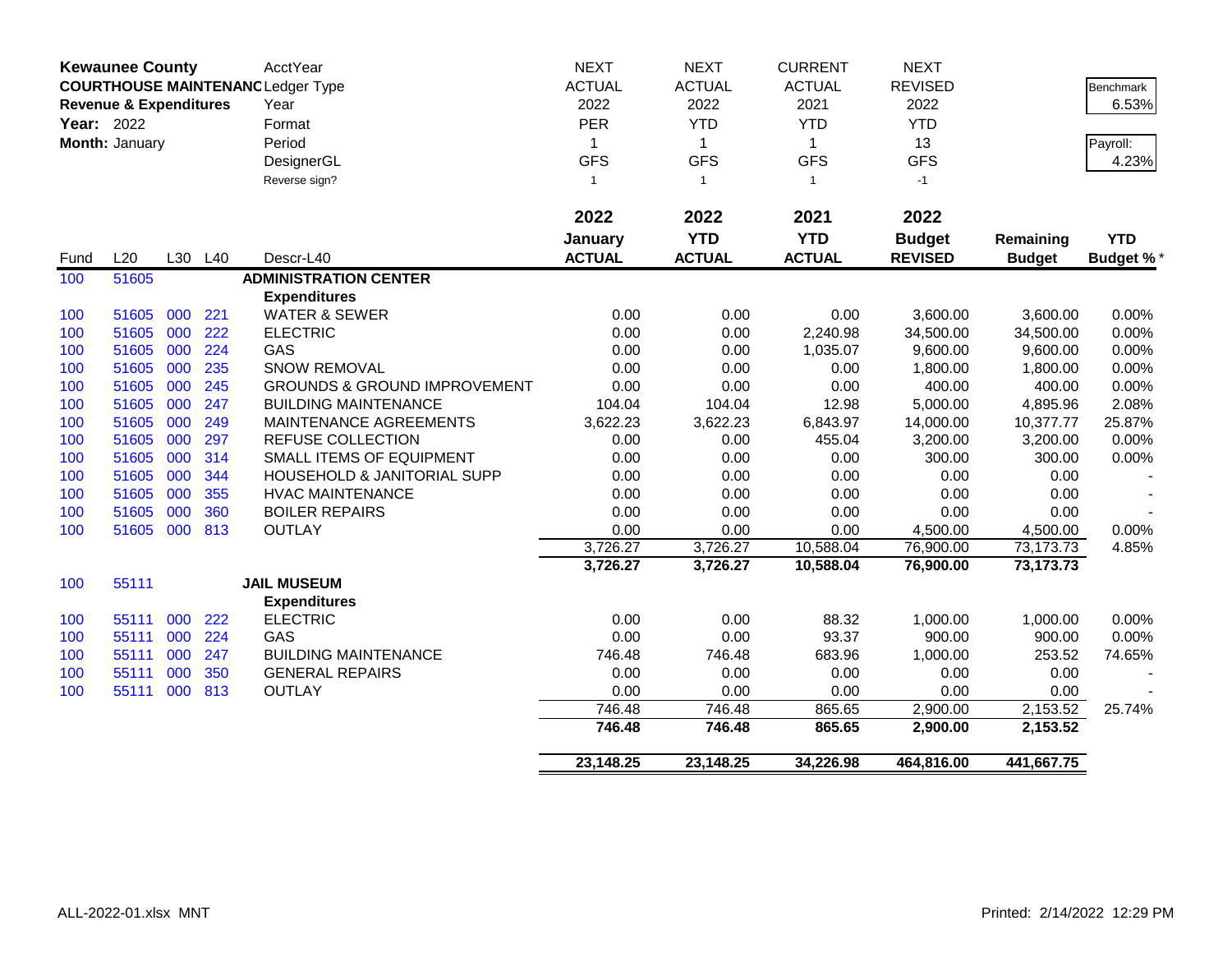| **Kewaunee County** | | | | AcctYear | NEXT | NEXT | CURRENT | NEXT | | |
|---|---|---|---|---|---|---|---|---|---|---|
| **COURTHOUSE MAINTENANC** | | | | Ledger Type | ACTUAL | ACTUAL | ACTUAL | REVISED | | Benchmark |
| **Revenue & Expenditures** | | | | Year | 2022 | 2022 | 2021 | 2022 | | 6.53% |
| **Year:** 2022 | | | | Format | PER | YTD | YTD | YTD | | |
| **Month:** January | | | | Period | 1 | 1 | 1 | 13 | | Payroll: |
| | | | | DesignerGL | GFS | GFS | GFS | GFS | | 4.23% |
| | | | | Reverse sign? | 1 | 1 | 1 | -1 | | |
| | | | | | **2022** | **2022** | **2021** | **2022** | | |
| | | | | | **January** | **YTD** | **YTD** | **Budget** | **Remaining** | **YTD** |
| Fund | L20 | L30 | L40 | Descr-L40 | **ACTUAL** | **ACTUAL** | **ACTUAL** | **REVISED** | **Budget** | **Budget %*** |
| 100 | 51605 | | | **ADMINISTRATION CENTER** | | | | | | |
| | | | | **Expenditures** | | | | | | |
| 100 | 51605 | 000 | 221 | WATER & SEWER | 0.00 | 0.00 | 0.00 | 3,600.00 | 3,600.00 | 0.00% |
| 100 | 51605 | 000 | 222 | ELECTRIC | 0.00 | 0.00 | 2,240.98 | 34,500.00 | 34,500.00 | 0.00% |
| 100 | 51605 | 000 | 224 | GAS | 0.00 | 0.00 | 1,035.07 | 9,600.00 | 9,600.00 | 0.00% |
| 100 | 51605 | 000 | 235 | SNOW REMOVAL | 0.00 | 0.00 | 0.00 | 1,800.00 | 1,800.00 | 0.00% |
| 100 | 51605 | 000 | 245 | GROUNDS & GROUND IMPROVEMENT | 0.00 | 0.00 | 0.00 | 400.00 | 400.00 | 0.00% |
| 100 | 51605 | 000 | 247 | BUILDING MAINTENANCE | 104.04 | 104.04 | 12.98 | 5,000.00 | 4,895.96 | 2.08% |
| 100 | 51605 | 000 | 249 | MAINTENANCE AGREEMENTS | 3,622.23 | 3,622.23 | 6,843.97 | 14,000.00 | 10,377.77 | 25.87% |
| 100 | 51605 | 000 | 297 | REFUSE COLLECTION | 0.00 | 0.00 | 455.04 | 3,200.00 | 3,200.00 | 0.00% |
| 100 | 51605 | 000 | 314 | SMALL ITEMS OF EQUIPMENT | 0.00 | 0.00 | 0.00 | 300.00 | 300.00 | 0.00% |
| 100 | 51605 | 000 | 344 | HOUSEHOLD & JANITORIAL SUPP | 0.00 | 0.00 | 0.00 | 0.00 | 0.00 | - |
| 100 | 51605 | 000 | 355 | HVAC MAINTENANCE | 0.00 | 0.00 | 0.00 | 0.00 | 0.00 | - |
| 100 | 51605 | 000 | 360 | BOILER REPAIRS | 0.00 | 0.00 | 0.00 | 0.00 | 0.00 | - |
| 100 | 51605 | 000 | 813 | OUTLAY | 0.00 | 0.00 | 0.00 | 4,500.00 | 4,500.00 | 0.00% |
| | | | | | 3,726.27 | 3,726.27 | 10,588.04 | 76,900.00 | 73,173.73 | 4.85% |
| | | | | | **3,726.27** | **3,726.27** | **10,588.04** | **76,900.00** | **73,173.73** | |
| 100 | 55111 | | | **JAIL MUSEUM** | | | | | | |
| | | | | **Expenditures** | | | | | | |
| 100 | 55111 | 000 | 222 | ELECTRIC | 0.00 | 0.00 | 88.32 | 1,000.00 | 1,000.00 | 0.00% |
| 100 | 55111 | 000 | 224 | GAS | 0.00 | 0.00 | 93.37 | 900.00 | 900.00 | 0.00% |
| 100 | 55111 | 000 | 247 | BUILDING MAINTENANCE | 746.48 | 746.48 | 683.96 | 1,000.00 | 253.52 | 74.65% |
| 100 | 55111 | 000 | 350 | GENERAL REPAIRS | 0.00 | 0.00 | 0.00 | 0.00 | 0.00 | - |
| 100 | 55111 | 000 | 813 | OUTLAY | 0.00 | 0.00 | 0.00 | 0.00 | 0.00 | - |
| | | | | | 746.48 | 746.48 | 865.65 | 2,900.00 | 2,153.52 | 25.74% |
| | | | | | **746.48** | **746.48** | **865.65** | **2,900.00** | **2,153.52** | |
| | | | | | **23,148.25** | **23,148.25** | **34,226.98** | **464,816.00** | **441,667.75** | |

ALL-2022-01.xlsx MNT

Printed: 2/14/2022 12:29 PM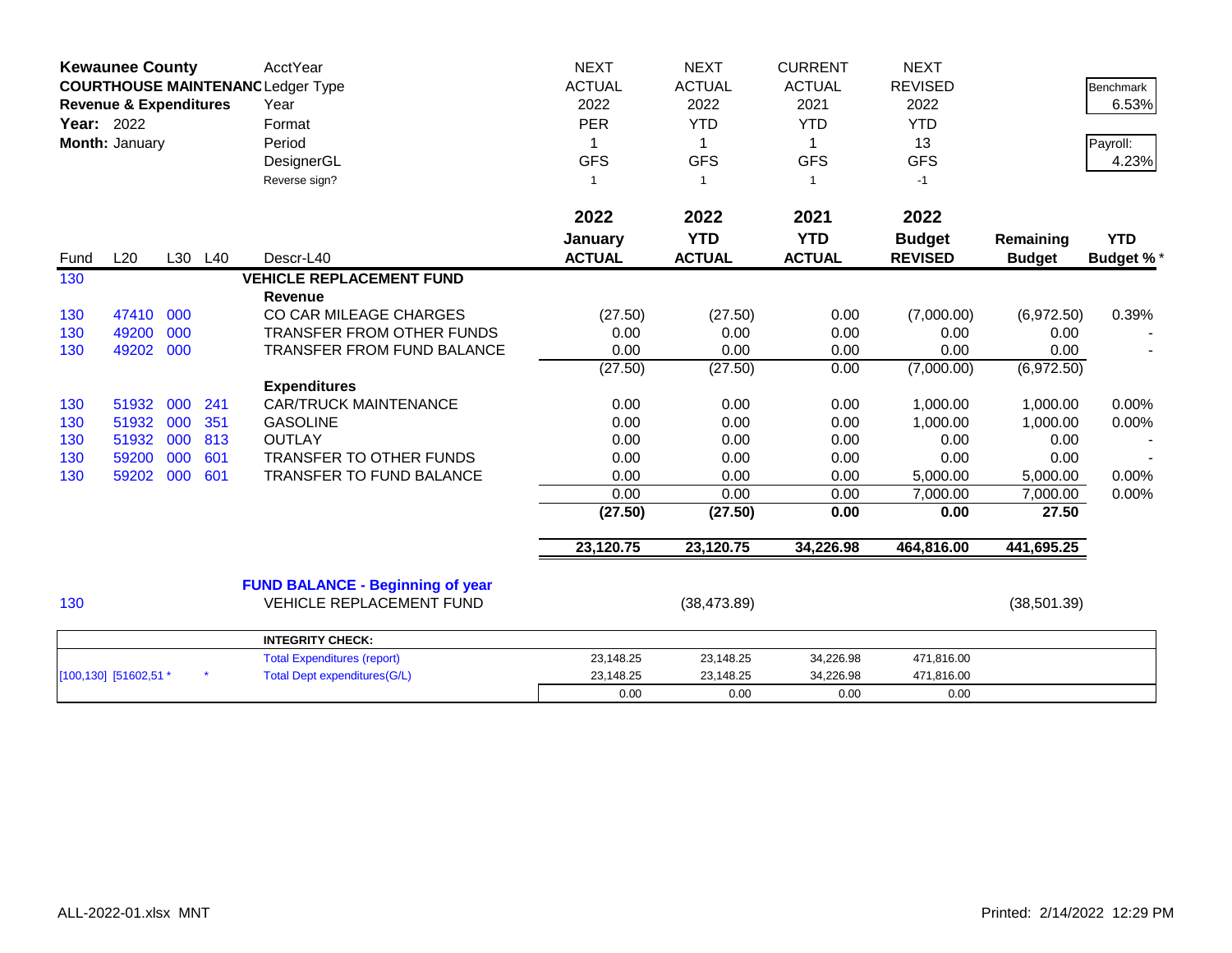**Kewaunee County**
**COURTHOUSE MAINTENANCE**
**Revenue & Expenditures**
**Year:** 2022
**Month:** January

| | | | | AcctYear | NEXT | NEXT | CURRENT | NEXT | | |
|---|---|---|---|---|---|---|---|---|---|---|
| | | | | Ledger Type | ACTUAL | ACTUAL | ACTUAL | REVISED | | Benchmark |
| | | | | Year | 2022 | 2022 | 2021 | 2022 | | 6.53% |
| | | | | Format | PER | YTD | YTD | YTD | | |
| | | | | Period | 1 | 1 | 1 | 13 | | Payroll: |
| | | | | DesignerGL | GFS | GFS | GFS | GFS | | 4.23% |
| | | | | Reverse sign? | 1 | 1 | 1 | -1 | | |

| Fund | L20 | L30 | L40 | Descr-L40 | 2022 January ACTUAL | 2022 YTD ACTUAL | 2021 YTD ACTUAL | 2022 Budget REVISED | Remaining Budget | YTD Budget % * |
|---|---|---|---|---|---|---|---|---|---|---|
| 130 | | | | **VEHICLE REPLACEMENT FUND** | | | | | | |
| | | | | **Revenue** | | | | | | |
| 130 | 47410 | 000 | | CO CAR MILEAGE CHARGES | (27.50) | (27.50) | 0.00 | (7,000.00) | (6,972.50) | 0.39% |
| 130 | 49200 | 000 | | TRANSFER FROM OTHER FUNDS | 0.00 | 0.00 | 0.00 | 0.00 | 0.00 | - |
| 130 | 49202 | 000 | | TRANSFER FROM FUND BALANCE | 0.00 | 0.00 | 0.00 | 0.00 | 0.00 | - |
| | | | | | (27.50) | (27.50) | 0.00 | (7,000.00) | (6,972.50) | |
| | | | | **Expenditures** | | | | | | |
| 130 | 51932 | 000 | 241 | CAR/TRUCK MAINTENANCE | 0.00 | 0.00 | 0.00 | 1,000.00 | 1,000.00 | 0.00% |
| 130 | 51932 | 000 | 351 | GASOLINE | 0.00 | 0.00 | 0.00 | 1,000.00 | 1,000.00 | 0.00% |
| 130 | 51932 | 000 | 813 | OUTLAY | 0.00 | 0.00 | 0.00 | 0.00 | 0.00 | - |
| 130 | 59200 | 000 | 601 | TRANSFER TO OTHER FUNDS | 0.00 | 0.00 | 0.00 | 0.00 | 0.00 | - |
| 130 | 59202 | 000 | 601 | TRANSFER TO FUND BALANCE | 0.00 | 0.00 | 0.00 | 5,000.00 | 5,000.00 | 0.00% |
| | | | | | 0.00 | 0.00 | 0.00 | 7,000.00 | 7,000.00 | 0.00% |
| | | | | | **(27.50)** | **(27.50)** | **0.00** | **0.00** | **27.50** | |
| | | | | | **23,120.75** | **23,120.75** | **34,226.98** | **464,816.00** | **441,695.25** | |
| | | | | **FUND BALANCE - Beginning of year** | | | | | | |
| 130 | | | | VEHICLE REPLACEMENT FUND | | (38,473.89) | | | (38,501.39) | |

| | | | | **INTEGRITY CHECK:** | | | | |
|---|---|---|---|---|---|---|---|---|
| | | | | Total Expenditures (report) | 23,148.25 | 23,148.25 | 34,226.98 | 471,816.00 |
| [100,130] | [51602,51 * | | * | Total Dept expenditures(G/L) | 23,148.25 | 23,148.25 | 34,226.98 | 471,816.00 |
| | | | | | 0.00 | 0.00 | 0.00 | 0.00 |

ALL-2022-01.xlsx MNT

Printed: 2/14/2022 12:29 PM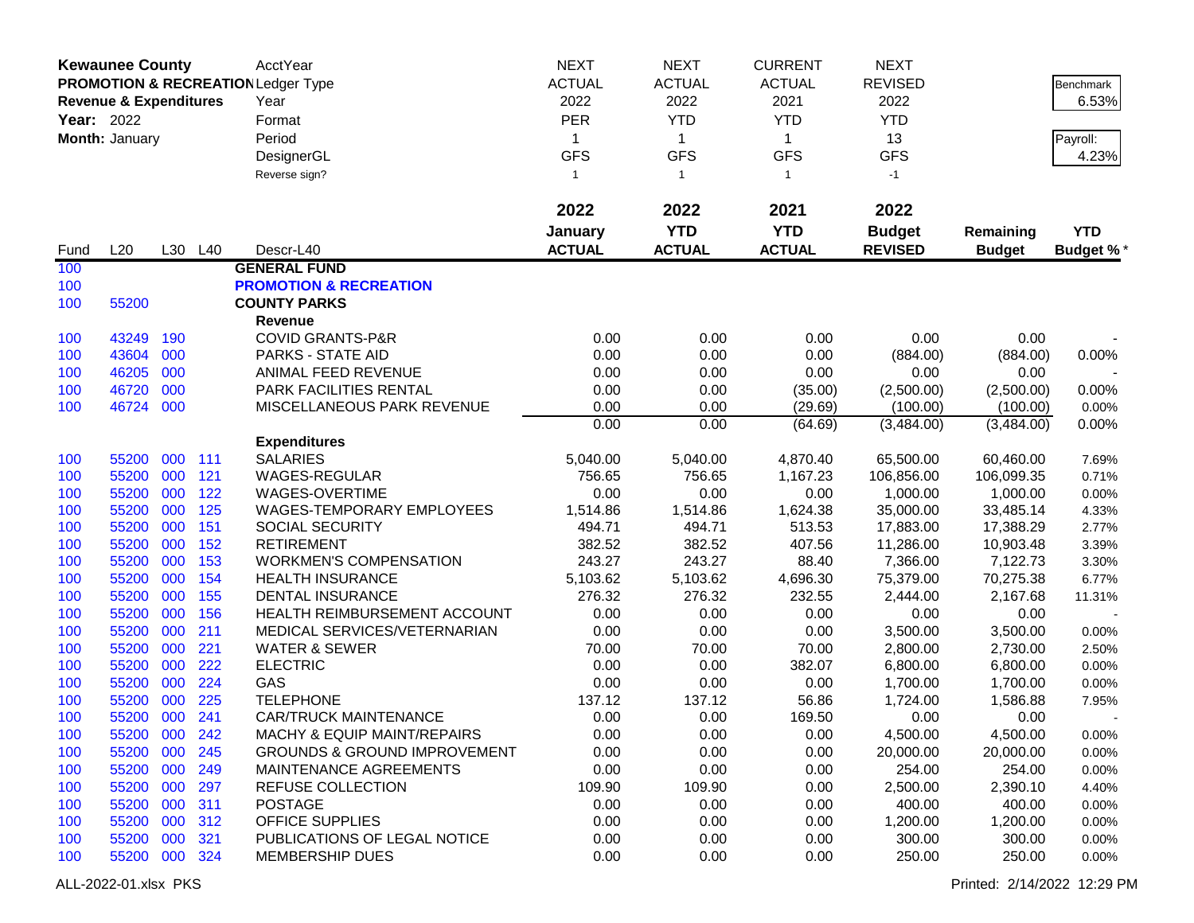| Kewaunee County | | | | AcctYear | NEXT | NEXT | CURRENT | NEXT | | |
|---|---|---|---|---|---|---|---|---|---|---|
| PROMOTION & RECREATION | | | | Ledger Type | ACTUAL | ACTUAL | ACTUAL | REVISED | | Benchmark |
| Revenue & Expenditures | | | | Year | 2022 | 2022 | 2021 | 2022 | | 6.53% |
| Year: 2022 | | | | Format | PER | YTD | YTD | YTD | | |
| Month: January | | | | Period | 1 | 1 | 1 | 13 | | Payroll: |
| | | | | DesignerGL | GFS | GFS | GFS | GFS | | 4.23% |
| | | | | Reverse sign? | 1 | 1 | 1 | -1 | | |
| | | | | | 2022 | 2022 | 2021 | 2022 | | |
| | | | | | January | YTD | YTD | Budget | Remaining | YTD |
| Fund | L20 | L30 | L40 | Descr-L40 | ACTUAL | ACTUAL | ACTUAL | REVISED | Budget | Budget % * |
| 100 | | | | **GENERAL FUND** | | | | | | |
| 100 | | | | **PROMOTION & RECREATION** | | | | | | |
| 100 | 55200 | | | **COUNTY PARKS** | | | | | | |
| | | | | **Revenue** | | | | | | |
| 100 | 43249 | 190 | | COVID GRANTS-P&R | 0.00 | 0.00 | 0.00 | 0.00 | 0.00 | - |
| 100 | 43604 | 000 | | PARKS - STATE AID | 0.00 | 0.00 | 0.00 | (884.00) | (884.00) | 0.00% |
| 100 | 46205 | 000 | | ANIMAL FEED REVENUE | 0.00 | 0.00 | 0.00 | 0.00 | 0.00 | - |
| 100 | 46720 | 000 | | PARK FACILITIES RENTAL | 0.00 | 0.00 | (35.00) | (2,500.00) | (2,500.00) | 0.00% |
| 100 | 46724 | 000 | | MISCELLANEOUS PARK REVENUE | 0.00 | 0.00 | (29.69) | (100.00) | (100.00) | 0.00% |
| | | | | | 0.00 | 0.00 | (64.69) | (3,484.00) | (3,484.00) | 0.00% |
| | | | | **Expenditures** | | | | | | |
| 100 | 55200 | 000 | 111 | SALARIES | 5,040.00 | 5,040.00 | 4,870.40 | 65,500.00 | 60,460.00 | 7.69% |
| 100 | 55200 | 000 | 121 | WAGES-REGULAR | 756.65 | 756.65 | 1,167.23 | 106,856.00 | 106,099.35 | 0.71% |
| 100 | 55200 | 000 | 122 | WAGES-OVERTIME | 0.00 | 0.00 | 0.00 | 1,000.00 | 1,000.00 | 0.00% |
| 100 | 55200 | 000 | 125 | WAGES-TEMPORARY EMPLOYEES | 1,514.86 | 1,514.86 | 1,624.38 | 35,000.00 | 33,485.14 | 4.33% |
| 100 | 55200 | 000 | 151 | SOCIAL SECURITY | 494.71 | 494.71 | 513.53 | 17,883.00 | 17,388.29 | 2.77% |
| 100 | 55200 | 000 | 152 | RETIREMENT | 382.52 | 382.52 | 407.56 | 11,286.00 | 10,903.48 | 3.39% |
| 100 | 55200 | 000 | 153 | WORKMEN'S COMPENSATION | 243.27 | 243.27 | 88.40 | 7,366.00 | 7,122.73 | 3.30% |
| 100 | 55200 | 000 | 154 | HEALTH INSURANCE | 5,103.62 | 5,103.62 | 4,696.30 | 75,379.00 | 70,275.38 | 6.77% |
| 100 | 55200 | 000 | 155 | DENTAL INSURANCE | 276.32 | 276.32 | 232.55 | 2,444.00 | 2,167.68 | 11.31% |
| 100 | 55200 | 000 | 156 | HEALTH REIMBURSEMENT ACCOUNT | 0.00 | 0.00 | 0.00 | 0.00 | 0.00 | - |
| 100 | 55200 | 000 | 211 | MEDICAL SERVICES/VETERNARIAN | 0.00 | 0.00 | 0.00 | 3,500.00 | 3,500.00 | 0.00% |
| 100 | 55200 | 000 | 221 | WATER & SEWER | 70.00 | 70.00 | 70.00 | 2,800.00 | 2,730.00 | 2.50% |
| 100 | 55200 | 000 | 222 | ELECTRIC | 0.00 | 0.00 | 382.07 | 6,800.00 | 6,800.00 | 0.00% |
| 100 | 55200 | 000 | 224 | GAS | 0.00 | 0.00 | 0.00 | 1,700.00 | 1,700.00 | 0.00% |
| 100 | 55200 | 000 | 225 | TELEPHONE | 137.12 | 137.12 | 56.86 | 1,724.00 | 1,586.88 | 7.95% |
| 100 | 55200 | 000 | 241 | CAR/TRUCK MAINTENANCE | 0.00 | 0.00 | 169.50 | 0.00 | 0.00 | - |
| 100 | 55200 | 000 | 242 | MACHY & EQUIP MAINT/REPAIRS | 0.00 | 0.00 | 0.00 | 4,500.00 | 4,500.00 | 0.00% |
| 100 | 55200 | 000 | 245 | GROUNDS & GROUND IMPROVEMENT | 0.00 | 0.00 | 0.00 | 20,000.00 | 20,000.00 | 0.00% |
| 100 | 55200 | 000 | 249 | MAINTENANCE AGREEMENTS | 0.00 | 0.00 | 0.00 | 254.00 | 254.00 | 0.00% |
| 100 | 55200 | 000 | 297 | REFUSE COLLECTION | 109.90 | 109.90 | 0.00 | 2,500.00 | 2,390.10 | 4.40% |
| 100 | 55200 | 000 | 311 | POSTAGE | 0.00 | 0.00 | 0.00 | 400.00 | 400.00 | 0.00% |
| 100 | 55200 | 000 | 312 | OFFICE SUPPLIES | 0.00 | 0.00 | 0.00 | 1,200.00 | 1,200.00 | 0.00% |
| 100 | 55200 | 000 | 321 | PUBLICATIONS OF LEGAL NOTICE | 0.00 | 0.00 | 0.00 | 300.00 | 300.00 | 0.00% |
| 100 | 55200 | 000 | 324 | MEMBERSHIP DUES | 0.00 | 0.00 | 0.00 | 250.00 | 250.00 | 0.00% |

ALL-2022-01.xlsx PKS

Printed: 2/14/2022 12:29 PM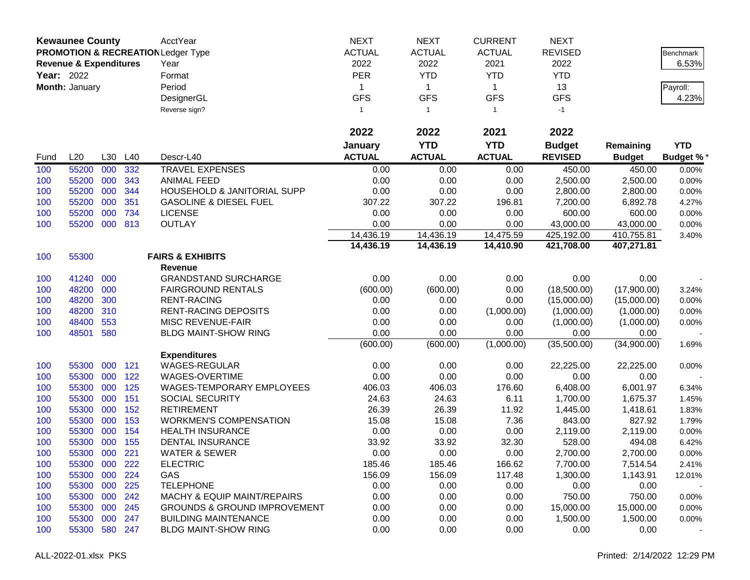| **Kewaunee County** | | | | AcctYear | NEXT | NEXT | CURRENT | NEXT | | |
|---|---|---|---|---|---|---|---|---|---|---|
| **PROMOTION & RECREATION** | | | | Ledger Type | ACTUAL | ACTUAL | ACTUAL | REVISED | | Benchmark |
| **Revenue & Expenditures** | | | | Year | 2022 | 2022 | 2021 | 2022 | | 6.53% |
| **Year:** 2022 | | | | Format | PER | YTD | YTD | YTD | | |
| **Month:** January | | | | Period | 1 | 1 | 1 | 13 | | Payroll: |
| | | | | DesignerGL | GFS | GFS | GFS | GFS | | 4.23% |
| | | | | Reverse sign? | 1 | 1 | 1 | -1 | | |
| | | | | | **2022** | **2022** | **2021** | **2022** | | |
| | | | | | **January** | **YTD** | **YTD** | **Budget** | **Remaining** | **YTD** |
| Fund | L20 | L30 | L40 | Descr-L40 | **ACTUAL** | **ACTUAL** | **ACTUAL** | **REVISED** | **Budget** | **Budget %*** |
| 100 | 55200 | 000 | 332 | TRAVEL EXPENSES | 0.00 | 0.00 | 0.00 | 450.00 | 450.00 | 0.00% |
| 100 | 55200 | 000 | 343 | ANIMAL FEED | 0.00 | 0.00 | 0.00 | 2,500.00 | 2,500.00 | 0.00% |
| 100 | 55200 | 000 | 344 | HOUSEHOLD & JANITORIAL SUPP | 0.00 | 0.00 | 0.00 | 2,800.00 | 2,800.00 | 0.00% |
| 100 | 55200 | 000 | 351 | GASOLINE & DIESEL FUEL | 307.22 | 307.22 | 196.81 | 7,200.00 | 6,892.78 | 4.27% |
| 100 | 55200 | 000 | 734 | LICENSE | 0.00 | 0.00 | 0.00 | 600.00 | 600.00 | 0.00% |
| 100 | 55200 | 000 | 813 | OUTLAY | 0.00 | 0.00 | 0.00 | 43,000.00 | 43,000.00 | 0.00% |
| | | | | | 14,436.19 | 14,436.19 | 14,475.59 | 425,192.00 | 410,755.81 | 3.40% |
| | | | | | **14,436.19** | **14,436.19** | **14,410.90** | **421,708.00** | **407,271.81** | |
| 100 | 55300 | | | **FAIRS & EXHIBITS** | | | | | | |
| | | | | **Revenue** | | | | | | |
| 100 | 41240 | 000 | | GRANDSTAND SURCHARGE | 0.00 | 0.00 | 0.00 | 0.00 | 0.00 | - |
| 100 | 48200 | 000 | | FAIRGROUND RENTALS | (600.00) | (600.00) | 0.00 | (18,500.00) | (17,900.00) | 3.24% |
| 100 | 48200 | 300 | | RENT-RACING | 0.00 | 0.00 | 0.00 | (15,000.00) | (15,000.00) | 0.00% |
| 100 | 48200 | 310 | | RENT-RACING DEPOSITS | 0.00 | 0.00 | (1,000.00) | (1,000.00) | (1,000.00) | 0.00% |
| 100 | 48400 | 553 | | MISC REVENUE-FAIR | 0.00 | 0.00 | 0.00 | (1,000.00) | (1,000.00) | 0.00% |
| 100 | 48501 | 580 | | BLDG MAINT-SHOW RING | 0.00 | 0.00 | 0.00 | 0.00 | 0.00 | - |
| | | | | | (600.00) | (600.00) | (1,000.00) | (35,500.00) | (34,900.00) | 1.69% |
| | | | | **Expenditures** | | | | | | |
| 100 | 55300 | 000 | 121 | WAGES-REGULAR | 0.00 | 0.00 | 0.00 | 22,225.00 | 22,225.00 | 0.00% |
| 100 | 55300 | 000 | 122 | WAGES-OVERTIME | 0.00 | 0.00 | 0.00 | 0.00 | 0.00 | - |
| 100 | 55300 | 000 | 125 | WAGES-TEMPORARY EMPLOYEES | 406.03 | 406.03 | 176.60 | 6,408.00 | 6,001.97 | 6.34% |
| 100 | 55300 | 000 | 151 | SOCIAL SECURITY | 24.63 | 24.63 | 6.11 | 1,700.00 | 1,675.37 | 1.45% |
| 100 | 55300 | 000 | 152 | RETIREMENT | 26.39 | 26.39 | 11.92 | 1,445.00 | 1,418.61 | 1.83% |
| 100 | 55300 | 000 | 153 | WORKMEN'S COMPENSATION | 15.08 | 15.08 | 7.36 | 843.00 | 827.92 | 1.79% |
| 100 | 55300 | 000 | 154 | HEALTH INSURANCE | 0.00 | 0.00 | 0.00 | 2,119.00 | 2,119.00 | 0.00% |
| 100 | 55300 | 000 | 155 | DENTAL INSURANCE | 33.92 | 33.92 | 32.30 | 528.00 | 494.08 | 6.42% |
| 100 | 55300 | 000 | 221 | WATER & SEWER | 0.00 | 0.00 | 0.00 | 2,700.00 | 2,700.00 | 0.00% |
| 100 | 55300 | 000 | 222 | ELECTRIC | 185.46 | 185.46 | 166.62 | 7,700.00 | 7,514.54 | 2.41% |
| 100 | 55300 | 000 | 224 | GAS | 156.09 | 156.09 | 117.48 | 1,300.00 | 1,143.91 | 12.01% |
| 100 | 55300 | 000 | 225 | TELEPHONE | 0.00 | 0.00 | 0.00 | 0.00 | 0.00 | - |
| 100 | 55300 | 000 | 242 | MACHY & EQUIP MAINT/REPAIRS | 0.00 | 0.00 | 0.00 | 750.00 | 750.00 | 0.00% |
| 100 | 55300 | 000 | 245 | GROUNDS & GROUND IMPROVEMENT | 0.00 | 0.00 | 0.00 | 15,000.00 | 15,000.00 | 0.00% |
| 100 | 55300 | 000 | 247 | BUILDING MAINTENANCE | 0.00 | 0.00 | 0.00 | 1,500.00 | 1,500.00 | 0.00% |
| 100 | 55300 | 580 | 247 | BLDG MAINT-SHOW RING | 0.00 | 0.00 | 0.00 | 0.00 | 0.00 | - |

ALL-2022-01.xlsx PKS

Printed: 2/14/2022 12:29 PM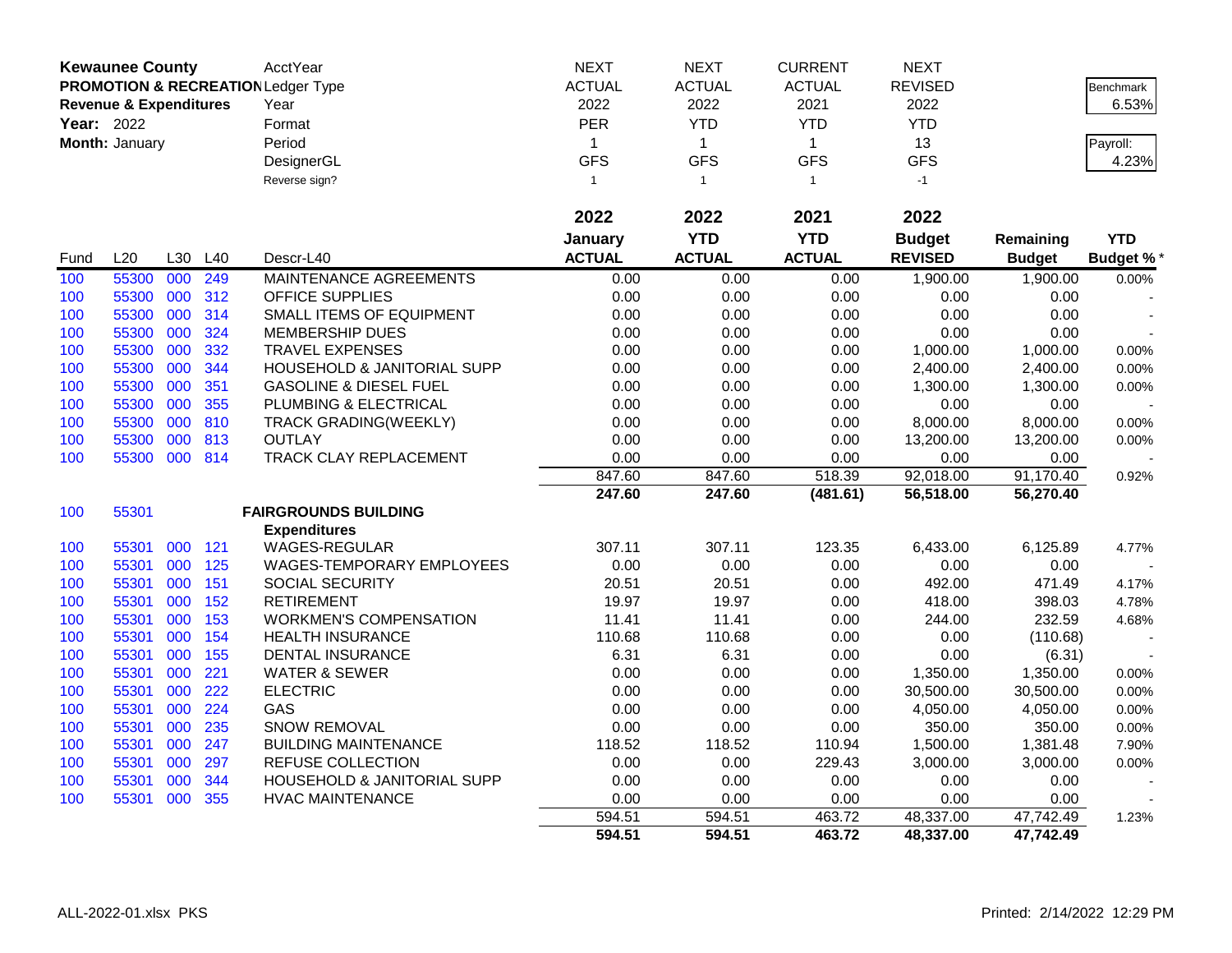**Kewaunee County**
**PROMOTION & RECREATION**
**Revenue & Expenditures**
**Year:** 2022
**Month:** January

| | | | |
|---|---|---|---|
| AcctYear | NEXT | NEXT | CURRENT | NEXT |
| Ledger Type | ACTUAL | ACTUAL | ACTUAL | REVISED |
| Year | 2022 | 2022 | 2021 | 2022 |
| Format | PER | YTD | YTD | YTD |
| Period | 1 | 1 | 1 | 13 |
| DesignerGL | GFS | GFS | GFS | GFS |
| Reverse sign? | 1 | 1 | 1 | -1 |

Benchmark: 6.53%
Payroll: 4.23%

| Fund | L20 | L30 | L40 | Descr-L40 | 2022 January ACTUAL | 2022 YTD ACTUAL | 2021 YTD ACTUAL | 2022 Budget REVISED | Remaining Budget | YTD Budget % * |
|---|---|---|---|---|---|---|---|---|---|---|
| 100 | 55300 | 000 | 249 | MAINTENANCE AGREEMENTS | 0.00 | 0.00 | 0.00 | 1,900.00 | 1,900.00 | 0.00% |
| 100 | 55300 | 000 | 312 | OFFICE SUPPLIES | 0.00 | 0.00 | 0.00 | 0.00 | 0.00 | - |
| 100 | 55300 | 000 | 314 | SMALL ITEMS OF EQUIPMENT | 0.00 | 0.00 | 0.00 | 0.00 | 0.00 | - |
| 100 | 55300 | 000 | 324 | MEMBERSHIP DUES | 0.00 | 0.00 | 0.00 | 0.00 | 0.00 | - |
| 100 | 55300 | 000 | 332 | TRAVEL EXPENSES | 0.00 | 0.00 | 0.00 | 1,000.00 | 1,000.00 | 0.00% |
| 100 | 55300 | 000 | 344 | HOUSEHOLD & JANITORIAL SUPP | 0.00 | 0.00 | 0.00 | 2,400.00 | 2,400.00 | 0.00% |
| 100 | 55300 | 000 | 351 | GASOLINE & DIESEL FUEL | 0.00 | 0.00 | 0.00 | 1,300.00 | 1,300.00 | 0.00% |
| 100 | 55300 | 000 | 355 | PLUMBING & ELECTRICAL | 0.00 | 0.00 | 0.00 | 0.00 | 0.00 | - |
| 100 | 55300 | 000 | 810 | TRACK GRADING(WEEKLY) | 0.00 | 0.00 | 0.00 | 8,000.00 | 8,000.00 | 0.00% |
| 100 | 55300 | 000 | 813 | OUTLAY | 0.00 | 0.00 | 0.00 | 13,200.00 | 13,200.00 | 0.00% |
| 100 | 55300 | 000 | 814 | TRACK CLAY REPLACEMENT | 0.00 | 0.00 | 0.00 | 0.00 | 0.00 | - |
| | | | | | 847.60 | 847.60 | 518.39 | 92,018.00 | 91,170.40 | 0.92% |
| | | | | | **247.60** | **247.60** | **(481.61)** | **56,518.00** | **56,270.40** | |
| 100 | 55301 | | | **FAIRGROUNDS BUILDING** | | | | | | |
| | | | | **Expenditures** | | | | | | |
| 100 | 55301 | 000 | 121 | WAGES-REGULAR | 307.11 | 307.11 | 123.35 | 6,433.00 | 6,125.89 | 4.77% |
| 100 | 55301 | 000 | 125 | WAGES-TEMPORARY EMPLOYEES | 0.00 | 0.00 | 0.00 | 0.00 | 0.00 | - |
| 100 | 55301 | 000 | 151 | SOCIAL SECURITY | 20.51 | 20.51 | 0.00 | 492.00 | 471.49 | 4.17% |
| 100 | 55301 | 000 | 152 | RETIREMENT | 19.97 | 19.97 | 0.00 | 418.00 | 398.03 | 4.78% |
| 100 | 55301 | 000 | 153 | WORKMEN'S COMPENSATION | 11.41 | 11.41 | 0.00 | 244.00 | 232.59 | 4.68% |
| 100 | 55301 | 000 | 154 | HEALTH INSURANCE | 110.68 | 110.68 | 0.00 | 0.00 | (110.68) | - |
| 100 | 55301 | 000 | 155 | DENTAL INSURANCE | 6.31 | 6.31 | 0.00 | 0.00 | (6.31) | - |
| 100 | 55301 | 000 | 221 | WATER & SEWER | 0.00 | 0.00 | 0.00 | 1,350.00 | 1,350.00 | 0.00% |
| 100 | 55301 | 000 | 222 | ELECTRIC | 0.00 | 0.00 | 0.00 | 30,500.00 | 30,500.00 | 0.00% |
| 100 | 55301 | 000 | 224 | GAS | 0.00 | 0.00 | 0.00 | 4,050.00 | 4,050.00 | 0.00% |
| 100 | 55301 | 000 | 235 | SNOW REMOVAL | 0.00 | 0.00 | 0.00 | 350.00 | 350.00 | 0.00% |
| 100 | 55301 | 000 | 247 | BUILDING MAINTENANCE | 118.52 | 118.52 | 110.94 | 1,500.00 | 1,381.48 | 7.90% |
| 100 | 55301 | 000 | 297 | REFUSE COLLECTION | 0.00 | 0.00 | 229.43 | 3,000.00 | 3,000.00 | 0.00% |
| 100 | 55301 | 000 | 344 | HOUSEHOLD & JANITORIAL SUPP | 0.00 | 0.00 | 0.00 | 0.00 | 0.00 | - |
| 100 | 55301 | 000 | 355 | HVAC MAINTENANCE | 0.00 | 0.00 | 0.00 | 0.00 | 0.00 | - |
| | | | | | 594.51 | 594.51 | 463.72 | 48,337.00 | 47,742.49 | 1.23% |
| | | | | | **594.51** | **594.51** | **463.72** | **48,337.00** | **47,742.49** | |

ALL-2022-01.xlsx PKS

Printed: 2/14/2022 12:29 PM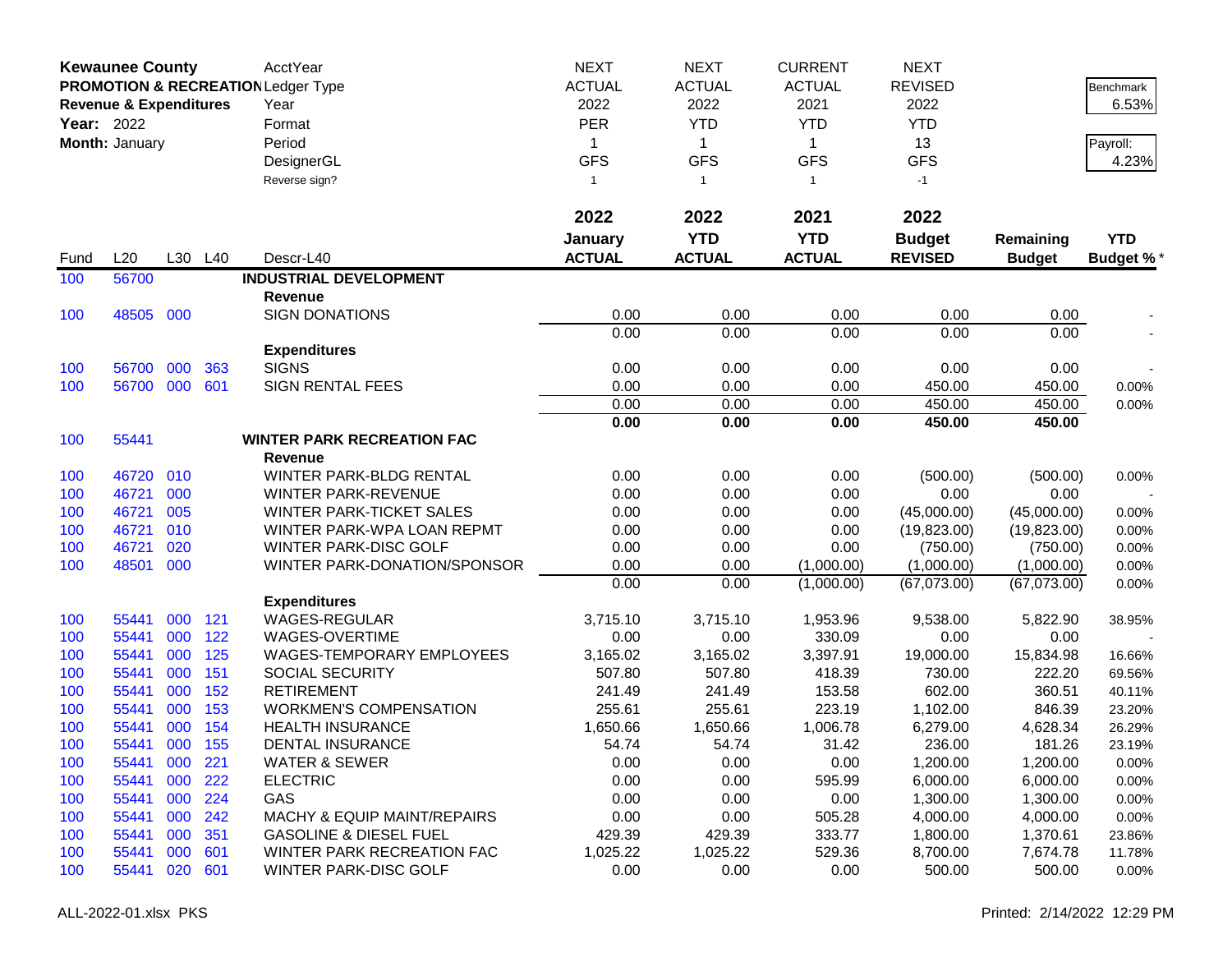| **Kewaunee County** | | | | AcctYear | NEXT | NEXT | CURRENT | NEXT | | |
|---|---|---|---|---|---|---|---|---|---|---|
| **PROMOTION & RECREATION** | | | | Ledger Type | ACTUAL | ACTUAL | ACTUAL | REVISED | | Benchmark |
| **Revenue & Expenditures** | | | | Year | 2022 | 2022 | 2021 | 2022 | | 6.53% |
| **Year:** 2022 | | | | Format | PER | YTD | YTD | YTD | | |
| **Month:** January | | | | Period | 1 | 1 | 1 | 13 | | Payroll: |
| | | | | DesignerGL | GFS | GFS | GFS | GFS | | 4.23% |
| | | | | Reverse sign? | 1 | 1 | 1 | -1 | | |
| | | | | | **2022** | **2022** | **2021** | **2022** | | |
| | | | | | **January** | **YTD** | **YTD** | **Budget** | **Remaining** | **YTD** |
| Fund | L20 | L30 | L40 | Descr-L40 | **ACTUAL** | **ACTUAL** | **ACTUAL** | **REVISED** | **Budget** | **Budget %*** |
| 100 | 56700 | | | **INDUSTRIAL DEVELOPMENT** | | | | | | |
| | | | | **Revenue** | | | | | | |
| 100 | 48505 | 000 | | SIGN DONATIONS | 0.00 | 0.00 | 0.00 | 0.00 | 0.00 | - |
| | | | | | 0.00 | 0.00 | 0.00 | 0.00 | 0.00 | - |
| | | | | **Expenditures** | | | | | | |
| 100 | 56700 | 000 | 363 | SIGNS | 0.00 | 0.00 | 0.00 | 0.00 | 0.00 | - |
| 100 | 56700 | 000 | 601 | SIGN RENTAL FEES | 0.00 | 0.00 | 0.00 | 450.00 | 450.00 | 0.00% |
| | | | | | 0.00 | 0.00 | 0.00 | 450.00 | 450.00 | 0.00% |
| | | | | | **0.00** | **0.00** | **0.00** | **450.00** | **450.00** | |
| 100 | 55441 | | | **WINTER PARK RECREATION FAC** | | | | | | |
| | | | | **Revenue** | | | | | | |
| 100 | 46720 | 010 | | WINTER PARK-BLDG RENTAL | 0.00 | 0.00 | 0.00 | (500.00) | (500.00) | 0.00% |
| 100 | 46721 | 000 | | WINTER PARK-REVENUE | 0.00 | 0.00 | 0.00 | 0.00 | 0.00 | - |
| 100 | 46721 | 005 | | WINTER PARK-TICKET SALES | 0.00 | 0.00 | 0.00 | (45,000.00) | (45,000.00) | 0.00% |
| 100 | 46721 | 010 | | WINTER PARK-WPA LOAN REPMT | 0.00 | 0.00 | 0.00 | (19,823.00) | (19,823.00) | 0.00% |
| 100 | 46721 | 020 | | WINTER PARK-DISC GOLF | 0.00 | 0.00 | 0.00 | (750.00) | (750.00) | 0.00% |
| 100 | 48501 | 000 | | WINTER PARK-DONATION/SPONSOR | 0.00 | 0.00 | (1,000.00) | (1,000.00) | (1,000.00) | 0.00% |
| | | | | | 0.00 | 0.00 | (1,000.00) | (67,073.00) | (67,073.00) | 0.00% |
| | | | | **Expenditures** | | | | | | |
| 100 | 55441 | 000 | 121 | WAGES-REGULAR | 3,715.10 | 3,715.10 | 1,953.96 | 9,538.00 | 5,822.90 | 38.95% |
| 100 | 55441 | 000 | 122 | WAGES-OVERTIME | 0.00 | 0.00 | 330.09 | 0.00 | 0.00 | - |
| 100 | 55441 | 000 | 125 | WAGES-TEMPORARY EMPLOYEES | 3,165.02 | 3,165.02 | 3,397.91 | 19,000.00 | 15,834.98 | 16.66% |
| 100 | 55441 | 000 | 151 | SOCIAL SECURITY | 507.80 | 507.80 | 418.39 | 730.00 | 222.20 | 69.56% |
| 100 | 55441 | 000 | 152 | RETIREMENT | 241.49 | 241.49 | 153.58 | 602.00 | 360.51 | 40.11% |
| 100 | 55441 | 000 | 153 | WORKMEN'S COMPENSATION | 255.61 | 255.61 | 223.19 | 1,102.00 | 846.39 | 23.20% |
| 100 | 55441 | 000 | 154 | HEALTH INSURANCE | 1,650.66 | 1,650.66 | 1,006.78 | 6,279.00 | 4,628.34 | 26.29% |
| 100 | 55441 | 000 | 155 | DENTAL INSURANCE | 54.74 | 54.74 | 31.42 | 236.00 | 181.26 | 23.19% |
| 100 | 55441 | 000 | 221 | WATER & SEWER | 0.00 | 0.00 | 0.00 | 1,200.00 | 1,200.00 | 0.00% |
| 100 | 55441 | 000 | 222 | ELECTRIC | 0.00 | 0.00 | 595.99 | 6,000.00 | 6,000.00 | 0.00% |
| 100 | 55441 | 000 | 224 | GAS | 0.00 | 0.00 | 0.00 | 1,300.00 | 1,300.00 | 0.00% |
| 100 | 55441 | 000 | 242 | MACHY & EQUIP MAINT/REPAIRS | 0.00 | 0.00 | 505.28 | 4,000.00 | 4,000.00 | 0.00% |
| 100 | 55441 | 000 | 351 | GASOLINE & DIESEL FUEL | 429.39 | 429.39 | 333.77 | 1,800.00 | 1,370.61 | 23.86% |
| 100 | 55441 | 000 | 601 | WINTER PARK RECREATION FAC | 1,025.22 | 1,025.22 | 529.36 | 8,700.00 | 7,674.78 | 11.78% |
| 100 | 55441 | 020 | 601 | WINTER PARK-DISC GOLF | 0.00 | 0.00 | 0.00 | 500.00 | 500.00 | 0.00% |

ALL-2022-01.xlsx PKS

Printed: 2/14/2022 12:29 PM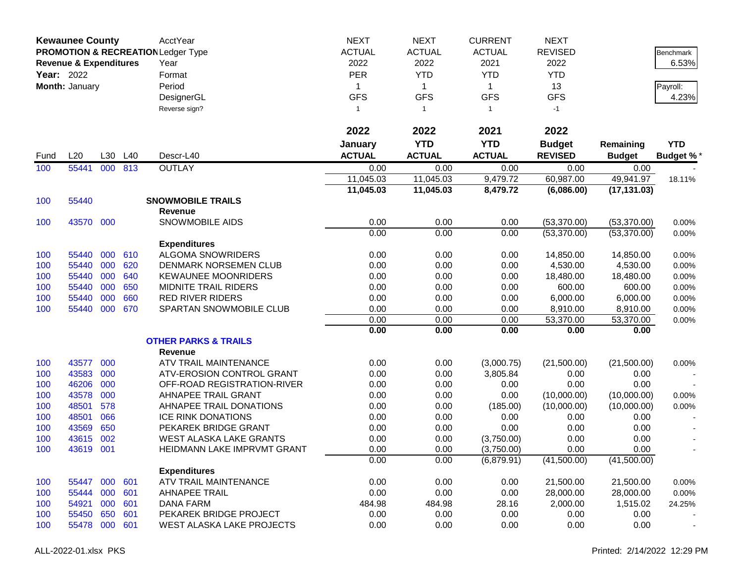**Kewaunee County**
**PROMOTION & RECREATION**
**Revenue & Expenditures**
**Year:** 2022
**Month:** January

| | | | | AcctYear | NEXT | NEXT | CURRENT | NEXT | | |
|---|---|---|---|---|---|---|---|---|---|---|
| | | | | Ledger Type | ACTUAL | ACTUAL | ACTUAL | REVISED | | Benchmark |
| | | | | Year | 2022 | 2022 | 2021 | 2022 | | 6.53% |
| | | | | Format | PER | YTD | YTD | YTD | | |
| | | | | Period | 1 | 1 | 1 | 13 | | Payroll: |
| | | | | DesignerGL | GFS | GFS | GFS | GFS | | 4.23% |
| | | | | Reverse sign? | 1 | 1 | 1 | -1 | | |
| | | | | | **2022** | **2022** | **2021** | **2022** | | |
| | | | | | **January** | **YTD** | **YTD** | **Budget** | **Remaining** | **YTD** |
| Fund | L20 | L30 | L40 | Descr-L40 | **ACTUAL** | **ACTUAL** | **ACTUAL** | **REVISED** | **Budget** | **Budget %*** |
| 100 | 55441 | 000 | 813 | OUTLAY | 0.00 | 0.00 | 0.00 | 0.00 | 0.00 | - |
| | | | | | 11,045.03 | 11,045.03 | 9,479.72 | 60,987.00 | 49,941.97 | 18.11% |
| | | | | | **11,045.03** | **11,045.03** | **8,479.72** | **(6,086.00)** | **(17,131.03)** | |
| 100 | 55440 | | | **SNOWMOBILE TRAILS** | | | | | | |
| | | | | **Revenue** | | | | | | |
| 100 | 43570 | 000 | | SNOWMOBILE AIDS | 0.00 | 0.00 | 0.00 | (53,370.00) | (53,370.00) | 0.00% |
| | | | | | 0.00 | 0.00 | 0.00 | (53,370.00) | (53,370.00) | 0.00% |
| | | | | **Expenditures** | | | | | | |
| 100 | 55440 | 000 | 610 | ALGOMA SNOWRIDERS | 0.00 | 0.00 | 0.00 | 14,850.00 | 14,850.00 | 0.00% |
| 100 | 55440 | 000 | 620 | DENMARK NORSEMEN CLUB | 0.00 | 0.00 | 0.00 | 4,530.00 | 4,530.00 | 0.00% |
| 100 | 55440 | 000 | 640 | KEWAUNEE MOONRIDERS | 0.00 | 0.00 | 0.00 | 18,480.00 | 18,480.00 | 0.00% |
| 100 | 55440 | 000 | 650 | MIDNITE TRAIL RIDERS | 0.00 | 0.00 | 0.00 | 600.00 | 600.00 | 0.00% |
| 100 | 55440 | 000 | 660 | RED RIVER RIDERS | 0.00 | 0.00 | 0.00 | 6,000.00 | 6,000.00 | 0.00% |
| 100 | 55440 | 000 | 670 | SPARTAN SNOWMOBILE CLUB | 0.00 | 0.00 | 0.00 | 8,910.00 | 8,910.00 | 0.00% |
| | | | | | 0.00 | 0.00 | 0.00 | 53,370.00 | 53,370.00 | 0.00% |
| | | | | | **0.00** | **0.00** | **0.00** | **0.00** | **0.00** | |
| | | | | **OTHER PARKS & TRAILS** | | | | | | |
| | | | | **Revenue** | | | | | | |
| 100 | 43577 | 000 | | ATV TRAIL MAINTENANCE | 0.00 | 0.00 | (3,000.75) | (21,500.00) | (21,500.00) | 0.00% |
| 100 | 43583 | 000 | | ATV-EROSION CONTROL GRANT | 0.00 | 0.00 | 3,805.84 | 0.00 | 0.00 | - |
| 100 | 46206 | 000 | | OFF-ROAD REGISTRATION-RIVER | 0.00 | 0.00 | 0.00 | 0.00 | 0.00 | - |
| 100 | 43578 | 000 | | AHNAPEE TRAIL GRANT | 0.00 | 0.00 | 0.00 | (10,000.00) | (10,000.00) | 0.00% |
| 100 | 48501 | 578 | | AHNAPEE TRAIL DONATIONS | 0.00 | 0.00 | (185.00) | (10,000.00) | (10,000.00) | 0.00% |
| 100 | 48501 | 066 | | ICE RINK DONATIONS | 0.00 | 0.00 | 0.00 | 0.00 | 0.00 | - |
| 100 | 43569 | 650 | | PEKAREK BRIDGE GRANT | 0.00 | 0.00 | 0.00 | 0.00 | 0.00 | - |
| 100 | 43615 | 002 | | WEST ALASKA LAKE GRANTS | 0.00 | 0.00 | (3,750.00) | 0.00 | 0.00 | - |
| 100 | 43619 | 001 | | HEIDMANN LAKE IMPRVMT GRANT | 0.00 | 0.00 | (3,750.00) | 0.00 | 0.00 | - |
| | | | | | 0.00 | 0.00 | (6,879.91) | (41,500.00) | (41,500.00) | |
| | | | | **Expenditures** | | | | | | |
| 100 | 55447 | 000 | 601 | ATV TRAIL MAINTENANCE | 0.00 | 0.00 | 0.00 | 21,500.00 | 21,500.00 | 0.00% |
| 100 | 55444 | 000 | 601 | AHNAPEE TRAIL | 0.00 | 0.00 | 0.00 | 28,000.00 | 28,000.00 | 0.00% |
| 100 | 54921 | 000 | 601 | DANA FARM | 484.98 | 484.98 | 28.16 | 2,000.00 | 1,515.02 | 24.25% |
| 100 | 55450 | 650 | 601 | PEKAREK BRIDGE PROJECT | 0.00 | 0.00 | 0.00 | 0.00 | 0.00 | - |
| 100 | 55478 | 000 | 601 | WEST ALASKA LAKE PROJECTS | 0.00 | 0.00 | 0.00 | 0.00 | 0.00 | - |

ALL-2022-01.xlsx PKS Printed: 2/14/2022 12:29 PM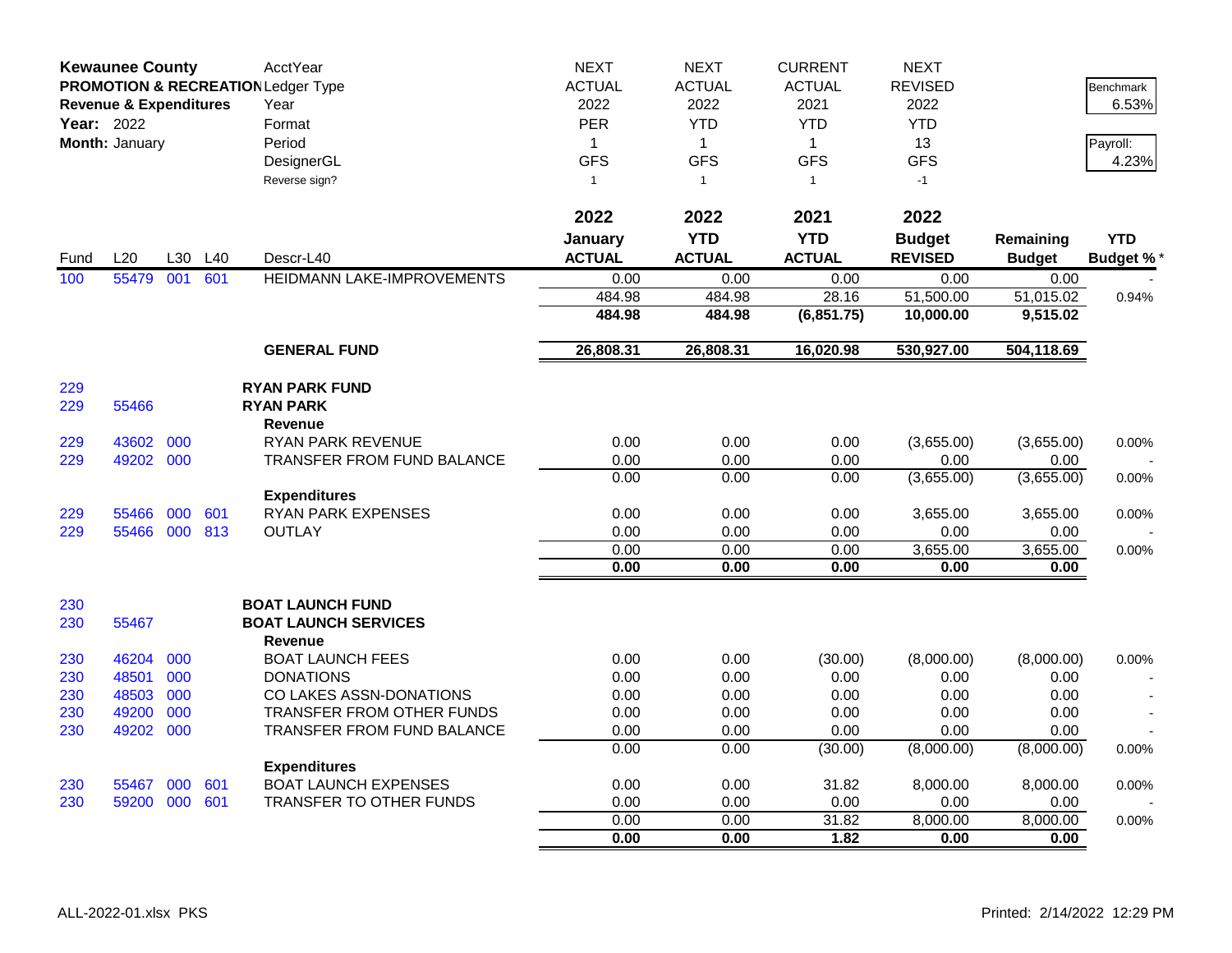**Kewaunee County**
**PROMOTION & RECREATION**
**Revenue & Expenditures**
**Year:** 2022
**Month:** January

| | | | | AcctYear | NEXT | NEXT | CURRENT | NEXT | | |
|---|---|---|---|---|---|---|---|---|---|---|
| | | | | Ledger Type | ACTUAL | ACTUAL | ACTUAL | REVISED | | Benchmark |
| | | | | Year | 2022 | 2022 | 2021 | 2022 | | 6.53% |
| | | | | Format | PER | YTD | YTD | YTD | | |
| | | | | Period | 1 | 1 | 1 | 13 | | Payroll: |
| | | | | DesignerGL | GFS | GFS | GFS | GFS | | 4.23% |
| | | | | Reverse sign? | 1 | 1 | 1 | -1 | | |
| | | | | | **2022** | **2022** | **2021** | **2022** | | |
| **Fund** | **L20** | **L30** | **L40** | **Descr-L40** | **January ACTUAL** | **YTD ACTUAL** | **YTD ACTUAL** | **Budget REVISED** | **Remaining Budget** | **YTD Budget %*** |
| 100 | 55479 | 001 | 601 | HEIDMANN LAKE-IMPROVEMENTS | 0.00 | 0.00 | 0.00 | 0.00 | 0.00 | - |
| | | | | | 484.98 | 484.98 | 28.16 | 51,500.00 | 51,015.02 | 0.94% |
| | | | | | **484.98** | **484.98** | **(6,851.75)** | **10,000.00** | **9,515.02** | |
| | | | | **GENERAL FUND** | **26,808.31** | **26,808.31** | **16,020.98** | **530,927.00** | **504,118.69** | |
| 229 | | | | **RYAN PARK FUND** | | | | | | |
| 229 | 55466 | | | **RYAN PARK** | | | | | | |
| | | | | **Revenue** | | | | | | |
| 229 | 43602 | 000 | | RYAN PARK REVENUE | 0.00 | 0.00 | 0.00 | (3,655.00) | (3,655.00) | 0.00% |
| 229 | 49202 | 000 | | TRANSFER FROM FUND BALANCE | 0.00 | 0.00 | 0.00 | 0.00 | 0.00 | - |
| | | | | | 0.00 | 0.00 | 0.00 | (3,655.00) | (3,655.00) | 0.00% |
| | | | | **Expenditures** | | | | | | |
| 229 | 55466 | 000 | 601 | RYAN PARK EXPENSES | 0.00 | 0.00 | 0.00 | 3,655.00 | 3,655.00 | 0.00% |
| 229 | 55466 | 000 | 813 | OUTLAY | 0.00 | 0.00 | 0.00 | 0.00 | 0.00 | - |
| | | | | | 0.00 | 0.00 | 0.00 | 3,655.00 | 3,655.00 | 0.00% |
| | | | | | **0.00** | **0.00** | **0.00** | **0.00** | **0.00** | |
| 230 | | | | **BOAT LAUNCH FUND** | | | | | | |
| 230 | 55467 | | | **BOAT LAUNCH SERVICES** | | | | | | |
| | | | | **Revenue** | | | | | | |
| 230 | 46204 | 000 | | BOAT LAUNCH FEES | 0.00 | 0.00 | (30.00) | (8,000.00) | (8,000.00) | 0.00% |
| 230 | 48501 | 000 | | DONATIONS | 0.00 | 0.00 | 0.00 | 0.00 | 0.00 | - |
| 230 | 48503 | 000 | | CO LAKES ASSN-DONATIONS | 0.00 | 0.00 | 0.00 | 0.00 | 0.00 | - |
| 230 | 49200 | 000 | | TRANSFER FROM OTHER FUNDS | 0.00 | 0.00 | 0.00 | 0.00 | 0.00 | - |
| 230 | 49202 | 000 | | TRANSFER FROM FUND BALANCE | 0.00 | 0.00 | 0.00 | 0.00 | 0.00 | - |
| | | | | | 0.00 | 0.00 | (30.00) | (8,000.00) | (8,000.00) | 0.00% |
| | | | | **Expenditures** | | | | | | |
| 230 | 55467 | 000 | 601 | BOAT LAUNCH EXPENSES | 0.00 | 0.00 | 31.82 | 8,000.00 | 8,000.00 | 0.00% |
| 230 | 59200 | 000 | 601 | TRANSFER TO OTHER FUNDS | 0.00 | 0.00 | 0.00 | 0.00 | 0.00 | - |
| | | | | | 0.00 | 0.00 | 31.82 | 8,000.00 | 8,000.00 | 0.00% |
| | | | | | **0.00** | **0.00** | **1.82** | **0.00** | **0.00** | |

ALL-2022-01.xlsx PKS  Printed: 2/14/2022 12:29 PM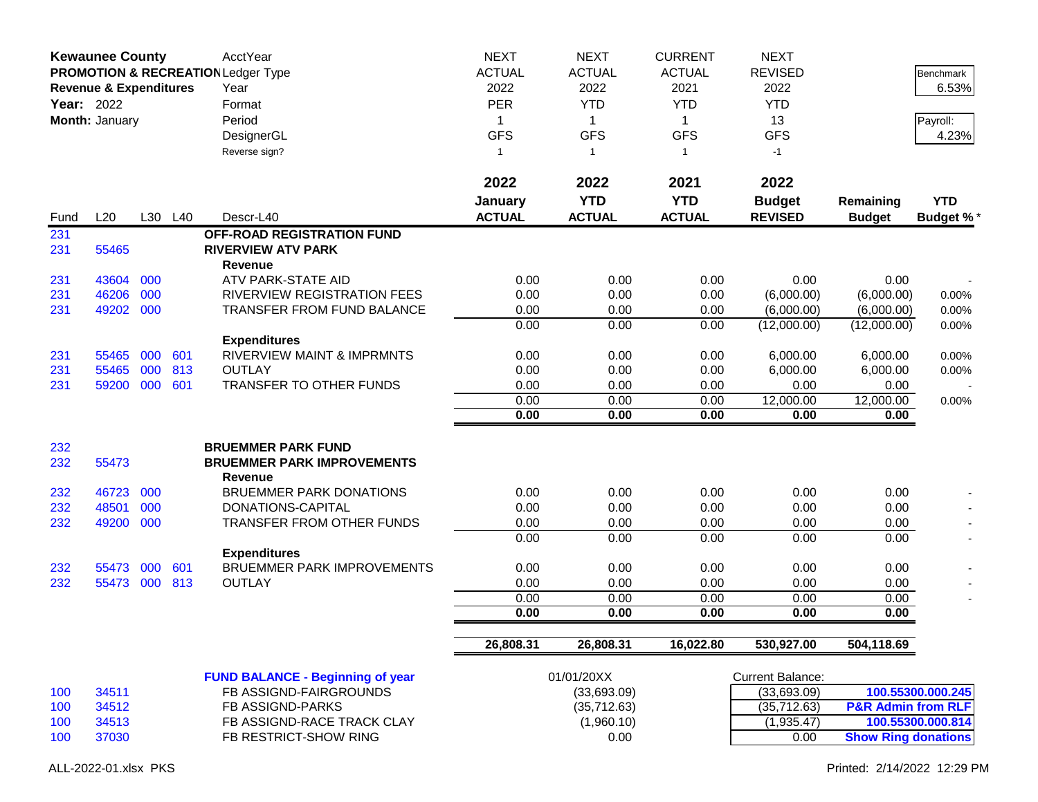**Kewaunee County**
**PROMOTION & RECREATION**
**Revenue & Expenditures**
**Year:** 2022
**Month:** January

| | | | | AcctYear | NEXT | NEXT | CURRENT | NEXT | | |
|---|---|---|---|---|---|---|---|---|---|---|
| | | | | Ledger Type | ACTUAL | ACTUAL | ACTUAL | REVISED | | Benchmark 6.53% |
| | | | | Year | 2022 | 2022 | 2021 | 2022 | | |
| | | | | Format | PER | YTD | YTD | YTD | | Payroll: 4.23% |
| | | | | Period | 1 | 1 | 1 | 13 | | |
| | | | | DesignerGL | GFS | GFS | GFS | GFS | | |
| | | | | Reverse sign? | 1 | 1 | 1 | -1 | | |
| **Fund** | **L20** | **L30** | **L40** | **Descr-L40** | **2022 January ACTUAL** | **2022 YTD ACTUAL** | **2021 YTD ACTUAL** | **2022 Budget REVISED** | **Remaining Budget** | **YTD Budget %*** |
| 231 | | | | **OFF-ROAD REGISTRATION FUND** | | | | | | |
| 231 | 55465 | | | **RIVERVIEW ATV PARK** | | | | | | |
| | | | | **Revenue** | | | | | | |
| 231 | 43604 | 000 | | ATV PARK-STATE AID | 0.00 | 0.00 | 0.00 | 0.00 | 0.00 | - |
| 231 | 46206 | 000 | | RIVERVIEW REGISTRATION FEES | 0.00 | 0.00 | 0.00 | (6,000.00) | (6,000.00) | 0.00% |
| 231 | 49202 | 000 | | TRANSFER FROM FUND BALANCE | 0.00 | 0.00 | 0.00 | (6,000.00) | (6,000.00) | 0.00% |
| | | | | | 0.00 | 0.00 | 0.00 | (12,000.00) | (12,000.00) | 0.00% |
| | | | | **Expenditures** | | | | | | |
| 231 | 55465 | 000 | 601 | RIVERVIEW MAINT & IMPRMNTS | 0.00 | 0.00 | 0.00 | 6,000.00 | 6,000.00 | 0.00% |
| 231 | 55465 | 000 | 813 | OUTLAY | 0.00 | 0.00 | 0.00 | 6,000.00 | 6,000.00 | 0.00% |
| 231 | 59200 | 000 | 601 | TRANSFER TO OTHER FUNDS | 0.00 | 0.00 | 0.00 | 0.00 | 0.00 | - |
| | | | | | 0.00 | 0.00 | 0.00 | 12,000.00 | 12,000.00 | 0.00% |
| | | | | | **0.00** | **0.00** | **0.00** | **0.00** | **0.00** | |
| 232 | | | | **BRUEMMER PARK FUND** | | | | | | |
| 232 | 55473 | | | **BRUEMMER PARK IMPROVEMENTS** | | | | | | |
| | | | | **Revenue** | | | | | | |
| 232 | 46723 | 000 | | BRUEMMER PARK DONATIONS | 0.00 | 0.00 | 0.00 | 0.00 | 0.00 | - |
| 232 | 48501 | 000 | | DONATIONS-CAPITAL | 0.00 | 0.00 | 0.00 | 0.00 | 0.00 | - |
| 232 | 49200 | 000 | | TRANSFER FROM OTHER FUNDS | 0.00 | 0.00 | 0.00 | 0.00 | 0.00 | - |
| | | | | | 0.00 | 0.00 | 0.00 | 0.00 | 0.00 | - |
| | | | | **Expenditures** | | | | | | |
| 232 | 55473 | 000 | 601 | BRUEMMER PARK IMPROVEMENTS | 0.00 | 0.00 | 0.00 | 0.00 | 0.00 | - |
| 232 | 55473 | 000 | 813 | OUTLAY | 0.00 | 0.00 | 0.00 | 0.00 | 0.00 | - |
| | | | | | 0.00 | 0.00 | 0.00 | 0.00 | 0.00 | - |
| | | | | | **0.00** | **0.00** | **0.00** | **0.00** | **0.00** | |
| | | | | | **26,808.31** | **26,808.31** | **16,022.80** | **530,927.00** | **504,118.69** | |

| | | **FUND BALANCE - Beginning of year** | 01/01/20XX | Current Balance: | |
|---|---|---|---|---|---|
| 100 | 34511 | FB ASSIGND-FAIRGROUNDS | (33,693.09) | (33,693.09) | **100.55300.000.245** |
| 100 | 34512 | FB ASSIGND-PARKS | (35,712.63) | (35,712.63) | **P&R Admin from RLF** |
| 100 | 34513 | FB ASSIGND-RACE TRACK CLAY | (1,960.10) | (1,935.47) | **100.55300.000.814** |
| 100 | 37030 | FB RESTRICT-SHOW RING | 0.00 | 0.00 | **Show Ring donations** |

ALL-2022-01.xlsx PKS Printed: 2/14/2022 12:29 PM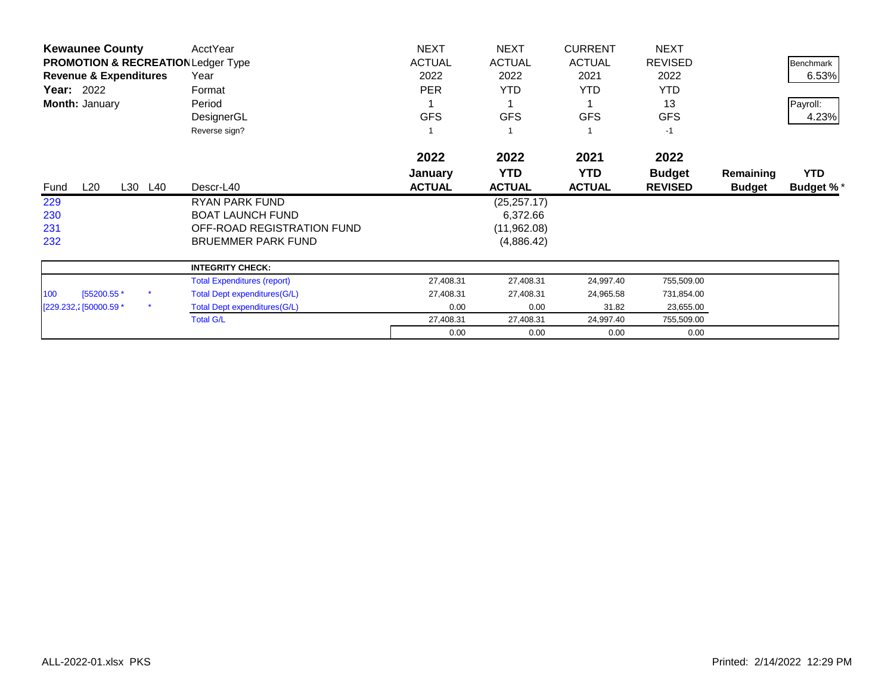**Kewaunee County**
**PROMOTION & RECREATION**
**Revenue & Expenditures**
**Year:** 2022
**Month:** January

| | | | | AcctYear | NEXT | NEXT | CURRENT | NEXT | | Benchmark |
|---|---|---|---|---|---|---|---|---|---|---|
| | | | | Ledger Type | ACTUAL | ACTUAL | ACTUAL | REVISED | | 6.53% |
| | | | | Year | 2022 | 2022 | 2021 | 2022 | | |
| | | | | Format | PER | YTD | YTD | YTD | | |
| | | | | Period | 1 | 1 | 1 | 13 | | Payroll: |
| | | | | DesignerGL | GFS | GFS | GFS | GFS | | 4.23% |
| | | | | Reverse sign? | 1 | 1 | 1 | -1 | | |

| Fund | L20 | L30 | L40 | Descr-L40 | 2022 January ACTUAL | 2022 YTD ACTUAL | 2021 YTD ACTUAL | 2022 Budget REVISED | Remaining Budget | YTD Budget % * |
|---|---|---|---|---|---|---|---|---|---|---|
| 229 | | | | RYAN PARK FUND | | (25,257.17) | | | | |
| 230 | | | | BOAT LAUNCH FUND | | 6,372.66 | | | | |
| 231 | | | | OFF-ROAD REGISTRATION FUND | | (11,962.08) | | | | |
| 232 | | | | BRUEMMER PARK FUND | | (4,886.42) | | | | |

| | | | INTEGRITY CHECK: | | | | |
|---|---|---|---|---|---|---|---|
| | | | Total Expenditures (report) | 27,408.31 | 27,408.31 | 24,997.40 | 755,509.00 |
| 100 | [55200.55 * | * | Total Dept expenditures(G/L) | 27,408.31 | 27,408.31 | 24,965.58 | 731,854.00 |
| [229.232,2 | [50000.59 * | * | Total Dept expenditures(G/L) | 0.00 | 0.00 | 31.82 | 23,655.00 |
| | | | Total G/L | 27,408.31 | 27,408.31 | 24,997.40 | 755,509.00 |
| | | | | 0.00 | 0.00 | 0.00 | 0.00 |

ALL-2022-01.xlsx PKS

Printed: 2/14/2022 12:29 PM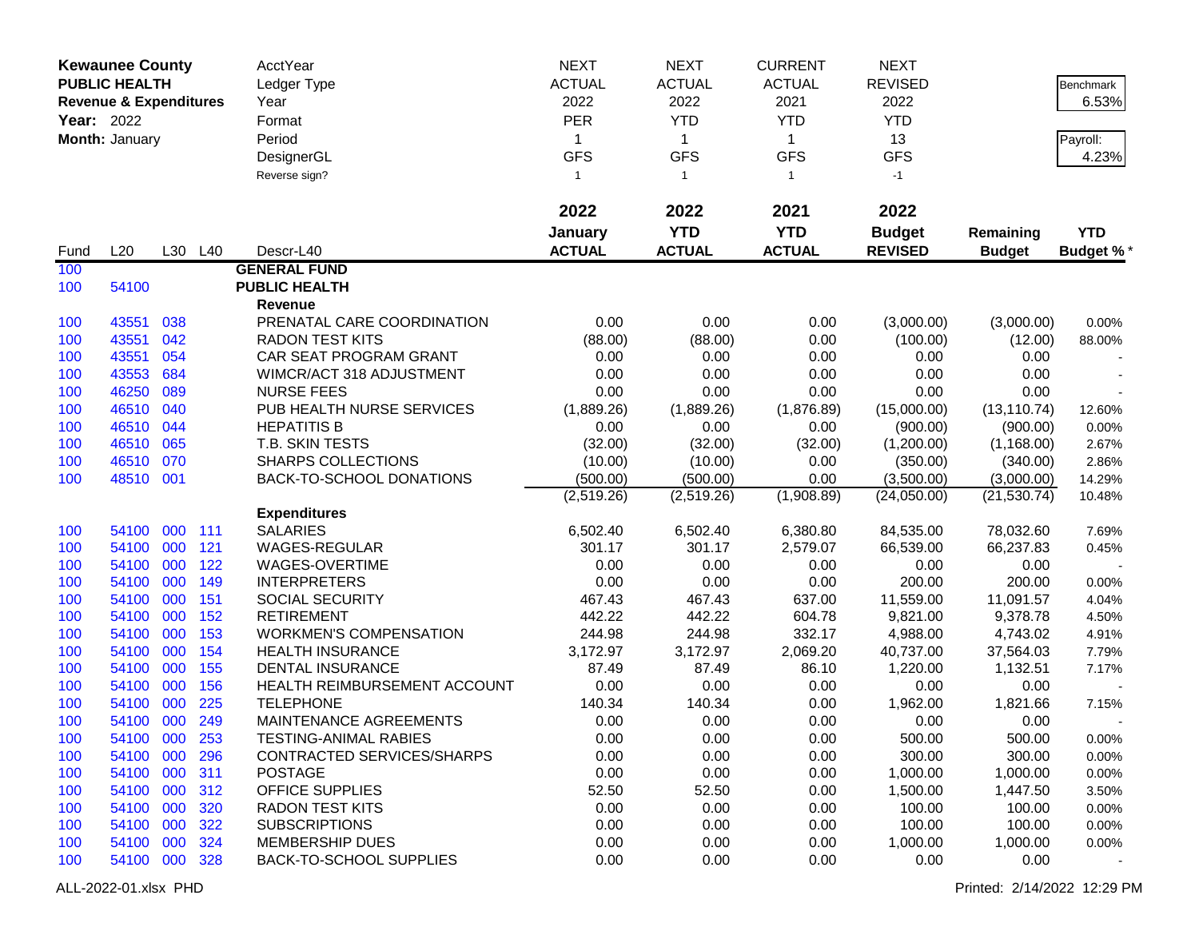| **Kewaunee County** | | | | AcctYear | NEXT | NEXT | CURRENT | NEXT | | |
|---|---|---|---|---|---|---|---|---|---|---|
| **PUBLIC HEALTH** | | | | Ledger Type | ACTUAL | ACTUAL | ACTUAL | REVISED | | Benchmark |
| **Revenue & Expenditures** | | | | Year | 2022 | 2022 | 2021 | 2022 | | 6.53% |
| **Year:** 2022 | | | | Format | PER | YTD | YTD | YTD | | |
| **Month:** January | | | | Period | 1 | 1 | 1 | 13 | | Payroll: |
| | | | | DesignerGL | GFS | GFS | GFS | GFS | | 4.23% |
| | | | | Reverse sign? | 1 | 1 | 1 | -1 | | |
| | | | | | **2022** | **2022** | **2021** | **2022** | | |
| | | | | | **January** | **YTD** | **YTD** | **Budget** | **Remaining** | **YTD** |
| Fund | L20 | L30 | L40 | Descr-L40 | **ACTUAL** | **ACTUAL** | **ACTUAL** | **REVISED** | **Budget** | **Budget %*** |
| 100 | | | | **GENERAL FUND** | | | | | | |
| 100 | 54100 | | | **PUBLIC HEALTH** | | | | | | |
| | | | | **Revenue** | | | | | | |
| 100 | 43551 | 038 | | PRENATAL CARE COORDINATION | 0.00 | 0.00 | 0.00 | (3,000.00) | (3,000.00) | 0.00% |
| 100 | 43551 | 042 | | RADON TEST KITS | (88.00) | (88.00) | 0.00 | (100.00) | (12.00) | 88.00% |
| 100 | 43551 | 054 | | CAR SEAT PROGRAM GRANT | 0.00 | 0.00 | 0.00 | 0.00 | 0.00 | - |
| 100 | 43553 | 684 | | WIMCR/ACT 318 ADJUSTMENT | 0.00 | 0.00 | 0.00 | 0.00 | 0.00 | - |
| 100 | 46250 | 089 | | NURSE FEES | 0.00 | 0.00 | 0.00 | 0.00 | 0.00 | - |
| 100 | 46510 | 040 | | PUB HEALTH NURSE SERVICES | (1,889.26) | (1,889.26) | (1,876.89) | (15,000.00) | (13,110.74) | 12.60% |
| 100 | 46510 | 044 | | HEPATITIS B | 0.00 | 0.00 | 0.00 | (900.00) | (900.00) | 0.00% |
| 100 | 46510 | 065 | | T.B. SKIN TESTS | (32.00) | (32.00) | (32.00) | (1,200.00) | (1,168.00) | 2.67% |
| 100 | 46510 | 070 | | SHARPS COLLECTIONS | (10.00) | (10.00) | 0.00 | (350.00) | (340.00) | 2.86% |
| 100 | 48510 | 001 | | BACK-TO-SCHOOL DONATIONS | (500.00) | (500.00) | 0.00 | (3,500.00) | (3,000.00) | 14.29% |
| | | | | | (2,519.26) | (2,519.26) | (1,908.89) | (24,050.00) | (21,530.74) | 10.48% |
| | | | | **Expenditures** | | | | | | |
| 100 | 54100 | 000 | 111 | SALARIES | 6,502.40 | 6,502.40 | 6,380.80 | 84,535.00 | 78,032.60 | 7.69% |
| 100 | 54100 | 000 | 121 | WAGES-REGULAR | 301.17 | 301.17 | 2,579.07 | 66,539.00 | 66,237.83 | 0.45% |
| 100 | 54100 | 000 | 122 | WAGES-OVERTIME | 0.00 | 0.00 | 0.00 | 0.00 | 0.00 | - |
| 100 | 54100 | 000 | 149 | INTERPRETERS | 0.00 | 0.00 | 0.00 | 200.00 | 200.00 | 0.00% |
| 100 | 54100 | 000 | 151 | SOCIAL SECURITY | 467.43 | 467.43 | 637.00 | 11,559.00 | 11,091.57 | 4.04% |
| 100 | 54100 | 000 | 152 | RETIREMENT | 442.22 | 442.22 | 604.78 | 9,821.00 | 9,378.78 | 4.50% |
| 100 | 54100 | 000 | 153 | WORKMEN'S COMPENSATION | 244.98 | 244.98 | 332.17 | 4,988.00 | 4,743.02 | 4.91% |
| 100 | 54100 | 000 | 154 | HEALTH INSURANCE | 3,172.97 | 3,172.97 | 2,069.20 | 40,737.00 | 37,564.03 | 7.79% |
| 100 | 54100 | 000 | 155 | DENTAL INSURANCE | 87.49 | 87.49 | 86.10 | 1,220.00 | 1,132.51 | 7.17% |
| 100 | 54100 | 000 | 156 | HEALTH REIMBURSEMENT ACCOUNT | 0.00 | 0.00 | 0.00 | 0.00 | 0.00 | - |
| 100 | 54100 | 000 | 225 | TELEPHONE | 140.34 | 140.34 | 0.00 | 1,962.00 | 1,821.66 | 7.15% |
| 100 | 54100 | 000 | 249 | MAINTENANCE AGREEMENTS | 0.00 | 0.00 | 0.00 | 0.00 | 0.00 | - |
| 100 | 54100 | 000 | 253 | TESTING-ANIMAL RABIES | 0.00 | 0.00 | 0.00 | 500.00 | 500.00 | 0.00% |
| 100 | 54100 | 000 | 296 | CONTRACTED SERVICES/SHARPS | 0.00 | 0.00 | 0.00 | 300.00 | 300.00 | 0.00% |
| 100 | 54100 | 000 | 311 | POSTAGE | 0.00 | 0.00 | 0.00 | 1,000.00 | 1,000.00 | 0.00% |
| 100 | 54100 | 000 | 312 | OFFICE SUPPLIES | 52.50 | 52.50 | 0.00 | 1,500.00 | 1,447.50 | 3.50% |
| 100 | 54100 | 000 | 320 | RADON TEST KITS | 0.00 | 0.00 | 0.00 | 100.00 | 100.00 | 0.00% |
| 100 | 54100 | 000 | 322 | SUBSCRIPTIONS | 0.00 | 0.00 | 0.00 | 100.00 | 100.00 | 0.00% |
| 100 | 54100 | 000 | 324 | MEMBERSHIP DUES | 0.00 | 0.00 | 0.00 | 1,000.00 | 1,000.00 | 0.00% |
| 100 | 54100 | 000 | 328 | BACK-TO-SCHOOL SUPPLIES | 0.00 | 0.00 | 0.00 | 0.00 | 0.00 | - |

ALL-2022-01.xlsx PHD

Printed: 2/14/2022 12:29 PM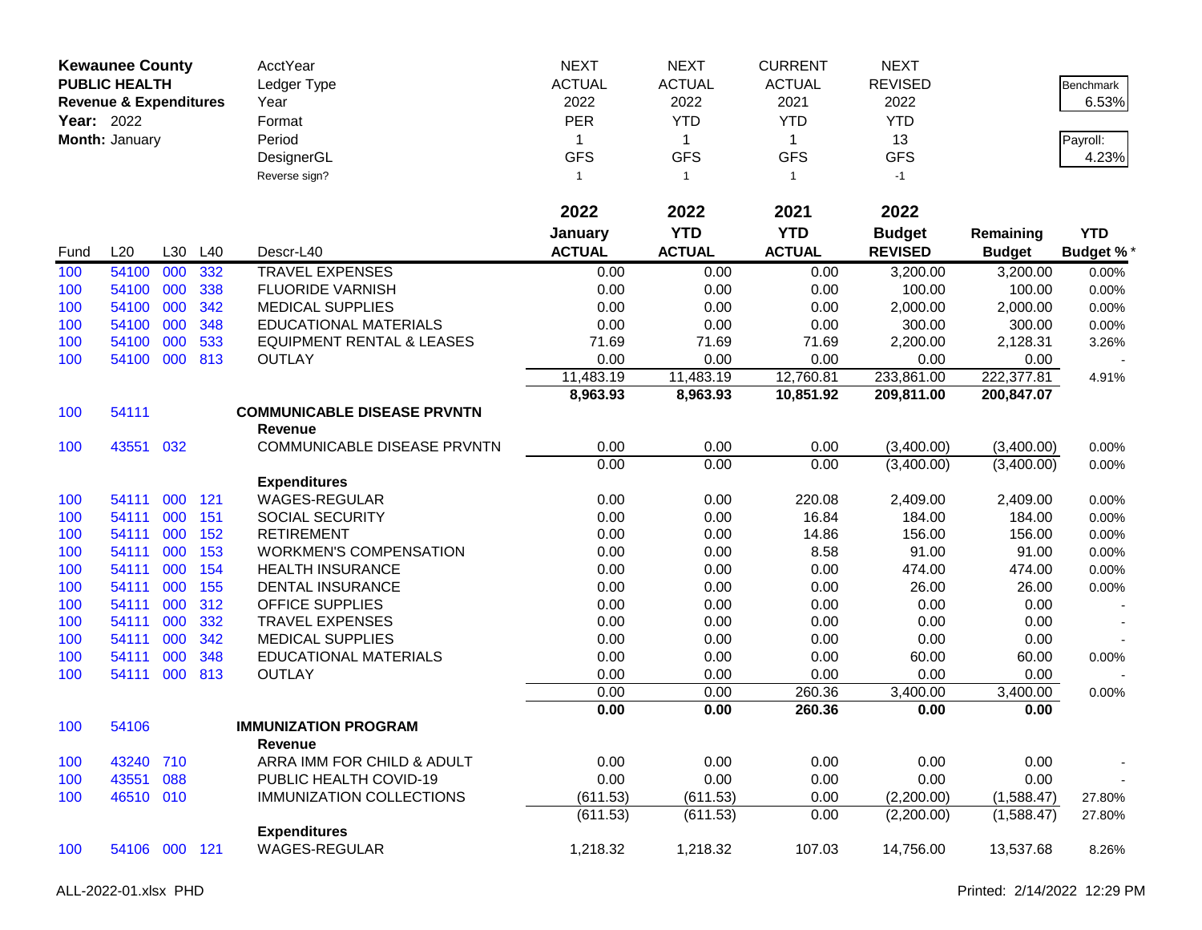**Kewaunee County**
**PUBLIC HEALTH**
**Revenue & Expenditures**
**Year:** 2022
**Month:** January

| | | | | | | | | | | | |
|---|---|---|---|---|---|---|---|---|---|---|---|
| | | | | AcctYear | NEXT | NEXT | CURRENT | NEXT | | Benchmark |
| | | | | Ledger Type | ACTUAL | ACTUAL | ACTUAL | REVISED | | 6.53% |
| | | | | Year | 2022 | 2022 | 2021 | 2022 | | |
| | | | | Format | PER | YTD | YTD | YTD | | Payroll: |
| | | | | Period | 1 | 1 | 1 | 13 | | 4.23% |
| | | | | DesignerGL | GFS | GFS | GFS | GFS | | |
| | | | | Reverse sign? | 1 | 1 | 1 | -1 | | |

| Fund | L20 | L30 | L40 | Descr-L40 | 2022 January ACTUAL | 2022 YTD ACTUAL | 2021 YTD ACTUAL | 2022 Budget REVISED | Remaining Budget | YTD Budget % * |
|---|---|---|---|---|---|---|---|---|---|---|
| 100 | 54100 | 000 | 332 | TRAVEL EXPENSES | 0.00 | 0.00 | 0.00 | 3,200.00 | 3,200.00 | 0.00% |
| 100 | 54100 | 000 | 338 | FLUORIDE VARNISH | 0.00 | 0.00 | 0.00 | 100.00 | 100.00 | 0.00% |
| 100 | 54100 | 000 | 342 | MEDICAL SUPPLIES | 0.00 | 0.00 | 0.00 | 2,000.00 | 2,000.00 | 0.00% |
| 100 | 54100 | 000 | 348 | EDUCATIONAL MATERIALS | 0.00 | 0.00 | 0.00 | 300.00 | 300.00 | 0.00% |
| 100 | 54100 | 000 | 533 | EQUIPMENT RENTAL & LEASES | 71.69 | 71.69 | 71.69 | 2,200.00 | 2,128.31 | 3.26% |
| 100 | 54100 | 000 | 813 | OUTLAY | 0.00 | 0.00 | 0.00 | 0.00 | 0.00 | - |
| | | | | | 11,483.19 | 11,483.19 | 12,760.81 | 233,861.00 | 222,377.81 | 4.91% |
| | | | | | **8,963.93** | **8,963.93** | **10,851.92** | **209,811.00** | **200,847.07** | |
| 100 | 54111 | | | **COMMUNICABLE DISEASE PRVNTN** | | | | | | |
| | | | | **Revenue** | | | | | | |
| 100 | 43551 | 032 | | COMMUNICABLE DISEASE PRVNTN | 0.00 | 0.00 | 0.00 | (3,400.00) | (3,400.00) | 0.00% |
| | | | | | 0.00 | 0.00 | 0.00 | (3,400.00) | (3,400.00) | 0.00% |
| | | | | **Expenditures** | | | | | | |
| 100 | 54111 | 000 | 121 | WAGES-REGULAR | 0.00 | 0.00 | 220.08 | 2,409.00 | 2,409.00 | 0.00% |
| 100 | 54111 | 000 | 151 | SOCIAL SECURITY | 0.00 | 0.00 | 16.84 | 184.00 | 184.00 | 0.00% |
| 100 | 54111 | 000 | 152 | RETIREMENT | 0.00 | 0.00 | 14.86 | 156.00 | 156.00 | 0.00% |
| 100 | 54111 | 000 | 153 | WORKMEN'S COMPENSATION | 0.00 | 0.00 | 8.58 | 91.00 | 91.00 | 0.00% |
| 100 | 54111 | 000 | 154 | HEALTH INSURANCE | 0.00 | 0.00 | 0.00 | 474.00 | 474.00 | 0.00% |
| 100 | 54111 | 000 | 155 | DENTAL INSURANCE | 0.00 | 0.00 | 0.00 | 26.00 | 26.00 | 0.00% |
| 100 | 54111 | 000 | 312 | OFFICE SUPPLIES | 0.00 | 0.00 | 0.00 | 0.00 | 0.00 | - |
| 100 | 54111 | 000 | 332 | TRAVEL EXPENSES | 0.00 | 0.00 | 0.00 | 0.00 | 0.00 | - |
| 100 | 54111 | 000 | 342 | MEDICAL SUPPLIES | 0.00 | 0.00 | 0.00 | 0.00 | 0.00 | - |
| 100 | 54111 | 000 | 348 | EDUCATIONAL MATERIALS | 0.00 | 0.00 | 0.00 | 60.00 | 60.00 | 0.00% |
| 100 | 54111 | 000 | 813 | OUTLAY | 0.00 | 0.00 | 0.00 | 0.00 | 0.00 | - |
| | | | | | 0.00 | 0.00 | 260.36 | 3,400.00 | 3,400.00 | 0.00% |
| | | | | | **0.00** | **0.00** | **260.36** | **0.00** | **0.00** | |
| 100 | 54106 | | | **IMMUNIZATION PROGRAM** | | | | | | |
| | | | | **Revenue** | | | | | | |
| 100 | 43240 | 710 | | ARRA IMM FOR CHILD & ADULT | 0.00 | 0.00 | 0.00 | 0.00 | 0.00 | - |
| 100 | 43551 | 088 | | PUBLIC HEALTH COVID-19 | 0.00 | 0.00 | 0.00 | 0.00 | 0.00 | - |
| 100 | 46510 | 010 | | IMMUNIZATION COLLECTIONS | (611.53) | (611.53) | 0.00 | (2,200.00) | (1,588.47) | 27.80% |
| | | | | | (611.53) | (611.53) | 0.00 | (2,200.00) | (1,588.47) | 27.80% |
| | | | | **Expenditures** | | | | | | |
| 100 | 54106 | 000 | 121 | WAGES-REGULAR | 1,218.32 | 1,218.32 | 107.03 | 14,756.00 | 13,537.68 | 8.26% |

ALL-2022-01.xlsx PHD    Printed: 2/14/2022 12:29 PM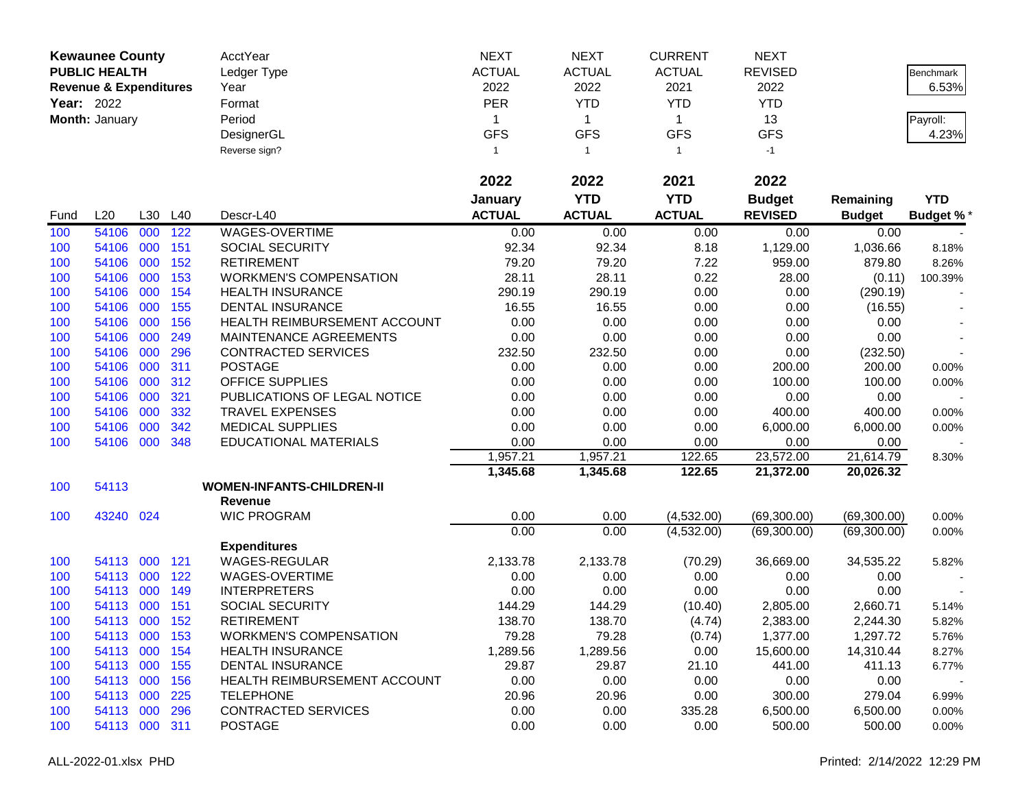**Kewaunee County**
**PUBLIC HEALTH**
**Revenue & Expenditures**
**Year:** 2022
**Month:** January

| | NEXT | NEXT | CURRENT | NEXT | | |
|---|---|---|---|---|---|---|
| AcctYear | NEXT | NEXT | CURRENT | NEXT | | |
| Ledger Type | ACTUAL | ACTUAL | ACTUAL | REVISED | | Benchmark |
| Year | 2022 | 2022 | 2021 | 2022 | | 6.53% |
| Format | PER | YTD | YTD | YTD | | |
| Period | 1 | 1 | 1 | 13 | | Payroll: |
| DesignerGL | GFS | GFS | GFS | GFS | | 4.23% |
| Reverse sign? | 1 | 1 | 1 | -1 | | |

| Fund | L20 | L30 | L40 | Descr-L40 | 2022 January ACTUAL | 2022 YTD ACTUAL | 2021 YTD ACTUAL | 2022 Budget REVISED | Remaining Budget | YTD Budget % * |
|---|---|---|---|---|---|---|---|---|---|---|
| 100 | 54106 | 000 | 122 | WAGES-OVERTIME | 0.00 | 0.00 | 0.00 | 0.00 | 0.00 | - |
| 100 | 54106 | 000 | 151 | SOCIAL SECURITY | 92.34 | 92.34 | 8.18 | 1,129.00 | 1,036.66 | 8.18% |
| 100 | 54106 | 000 | 152 | RETIREMENT | 79.20 | 79.20 | 7.22 | 959.00 | 879.80 | 8.26% |
| 100 | 54106 | 000 | 153 | WORKMEN'S COMPENSATION | 28.11 | 28.11 | 0.22 | 28.00 | (0.11) | 100.39% |
| 100 | 54106 | 000 | 154 | HEALTH INSURANCE | 290.19 | 290.19 | 0.00 | 0.00 | (290.19) | - |
| 100 | 54106 | 000 | 155 | DENTAL INSURANCE | 16.55 | 16.55 | 0.00 | 0.00 | (16.55) | - |
| 100 | 54106 | 000 | 156 | HEALTH REIMBURSEMENT ACCOUNT | 0.00 | 0.00 | 0.00 | 0.00 | 0.00 | - |
| 100 | 54106 | 000 | 249 | MAINTENANCE AGREEMENTS | 0.00 | 0.00 | 0.00 | 0.00 | 0.00 | - |
| 100 | 54106 | 000 | 296 | CONTRACTED SERVICES | 232.50 | 232.50 | 0.00 | 0.00 | (232.50) | - |
| 100 | 54106 | 000 | 311 | POSTAGE | 0.00 | 0.00 | 0.00 | 200.00 | 200.00 | 0.00% |
| 100 | 54106 | 000 | 312 | OFFICE SUPPLIES | 0.00 | 0.00 | 0.00 | 100.00 | 100.00 | 0.00% |
| 100 | 54106 | 000 | 321 | PUBLICATIONS OF LEGAL NOTICE | 0.00 | 0.00 | 0.00 | 0.00 | 0.00 | - |
| 100 | 54106 | 000 | 332 | TRAVEL EXPENSES | 0.00 | 0.00 | 0.00 | 400.00 | 400.00 | 0.00% |
| 100 | 54106 | 000 | 342 | MEDICAL SUPPLIES | 0.00 | 0.00 | 0.00 | 6,000.00 | 6,000.00 | 0.00% |
| 100 | 54106 | 000 | 348 | EDUCATIONAL MATERIALS | 0.00 | 0.00 | 0.00 | 0.00 | 0.00 | - |
| | | | | | 1,957.21 | 1,957.21 | 122.65 | 23,572.00 | 21,614.79 | 8.30% |
| | | | | | **1,345.68** | **1,345.68** | **122.65** | **21,372.00** | **20,026.32** | |
| 100 | 54113 | | | **WOMEN-INFANTS-CHILDREN-II** | | | | | | |
| | | | | **Revenue** | | | | | | |
| 100 | 43240 | 024 | | WIC PROGRAM | 0.00 | 0.00 | (4,532.00) | (69,300.00) | (69,300.00) | 0.00% |
| | | | | | 0.00 | 0.00 | (4,532.00) | (69,300.00) | (69,300.00) | 0.00% |
| | | | | **Expenditures** | | | | | | |
| 100 | 54113 | 000 | 121 | WAGES-REGULAR | 2,133.78 | 2,133.78 | (70.29) | 36,669.00 | 34,535.22 | 5.82% |
| 100 | 54113 | 000 | 122 | WAGES-OVERTIME | 0.00 | 0.00 | 0.00 | 0.00 | 0.00 | - |
| 100 | 54113 | 000 | 149 | INTERPRETERS | 0.00 | 0.00 | 0.00 | 0.00 | 0.00 | - |
| 100 | 54113 | 000 | 151 | SOCIAL SECURITY | 144.29 | 144.29 | (10.40) | 2,805.00 | 2,660.71 | 5.14% |
| 100 | 54113 | 000 | 152 | RETIREMENT | 138.70 | 138.70 | (4.74) | 2,383.00 | 2,244.30 | 5.82% |
| 100 | 54113 | 000 | 153 | WORKMEN'S COMPENSATION | 79.28 | 79.28 | (0.74) | 1,377.00 | 1,297.72 | 5.76% |
| 100 | 54113 | 000 | 154 | HEALTH INSURANCE | 1,289.56 | 1,289.56 | 0.00 | 15,600.00 | 14,310.44 | 8.27% |
| 100 | 54113 | 000 | 155 | DENTAL INSURANCE | 29.87 | 29.87 | 21.10 | 441.00 | 411.13 | 6.77% |
| 100 | 54113 | 000 | 156 | HEALTH REIMBURSEMENT ACCOUNT | 0.00 | 0.00 | 0.00 | 0.00 | 0.00 | - |
| 100 | 54113 | 000 | 225 | TELEPHONE | 20.96 | 20.96 | 0.00 | 300.00 | 279.04 | 6.99% |
| 100 | 54113 | 000 | 296 | CONTRACTED SERVICES | 0.00 | 0.00 | 335.28 | 6,500.00 | 6,500.00 | 0.00% |
| 100 | 54113 | 000 | 311 | POSTAGE | 0.00 | 0.00 | 0.00 | 500.00 | 500.00 | 0.00% |

ALL-2022-01.xlsx PHD    Printed: 2/14/2022 12:29 PM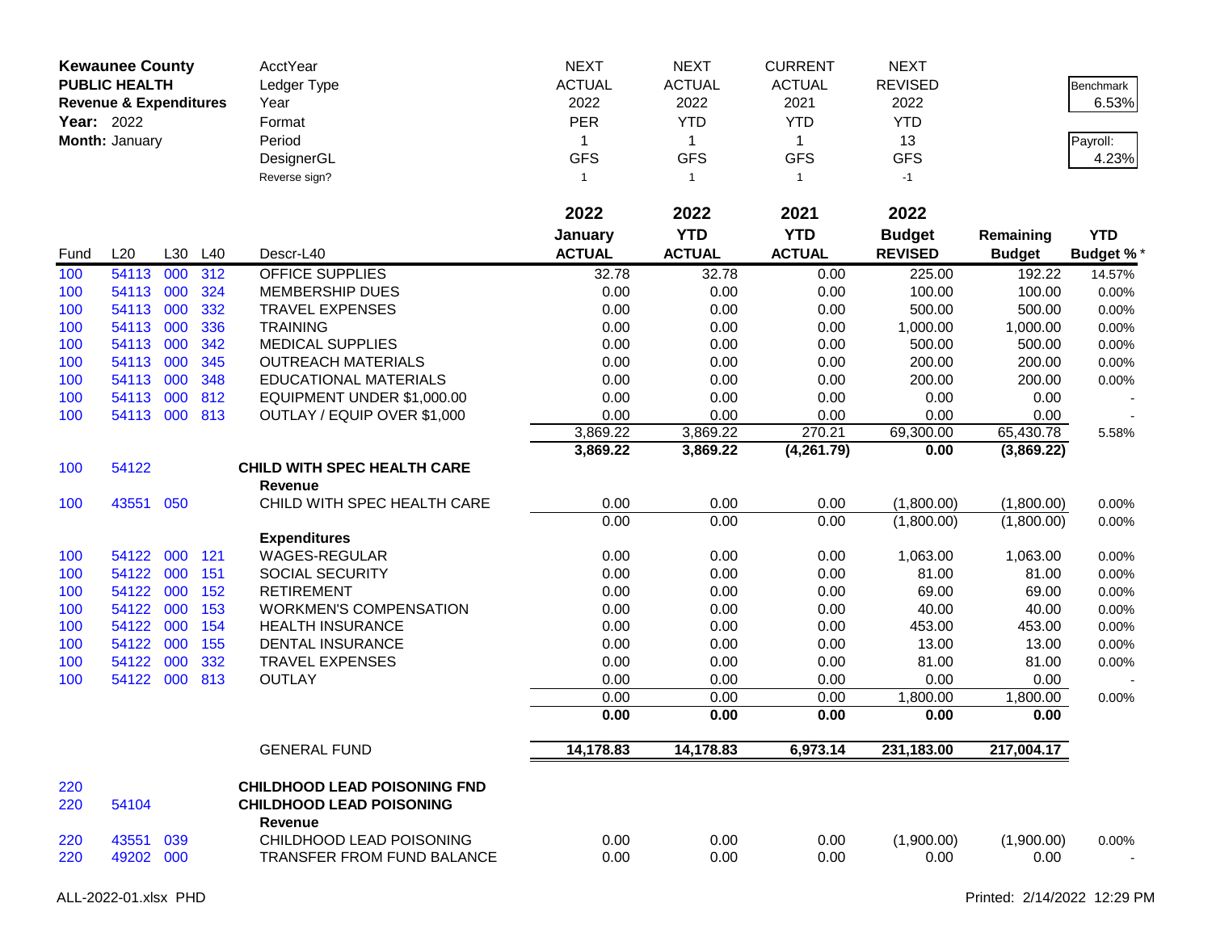**Kewaunee County**
**PUBLIC HEALTH**
**Revenue & Expenditures**
**Year:** 2022
**Month:** January

| | | | | AcctYear | NEXT | NEXT | CURRENT | NEXT | | |
|---|---|---|---|---|---|---|---|---|---|---|
| | | | | Ledger Type | ACTUAL | ACTUAL | ACTUAL | REVISED | | Benchmark 6.53% |
| | | | | Year | 2022 | 2022 | 2021 | 2022 | | |
| | | | | Format | PER | YTD | YTD | YTD | | |
| | | | | Period | 1 | 1 | 1 | 13 | | Payroll: 4.23% |
| | | | | DesignerGL | GFS | GFS | GFS | GFS | | |
| | | | | Reverse sign? | 1 | 1 | 1 | -1 | | |
| | | | | | **2022 January ACTUAL** | **2022 YTD ACTUAL** | **2021 YTD ACTUAL** | **2022 Budget REVISED** | **Remaining Budget** | **YTD Budget %*** |
| Fund | L20 | L30 | L40 | Descr-L40 | | | | | | |
| 100 | 54113 | 000 | 312 | OFFICE SUPPLIES | 32.78 | 32.78 | 0.00 | 225.00 | 192.22 | 14.57% |
| 100 | 54113 | 000 | 324 | MEMBERSHIP DUES | 0.00 | 0.00 | 0.00 | 100.00 | 100.00 | 0.00% |
| 100 | 54113 | 000 | 332 | TRAVEL EXPENSES | 0.00 | 0.00 | 0.00 | 500.00 | 500.00 | 0.00% |
| 100 | 54113 | 000 | 336 | TRAINING | 0.00 | 0.00 | 0.00 | 1,000.00 | 1,000.00 | 0.00% |
| 100 | 54113 | 000 | 342 | MEDICAL SUPPLIES | 0.00 | 0.00 | 0.00 | 500.00 | 500.00 | 0.00% |
| 100 | 54113 | 000 | 345 | OUTREACH MATERIALS | 0.00 | 0.00 | 0.00 | 200.00 | 200.00 | 0.00% |
| 100 | 54113 | 000 | 348 | EDUCATIONAL MATERIALS | 0.00 | 0.00 | 0.00 | 200.00 | 200.00 | 0.00% |
| 100 | 54113 | 000 | 812 | EQUIPMENT UNDER $1,000.00 | 0.00 | 0.00 | 0.00 | 0.00 | 0.00 | - |
| 100 | 54113 | 000 | 813 | OUTLAY / EQUIP OVER $1,000 | 0.00 | 0.00 | 0.00 | 0.00 | 0.00 | - |
| | | | | | 3,869.22 | 3,869.22 | 270.21 | 69,300.00 | 65,430.78 | 5.58% |
| | | | | | **3,869.22** | **3,869.22** | **(4,261.79)** | **0.00** | **(3,869.22)** | |
| 100 | 54122 | | | **CHILD WITH SPEC HEALTH CARE** | | | | | | |
| | | | | **Revenue** | | | | | | |
| 100 | 43551 | 050 | | CHILD WITH SPEC HEALTH CARE | 0.00 | 0.00 | 0.00 | (1,800.00) | (1,800.00) | 0.00% |
| | | | | | 0.00 | 0.00 | 0.00 | (1,800.00) | (1,800.00) | 0.00% |
| | | | | **Expenditures** | | | | | | |
| 100 | 54122 | 000 | 121 | WAGES-REGULAR | 0.00 | 0.00 | 0.00 | 1,063.00 | 1,063.00 | 0.00% |
| 100 | 54122 | 000 | 151 | SOCIAL SECURITY | 0.00 | 0.00 | 0.00 | 81.00 | 81.00 | 0.00% |
| 100 | 54122 | 000 | 152 | RETIREMENT | 0.00 | 0.00 | 0.00 | 69.00 | 69.00 | 0.00% |
| 100 | 54122 | 000 | 153 | WORKMEN'S COMPENSATION | 0.00 | 0.00 | 0.00 | 40.00 | 40.00 | 0.00% |
| 100 | 54122 | 000 | 154 | HEALTH INSURANCE | 0.00 | 0.00 | 0.00 | 453.00 | 453.00 | 0.00% |
| 100 | 54122 | 000 | 155 | DENTAL INSURANCE | 0.00 | 0.00 | 0.00 | 13.00 | 13.00 | 0.00% |
| 100 | 54122 | 000 | 332 | TRAVEL EXPENSES | 0.00 | 0.00 | 0.00 | 81.00 | 81.00 | 0.00% |
| 100 | 54122 | 000 | 813 | OUTLAY | 0.00 | 0.00 | 0.00 | 0.00 | 0.00 | - |
| | | | | | 0.00 | 0.00 | 0.00 | 1,800.00 | 1,800.00 | 0.00% |
| | | | | | **0.00** | **0.00** | **0.00** | **0.00** | **0.00** | |
| | | | | GENERAL FUND | **14,178.83** | **14,178.83** | **6,973.14** | **231,183.00** | **217,004.17** | |
| 220 | | | | **CHILDHOOD LEAD POISONING FND** | | | | | | |
| 220 | 54104 | | | **CHILDHOOD LEAD POISONING** | | | | | | |
| | | | | **Revenue** | | | | | | |
| 220 | 43551 | 039 | | CHILDHOOD LEAD POISONING | 0.00 | 0.00 | 0.00 | (1,900.00) | (1,900.00) | 0.00% |
| 220 | 49202 | 000 | | TRANSFER FROM FUND BALANCE | 0.00 | 0.00 | 0.00 | 0.00 | 0.00 | - |

ALL-2022-01.xlsx PHD — Printed: 2/14/2022 12:29 PM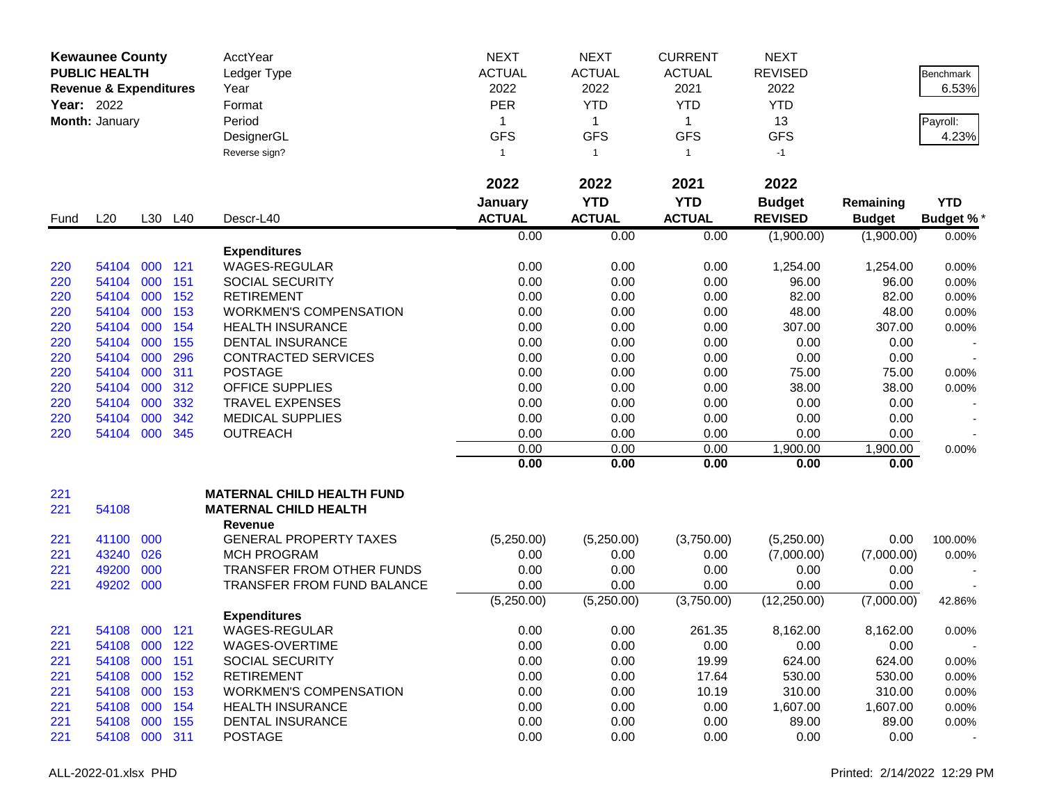**Kewaunee County**
**PUBLIC HEALTH**
**Revenue & Expenditures**
**Year:** 2022
**Month:** January

| | |
|---|---|
| Benchmark | 6.53% |
| Payroll: | 4.23% |

| Fund | L20 | L30 | L40 | Descr-L40 | 2022 January ACTUAL | 2022 YTD ACTUAL | 2021 YTD ACTUAL | 2022 Budget REVISED | Remaining Budget | YTD Budget % * |
|---|---|---|---|---|---|---|---|---|---|---|
| | | | | AcctYear | NEXT | NEXT | CURRENT | NEXT | | |
| | | | | Ledger Type | ACTUAL | ACTUAL | ACTUAL | REVISED | | |
| | | | | Year | 2022 | 2022 | 2021 | 2022 | | |
| | | | | Format | PER | YTD | YTD | YTD | | |
| | | | | Period | 1 | 1 | 1 | 13 | | |
| | | | | DesignerGL | GFS | GFS | GFS | GFS | | |
| | | | | Reverse sign? | 1 | 1 | 1 | -1 | | |
| | | | | | 0.00 | 0.00 | 0.00 | (1,900.00) | (1,900.00) | 0.00% |
| | | | | **Expenditures** | | | | | | |
| 220 | 54104 | 000 | 121 | WAGES-REGULAR | 0.00 | 0.00 | 0.00 | 1,254.00 | 1,254.00 | 0.00% |
| 220 | 54104 | 000 | 151 | SOCIAL SECURITY | 0.00 | 0.00 | 0.00 | 96.00 | 96.00 | 0.00% |
| 220 | 54104 | 000 | 152 | RETIREMENT | 0.00 | 0.00 | 0.00 | 82.00 | 82.00 | 0.00% |
| 220 | 54104 | 000 | 153 | WORKMEN'S COMPENSATION | 0.00 | 0.00 | 0.00 | 48.00 | 48.00 | 0.00% |
| 220 | 54104 | 000 | 154 | HEALTH INSURANCE | 0.00 | 0.00 | 0.00 | 307.00 | 307.00 | 0.00% |
| 220 | 54104 | 000 | 155 | DENTAL INSURANCE | 0.00 | 0.00 | 0.00 | 0.00 | 0.00 | - |
| 220 | 54104 | 000 | 296 | CONTRACTED SERVICES | 0.00 | 0.00 | 0.00 | 0.00 | 0.00 | - |
| 220 | 54104 | 000 | 311 | POSTAGE | 0.00 | 0.00 | 0.00 | 75.00 | 75.00 | 0.00% |
| 220 | 54104 | 000 | 312 | OFFICE SUPPLIES | 0.00 | 0.00 | 0.00 | 38.00 | 38.00 | 0.00% |
| 220 | 54104 | 000 | 332 | TRAVEL EXPENSES | 0.00 | 0.00 | 0.00 | 0.00 | 0.00 | - |
| 220 | 54104 | 000 | 342 | MEDICAL SUPPLIES | 0.00 | 0.00 | 0.00 | 0.00 | 0.00 | - |
| 220 | 54104 | 000 | 345 | OUTREACH | 0.00 | 0.00 | 0.00 | 0.00 | 0.00 | - |
| | | | | | 0.00 | 0.00 | 0.00 | 1,900.00 | 1,900.00 | 0.00% |
| | | | | | **0.00** | **0.00** | **0.00** | **0.00** | **0.00** | |
| 221 | | | | **MATERNAL CHILD HEALTH FUND** | | | | | | |
| 221 | 54108 | | | **MATERNAL CHILD HEALTH** | | | | | | |
| | | | | **Revenue** | | | | | | |
| 221 | 41100 | 000 | | GENERAL PROPERTY TAXES | (5,250.00) | (5,250.00) | (3,750.00) | (5,250.00) | 0.00 | 100.00% |
| 221 | 43240 | 026 | | MCH PROGRAM | 0.00 | 0.00 | 0.00 | (7,000.00) | (7,000.00) | 0.00% |
| 221 | 49200 | 000 | | TRANSFER FROM OTHER FUNDS | 0.00 | 0.00 | 0.00 | 0.00 | 0.00 | - |
| 221 | 49202 | 000 | | TRANSFER FROM FUND BALANCE | 0.00 | 0.00 | 0.00 | 0.00 | 0.00 | - |
| | | | | | (5,250.00) | (5,250.00) | (3,750.00) | (12,250.00) | (7,000.00) | 42.86% |
| | | | | **Expenditures** | | | | | | |
| 221 | 54108 | 000 | 121 | WAGES-REGULAR | 0.00 | 0.00 | 261.35 | 8,162.00 | 8,162.00 | 0.00% |
| 221 | 54108 | 000 | 122 | WAGES-OVERTIME | 0.00 | 0.00 | 0.00 | 0.00 | 0.00 | - |
| 221 | 54108 | 000 | 151 | SOCIAL SECURITY | 0.00 | 0.00 | 19.99 | 624.00 | 624.00 | 0.00% |
| 221 | 54108 | 000 | 152 | RETIREMENT | 0.00 | 0.00 | 17.64 | 530.00 | 530.00 | 0.00% |
| 221 | 54108 | 000 | 153 | WORKMEN'S COMPENSATION | 0.00 | 0.00 | 10.19 | 310.00 | 310.00 | 0.00% |
| 221 | 54108 | 000 | 154 | HEALTH INSURANCE | 0.00 | 0.00 | 0.00 | 1,607.00 | 1,607.00 | 0.00% |
| 221 | 54108 | 000 | 155 | DENTAL INSURANCE | 0.00 | 0.00 | 0.00 | 89.00 | 89.00 | 0.00% |
| 221 | 54108 | 000 | 311 | POSTAGE | 0.00 | 0.00 | 0.00 | 0.00 | 0.00 | - |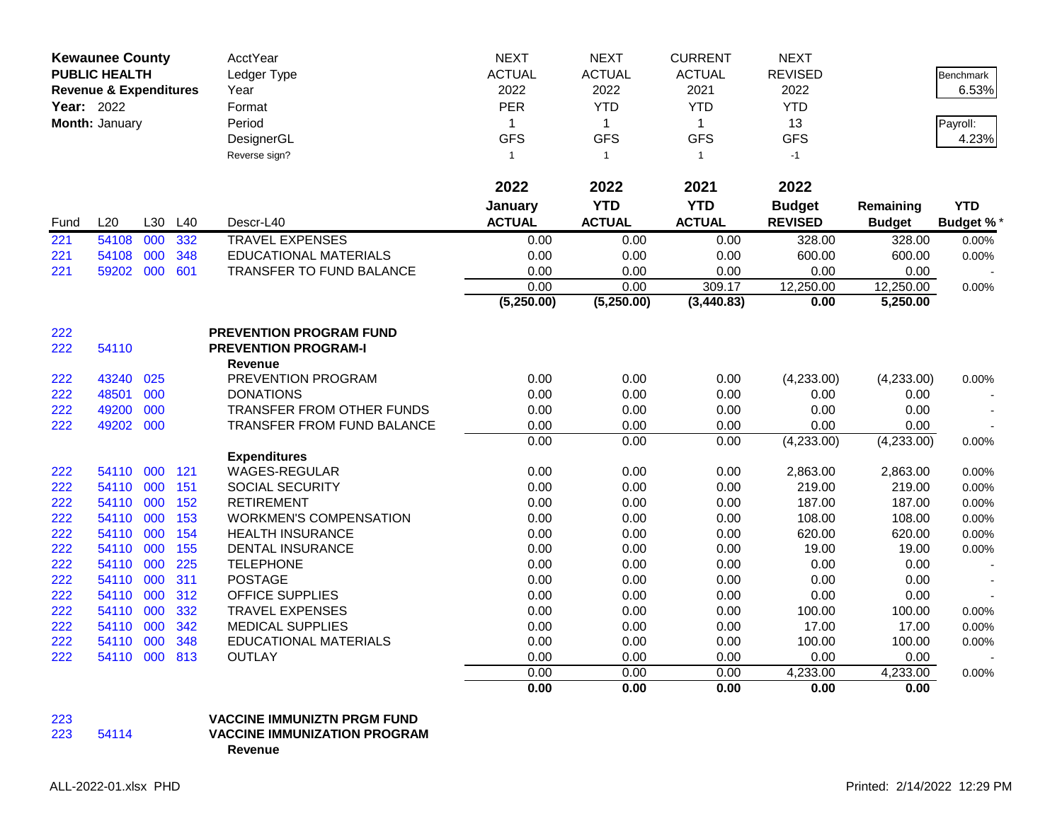**Kewaunee County**
**PUBLIC HEALTH**
**Revenue & Expenditures**
**Year:** 2022
**Month:** January

| | | | | AcctYear | NEXT | NEXT | CURRENT | NEXT | | |
|---|---|---|---|---|---|---|---|---|---|---|
| | | | | Ledger Type | ACTUAL | ACTUAL | ACTUAL | REVISED | | Benchmark 6.53% |
| | | | | Year | 2022 | 2022 | 2021 | 2022 | | |
| | | | | Format | PER | YTD | YTD | YTD | | |
| | | | | Period | 1 | 1 | 1 | 13 | | Payroll: 4.23% |
| | | | | DesignerGL | GFS | GFS | GFS | GFS | | |
| | | | | Reverse sign? | 1 | 1 | 1 | -1 | | |
| Fund | L20 | L30 | L40 | Descr-L40 | 2022 January ACTUAL | 2022 YTD ACTUAL | 2021 YTD ACTUAL | 2022 Budget REVISED | Remaining Budget | YTD Budget %* |
| 221 | 54108 | 000 | 332 | TRAVEL EXPENSES | 0.00 | 0.00 | 0.00 | 328.00 | 328.00 | 0.00% |
| 221 | 54108 | 000 | 348 | EDUCATIONAL MATERIALS | 0.00 | 0.00 | 0.00 | 600.00 | 600.00 | 0.00% |
| 221 | 59202 | 000 | 601 | TRANSFER TO FUND BALANCE | 0.00 | 0.00 | 0.00 | 0.00 | 0.00 | - |
| | | | | | 0.00 | 0.00 | 309.17 | 12,250.00 | 12,250.00 | 0.00% |
| | | | | | **(5,250.00)** | **(5,250.00)** | **(3,440.83)** | **0.00** | **5,250.00** | |
| 222 | | | | **PREVENTION PROGRAM FUND** | | | | | | |
| 222 | 54110 | | | **PREVENTION PROGRAM-I** | | | | | | |
| | | | | **Revenue** | | | | | | |
| 222 | 43240 | 025 | | PREVENTION PROGRAM | 0.00 | 0.00 | 0.00 | (4,233.00) | (4,233.00) | 0.00% |
| 222 | 48501 | 000 | | DONATIONS | 0.00 | 0.00 | 0.00 | 0.00 | 0.00 | - |
| 222 | 49200 | 000 | | TRANSFER FROM OTHER FUNDS | 0.00 | 0.00 | 0.00 | 0.00 | 0.00 | - |
| 222 | 49202 | 000 | | TRANSFER FROM FUND BALANCE | 0.00 | 0.00 | 0.00 | 0.00 | 0.00 | - |
| | | | | | 0.00 | 0.00 | 0.00 | (4,233.00) | (4,233.00) | 0.00% |
| | | | | **Expenditures** | | | | | | |
| 222 | 54110 | 000 | 121 | WAGES-REGULAR | 0.00 | 0.00 | 0.00 | 2,863.00 | 2,863.00 | 0.00% |
| 222 | 54110 | 000 | 151 | SOCIAL SECURITY | 0.00 | 0.00 | 0.00 | 219.00 | 219.00 | 0.00% |
| 222 | 54110 | 000 | 152 | RETIREMENT | 0.00 | 0.00 | 0.00 | 187.00 | 187.00 | 0.00% |
| 222 | 54110 | 000 | 153 | WORKMEN'S COMPENSATION | 0.00 | 0.00 | 0.00 | 108.00 | 108.00 | 0.00% |
| 222 | 54110 | 000 | 154 | HEALTH INSURANCE | 0.00 | 0.00 | 0.00 | 620.00 | 620.00 | 0.00% |
| 222 | 54110 | 000 | 155 | DENTAL INSURANCE | 0.00 | 0.00 | 0.00 | 19.00 | 19.00 | 0.00% |
| 222 | 54110 | 000 | 225 | TELEPHONE | 0.00 | 0.00 | 0.00 | 0.00 | 0.00 | - |
| 222 | 54110 | 000 | 311 | POSTAGE | 0.00 | 0.00 | 0.00 | 0.00 | 0.00 | - |
| 222 | 54110 | 000 | 312 | OFFICE SUPPLIES | 0.00 | 0.00 | 0.00 | 0.00 | 0.00 | - |
| 222 | 54110 | 000 | 332 | TRAVEL EXPENSES | 0.00 | 0.00 | 0.00 | 100.00 | 100.00 | 0.00% |
| 222 | 54110 | 000 | 342 | MEDICAL SUPPLIES | 0.00 | 0.00 | 0.00 | 17.00 | 17.00 | 0.00% |
| 222 | 54110 | 000 | 348 | EDUCATIONAL MATERIALS | 0.00 | 0.00 | 0.00 | 100.00 | 100.00 | 0.00% |
| 222 | 54110 | 000 | 813 | OUTLAY | 0.00 | 0.00 | 0.00 | 0.00 | 0.00 | - |
| | | | | | 0.00 | 0.00 | 0.00 | 4,233.00 | 4,233.00 | 0.00% |
| | | | | | **0.00** | **0.00** | **0.00** | **0.00** | **0.00** | |
| 223 | | | | **VACCINE IMMUNIZTN PRGM FUND** | | | | | | |
| 223 | 54114 | | | **VACCINE IMMUNIZATION PROGRAM** | | | | | | |
| | | | | **Revenue** | | | | | | |

ALL-2022-01.xlsx PHD

Printed: 2/14/2022 12:29 PM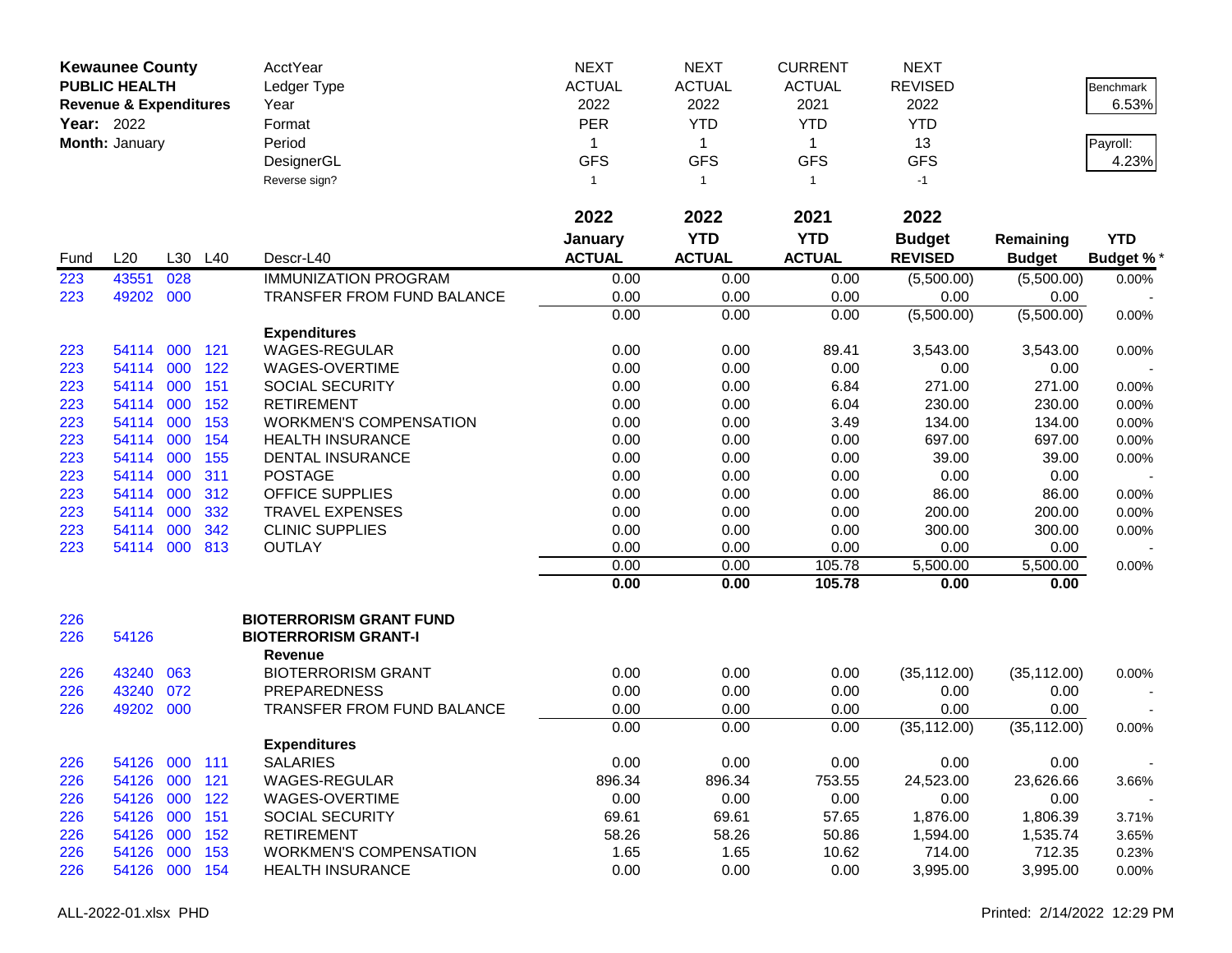| **Kewaunee County** | | | | AcctYear | NEXT | NEXT | CURRENT | NEXT | | |
|---|---|---|---|---|---|---|---|---|---|---|
| **PUBLIC HEALTH** | | | | Ledger Type | ACTUAL | ACTUAL | ACTUAL | REVISED | | Benchmark |
| **Revenue & Expenditures** | | | | Year | 2022 | 2022 | 2021 | 2022 | | 6.53% |
| **Year:** 2022 | | | | Format | PER | YTD | YTD | YTD | | |
| **Month:** January | | | | Period | 1 | 1 | 1 | 13 | | Payroll: |
| | | | | DesignerGL | GFS | GFS | GFS | GFS | | 4.23% |
| | | | | Reverse sign? | 1 | 1 | 1 | -1 | | |
| | | | | | **2022** | **2022** | **2021** | **2022** | | |
| | | | | | **January** | **YTD** | **YTD** | **Budget** | **Remaining** | **YTD** |
| Fund | L20 | L30 | L40 | Descr-L40 | **ACTUAL** | **ACTUAL** | **ACTUAL** | **REVISED** | **Budget** | **Budget %*** |
| 223 | 43551 | 028 | | IMMUNIZATION PROGRAM | 0.00 | 0.00 | 0.00 | (5,500.00) | (5,500.00) | 0.00% |
| 223 | 49202 | 000 | | TRANSFER FROM FUND BALANCE | 0.00 | 0.00 | 0.00 | 0.00 | 0.00 | - |
| | | | | | 0.00 | 0.00 | 0.00 | (5,500.00) | (5,500.00) | 0.00% |
| | | | | **Expenditures** | | | | | | |
| 223 | 54114 | 000 | 121 | WAGES-REGULAR | 0.00 | 0.00 | 89.41 | 3,543.00 | 3,543.00 | 0.00% |
| 223 | 54114 | 000 | 122 | WAGES-OVERTIME | 0.00 | 0.00 | 0.00 | 0.00 | 0.00 | - |
| 223 | 54114 | 000 | 151 | SOCIAL SECURITY | 0.00 | 0.00 | 6.84 | 271.00 | 271.00 | 0.00% |
| 223 | 54114 | 000 | 152 | RETIREMENT | 0.00 | 0.00 | 6.04 | 230.00 | 230.00 | 0.00% |
| 223 | 54114 | 000 | 153 | WORKMEN'S COMPENSATION | 0.00 | 0.00 | 3.49 | 134.00 | 134.00 | 0.00% |
| 223 | 54114 | 000 | 154 | HEALTH INSURANCE | 0.00 | 0.00 | 0.00 | 697.00 | 697.00 | 0.00% |
| 223 | 54114 | 000 | 155 | DENTAL INSURANCE | 0.00 | 0.00 | 0.00 | 39.00 | 39.00 | 0.00% |
| 223 | 54114 | 000 | 311 | POSTAGE | 0.00 | 0.00 | 0.00 | 0.00 | 0.00 | - |
| 223 | 54114 | 000 | 312 | OFFICE SUPPLIES | 0.00 | 0.00 | 0.00 | 86.00 | 86.00 | 0.00% |
| 223 | 54114 | 000 | 332 | TRAVEL EXPENSES | 0.00 | 0.00 | 0.00 | 200.00 | 200.00 | 0.00% |
| 223 | 54114 | 000 | 342 | CLINIC SUPPLIES | 0.00 | 0.00 | 0.00 | 300.00 | 300.00 | 0.00% |
| 223 | 54114 | 000 | 813 | OUTLAY | 0.00 | 0.00 | 0.00 | 0.00 | 0.00 | - |
| | | | | | 0.00 | 0.00 | 105.78 | 5,500.00 | 5,500.00 | 0.00% |
| | | | | | **0.00** | **0.00** | **105.78** | **0.00** | **0.00** | |
| 226 | | | | **BIOTERRORISM GRANT FUND** | | | | | | |
| 226 | 54126 | | | **BIOTERRORISM GRANT-I** | | | | | | |
| | | | | **Revenue** | | | | | | |
| 226 | 43240 | 063 | | BIOTERRORISM GRANT | 0.00 | 0.00 | 0.00 | (35,112.00) | (35,112.00) | 0.00% |
| 226 | 43240 | 072 | | PREPAREDNESS | 0.00 | 0.00 | 0.00 | 0.00 | 0.00 | - |
| 226 | 49202 | 000 | | TRANSFER FROM FUND BALANCE | 0.00 | 0.00 | 0.00 | 0.00 | 0.00 | - |
| | | | | | 0.00 | 0.00 | 0.00 | (35,112.00) | (35,112.00) | 0.00% |
| | | | | **Expenditures** | | | | | | |
| 226 | 54126 | 000 | 111 | SALARIES | 0.00 | 0.00 | 0.00 | 0.00 | 0.00 | - |
| 226 | 54126 | 000 | 121 | WAGES-REGULAR | 896.34 | 896.34 | 753.55 | 24,523.00 | 23,626.66 | 3.66% |
| 226 | 54126 | 000 | 122 | WAGES-OVERTIME | 0.00 | 0.00 | 0.00 | 0.00 | 0.00 | - |
| 226 | 54126 | 000 | 151 | SOCIAL SECURITY | 69.61 | 69.61 | 57.65 | 1,876.00 | 1,806.39 | 3.71% |
| 226 | 54126 | 000 | 152 | RETIREMENT | 58.26 | 58.26 | 50.86 | 1,594.00 | 1,535.74 | 3.65% |
| 226 | 54126 | 000 | 153 | WORKMEN'S COMPENSATION | 1.65 | 1.65 | 10.62 | 714.00 | 712.35 | 0.23% |
| 226 | 54126 | 000 | 154 | HEALTH INSURANCE | 0.00 | 0.00 | 0.00 | 3,995.00 | 3,995.00 | 0.00% |

ALL-2022-01.xlsx PHD

Printed: 2/14/2022 12:29 PM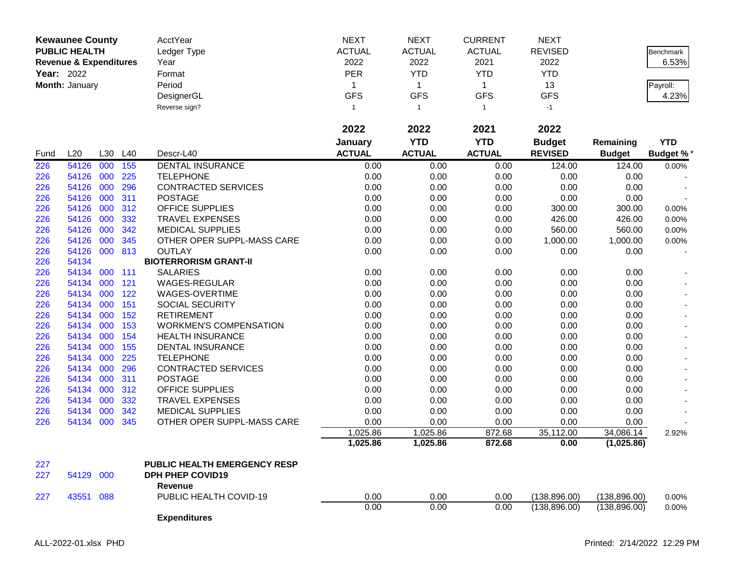**Kewaunee County**
**PUBLIC HEALTH**
**Revenue & Expenditures**
**Year:** 2022
**Month:** January

| | | | | AcctYear | NEXT | NEXT | CURRENT | NEXT | | |
|---|---|---|---|---|---|---|---|---|---|---|
| | | | | Ledger Type | ACTUAL | ACTUAL | ACTUAL | REVISED | | Benchmark |
| | | | | Year | 2022 | 2022 | 2021 | 2022 | | 6.53% |
| | | | | Format | PER | YTD | YTD | YTD | | |
| | | | | Period | 1 | 1 | 1 | 13 | | Payroll: |
| | | | | DesignerGL | GFS | GFS | GFS | GFS | | 4.23% |
| | | | | Reverse sign? | 1 | 1 | 1 | -1 | | |
| | | | | | **2022** | **2022** | **2021** | **2022** | | |
| Fund | L20 | L30 | L40 | Descr-L40 | **January ACTUAL** | **YTD ACTUAL** | **YTD ACTUAL** | **Budget REVISED** | **Remaining Budget** | **YTD Budget %*** |
| 226 | 54126 | 000 | 155 | DENTAL INSURANCE | 0.00 | 0.00 | 0.00 | 124.00 | 124.00 | 0.00% |
| 226 | 54126 | 000 | 225 | TELEPHONE | 0.00 | 0.00 | 0.00 | 0.00 | 0.00 | - |
| 226 | 54126 | 000 | 296 | CONTRACTED SERVICES | 0.00 | 0.00 | 0.00 | 0.00 | 0.00 | - |
| 226 | 54126 | 000 | 311 | POSTAGE | 0.00 | 0.00 | 0.00 | 0.00 | 0.00 | - |
| 226 | 54126 | 000 | 312 | OFFICE SUPPLIES | 0.00 | 0.00 | 0.00 | 300.00 | 300.00 | 0.00% |
| 226 | 54126 | 000 | 332 | TRAVEL EXPENSES | 0.00 | 0.00 | 0.00 | 426.00 | 426.00 | 0.00% |
| 226 | 54126 | 000 | 342 | MEDICAL SUPPLIES | 0.00 | 0.00 | 0.00 | 560.00 | 560.00 | 0.00% |
| 226 | 54126 | 000 | 345 | OTHER OPER SUPPL-MASS CARE | 0.00 | 0.00 | 0.00 | 1,000.00 | 1,000.00 | 0.00% |
| 226 | 54126 | 000 | 813 | OUTLAY | 0.00 | 0.00 | 0.00 | 0.00 | 0.00 | - |
| 226 | 54134 | | | **BIOTERRORISM GRANT-II** | | | | | | |
| 226 | 54134 | 000 | 111 | SALARIES | 0.00 | 0.00 | 0.00 | 0.00 | 0.00 | - |
| 226 | 54134 | 000 | 121 | WAGES-REGULAR | 0.00 | 0.00 | 0.00 | 0.00 | 0.00 | - |
| 226 | 54134 | 000 | 122 | WAGES-OVERTIME | 0.00 | 0.00 | 0.00 | 0.00 | 0.00 | - |
| 226 | 54134 | 000 | 151 | SOCIAL SECURITY | 0.00 | 0.00 | 0.00 | 0.00 | 0.00 | - |
| 226 | 54134 | 000 | 152 | RETIREMENT | 0.00 | 0.00 | 0.00 | 0.00 | 0.00 | - |
| 226 | 54134 | 000 | 153 | WORKMEN'S COMPENSATION | 0.00 | 0.00 | 0.00 | 0.00 | 0.00 | - |
| 226 | 54134 | 000 | 154 | HEALTH INSURANCE | 0.00 | 0.00 | 0.00 | 0.00 | 0.00 | - |
| 226 | 54134 | 000 | 155 | DENTAL INSURANCE | 0.00 | 0.00 | 0.00 | 0.00 | 0.00 | - |
| 226 | 54134 | 000 | 225 | TELEPHONE | 0.00 | 0.00 | 0.00 | 0.00 | 0.00 | - |
| 226 | 54134 | 000 | 296 | CONTRACTED SERVICES | 0.00 | 0.00 | 0.00 | 0.00 | 0.00 | - |
| 226 | 54134 | 000 | 311 | POSTAGE | 0.00 | 0.00 | 0.00 | 0.00 | 0.00 | - |
| 226 | 54134 | 000 | 312 | OFFICE SUPPLIES | 0.00 | 0.00 | 0.00 | 0.00 | 0.00 | - |
| 226 | 54134 | 000 | 332 | TRAVEL EXPENSES | 0.00 | 0.00 | 0.00 | 0.00 | 0.00 | - |
| 226 | 54134 | 000 | 342 | MEDICAL SUPPLIES | 0.00 | 0.00 | 0.00 | 0.00 | 0.00 | - |
| 226 | 54134 | 000 | 345 | OTHER OPER SUPPL-MASS CARE | 0.00 | 0.00 | 0.00 | 0.00 | 0.00 | - |
| | | | | | 1,025.86 | 1,025.86 | 872.68 | 35,112.00 | 34,086.14 | 2.92% |
| | | | | | **1,025.86** | **1,025.86** | **872.68** | **0.00** | **(1,025.86)** | |
| 227 | | | | **PUBLIC HEALTH EMERGENCY RESP** | | | | | | |
| 227 | 54129 | 000 | | **DPH PHEP COVID19** | | | | | | |
| | | | | **Revenue** | | | | | | |
| 227 | 43551 | 088 | | PUBLIC HEALTH COVID-19 | 0.00 | 0.00 | 0.00 | (138,896.00) | (138,896.00) | 0.00% |
| | | | | | 0.00 | 0.00 | 0.00 | (138,896.00) | (138,896.00) | 0.00% |
| | | | | **Expenditures** | | | | | | |

ALL-2022-01.xlsx PHD

Printed: 2/14/2022 12:29 PM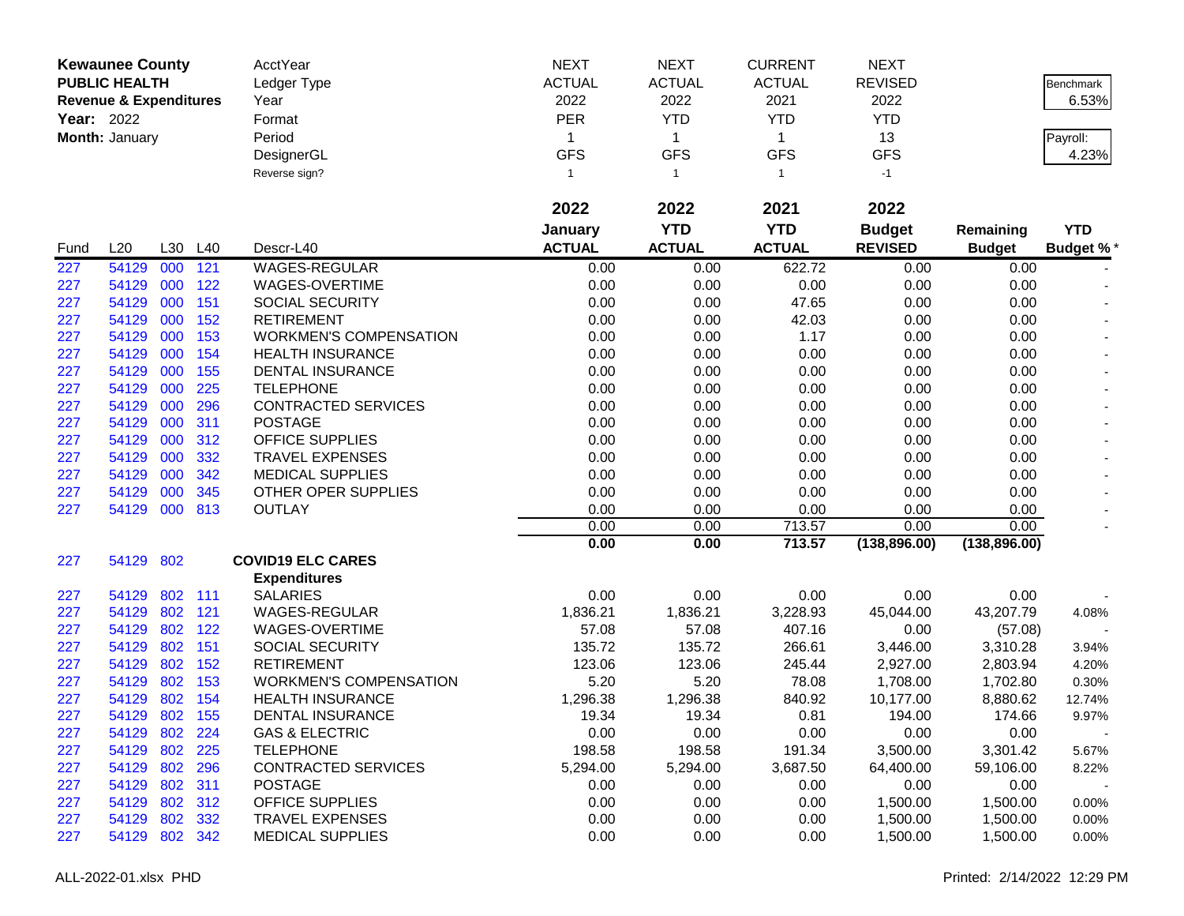**Kewaunee County**
**PUBLIC HEALTH**
**Revenue & Expenditures**
**Year:** 2022
**Month:** January

| | | | | | | | | | | |
|---|---|---|---|---|---|---|---|---|---|---|
| | | | | AcctYear | NEXT | NEXT | CURRENT | NEXT | | |
| | | | | Ledger Type | ACTUAL | ACTUAL | ACTUAL | REVISED | | Benchmark |
| | | | | Year | 2022 | 2022 | 2021 | 2022 | | 6.53% |
| | | | | Format | PER | YTD | YTD | YTD | | |
| | | | | Period | 1 | 1 | 1 | 13 | | Payroll: |
| | | | | DesignerGL | GFS | GFS | GFS | GFS | | 4.23% |
| | | | | Reverse sign? | 1 | 1 | 1 | -1 | | |

| Fund | L20 | L30 | L40 | Descr-L40 | 2022 January ACTUAL | 2022 YTD ACTUAL | 2021 YTD ACTUAL | 2022 Budget REVISED | Remaining Budget | YTD Budget % * |
|---|---|---|---|---|---|---|---|---|---|---|
| 227 | 54129 | 000 | 121 | WAGES-REGULAR | 0.00 | 0.00 | 622.72 | 0.00 | 0.00 | - |
| 227 | 54129 | 000 | 122 | WAGES-OVERTIME | 0.00 | 0.00 | 0.00 | 0.00 | 0.00 | - |
| 227 | 54129 | 000 | 151 | SOCIAL SECURITY | 0.00 | 0.00 | 47.65 | 0.00 | 0.00 | - |
| 227 | 54129 | 000 | 152 | RETIREMENT | 0.00 | 0.00 | 42.03 | 0.00 | 0.00 | - |
| 227 | 54129 | 000 | 153 | WORKMEN'S COMPENSATION | 0.00 | 0.00 | 1.17 | 0.00 | 0.00 | - |
| 227 | 54129 | 000 | 154 | HEALTH INSURANCE | 0.00 | 0.00 | 0.00 | 0.00 | 0.00 | - |
| 227 | 54129 | 000 | 155 | DENTAL INSURANCE | 0.00 | 0.00 | 0.00 | 0.00 | 0.00 | - |
| 227 | 54129 | 000 | 225 | TELEPHONE | 0.00 | 0.00 | 0.00 | 0.00 | 0.00 | - |
| 227 | 54129 | 000 | 296 | CONTRACTED SERVICES | 0.00 | 0.00 | 0.00 | 0.00 | 0.00 | - |
| 227 | 54129 | 000 | 311 | POSTAGE | 0.00 | 0.00 | 0.00 | 0.00 | 0.00 | - |
| 227 | 54129 | 000 | 312 | OFFICE SUPPLIES | 0.00 | 0.00 | 0.00 | 0.00 | 0.00 | - |
| 227 | 54129 | 000 | 332 | TRAVEL EXPENSES | 0.00 | 0.00 | 0.00 | 0.00 | 0.00 | - |
| 227 | 54129 | 000 | 342 | MEDICAL SUPPLIES | 0.00 | 0.00 | 0.00 | 0.00 | 0.00 | - |
| 227 | 54129 | 000 | 345 | OTHER OPER SUPPLIES | 0.00 | 0.00 | 0.00 | 0.00 | 0.00 | - |
| 227 | 54129 | 000 | 813 | OUTLAY | 0.00 | 0.00 | 0.00 | 0.00 | 0.00 | - |
| | | | | | 0.00 | 0.00 | 713.57 | 0.00 | 0.00 | - |
| | | | | | **0.00** | **0.00** | **713.57** | **(138,896.00)** | **(138,896.00)** | |
| 227 | 54129 | 802 | | **COVID19 ELC CARES** | | | | | | |
| | | | | **Expenditures** | | | | | | |
| 227 | 54129 | 802 | 111 | SALARIES | 0.00 | 0.00 | 0.00 | 0.00 | 0.00 | - |
| 227 | 54129 | 802 | 121 | WAGES-REGULAR | 1,836.21 | 1,836.21 | 3,228.93 | 45,044.00 | 43,207.79 | 4.08% |
| 227 | 54129 | 802 | 122 | WAGES-OVERTIME | 57.08 | 57.08 | 407.16 | 0.00 | (57.08) | - |
| 227 | 54129 | 802 | 151 | SOCIAL SECURITY | 135.72 | 135.72 | 266.61 | 3,446.00 | 3,310.28 | 3.94% |
| 227 | 54129 | 802 | 152 | RETIREMENT | 123.06 | 123.06 | 245.44 | 2,927.00 | 2,803.94 | 4.20% |
| 227 | 54129 | 802 | 153 | WORKMEN'S COMPENSATION | 5.20 | 5.20 | 78.08 | 1,708.00 | 1,702.80 | 0.30% |
| 227 | 54129 | 802 | 154 | HEALTH INSURANCE | 1,296.38 | 1,296.38 | 840.92 | 10,177.00 | 8,880.62 | 12.74% |
| 227 | 54129 | 802 | 155 | DENTAL INSURANCE | 19.34 | 19.34 | 0.81 | 194.00 | 174.66 | 9.97% |
| 227 | 54129 | 802 | 224 | GAS & ELECTRIC | 0.00 | 0.00 | 0.00 | 0.00 | 0.00 | - |
| 227 | 54129 | 802 | 225 | TELEPHONE | 198.58 | 198.58 | 191.34 | 3,500.00 | 3,301.42 | 5.67% |
| 227 | 54129 | 802 | 296 | CONTRACTED SERVICES | 5,294.00 | 5,294.00 | 3,687.50 | 64,400.00 | 59,106.00 | 8.22% |
| 227 | 54129 | 802 | 311 | POSTAGE | 0.00 | 0.00 | 0.00 | 0.00 | 0.00 | - |
| 227 | 54129 | 802 | 312 | OFFICE SUPPLIES | 0.00 | 0.00 | 0.00 | 1,500.00 | 1,500.00 | 0.00% |
| 227 | 54129 | 802 | 332 | TRAVEL EXPENSES | 0.00 | 0.00 | 0.00 | 1,500.00 | 1,500.00 | 0.00% |
| 227 | 54129 | 802 | 342 | MEDICAL SUPPLIES | 0.00 | 0.00 | 0.00 | 1,500.00 | 1,500.00 | 0.00% |

ALL-2022-01.xlsx PHD    Printed: 2/14/2022 12:29 PM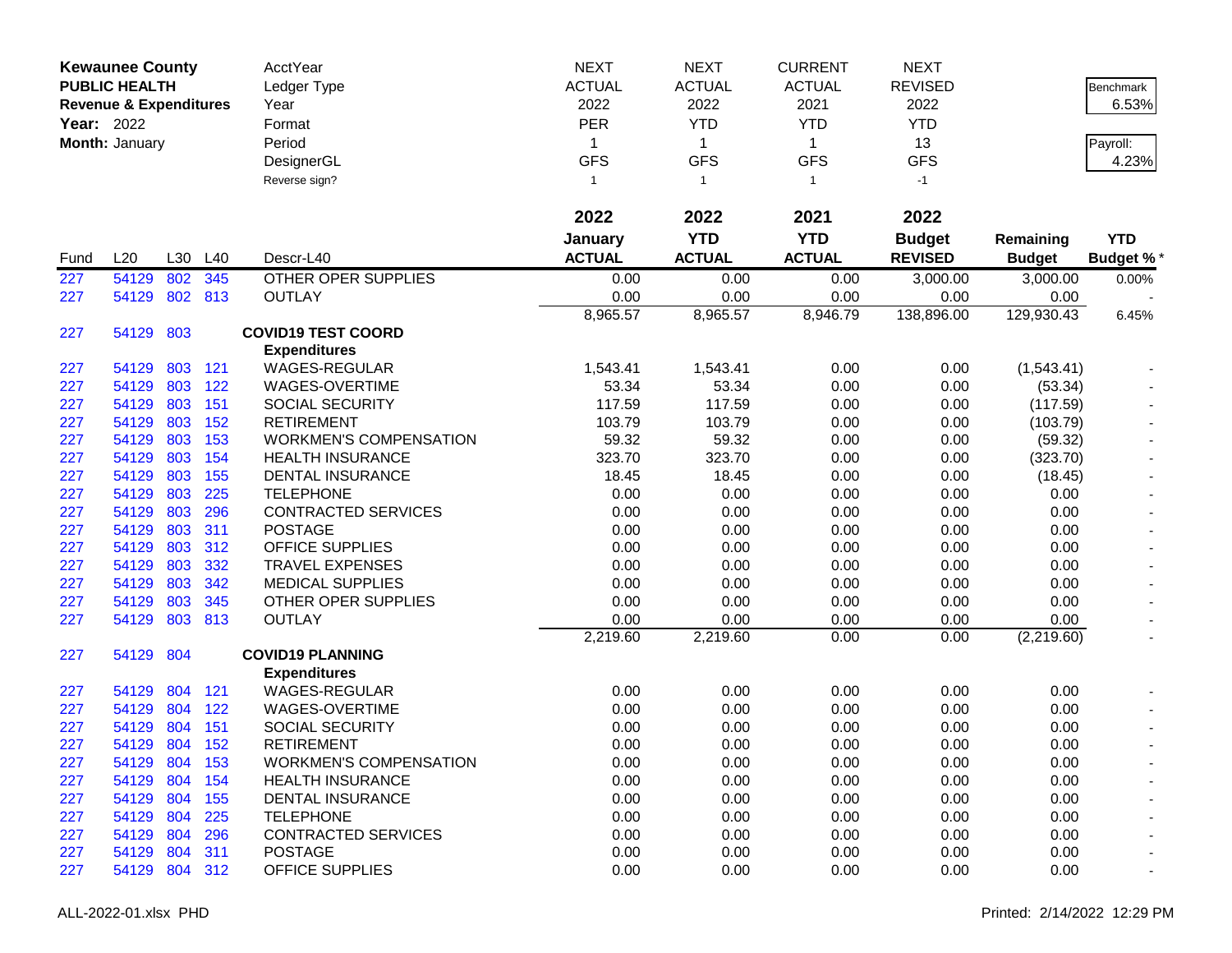| **Kewaunee County** | | | | AcctYear | NEXT | NEXT | CURRENT | NEXT | | |
|---|---|---|---|---|---|---|---|---|---|---|
| **PUBLIC HEALTH** | | | | Ledger Type | ACTUAL | ACTUAL | ACTUAL | REVISED | | Benchmark |
| **Revenue & Expenditures** | | | | Year | 2022 | 2022 | 2021 | 2022 | | 6.53% |
| **Year:** 2022 | | | | Format | PER | YTD | YTD | YTD | | |
| **Month:** January | | | | Period | 1 | 1 | 1 | 13 | | Payroll: |
| | | | | DesignerGL | GFS | GFS | GFS | GFS | | 4.23% |
| | | | | Reverse sign? | 1 | 1 | 1 | -1 | | |
| | | | | | **2022** | **2022** | **2021** | **2022** | | |
| | | | | | **January** | **YTD** | **YTD** | **Budget** | **Remaining** | **YTD** |
| Fund | L20 | L30 | L40 | Descr-L40 | **ACTUAL** | **ACTUAL** | **ACTUAL** | **REVISED** | **Budget** | **Budget %*** |
| 227 | 54129 | 802 | 345 | OTHER OPER SUPPLIES | 0.00 | 0.00 | 0.00 | 3,000.00 | 3,000.00 | 0.00% |
| 227 | 54129 | 802 | 813 | OUTLAY | 0.00 | 0.00 | 0.00 | 0.00 | 0.00 | - |
| | | | | | 8,965.57 | 8,965.57 | 8,946.79 | 138,896.00 | 129,930.43 | 6.45% |
| 227 | 54129 | 803 | | **COVID19 TEST COORD** | | | | | | |
| | | | | **Expenditures** | | | | | | |
| 227 | 54129 | 803 | 121 | WAGES-REGULAR | 1,543.41 | 1,543.41 | 0.00 | 0.00 | (1,543.41) | - |
| 227 | 54129 | 803 | 122 | WAGES-OVERTIME | 53.34 | 53.34 | 0.00 | 0.00 | (53.34) | - |
| 227 | 54129 | 803 | 151 | SOCIAL SECURITY | 117.59 | 117.59 | 0.00 | 0.00 | (117.59) | - |
| 227 | 54129 | 803 | 152 | RETIREMENT | 103.79 | 103.79 | 0.00 | 0.00 | (103.79) | - |
| 227 | 54129 | 803 | 153 | WORKMEN'S COMPENSATION | 59.32 | 59.32 | 0.00 | 0.00 | (59.32) | - |
| 227 | 54129 | 803 | 154 | HEALTH INSURANCE | 323.70 | 323.70 | 0.00 | 0.00 | (323.70) | - |
| 227 | 54129 | 803 | 155 | DENTAL INSURANCE | 18.45 | 18.45 | 0.00 | 0.00 | (18.45) | - |
| 227 | 54129 | 803 | 225 | TELEPHONE | 0.00 | 0.00 | 0.00 | 0.00 | 0.00 | - |
| 227 | 54129 | 803 | 296 | CONTRACTED SERVICES | 0.00 | 0.00 | 0.00 | 0.00 | 0.00 | - |
| 227 | 54129 | 803 | 311 | POSTAGE | 0.00 | 0.00 | 0.00 | 0.00 | 0.00 | - |
| 227 | 54129 | 803 | 312 | OFFICE SUPPLIES | 0.00 | 0.00 | 0.00 | 0.00 | 0.00 | - |
| 227 | 54129 | 803 | 332 | TRAVEL EXPENSES | 0.00 | 0.00 | 0.00 | 0.00 | 0.00 | - |
| 227 | 54129 | 803 | 342 | MEDICAL SUPPLIES | 0.00 | 0.00 | 0.00 | 0.00 | 0.00 | - |
| 227 | 54129 | 803 | 345 | OTHER OPER SUPPLIES | 0.00 | 0.00 | 0.00 | 0.00 | 0.00 | - |
| 227 | 54129 | 803 | 813 | OUTLAY | 0.00 | 0.00 | 0.00 | 0.00 | 0.00 | - |
| | | | | | 2,219.60 | 2,219.60 | 0.00 | 0.00 | (2,219.60) | - |
| 227 | 54129 | 804 | | **COVID19 PLANNING** | | | | | | |
| | | | | **Expenditures** | | | | | | |
| 227 | 54129 | 804 | 121 | WAGES-REGULAR | 0.00 | 0.00 | 0.00 | 0.00 | 0.00 | - |
| 227 | 54129 | 804 | 122 | WAGES-OVERTIME | 0.00 | 0.00 | 0.00 | 0.00 | 0.00 | - |
| 227 | 54129 | 804 | 151 | SOCIAL SECURITY | 0.00 | 0.00 | 0.00 | 0.00 | 0.00 | - |
| 227 | 54129 | 804 | 152 | RETIREMENT | 0.00 | 0.00 | 0.00 | 0.00 | 0.00 | - |
| 227 | 54129 | 804 | 153 | WORKMEN'S COMPENSATION | 0.00 | 0.00 | 0.00 | 0.00 | 0.00 | - |
| 227 | 54129 | 804 | 154 | HEALTH INSURANCE | 0.00 | 0.00 | 0.00 | 0.00 | 0.00 | - |
| 227 | 54129 | 804 | 155 | DENTAL INSURANCE | 0.00 | 0.00 | 0.00 | 0.00 | 0.00 | - |
| 227 | 54129 | 804 | 225 | TELEPHONE | 0.00 | 0.00 | 0.00 | 0.00 | 0.00 | - |
| 227 | 54129 | 804 | 296 | CONTRACTED SERVICES | 0.00 | 0.00 | 0.00 | 0.00 | 0.00 | - |
| 227 | 54129 | 804 | 311 | POSTAGE | 0.00 | 0.00 | 0.00 | 0.00 | 0.00 | - |
| 227 | 54129 | 804 | 312 | OFFICE SUPPLIES | 0.00 | 0.00 | 0.00 | 0.00 | 0.00 | - |

ALL-2022-01.xlsx PHD

Printed: 2/14/2022 12:29 PM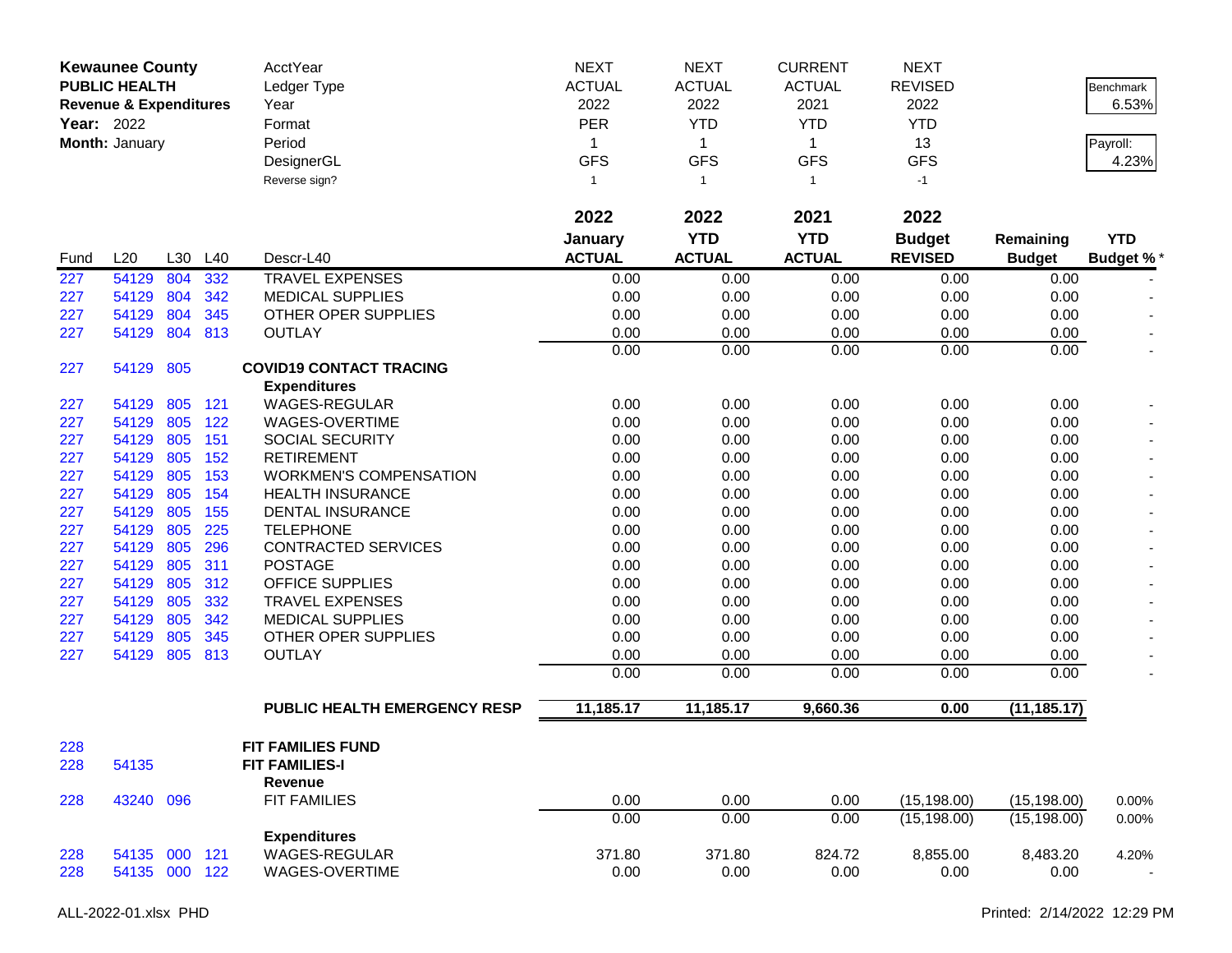| Kewaunee County | | | | AcctYear | NEXT | NEXT | CURRENT | NEXT | | |
|---|---|---|---|---|---|---|---|---|---|---|
| PUBLIC HEALTH | | | | Ledger Type | ACTUAL | ACTUAL | ACTUAL | REVISED | | Benchmark |
| Revenue & Expenditures | | | | Year | 2022 | 2022 | 2021 | 2022 | | 6.53% |
| Year: 2022 | | | | Format | PER | YTD | YTD | YTD | | |
| Month: January | | | | Period | 1 | 1 | 1 | 13 | | Payroll: |
| | | | | DesignerGL | GFS | GFS | GFS | GFS | | 4.23% |
| | | | | Reverse sign? | 1 | 1 | 1 | -1 | | |

| Fund | L20 | L30 | L40 | Descr-L40 | 2022 January ACTUAL | 2022 YTD ACTUAL | 2021 YTD ACTUAL | 2022 Budget REVISED | Remaining Budget | YTD Budget %* |
|---|---|---|---|---|---|---|---|---|---|---|
| 227 | 54129 | 804 | 332 | TRAVEL EXPENSES | 0.00 | 0.00 | 0.00 | 0.00 | 0.00 | - |
| 227 | 54129 | 804 | 342 | MEDICAL SUPPLIES | 0.00 | 0.00 | 0.00 | 0.00 | 0.00 | - |
| 227 | 54129 | 804 | 345 | OTHER OPER SUPPLIES | 0.00 | 0.00 | 0.00 | 0.00 | 0.00 | - |
| 227 | 54129 | 804 | 813 | OUTLAY | 0.00 | 0.00 | 0.00 | 0.00 | 0.00 | - |
| | | | | | 0.00 | 0.00 | 0.00 | 0.00 | 0.00 | - |
| 227 | 54129 | 805 | | **COVID19 CONTACT TRACING** | | | | | | |
| | | | | **Expenditures** | | | | | | |
| 227 | 54129 | 805 | 121 | WAGES-REGULAR | 0.00 | 0.00 | 0.00 | 0.00 | 0.00 | - |
| 227 | 54129 | 805 | 122 | WAGES-OVERTIME | 0.00 | 0.00 | 0.00 | 0.00 | 0.00 | - |
| 227 | 54129 | 805 | 151 | SOCIAL SECURITY | 0.00 | 0.00 | 0.00 | 0.00 | 0.00 | - |
| 227 | 54129 | 805 | 152 | RETIREMENT | 0.00 | 0.00 | 0.00 | 0.00 | 0.00 | - |
| 227 | 54129 | 805 | 153 | WORKMEN'S COMPENSATION | 0.00 | 0.00 | 0.00 | 0.00 | 0.00 | - |
| 227 | 54129 | 805 | 154 | HEALTH INSURANCE | 0.00 | 0.00 | 0.00 | 0.00 | 0.00 | - |
| 227 | 54129 | 805 | 155 | DENTAL INSURANCE | 0.00 | 0.00 | 0.00 | 0.00 | 0.00 | - |
| 227 | 54129 | 805 | 225 | TELEPHONE | 0.00 | 0.00 | 0.00 | 0.00 | 0.00 | - |
| 227 | 54129 | 805 | 296 | CONTRACTED SERVICES | 0.00 | 0.00 | 0.00 | 0.00 | 0.00 | - |
| 227 | 54129 | 805 | 311 | POSTAGE | 0.00 | 0.00 | 0.00 | 0.00 | 0.00 | - |
| 227 | 54129 | 805 | 312 | OFFICE SUPPLIES | 0.00 | 0.00 | 0.00 | 0.00 | 0.00 | - |
| 227 | 54129 | 805 | 332 | TRAVEL EXPENSES | 0.00 | 0.00 | 0.00 | 0.00 | 0.00 | - |
| 227 | 54129 | 805 | 342 | MEDICAL SUPPLIES | 0.00 | 0.00 | 0.00 | 0.00 | 0.00 | - |
| 227 | 54129 | 805 | 345 | OTHER OPER SUPPLIES | 0.00 | 0.00 | 0.00 | 0.00 | 0.00 | - |
| 227 | 54129 | 805 | 813 | OUTLAY | 0.00 | 0.00 | 0.00 | 0.00 | 0.00 | - |
| | | | | | 0.00 | 0.00 | 0.00 | 0.00 | 0.00 | - |
| | | | | **PUBLIC HEALTH EMERGENCY RESP** | **11,185.17** | **11,185.17** | **9,660.36** | **0.00** | **(11,185.17)** | |
| 228 | | | | **FIT FAMILIES FUND** | | | | | | |
| 228 | 54135 | | | **FIT FAMILIES-I** | | | | | | |
| | | | | **Revenue** | | | | | | |
| 228 | 43240 | 096 | | FIT FAMILIES | 0.00 | 0.00 | 0.00 | (15,198.00) | (15,198.00) | 0.00% |
| | | | | | 0.00 | 0.00 | 0.00 | (15,198.00) | (15,198.00) | 0.00% |
| | | | | **Expenditures** | | | | | | |
| 228 | 54135 | 000 | 121 | WAGES-REGULAR | 371.80 | 371.80 | 824.72 | 8,855.00 | 8,483.20 | 4.20% |
| 228 | 54135 | 000 | 122 | WAGES-OVERTIME | 0.00 | 0.00 | 0.00 | 0.00 | 0.00 | - |

ALL-2022-01.xlsx PHD

Printed: 2/14/2022 12:29 PM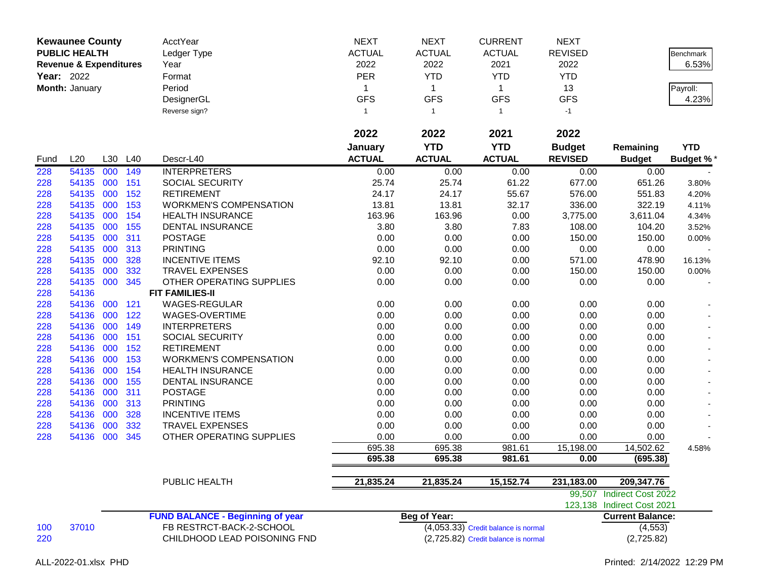**Kewaunee County**
**PUBLIC HEALTH**
**Revenue & Expenditures**
**Year:** 2022
**Month:** January

| | AcctYear | NEXT | NEXT | CURRENT | NEXT | | |
|---|---|---|---|---|---|---|---|
| | Ledger Type | ACTUAL | ACTUAL | ACTUAL | REVISED | | Benchmark |
| | Year | 2022 | 2022 | 2021 | 2022 | | 6.53% |
| | Format | PER | YTD | YTD | YTD | | |
| | Period | 1 | 1 | 1 | 13 | | Payroll: |
| | DesignerGL | GFS | GFS | GFS | GFS | | 4.23% |
| | Reverse sign? | 1 | 1 | 1 | -1 | | |

| Fund | L20 | L30 | L40 | Descr-L40 | 2022 January ACTUAL | 2022 YTD ACTUAL | 2021 YTD ACTUAL | 2022 Budget REVISED | Remaining Budget | YTD Budget % * |
|---|---|---|---|---|---|---|---|---|---|---|
| 228 | 54135 | 000 | 149 | INTERPRETERS | 0.00 | 0.00 | 0.00 | 0.00 | 0.00 | - |
| 228 | 54135 | 000 | 151 | SOCIAL SECURITY | 25.74 | 25.74 | 61.22 | 677.00 | 651.26 | 3.80% |
| 228 | 54135 | 000 | 152 | RETIREMENT | 24.17 | 24.17 | 55.67 | 576.00 | 551.83 | 4.20% |
| 228 | 54135 | 000 | 153 | WORKMEN'S COMPENSATION | 13.81 | 13.81 | 32.17 | 336.00 | 322.19 | 4.11% |
| 228 | 54135 | 000 | 154 | HEALTH INSURANCE | 163.96 | 163.96 | 0.00 | 3,775.00 | 3,611.04 | 4.34% |
| 228 | 54135 | 000 | 155 | DENTAL INSURANCE | 3.80 | 3.80 | 7.83 | 108.00 | 104.20 | 3.52% |
| 228 | 54135 | 000 | 311 | POSTAGE | 0.00 | 0.00 | 0.00 | 150.00 | 150.00 | 0.00% |
| 228 | 54135 | 000 | 313 | PRINTING | 0.00 | 0.00 | 0.00 | 0.00 | 0.00 | - |
| 228 | 54135 | 000 | 328 | INCENTIVE ITEMS | 92.10 | 92.10 | 0.00 | 571.00 | 478.90 | 16.13% |
| 228 | 54135 | 000 | 332 | TRAVEL EXPENSES | 0.00 | 0.00 | 0.00 | 150.00 | 150.00 | 0.00% |
| 228 | 54135 | 000 | 345 | OTHER OPERATING SUPPLIES | 0.00 | 0.00 | 0.00 | 0.00 | 0.00 | - |
| 228 | 54136 | | | **FIT FAMILIES-II** | | | | | | |
| 228 | 54136 | 000 | 121 | WAGES-REGULAR | 0.00 | 0.00 | 0.00 | 0.00 | 0.00 | - |
| 228 | 54136 | 000 | 122 | WAGES-OVERTIME | 0.00 | 0.00 | 0.00 | 0.00 | 0.00 | - |
| 228 | 54136 | 000 | 149 | INTERPRETERS | 0.00 | 0.00 | 0.00 | 0.00 | 0.00 | - |
| 228 | 54136 | 000 | 151 | SOCIAL SECURITY | 0.00 | 0.00 | 0.00 | 0.00 | 0.00 | - |
| 228 | 54136 | 000 | 152 | RETIREMENT | 0.00 | 0.00 | 0.00 | 0.00 | 0.00 | - |
| 228 | 54136 | 000 | 153 | WORKMEN'S COMPENSATION | 0.00 | 0.00 | 0.00 | 0.00 | 0.00 | - |
| 228 | 54136 | 000 | 154 | HEALTH INSURANCE | 0.00 | 0.00 | 0.00 | 0.00 | 0.00 | - |
| 228 | 54136 | 000 | 155 | DENTAL INSURANCE | 0.00 | 0.00 | 0.00 | 0.00 | 0.00 | - |
| 228 | 54136 | 000 | 311 | POSTAGE | 0.00 | 0.00 | 0.00 | 0.00 | 0.00 | - |
| 228 | 54136 | 000 | 313 | PRINTING | 0.00 | 0.00 | 0.00 | 0.00 | 0.00 | - |
| 228 | 54136 | 000 | 328 | INCENTIVE ITEMS | 0.00 | 0.00 | 0.00 | 0.00 | 0.00 | - |
| 228 | 54136 | 000 | 332 | TRAVEL EXPENSES | 0.00 | 0.00 | 0.00 | 0.00 | 0.00 | - |
| 228 | 54136 | 000 | 345 | OTHER OPERATING SUPPLIES | 0.00 | 0.00 | 0.00 | 0.00 | 0.00 | - |
| | | | | | 695.38 | 695.38 | 981.61 | 15,198.00 | 14,502.62 | 4.58% |
| | | | | | **695.38** | **695.38** | **981.61** | **0.00** | **(695.38)** | |
| | | | | PUBLIC HEALTH | **21,835.24** | **21,835.24** | **15,152.74** | **231,183.00** | **209,347.76** | |
| | | | | | | | | 99,507 | Indirect Cost 2022 | |
| | | | | | | | | 123,138 | Indirect Cost 2021 | |

| Fund | L20 | Description | Beg of Year: | | Current Balance: |
|---|---|---|---|---|---|
| | | **FUND BALANCE - Beginning of year** | | | |
| 100 | 37010 | FB RESTRCT-BACK-2-SCHOOL | (4,053.33) | Credit balance is normal | (4,553) |
| 220 | | CHILDHOOD LEAD POISONING FND | (2,725.82) | Credit balance is normal | (2,725.82) |

ALL-2022-01.xlsx PHD

Printed: 2/14/2022 12:29 PM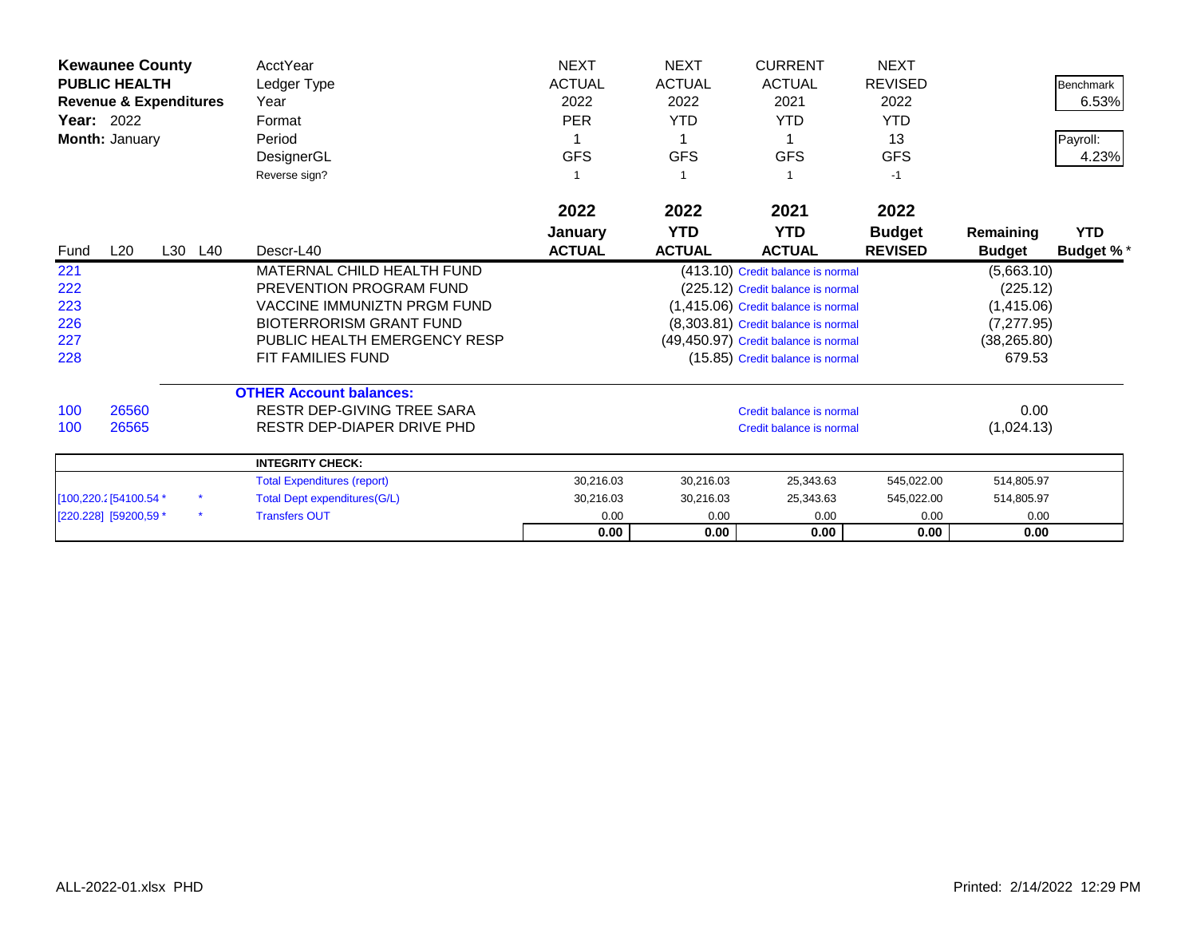**Kewaunee County**
**PUBLIC HEALTH**
**Revenue & Expenditures**
**Year:** 2022
**Month:** January

| | | | | | | | | | | |
|---|---|---|---|---|---|---|---|---|---|---|
| | | | | AcctYear | NEXT | NEXT | CURRENT | NEXT | | Benchmark |
| | | | | Ledger Type | ACTUAL | ACTUAL | ACTUAL | REVISED | | 6.53% |
| | | | | Year | 2022 | 2022 | 2021 | 2022 | | |
| | | | | Format | PER | YTD | YTD | YTD | | Payroll: |
| | | | | Period | 1 | 1 | 1 | 13 | | 4.23% |
| | | | | DesignerGL | GFS | GFS | GFS | GFS | | |
| | | | | Reverse sign? | 1 | 1 | 1 | -1 | | |

| Fund | L20 | L30 | L40 | Descr-L40 | 2022 January ACTUAL | 2022 YTD ACTUAL | 2021 YTD ACTUAL | 2022 Budget REVISED | Remaining Budget | YTD Budget % * |
|---|---|---|---|---|---|---|---|---|---|---|
| 221 | | | | MATERNAL CHILD HEALTH FUND | | | (413.10) Credit balance is normal | | (5,663.10) | |
| 222 | | | | PREVENTION PROGRAM FUND | | | (225.12) Credit balance is normal | | (225.12) | |
| 223 | | | | VACCINE IMMUNIZTN PRGM FUND | | | (1,415.06) Credit balance is normal | | (1,415.06) | |
| 226 | | | | BIOTERRORISM GRANT FUND | | | (8,303.81) Credit balance is normal | | (7,277.95) | |
| 227 | | | | PUBLIC HEALTH EMERGENCY RESP | | | (49,450.97) Credit balance is normal | | (38,265.80) | |
| 228 | | | | FIT FAMILIES FUND | | | (15.85) Credit balance is normal | | 679.53 | |
| | | | | **OTHER Account balances:** | | | | | | |
| 100 | 26560 | | | RESTR DEP-GIVING TREE SARA | | | Credit balance is normal | | 0.00 | |
| 100 | 26565 | | | RESTR DEP-DIAPER DRIVE PHD | | | Credit balance is normal | | (1,024.13) | |

| | | | | | | | | | |
|---|---|---|---|---|---|---|---|---|---|
| | | | **INTEGRITY CHECK:** | | | | | | |
| | | | Total Expenditures (report) | 30,216.03 | 30,216.03 | 25,343.63 | 545,022.00 | 514,805.97 | |
| [100,220.2 | [54100.54 * | * | Total Dept expenditures(G/L) | 30,216.03 | 30,216.03 | 25,343.63 | 545,022.00 | 514,805.97 | |
| [220.228] | [59200,59 * | * | Transfers OUT | 0.00 | 0.00 | 0.00 | 0.00 | 0.00 | |
| | | | | **0.00** | **0.00** | **0.00** | **0.00** | **0.00** | |

ALL-2022-01.xlsx PHD

Printed: 2/14/2022 12:29 PM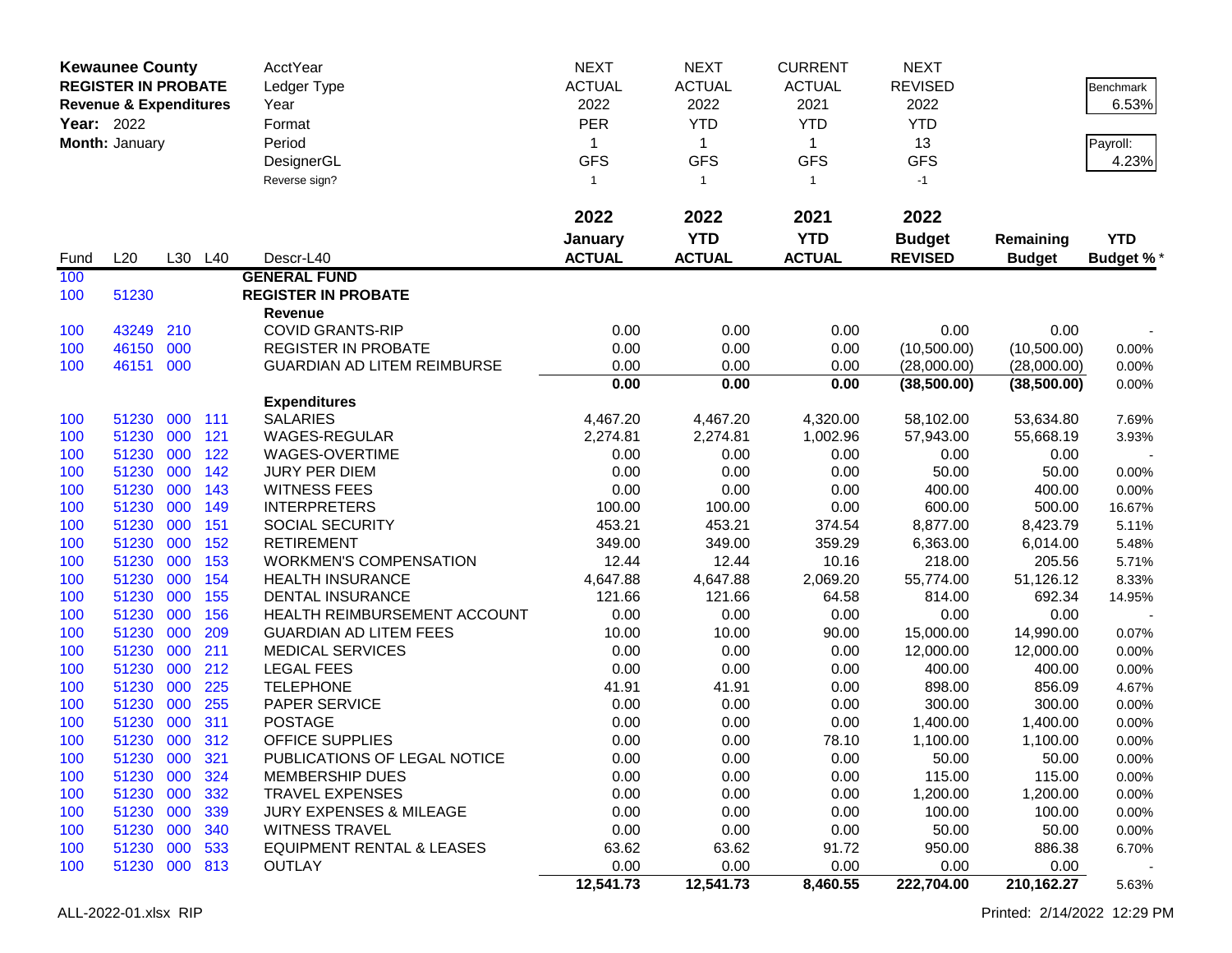**Kewaunee County**
**REGISTER IN PROBATE**
**Revenue & Expenditures**
**Year:** 2022
**Month:** January

| | | | | AcctYear | NEXT | NEXT | CURRENT | NEXT | | |
|---|---|---|---|---|---|---|---|---|---|---|
| | | | | Ledger Type | ACTUAL | ACTUAL | ACTUAL | REVISED | | Benchmark |
| | | | | Year | 2022 | 2022 | 2021 | 2022 | | 6.53% |
| | | | | Format | PER | YTD | YTD | YTD | | |
| | | | | Period | 1 | 1 | 1 | 13 | | Payroll: |
| | | | | DesignerGL | GFS | GFS | GFS | GFS | | 4.23% |
| | | | | Reverse sign? | 1 | 1 | 1 | -1 | | |

| Fund | L20 | L30 | L40 | Descr-L40 | 2022 January ACTUAL | 2022 YTD ACTUAL | 2021 YTD ACTUAL | 2022 Budget REVISED | Remaining Budget | YTD Budget % * |
|---|---|---|---|---|---|---|---|---|---|---|
| 100 | | | | **GENERAL FUND** | | | | | | |
| 100 | 51230 | | | **REGISTER IN PROBATE** | | | | | | |
| | | | | **Revenue** | | | | | | |
| 100 | 43249 | 210 | | COVID GRANTS-RIP | 0.00 | 0.00 | 0.00 | 0.00 | 0.00 | - |
| 100 | 46150 | 000 | | REGISTER IN PROBATE | 0.00 | 0.00 | 0.00 | (10,500.00) | (10,500.00) | 0.00% |
| 100 | 46151 | 000 | | GUARDIAN AD LITEM REIMBURSE | 0.00 | 0.00 | 0.00 | (28,000.00) | (28,000.00) | 0.00% |
| | | | | | **0.00** | **0.00** | **0.00** | **(38,500.00)** | **(38,500.00)** | 0.00% |
| | | | | **Expenditures** | | | | | | |
| 100 | 51230 | 000 | 111 | SALARIES | 4,467.20 | 4,467.20 | 4,320.00 | 58,102.00 | 53,634.80 | 7.69% |
| 100 | 51230 | 000 | 121 | WAGES-REGULAR | 2,274.81 | 2,274.81 | 1,002.96 | 57,943.00 | 55,668.19 | 3.93% |
| 100 | 51230 | 000 | 122 | WAGES-OVERTIME | 0.00 | 0.00 | 0.00 | 0.00 | 0.00 | - |
| 100 | 51230 | 000 | 142 | JURY PER DIEM | 0.00 | 0.00 | 0.00 | 50.00 | 50.00 | 0.00% |
| 100 | 51230 | 000 | 143 | WITNESS FEES | 0.00 | 0.00 | 0.00 | 400.00 | 400.00 | 0.00% |
| 100 | 51230 | 000 | 149 | INTERPRETERS | 100.00 | 100.00 | 0.00 | 600.00 | 500.00 | 16.67% |
| 100 | 51230 | 000 | 151 | SOCIAL SECURITY | 453.21 | 453.21 | 374.54 | 8,877.00 | 8,423.79 | 5.11% |
| 100 | 51230 | 000 | 152 | RETIREMENT | 349.00 | 349.00 | 359.29 | 6,363.00 | 6,014.00 | 5.48% |
| 100 | 51230 | 000 | 153 | WORKMEN'S COMPENSATION | 12.44 | 12.44 | 10.16 | 218.00 | 205.56 | 5.71% |
| 100 | 51230 | 000 | 154 | HEALTH INSURANCE | 4,647.88 | 4,647.88 | 2,069.20 | 55,774.00 | 51,126.12 | 8.33% |
| 100 | 51230 | 000 | 155 | DENTAL INSURANCE | 121.66 | 121.66 | 64.58 | 814.00 | 692.34 | 14.95% |
| 100 | 51230 | 000 | 156 | HEALTH REIMBURSEMENT ACCOUNT | 0.00 | 0.00 | 0.00 | 0.00 | 0.00 | - |
| 100 | 51230 | 000 | 209 | GUARDIAN AD LITEM FEES | 10.00 | 10.00 | 90.00 | 15,000.00 | 14,990.00 | 0.07% |
| 100 | 51230 | 000 | 211 | MEDICAL SERVICES | 0.00 | 0.00 | 0.00 | 12,000.00 | 12,000.00 | 0.00% |
| 100 | 51230 | 000 | 212 | LEGAL FEES | 0.00 | 0.00 | 0.00 | 400.00 | 400.00 | 0.00% |
| 100 | 51230 | 000 | 225 | TELEPHONE | 41.91 | 41.91 | 0.00 | 898.00 | 856.09 | 4.67% |
| 100 | 51230 | 000 | 255 | PAPER SERVICE | 0.00 | 0.00 | 0.00 | 300.00 | 300.00 | 0.00% |
| 100 | 51230 | 000 | 311 | POSTAGE | 0.00 | 0.00 | 0.00 | 1,400.00 | 1,400.00 | 0.00% |
| 100 | 51230 | 000 | 312 | OFFICE SUPPLIES | 0.00 | 0.00 | 78.10 | 1,100.00 | 1,100.00 | 0.00% |
| 100 | 51230 | 000 | 321 | PUBLICATIONS OF LEGAL NOTICE | 0.00 | 0.00 | 0.00 | 50.00 | 50.00 | 0.00% |
| 100 | 51230 | 000 | 324 | MEMBERSHIP DUES | 0.00 | 0.00 | 0.00 | 115.00 | 115.00 | 0.00% |
| 100 | 51230 | 000 | 332 | TRAVEL EXPENSES | 0.00 | 0.00 | 0.00 | 1,200.00 | 1,200.00 | 0.00% |
| 100 | 51230 | 000 | 339 | JURY EXPENSES & MILEAGE | 0.00 | 0.00 | 0.00 | 100.00 | 100.00 | 0.00% |
| 100 | 51230 | 000 | 340 | WITNESS TRAVEL | 0.00 | 0.00 | 0.00 | 50.00 | 50.00 | 0.00% |
| 100 | 51230 | 000 | 533 | EQUIPMENT RENTAL & LEASES | 63.62 | 63.62 | 91.72 | 950.00 | 886.38 | 6.70% |
| 100 | 51230 | 000 | 813 | OUTLAY | 0.00 | 0.00 | 0.00 | 0.00 | 0.00 | - |
| | | | | | **12,541.73** | **12,541.73** | **8,460.55** | **222,704.00** | **210,162.27** | 5.63% |

ALL-2022-01.xlsx RIP | Printed: 2/14/2022 12:29 PM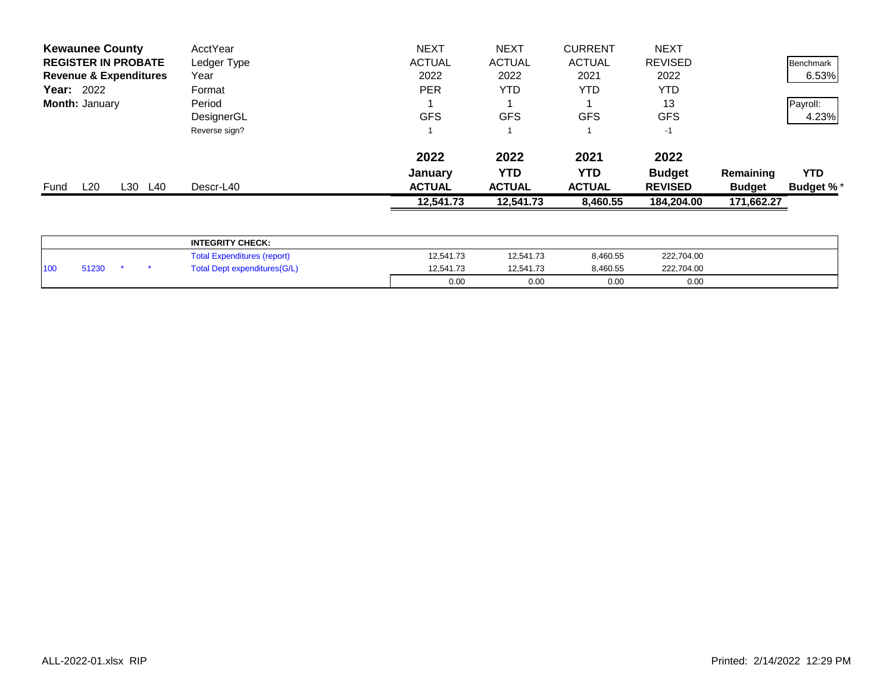**Kewaunee County**
**REGISTER IN PROBATE**
**Revenue & Expenditures**
**Year:** 2022
**Month:** January

| | | | | | | | | | | |
|---|---|---|---|---|---|---|---|---|---|---|
| | | | | AcctYear | NEXT | NEXT | CURRENT | NEXT | | |
| | | | | Ledger Type | ACTUAL | ACTUAL | ACTUAL | REVISED | | Benchmark |
| | | | | Year | 2022 | 2022 | 2021 | 2022 | | 6.53% |
| | | | | Format | PER | YTD | YTD | YTD | | |
| | | | | Period | 1 | 1 | 1 | 13 | | Payroll: |
| | | | | DesignerGL | GFS | GFS | GFS | GFS | | 4.23% |
| | | | | Reverse sign? | 1 | 1 | 1 | -1 | | |
| | | | | | **2022** | **2022** | **2021** | **2022** | | |
| | | | | | **January** | **YTD** | **YTD** | **Budget** | **Remaining** | **YTD** |
| Fund | L20 | L30 | L40 | Descr-L40 | **ACTUAL** | **ACTUAL** | **ACTUAL** | **REVISED** | **Budget** | **Budget %** * |
| | | | | | **12,541.73** | **12,541.73** | **8,460.55** | **184,204.00** | **171,662.27** | |

| | | | | | | | | |
|---|---|---|---|---|---|---|---|---|
| | | | | **INTEGRITY CHECK:** | | | | |
| | | | | Total Expenditures (report) | 12,541.73 | 12,541.73 | 8,460.55 | 222,704.00 |
| 100 | 51230 | * | * | Total Dept expenditures(G/L) | 12,541.73 | 12,541.73 | 8,460.55 | 222,704.00 |
| | | | | | 0.00 | 0.00 | 0.00 | 0.00 |

ALL-2022-01.xlsx RIP

Printed: 2/14/2022 12:29 PM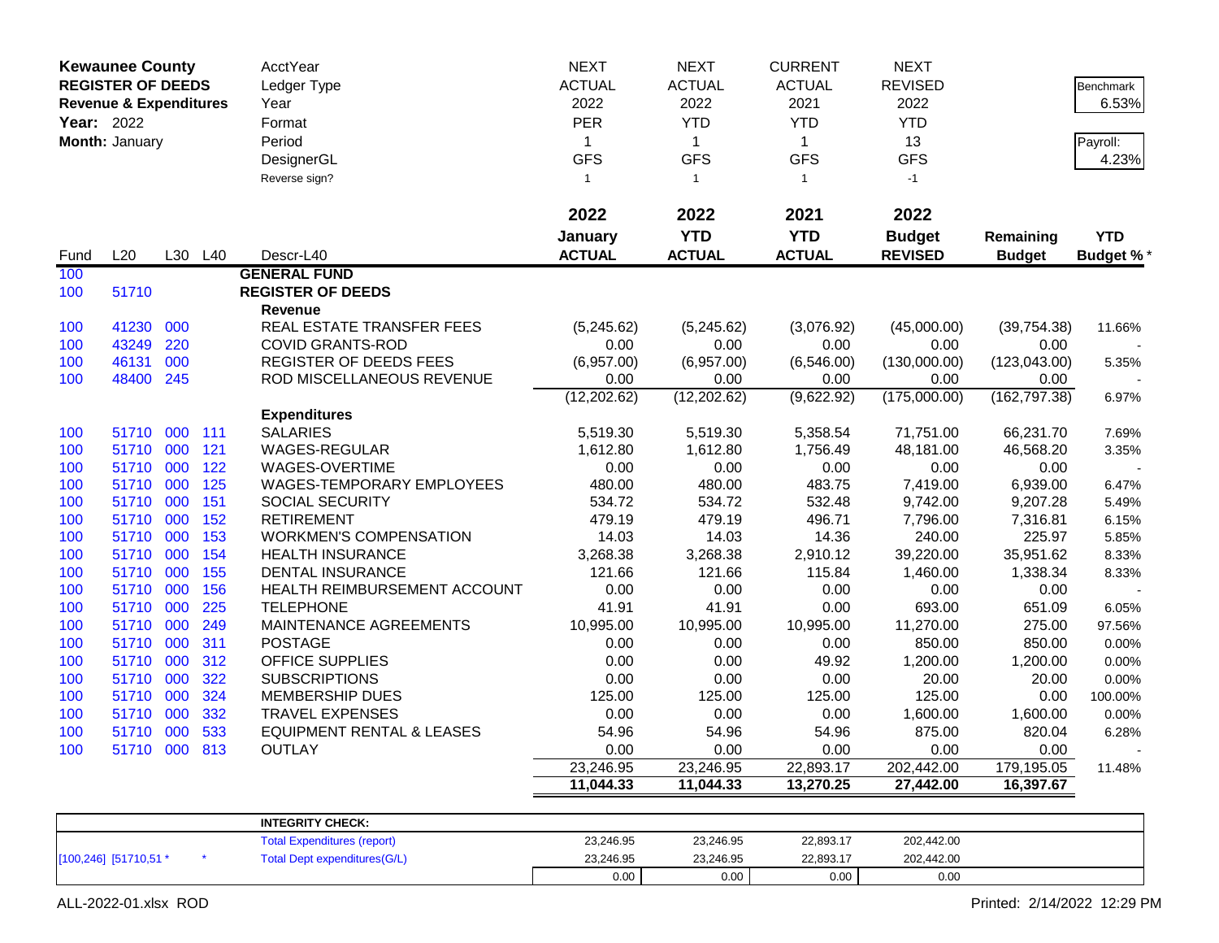**Kewaunee County**
**REGISTER OF DEEDS**
**Revenue & Expenditures**
**Year:** 2022
**Month:** January

| | | | | | | | | | | |
|---|---|---|---|---|---|---|---|---|---|---|
| | | | | AcctYear | NEXT | NEXT | CURRENT | NEXT | | |
| | | | | Ledger Type | ACTUAL | ACTUAL | ACTUAL | REVISED | | Benchmark |
| | | | | Year | 2022 | 2022 | 2021 | 2022 | | 6.53% |
| | | | | Format | PER | YTD | YTD | YTD | | |
| | | | | Period | 1 | 1 | 1 | 13 | | Payroll: |
| | | | | DesignerGL | GFS | GFS | GFS | GFS | | 4.23% |
| | | | | Reverse sign? | 1 | 1 | 1 | -1 | | |

| Fund | L20 | L30 | L40 | Descr-L40 | 2022 January ACTUAL | 2022 YTD ACTUAL | 2021 YTD ACTUAL | 2022 Budget REVISED | Remaining Budget | YTD Budget % * |
|---|---|---|---|---|---|---|---|---|---|---|
| 100 | | | | **GENERAL FUND** | | | | | | |
| 100 | 51710 | | | **REGISTER OF DEEDS** | | | | | | |
| | | | | **Revenue** | | | | | | |
| 100 | 41230 | 000 | | REAL ESTATE TRANSFER FEES | (5,245.62) | (5,245.62) | (3,076.92) | (45,000.00) | (39,754.38) | 11.66% |
| 100 | 43249 | 220 | | COVID GRANTS-ROD | 0.00 | 0.00 | 0.00 | 0.00 | 0.00 | - |
| 100 | 46131 | 000 | | REGISTER OF DEEDS FEES | (6,957.00) | (6,957.00) | (6,546.00) | (130,000.00) | (123,043.00) | 5.35% |
| 100 | 48400 | 245 | | ROD MISCELLANEOUS REVENUE | 0.00 | 0.00 | 0.00 | 0.00 | 0.00 | - |
| | | | | | (12,202.62) | (12,202.62) | (9,622.92) | (175,000.00) | (162,797.38) | 6.97% |
| | | | | **Expenditures** | | | | | | |
| 100 | 51710 | 000 | 111 | SALARIES | 5,519.30 | 5,519.30 | 5,358.54 | 71,751.00 | 66,231.70 | 7.69% |
| 100 | 51710 | 000 | 121 | WAGES-REGULAR | 1,612.80 | 1,612.80 | 1,756.49 | 48,181.00 | 46,568.20 | 3.35% |
| 100 | 51710 | 000 | 122 | WAGES-OVERTIME | 0.00 | 0.00 | 0.00 | 0.00 | 0.00 | - |
| 100 | 51710 | 000 | 125 | WAGES-TEMPORARY EMPLOYEES | 480.00 | 480.00 | 483.75 | 7,419.00 | 6,939.00 | 6.47% |
| 100 | 51710 | 000 | 151 | SOCIAL SECURITY | 534.72 | 534.72 | 532.48 | 9,742.00 | 9,207.28 | 5.49% |
| 100 | 51710 | 000 | 152 | RETIREMENT | 479.19 | 479.19 | 496.71 | 7,796.00 | 7,316.81 | 6.15% |
| 100 | 51710 | 000 | 153 | WORKMEN'S COMPENSATION | 14.03 | 14.03 | 14.36 | 240.00 | 225.97 | 5.85% |
| 100 | 51710 | 000 | 154 | HEALTH INSURANCE | 3,268.38 | 3,268.38 | 2,910.12 | 39,220.00 | 35,951.62 | 8.33% |
| 100 | 51710 | 000 | 155 | DENTAL INSURANCE | 121.66 | 121.66 | 115.84 | 1,460.00 | 1,338.34 | 8.33% |
| 100 | 51710 | 000 | 156 | HEALTH REIMBURSEMENT ACCOUNT | 0.00 | 0.00 | 0.00 | 0.00 | 0.00 | - |
| 100 | 51710 | 000 | 225 | TELEPHONE | 41.91 | 41.91 | 0.00 | 693.00 | 651.09 | 6.05% |
| 100 | 51710 | 000 | 249 | MAINTENANCE AGREEMENTS | 10,995.00 | 10,995.00 | 10,995.00 | 11,270.00 | 275.00 | 97.56% |
| 100 | 51710 | 000 | 311 | POSTAGE | 0.00 | 0.00 | 0.00 | 850.00 | 850.00 | 0.00% |
| 100 | 51710 | 000 | 312 | OFFICE SUPPLIES | 0.00 | 0.00 | 49.92 | 1,200.00 | 1,200.00 | 0.00% |
| 100 | 51710 | 000 | 322 | SUBSCRIPTIONS | 0.00 | 0.00 | 0.00 | 20.00 | 20.00 | 0.00% |
| 100 | 51710 | 000 | 324 | MEMBERSHIP DUES | 125.00 | 125.00 | 125.00 | 125.00 | 0.00 | 100.00% |
| 100 | 51710 | 000 | 332 | TRAVEL EXPENSES | 0.00 | 0.00 | 0.00 | 1,600.00 | 1,600.00 | 0.00% |
| 100 | 51710 | 000 | 533 | EQUIPMENT RENTAL & LEASES | 54.96 | 54.96 | 54.96 | 875.00 | 820.04 | 6.28% |
| 100 | 51710 | 000 | 813 | OUTLAY | 0.00 | 0.00 | 0.00 | 0.00 | 0.00 | - |
| | | | | | 23,246.95 | 23,246.95 | 22,893.17 | 202,442.00 | 179,195.05 | 11.48% |
| | | | | | **11,044.33** | **11,044.33** | **13,270.25** | **27,442.00** | **16,397.67** | |

| | | | | | |
|---|---|---|---|---|---|
| | **INTEGRITY CHECK:** | | | | |
| | Total Expenditures (report) | 23,246.95 | 23,246.95 | 22,893.17 | 202,442.00 |
| [100,246] [51710,51 * * | Total Dept expenditures(G/L) | 23,246.95 | 23,246.95 | 22,893.17 | 202,442.00 |
| | | 0.00 | 0.00 | 0.00 | 0.00 |

ALL-2022-01.xlsx ROD
Printed: 2/14/2022 12:29 PM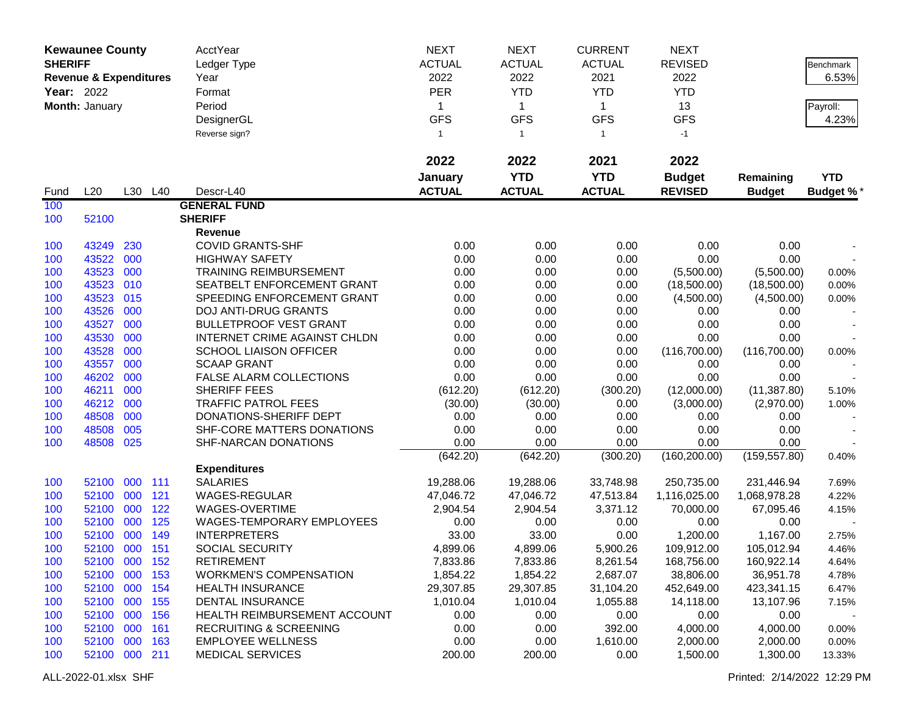| **Kewaunee County** | | | | AcctYear | NEXT | NEXT | CURRENT | NEXT | | |
|---|---|---|---|---|---|---|---|---|---|---|
| **SHERIFF** | | | | Ledger Type | ACTUAL | ACTUAL | ACTUAL | REVISED | | Benchmark |
| **Revenue & Expenditures** | | | | Year | 2022 | 2022 | 2021 | 2022 | | 6.53% |
| **Year:** 2022 | | | | Format | PER | YTD | YTD | YTD | | |
| **Month:** January | | | | Period | 1 | 1 | 1 | 13 | | Payroll: |
| | | | | DesignerGL | GFS | GFS | GFS | GFS | | 4.23% |
| | | | | Reverse sign? | 1 | 1 | 1 | -1 | | |
| | | | | | **2022** | **2022** | **2021** | **2022** | | |
| | | | | | **January** | **YTD** | **YTD** | **Budget** | **Remaining** | **YTD** |
| Fund | L20 | L30 | L40 | Descr-L40 | **ACTUAL** | **ACTUAL** | **ACTUAL** | **REVISED** | **Budget** | **Budget %*** |
| 100 | | | | **GENERAL FUND** | | | | | | |
| 100 | 52100 | | | **SHERIFF** | | | | | | |
| | | | | **Revenue** | | | | | | |
| 100 | 43249 | 230 | | COVID GRANTS-SHF | 0.00 | 0.00 | 0.00 | 0.00 | 0.00 | - |
| 100 | 43522 | 000 | | HIGHWAY SAFETY | 0.00 | 0.00 | 0.00 | 0.00 | 0.00 | - |
| 100 | 43523 | 000 | | TRAINING REIMBURSEMENT | 0.00 | 0.00 | 0.00 | (5,500.00) | (5,500.00) | 0.00% |
| 100 | 43523 | 010 | | SEATBELT ENFORCEMENT GRANT | 0.00 | 0.00 | 0.00 | (18,500.00) | (18,500.00) | 0.00% |
| 100 | 43523 | 015 | | SPEEDING ENFORCEMENT GRANT | 0.00 | 0.00 | 0.00 | (4,500.00) | (4,500.00) | 0.00% |
| 100 | 43526 | 000 | | DOJ ANTI-DRUG GRANTS | 0.00 | 0.00 | 0.00 | 0.00 | 0.00 | - |
| 100 | 43527 | 000 | | BULLETPROOF VEST GRANT | 0.00 | 0.00 | 0.00 | 0.00 | 0.00 | - |
| 100 | 43530 | 000 | | INTERNET CRIME AGAINST CHLDN | 0.00 | 0.00 | 0.00 | 0.00 | 0.00 | - |
| 100 | 43528 | 000 | | SCHOOL LIAISON OFFICER | 0.00 | 0.00 | 0.00 | (116,700.00) | (116,700.00) | 0.00% |
| 100 | 43557 | 000 | | SCAAP GRANT | 0.00 | 0.00 | 0.00 | 0.00 | 0.00 | - |
| 100 | 46202 | 000 | | FALSE ALARM COLLECTIONS | 0.00 | 0.00 | 0.00 | 0.00 | 0.00 | - |
| 100 | 46211 | 000 | | SHERIFF FEES | (612.20) | (612.20) | (300.20) | (12,000.00) | (11,387.80) | 5.10% |
| 100 | 46212 | 000 | | TRAFFIC PATROL FEES | (30.00) | (30.00) | 0.00 | (3,000.00) | (2,970.00) | 1.00% |
| 100 | 48508 | 000 | | DONATIONS-SHERIFF DEPT | 0.00 | 0.00 | 0.00 | 0.00 | 0.00 | - |
| 100 | 48508 | 005 | | SHF-CORE MATTERS DONATIONS | 0.00 | 0.00 | 0.00 | 0.00 | 0.00 | - |
| 100 | 48508 | 025 | | SHF-NARCAN DONATIONS | 0.00 | 0.00 | 0.00 | 0.00 | 0.00 | - |
| | | | | | (642.20) | (642.20) | (300.20) | (160,200.00) | (159,557.80) | 0.40% |
| | | | | **Expenditures** | | | | | | |
| 100 | 52100 | 000 | 111 | SALARIES | 19,288.06 | 19,288.06 | 33,748.98 | 250,735.00 | 231,446.94 | 7.69% |
| 100 | 52100 | 000 | 121 | WAGES-REGULAR | 47,046.72 | 47,046.72 | 47,513.84 | 1,116,025.00 | 1,068,978.28 | 4.22% |
| 100 | 52100 | 000 | 122 | WAGES-OVERTIME | 2,904.54 | 2,904.54 | 3,371.12 | 70,000.00 | 67,095.46 | 4.15% |
| 100 | 52100 | 000 | 125 | WAGES-TEMPORARY EMPLOYEES | 0.00 | 0.00 | 0.00 | 0.00 | 0.00 | - |
| 100 | 52100 | 000 | 149 | INTERPRETERS | 33.00 | 33.00 | 0.00 | 1,200.00 | 1,167.00 | 2.75% |
| 100 | 52100 | 000 | 151 | SOCIAL SECURITY | 4,899.06 | 4,899.06 | 5,900.26 | 109,912.00 | 105,012.94 | 4.46% |
| 100 | 52100 | 000 | 152 | RETIREMENT | 7,833.86 | 7,833.86 | 8,261.54 | 168,756.00 | 160,922.14 | 4.64% |
| 100 | 52100 | 000 | 153 | WORKMEN'S COMPENSATION | 1,854.22 | 1,854.22 | 2,687.07 | 38,806.00 | 36,951.78 | 4.78% |
| 100 | 52100 | 000 | 154 | HEALTH INSURANCE | 29,307.85 | 29,307.85 | 31,104.20 | 452,649.00 | 423,341.15 | 6.47% |
| 100 | 52100 | 000 | 155 | DENTAL INSURANCE | 1,010.04 | 1,010.04 | 1,055.88 | 14,118.00 | 13,107.96 | 7.15% |
| 100 | 52100 | 000 | 156 | HEALTH REIMBURSEMENT ACCOUNT | 0.00 | 0.00 | 0.00 | 0.00 | 0.00 | - |
| 100 | 52100 | 000 | 161 | RECRUITING & SCREENING | 0.00 | 0.00 | 392.00 | 4,000.00 | 4,000.00 | 0.00% |
| 100 | 52100 | 000 | 163 | EMPLOYEE WELLNESS | 0.00 | 0.00 | 1,610.00 | 2,000.00 | 2,000.00 | 0.00% |
| 100 | 52100 | 000 | 211 | MEDICAL SERVICES | 200.00 | 200.00 | 0.00 | 1,500.00 | 1,300.00 | 13.33% |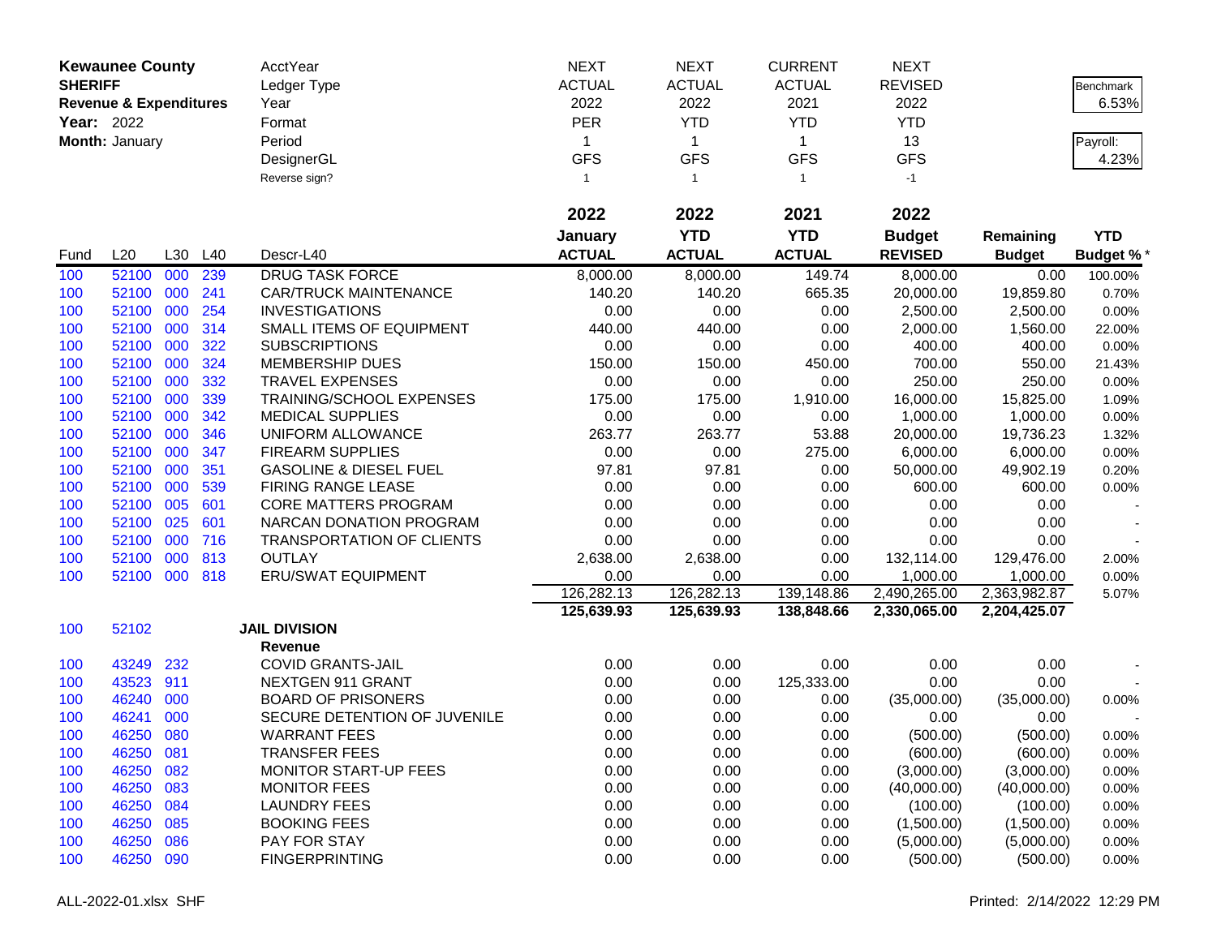**Kewaunee County**
**SHERIFF**
**Revenue & Expenditures**
**Year:** 2022
**Month:** January

| | | | | AcctYear | NEXT | NEXT | CURRENT | NEXT | | |
|---|---|---|---|---|---|---|---|---|---|---|
| | | | | Ledger Type | ACTUAL | ACTUAL | ACTUAL | REVISED | | Benchmark |
| | | | | Year | 2022 | 2022 | 2021 | 2022 | | 6.53% |
| | | | | Format | PER | YTD | YTD | YTD | | |
| | | | | Period | 1 | 1 | 1 | 13 | | Payroll: |
| | | | | DesignerGL | GFS | GFS | GFS | GFS | | 4.23% |
| | | | | Reverse sign? | 1 | 1 | 1 | -1 | | |
| | | | | | **2022** | **2022** | **2021** | **2022** | | |
| **Fund** | **L20** | **L30** | **L40** | **Descr-L40** | **January ACTUAL** | **YTD ACTUAL** | **YTD ACTUAL** | **Budget REVISED** | **Remaining Budget** | **YTD Budget %*** |
| 100 | 52100 | 000 | 239 | DRUG TASK FORCE | 8,000.00 | 8,000.00 | 149.74 | 8,000.00 | 0.00 | 100.00% |
| 100 | 52100 | 000 | 241 | CAR/TRUCK MAINTENANCE | 140.20 | 140.20 | 665.35 | 20,000.00 | 19,859.80 | 0.70% |
| 100 | 52100 | 000 | 254 | INVESTIGATIONS | 0.00 | 0.00 | 0.00 | 2,500.00 | 2,500.00 | 0.00% |
| 100 | 52100 | 000 | 314 | SMALL ITEMS OF EQUIPMENT | 440.00 | 440.00 | 0.00 | 2,000.00 | 1,560.00 | 22.00% |
| 100 | 52100 | 000 | 322 | SUBSCRIPTIONS | 0.00 | 0.00 | 0.00 | 400.00 | 400.00 | 0.00% |
| 100 | 52100 | 000 | 324 | MEMBERSHIP DUES | 150.00 | 150.00 | 450.00 | 700.00 | 550.00 | 21.43% |
| 100 | 52100 | 000 | 332 | TRAVEL EXPENSES | 0.00 | 0.00 | 0.00 | 250.00 | 250.00 | 0.00% |
| 100 | 52100 | 000 | 339 | TRAINING/SCHOOL EXPENSES | 175.00 | 175.00 | 1,910.00 | 16,000.00 | 15,825.00 | 1.09% |
| 100 | 52100 | 000 | 342 | MEDICAL SUPPLIES | 0.00 | 0.00 | 0.00 | 1,000.00 | 1,000.00 | 0.00% |
| 100 | 52100 | 000 | 346 | UNIFORM ALLOWANCE | 263.77 | 263.77 | 53.88 | 20,000.00 | 19,736.23 | 1.32% |
| 100 | 52100 | 000 | 347 | FIREARM SUPPLIES | 0.00 | 0.00 | 275.00 | 6,000.00 | 6,000.00 | 0.00% |
| 100 | 52100 | 000 | 351 | GASOLINE & DIESEL FUEL | 97.81 | 97.81 | 0.00 | 50,000.00 | 49,902.19 | 0.20% |
| 100 | 52100 | 000 | 539 | FIRING RANGE LEASE | 0.00 | 0.00 | 0.00 | 600.00 | 600.00 | 0.00% |
| 100 | 52100 | 005 | 601 | CORE MATTERS PROGRAM | 0.00 | 0.00 | 0.00 | 0.00 | 0.00 | - |
| 100 | 52100 | 025 | 601 | NARCAN DONATION PROGRAM | 0.00 | 0.00 | 0.00 | 0.00 | 0.00 | - |
| 100 | 52100 | 000 | 716 | TRANSPORTATION OF CLIENTS | 0.00 | 0.00 | 0.00 | 0.00 | 0.00 | - |
| 100 | 52100 | 000 | 813 | OUTLAY | 2,638.00 | 2,638.00 | 0.00 | 132,114.00 | 129,476.00 | 2.00% |
| 100 | 52100 | 000 | 818 | ERU/SWAT EQUIPMENT | 0.00 | 0.00 | 0.00 | 1,000.00 | 1,000.00 | 0.00% |
| | | | | | 126,282.13 | 126,282.13 | 139,148.86 | 2,490,265.00 | 2,363,982.87 | 5.07% |
| | | | | | **125,639.93** | **125,639.93** | **138,848.66** | **2,330,065.00** | **2,204,425.07** | |
| 100 | 52102 | | | **JAIL DIVISION** | | | | | | |
| | | | | **Revenue** | | | | | | |
| 100 | 43249 | 232 | | COVID GRANTS-JAIL | 0.00 | 0.00 | 0.00 | 0.00 | 0.00 | - |
| 100 | 43523 | 911 | | NEXTGEN 911 GRANT | 0.00 | 0.00 | 125,333.00 | 0.00 | 0.00 | - |
| 100 | 46240 | 000 | | BOARD OF PRISONERS | 0.00 | 0.00 | 0.00 | (35,000.00) | (35,000.00) | 0.00% |
| 100 | 46241 | 000 | | SECURE DETENTION OF JUVENILE | 0.00 | 0.00 | 0.00 | 0.00 | 0.00 | - |
| 100 | 46250 | 080 | | WARRANT FEES | 0.00 | 0.00 | 0.00 | (500.00) | (500.00) | 0.00% |
| 100 | 46250 | 081 | | TRANSFER FEES | 0.00 | 0.00 | 0.00 | (600.00) | (600.00) | 0.00% |
| 100 | 46250 | 082 | | MONITOR START-UP FEES | 0.00 | 0.00 | 0.00 | (3,000.00) | (3,000.00) | 0.00% |
| 100 | 46250 | 083 | | MONITOR FEES | 0.00 | 0.00 | 0.00 | (40,000.00) | (40,000.00) | 0.00% |
| 100 | 46250 | 084 | | LAUNDRY FEES | 0.00 | 0.00 | 0.00 | (100.00) | (100.00) | 0.00% |
| 100 | 46250 | 085 | | BOOKING FEES | 0.00 | 0.00 | 0.00 | (1,500.00) | (1,500.00) | 0.00% |
| 100 | 46250 | 086 | | PAY FOR STAY | 0.00 | 0.00 | 0.00 | (5,000.00) | (5,000.00) | 0.00% |
| 100 | 46250 | 090 | | FINGERPRINTING | 0.00 | 0.00 | 0.00 | (500.00) | (500.00) | 0.00% |

ALL-2022-01.xlsx SHF Printed: 2/14/2022 12:29 PM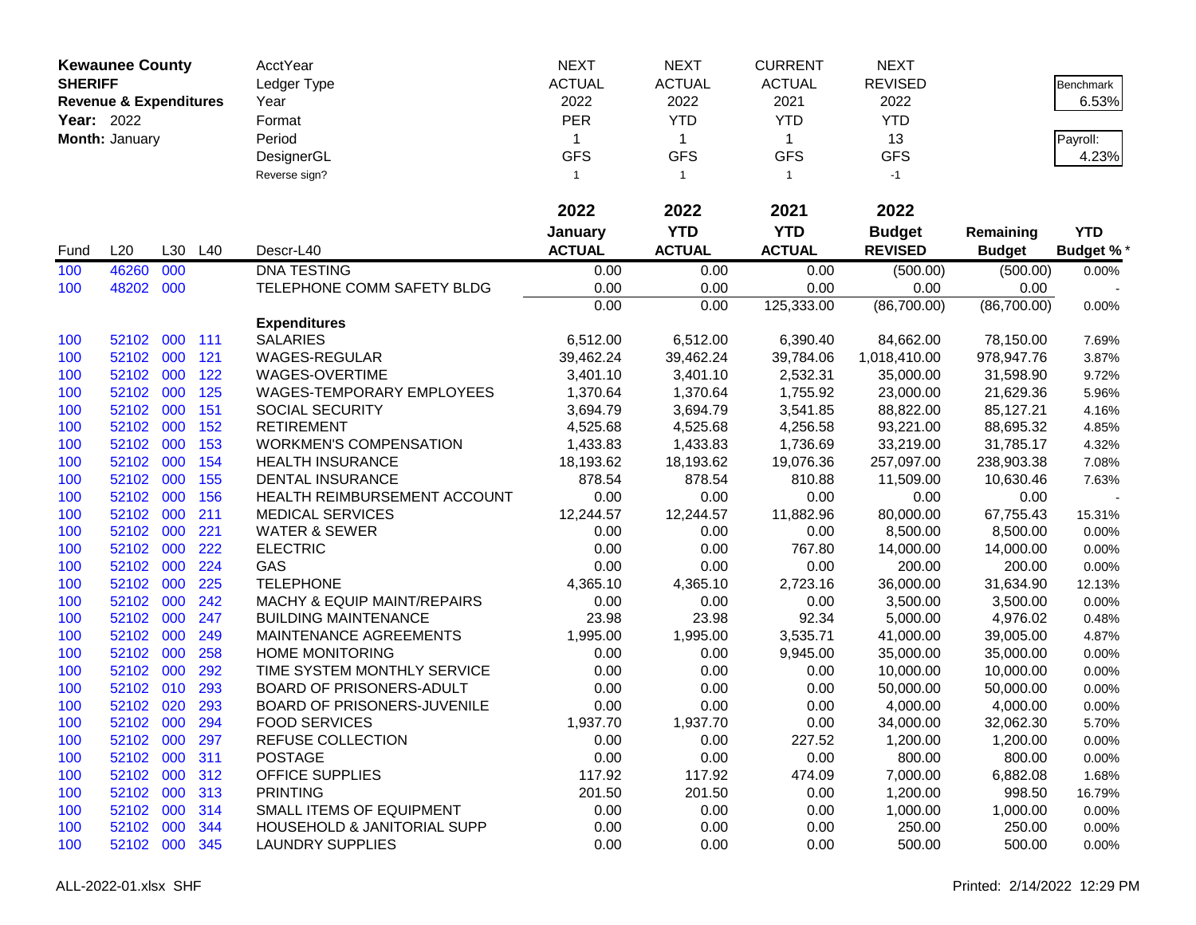**Kewaunee County**
**SHERIFF**
**Revenue & Expenditures**
**Year:** 2022
**Month:** January

| | NEXT | NEXT | CURRENT | NEXT | | |
|---|---|---|---|---|---|---|
| AcctYear | NEXT | NEXT | CURRENT | NEXT | | Benchmark |
| Ledger Type | ACTUAL | ACTUAL | ACTUAL | REVISED | | 6.53% |
| Year | 2022 | 2022 | 2021 | 2022 | | |
| Format | PER | YTD | YTD | YTD | | Payroll: |
| Period | 1 | 1 | 1 | 13 | | 4.23% |
| DesignerGL | GFS | GFS | GFS | GFS | | |
| Reverse sign? | 1 | 1 | 1 | -1 | | |

| Fund | L20 | L30 | L40 | Descr-L40 | 2022 January ACTUAL | 2022 YTD ACTUAL | 2021 YTD ACTUAL | 2022 Budget REVISED | Remaining Budget | YTD Budget % * |
|---|---|---|---|---|---|---|---|---|---|---|
| 100 | 46260 | 000 | | DNA TESTING | 0.00 | 0.00 | 0.00 | (500.00) | (500.00) | 0.00% |
| 100 | 48202 | 000 | | TELEPHONE COMM SAFETY BLDG | 0.00 | 0.00 | 0.00 | 0.00 | 0.00 | - |
| | | | | | 0.00 | 0.00 | 125,333.00 | (86,700.00) | (86,700.00) | 0.00% |
| | | | | **Expenditures** | | | | | | |
| 100 | 52102 | 000 | 111 | SALARIES | 6,512.00 | 6,512.00 | 6,390.40 | 84,662.00 | 78,150.00 | 7.69% |
| 100 | 52102 | 000 | 121 | WAGES-REGULAR | 39,462.24 | 39,462.24 | 39,784.06 | 1,018,410.00 | 978,947.76 | 3.87% |
| 100 | 52102 | 000 | 122 | WAGES-OVERTIME | 3,401.10 | 3,401.10 | 2,532.31 | 35,000.00 | 31,598.90 | 9.72% |
| 100 | 52102 | 000 | 125 | WAGES-TEMPORARY EMPLOYEES | 1,370.64 | 1,370.64 | 1,755.92 | 23,000.00 | 21,629.36 | 5.96% |
| 100 | 52102 | 000 | 151 | SOCIAL SECURITY | 3,694.79 | 3,694.79 | 3,541.85 | 88,822.00 | 85,127.21 | 4.16% |
| 100 | 52102 | 000 | 152 | RETIREMENT | 4,525.68 | 4,525.68 | 4,256.58 | 93,221.00 | 88,695.32 | 4.85% |
| 100 | 52102 | 000 | 153 | WORKMEN'S COMPENSATION | 1,433.83 | 1,433.83 | 1,736.69 | 33,219.00 | 31,785.17 | 4.32% |
| 100 | 52102 | 000 | 154 | HEALTH INSURANCE | 18,193.62 | 18,193.62 | 19,076.36 | 257,097.00 | 238,903.38 | 7.08% |
| 100 | 52102 | 000 | 155 | DENTAL INSURANCE | 878.54 | 878.54 | 810.88 | 11,509.00 | 10,630.46 | 7.63% |
| 100 | 52102 | 000 | 156 | HEALTH REIMBURSEMENT ACCOUNT | 0.00 | 0.00 | 0.00 | 0.00 | 0.00 | - |
| 100 | 52102 | 000 | 211 | MEDICAL SERVICES | 12,244.57 | 12,244.57 | 11,882.96 | 80,000.00 | 67,755.43 | 15.31% |
| 100 | 52102 | 000 | 221 | WATER & SEWER | 0.00 | 0.00 | 0.00 | 8,500.00 | 8,500.00 | 0.00% |
| 100 | 52102 | 000 | 222 | ELECTRIC | 0.00 | 0.00 | 767.80 | 14,000.00 | 14,000.00 | 0.00% |
| 100 | 52102 | 000 | 224 | GAS | 0.00 | 0.00 | 0.00 | 200.00 | 200.00 | 0.00% |
| 100 | 52102 | 000 | 225 | TELEPHONE | 4,365.10 | 4,365.10 | 2,723.16 | 36,000.00 | 31,634.90 | 12.13% |
| 100 | 52102 | 000 | 242 | MACHY & EQUIP MAINT/REPAIRS | 0.00 | 0.00 | 0.00 | 3,500.00 | 3,500.00 | 0.00% |
| 100 | 52102 | 000 | 247 | BUILDING MAINTENANCE | 23.98 | 23.98 | 92.34 | 5,000.00 | 4,976.02 | 0.48% |
| 100 | 52102 | 000 | 249 | MAINTENANCE AGREEMENTS | 1,995.00 | 1,995.00 | 3,535.71 | 41,000.00 | 39,005.00 | 4.87% |
| 100 | 52102 | 000 | 258 | HOME MONITORING | 0.00 | 0.00 | 9,945.00 | 35,000.00 | 35,000.00 | 0.00% |
| 100 | 52102 | 000 | 292 | TIME SYSTEM MONTHLY SERVICE | 0.00 | 0.00 | 0.00 | 10,000.00 | 10,000.00 | 0.00% |
| 100 | 52102 | 010 | 293 | BOARD OF PRISONERS-ADULT | 0.00 | 0.00 | 0.00 | 50,000.00 | 50,000.00 | 0.00% |
| 100 | 52102 | 020 | 293 | BOARD OF PRISONERS-JUVENILE | 0.00 | 0.00 | 0.00 | 4,000.00 | 4,000.00 | 0.00% |
| 100 | 52102 | 000 | 294 | FOOD SERVICES | 1,937.70 | 1,937.70 | 0.00 | 34,000.00 | 32,062.30 | 5.70% |
| 100 | 52102 | 000 | 297 | REFUSE COLLECTION | 0.00 | 0.00 | 227.52 | 1,200.00 | 1,200.00 | 0.00% |
| 100 | 52102 | 000 | 311 | POSTAGE | 0.00 | 0.00 | 0.00 | 800.00 | 800.00 | 0.00% |
| 100 | 52102 | 000 | 312 | OFFICE SUPPLIES | 117.92 | 117.92 | 474.09 | 7,000.00 | 6,882.08 | 1.68% |
| 100 | 52102 | 000 | 313 | PRINTING | 201.50 | 201.50 | 0.00 | 1,200.00 | 998.50 | 16.79% |
| 100 | 52102 | 000 | 314 | SMALL ITEMS OF EQUIPMENT | 0.00 | 0.00 | 0.00 | 1,000.00 | 1,000.00 | 0.00% |
| 100 | 52102 | 000 | 344 | HOUSEHOLD & JANITORIAL SUPP | 0.00 | 0.00 | 0.00 | 250.00 | 250.00 | 0.00% |
| 100 | 52102 | 000 | 345 | LAUNDRY SUPPLIES | 0.00 | 0.00 | 0.00 | 500.00 | 500.00 | 0.00% |

ALL-2022-01.xlsx SHF — Printed: 2/14/2022 12:29 PM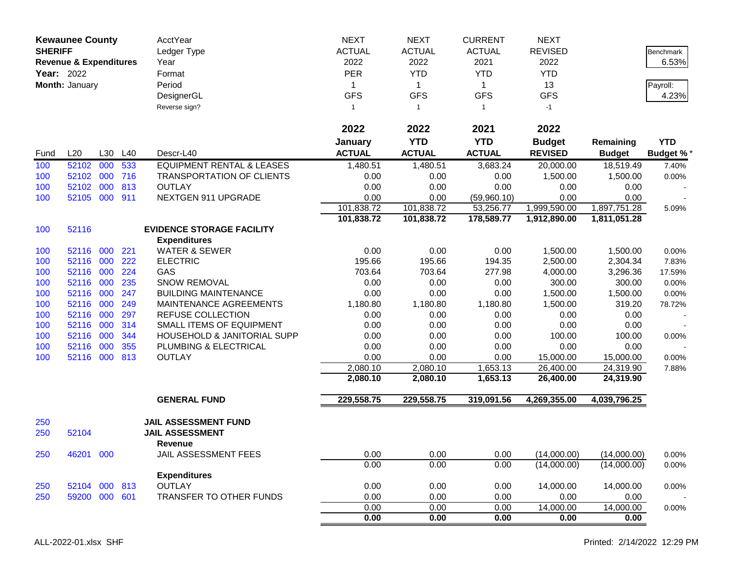**Kewaunee County**
**SHERIFF**
**Revenue & Expenditures**
**Year:** 2022
**Month:** January

| | | | | | | | | | | |
|---|---|---|---|---|---|---|---|---|---|---|
| | | | | AcctYear | NEXT | NEXT | CURRENT | NEXT | | |
| | | | | Ledger Type | ACTUAL | ACTUAL | ACTUAL | REVISED | | Benchmark |
| | | | | Year | 2022 | 2022 | 2021 | 2022 | | 6.53% |
| | | | | Format | PER | YTD | YTD | YTD | | |
| | | | | Period | 1 | 1 | 1 | 13 | | Payroll: |
| | | | | DesignerGL | GFS | GFS | GFS | GFS | | 4.23% |
| | | | | Reverse sign? | 1 | 1 | 1 | -1 | | |

| Fund | L20 | L30 | L40 | Descr-L40 | 2022 January ACTUAL | 2022 YTD ACTUAL | 2021 YTD ACTUAL | 2022 Budget REVISED | Remaining Budget | YTD Budget % * |
|---|---|---|---|---|---|---|---|---|---|---|
| 100 | 52102 | 000 | 533 | EQUIPMENT RENTAL & LEASES | 1,480.51 | 1,480.51 | 3,683.24 | 20,000.00 | 18,519.49 | 7.40% |
| 100 | 52102 | 000 | 716 | TRANSPORTATION OF CLIENTS | 0.00 | 0.00 | 0.00 | 1,500.00 | 1,500.00 | 0.00% |
| 100 | 52102 | 000 | 813 | OUTLAY | 0.00 | 0.00 | 0.00 | 0.00 | 0.00 | - |
| 100 | 52105 | 000 | 911 | NEXTGEN 911 UPGRADE | 0.00 | 0.00 | (59,960.10) | 0.00 | 0.00 | - |
| | | | | | 101,838.72 | 101,838.72 | 53,256.77 | 1,999,590.00 | 1,897,751.28 | 5.09% |
| | | | | | **101,838.72** | **101,838.72** | **178,589.77** | **1,912,890.00** | **1,811,051.28** | |
| 100 | 52116 | | | **EVIDENCE STORAGE FACILITY** | | | | | | |
| | | | | **Expenditures** | | | | | | |
| 100 | 52116 | 000 | 221 | WATER & SEWER | 0.00 | 0.00 | 0.00 | 1,500.00 | 1,500.00 | 0.00% |
| 100 | 52116 | 000 | 222 | ELECTRIC | 195.66 | 195.66 | 194.35 | 2,500.00 | 2,304.34 | 7.83% |
| 100 | 52116 | 000 | 224 | GAS | 703.64 | 703.64 | 277.98 | 4,000.00 | 3,296.36 | 17.59% |
| 100 | 52116 | 000 | 235 | SNOW REMOVAL | 0.00 | 0.00 | 0.00 | 300.00 | 300.00 | 0.00% |
| 100 | 52116 | 000 | 247 | BUILDING MAINTENANCE | 0.00 | 0.00 | 0.00 | 1,500.00 | 1,500.00 | 0.00% |
| 100 | 52116 | 000 | 249 | MAINTENANCE AGREEMENTS | 1,180.80 | 1,180.80 | 1,180.80 | 1,500.00 | 319.20 | 78.72% |
| 100 | 52116 | 000 | 297 | REFUSE COLLECTION | 0.00 | 0.00 | 0.00 | 0.00 | 0.00 | - |
| 100 | 52116 | 000 | 314 | SMALL ITEMS OF EQUIPMENT | 0.00 | 0.00 | 0.00 | 0.00 | 0.00 | - |
| 100 | 52116 | 000 | 344 | HOUSEHOLD & JANITORIAL SUPP | 0.00 | 0.00 | 0.00 | 100.00 | 100.00 | 0.00% |
| 100 | 52116 | 000 | 355 | PLUMBING & ELECTRICAL | 0.00 | 0.00 | 0.00 | 0.00 | 0.00 | - |
| 100 | 52116 | 000 | 813 | OUTLAY | 0.00 | 0.00 | 0.00 | 15,000.00 | 15,000.00 | 0.00% |
| | | | | | 2,080.10 | 2,080.10 | 1,653.13 | 26,400.00 | 24,319.90 | 7.88% |
| | | | | | **2,080.10** | **2,080.10** | **1,653.13** | **26,400.00** | **24,319.90** | |
| | | | | **GENERAL FUND** | **229,558.75** | **229,558.75** | **319,091.56** | **4,269,355.00** | **4,039,796.25** | |
| 250 | | | | **JAIL ASSESSMENT FUND** | | | | | | |
| 250 | 52104 | | | **JAIL ASSESSMENT** | | | | | | |
| | | | | **Revenue** | | | | | | |
| 250 | 46201 | 000 | | JAIL ASSESSMENT FEES | 0.00 | 0.00 | 0.00 | (14,000.00) | (14,000.00) | 0.00% |
| | | | | | 0.00 | 0.00 | 0.00 | (14,000.00) | (14,000.00) | 0.00% |
| | | | | **Expenditures** | | | | | | |
| 250 | 52104 | 000 | 813 | OUTLAY | 0.00 | 0.00 | 0.00 | 14,000.00 | 14,000.00 | 0.00% |
| 250 | 59200 | 000 | 601 | TRANSFER TO OTHER FUNDS | 0.00 | 0.00 | 0.00 | 0.00 | 0.00 | - |
| | | | | | 0.00 | 0.00 | 0.00 | 14,000.00 | 14,000.00 | 0.00% |
| | | | | | **0.00** | **0.00** | **0.00** | **0.00** | **0.00** | |

ALL-2022-01.xlsx SHF — Printed: 2/14/2022 12:29 PM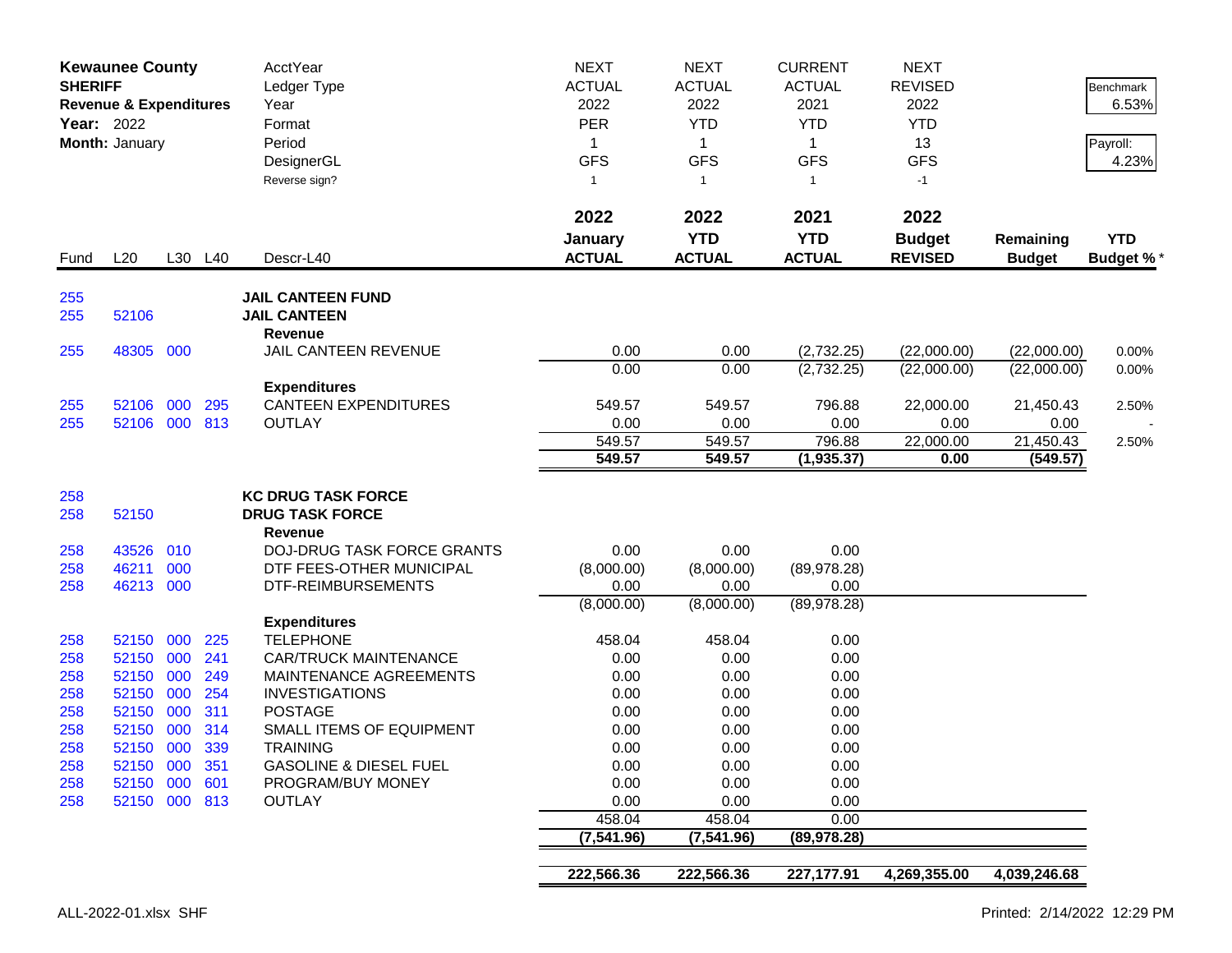| **Kewaunee County** | | | | AcctYear | NEXT | NEXT | CURRENT | NEXT | | |
|---|---|---|---|---|---|---|---|---|---|---|
| **SHERIFF** | | | | Ledger Type | ACTUAL | ACTUAL | ACTUAL | REVISED | | Benchmark |
| **Revenue & Expenditures** | | | | Year | 2022 | 2022 | 2021 | 2022 | | 6.53% |
| **Year:** 2022 | | | | Format | PER | YTD | YTD | YTD | | |
| **Month:** January | | | | Period | 1 | 1 | 1 | 13 | | Payroll: |
| | | | | DesignerGL | GFS | GFS | GFS | GFS | | 4.23% |
| | | | | Reverse sign? | 1 | 1 | 1 | -1 | | |
| | | | | | **2022 January ACTUAL** | **2022 YTD ACTUAL** | **2021 YTD ACTUAL** | **2022 Budget REVISED** | **Remaining Budget** | **YTD Budget %*** |
| Fund | L20 | L30 | L40 | Descr-L40 | | | | | | |
| 255 | | | | **JAIL CANTEEN FUND** | | | | | | |
| 255 | 52106 | | | **JAIL CANTEEN** | | | | | | |
| | | | | **Revenue** | | | | | | |
| 255 | 48305 | 000 | | JAIL CANTEEN REVENUE | 0.00 | 0.00 | (2,732.25) | (22,000.00) | (22,000.00) | 0.00% |
| | | | | | 0.00 | 0.00 | (2,732.25) | (22,000.00) | (22,000.00) | 0.00% |
| | | | | **Expenditures** | | | | | | |
| 255 | 52106 | 000 | 295 | CANTEEN EXPENDITURES | 549.57 | 549.57 | 796.88 | 22,000.00 | 21,450.43 | 2.50% |
| 255 | 52106 | 000 | 813 | OUTLAY | 0.00 | 0.00 | 0.00 | 0.00 | 0.00 | - |
| | | | | | 549.57 | 549.57 | 796.88 | 22,000.00 | 21,450.43 | 2.50% |
| | | | | | **549.57** | **549.57** | **(1,935.37)** | **0.00** | **(549.57)** | |
| 258 | | | | **KC DRUG TASK FORCE** | | | | | | |
| 258 | 52150 | | | **DRUG TASK FORCE** | | | | | | |
| | | | | **Revenue** | | | | | | |
| 258 | 43526 | 010 | | DOJ-DRUG TASK FORCE GRANTS | 0.00 | 0.00 | 0.00 | | | |
| 258 | 46211 | 000 | | DTF FEES-OTHER MUNICIPAL | (8,000.00) | (8,000.00) | (89,978.28) | | | |
| 258 | 46213 | 000 | | DTF-REIMBURSEMENTS | 0.00 | 0.00 | 0.00 | | | |
| | | | | | (8,000.00) | (8,000.00) | (89,978.28) | | | |
| | | | | **Expenditures** | | | | | | |
| 258 | 52150 | 000 | 225 | TELEPHONE | 458.04 | 458.04 | 0.00 | | | |
| 258 | 52150 | 000 | 241 | CAR/TRUCK MAINTENANCE | 0.00 | 0.00 | 0.00 | | | |
| 258 | 52150 | 000 | 249 | MAINTENANCE AGREEMENTS | 0.00 | 0.00 | 0.00 | | | |
| 258 | 52150 | 000 | 254 | INVESTIGATIONS | 0.00 | 0.00 | 0.00 | | | |
| 258 | 52150 | 000 | 311 | POSTAGE | 0.00 | 0.00 | 0.00 | | | |
| 258 | 52150 | 000 | 314 | SMALL ITEMS OF EQUIPMENT | 0.00 | 0.00 | 0.00 | | | |
| 258 | 52150 | 000 | 339 | TRAINING | 0.00 | 0.00 | 0.00 | | | |
| 258 | 52150 | 000 | 351 | GASOLINE & DIESEL FUEL | 0.00 | 0.00 | 0.00 | | | |
| 258 | 52150 | 000 | 601 | PROGRAM/BUY MONEY | 0.00 | 0.00 | 0.00 | | | |
| 258 | 52150 | 000 | 813 | OUTLAY | 0.00 | 0.00 | 0.00 | | | |
| | | | | | 458.04 | 458.04 | 0.00 | | | |
| | | | | | **(7,541.96)** | **(7,541.96)** | **(89,978.28)** | | | |
| | | | | | **222,566.36** | **222,566.36** | **227,177.91** | **4,269,355.00** | **4,039,246.68** | |

ALL-2022-01.xlsx SHF

Printed: 2/14/2022 12:29 PM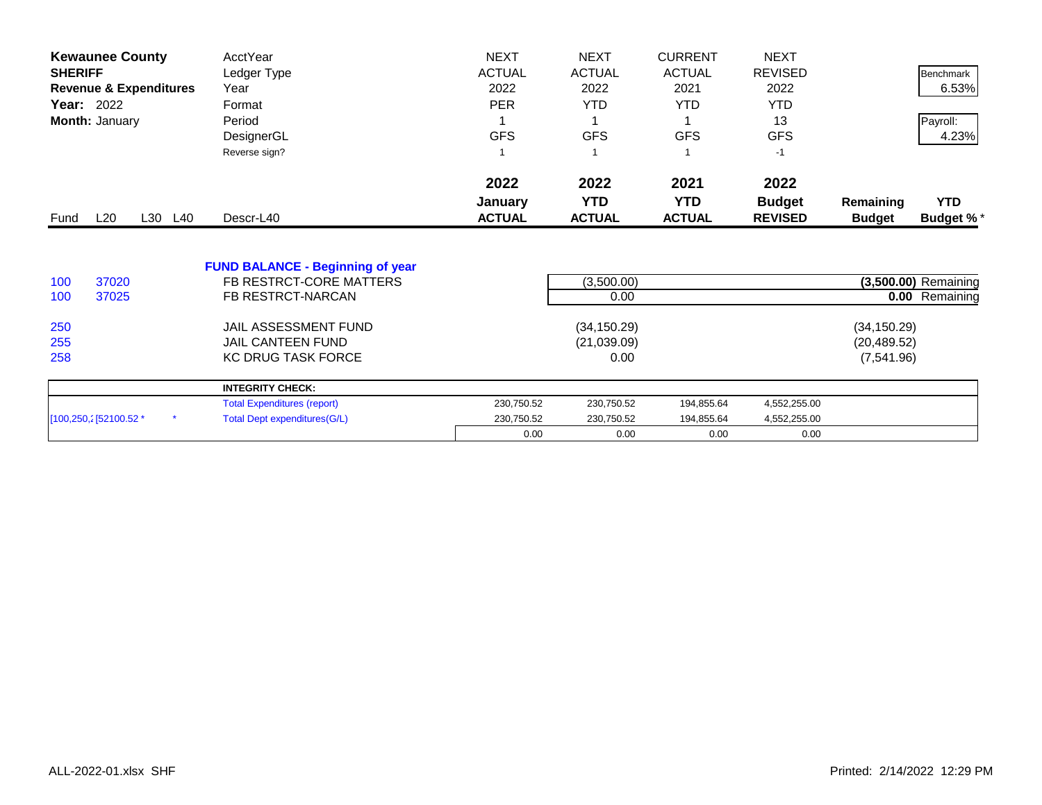| **Kewaunee County** | | | | AcctYear | NEXT | NEXT | CURRENT | NEXT | | |
|---|---|---|---|---|---|---|---|---|---|---|
| **SHERIFF** | | | | Ledger Type | ACTUAL | ACTUAL | ACTUAL | REVISED | | Benchmark |
| **Revenue & Expenditures** | | | | Year | 2022 | 2022 | 2021 | 2022 | | 6.53% |
| **Year:** 2022 | | | | Format | PER | YTD | YTD | YTD | | |
| **Month:** January | | | | Period | 1 | 1 | 1 | 13 | | Payroll: |
| | | | | DesignerGL | GFS | GFS | GFS | GFS | | 4.23% |
| | | | | Reverse sign? | 1 | 1 | 1 | -1 | | |
| | | | | | **2022** | **2022** | **2021** | **2022** | | |
| | | | | | **January** | **YTD** | **YTD** | **Budget** | **Remaining** | **YTD** |
| Fund | L20 | L30 | L40 | Descr-L40 | **ACTUAL** | **ACTUAL** | **ACTUAL** | **REVISED** | **Budget** | **Budget %*** |
| | | | | **FUND BALANCE - Beginning of year** | | | | | | |
| 100 | 37020 | | | FB RESTRCT-CORE MATTERS | | (3,500.00) | | | **(3,500.00)** | Remaining |
| 100 | 37025 | | | FB RESTRCT-NARCAN | | 0.00 | | | **0.00** | Remaining |
| 250 | | | | JAIL ASSESSMENT FUND | | (34,150.29) | | | (34,150.29) | |
| 255 | | | | JAIL CANTEEN FUND | | (21,039.09) | | | (20,489.52) | |
| 258 | | | | KC DRUG TASK FORCE | | 0.00 | | | (7,541.96) | |

| | | **INTEGRITY CHECK:** | | | | |
|---|---|---|---|---|---|---|
| | | Total Expenditures (report) | 230,750.52 | 230,750.52 | 194,855.64 | 4,552,255.00 |
| [100,250,2 [52100.52 * | * | Total Dept expenditures(G/L) | 230,750.52 | 230,750.52 | 194,855.64 | 4,552,255.00 |
| | | | 0.00 | 0.00 | 0.00 | 0.00 |

ALL-2022-01.xlsx SHF

Printed: 2/14/2022 12:29 PM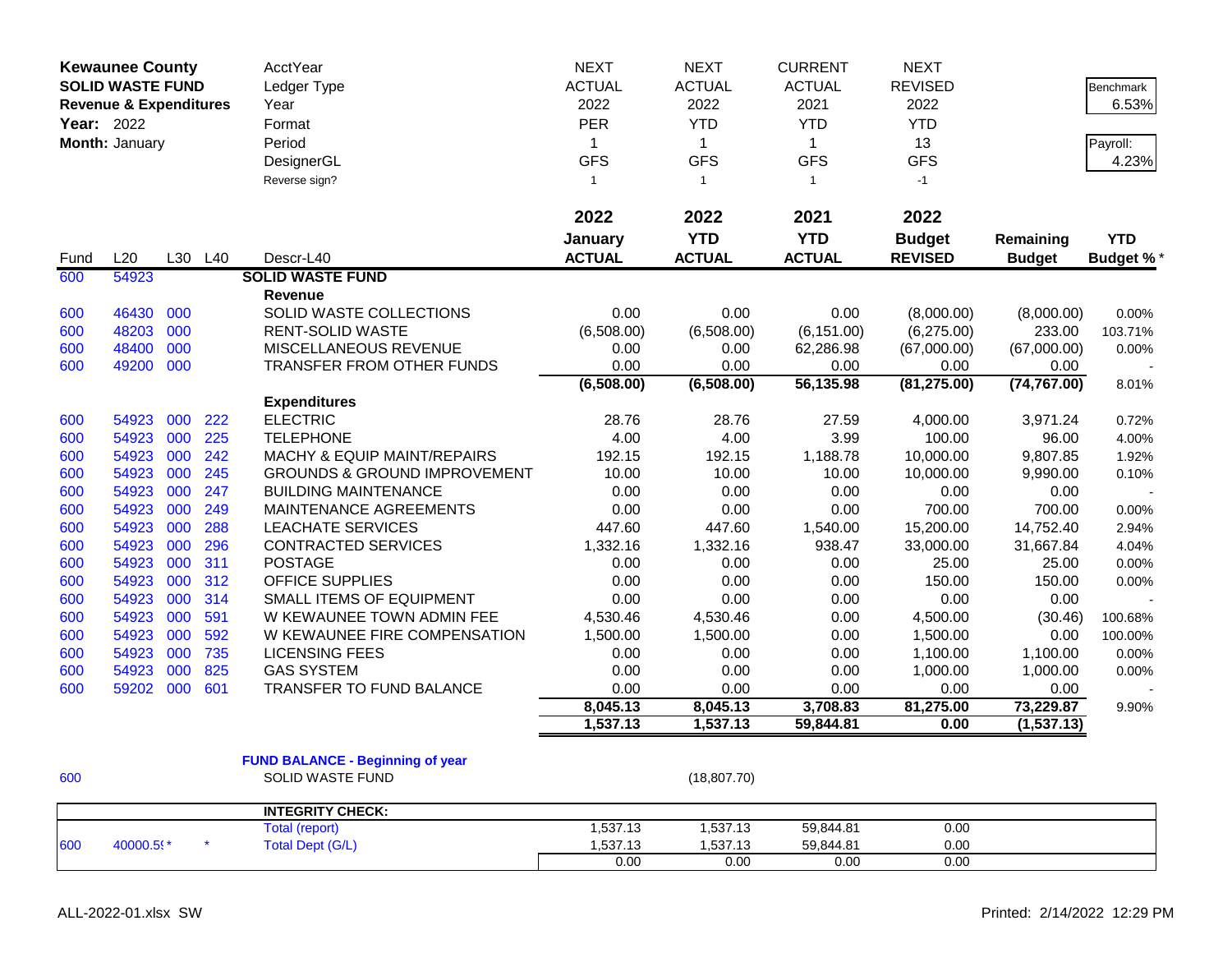**Kewaunee County**
**SOLID WASTE FUND**
**Revenue & Expenditures**
**Year:** 2022
**Month:** January

| | | | | | AcctYear | NEXT | NEXT | CURRENT | NEXT | | Benchmark |
|---|---|---|---|---|---|---|---|---|---|---|---|
| | | | | | Ledger Type | ACTUAL | ACTUAL | ACTUAL | REVISED | | 6.53% |
| | | | | | Year | 2022 | 2022 | 2021 | 2022 | | |
| | | | | | Format | PER | YTD | YTD | YTD | | |
| | | | | | Period | 1 | 1 | 1 | 13 | | Payroll: |
| | | | | | DesignerGL | GFS | GFS | GFS | GFS | | 4.23% |
| | | | | | Reverse sign? | 1 | 1 | 1 | -1 | | |
| | | | | | | **2022** | **2022** | **2021** | **2022** | | |
| | | | | | | **January** | **YTD** | **YTD** | **Budget** | **Remaining** | **YTD** |
| Fund | L20 | L30 | L40 | | Descr-L40 | **ACTUAL** | **ACTUAL** | **ACTUAL** | **REVISED** | **Budget** | **Budget %*** |
| 600 | 54923 | | | | **SOLID WASTE FUND** | | | | | | |
| | | | | | **Revenue** | | | | | | |
| 600 | 46430 | 000 | | | SOLID WASTE COLLECTIONS | 0.00 | 0.00 | 0.00 | (8,000.00) | (8,000.00) | 0.00% |
| 600 | 48203 | 000 | | | RENT-SOLID WASTE | (6,508.00) | (6,508.00) | (6,151.00) | (6,275.00) | 233.00 | 103.71% |
| 600 | 48400 | 000 | | | MISCELLANEOUS REVENUE | 0.00 | 0.00 | 62,286.98 | (67,000.00) | (67,000.00) | 0.00% |
| 600 | 49200 | 000 | | | TRANSFER FROM OTHER FUNDS | 0.00 | 0.00 | 0.00 | 0.00 | 0.00 | - |
| | | | | | | **(6,508.00)** | **(6,508.00)** | **56,135.98** | **(81,275.00)** | **(74,767.00)** | 8.01% |
| | | | | | **Expenditures** | | | | | | |
| 600 | 54923 | 000 | 222 | | ELECTRIC | 28.76 | 28.76 | 27.59 | 4,000.00 | 3,971.24 | 0.72% |
| 600 | 54923 | 000 | 225 | | TELEPHONE | 4.00 | 4.00 | 3.99 | 100.00 | 96.00 | 4.00% |
| 600 | 54923 | 000 | 242 | | MACHY & EQUIP MAINT/REPAIRS | 192.15 | 192.15 | 1,188.78 | 10,000.00 | 9,807.85 | 1.92% |
| 600 | 54923 | 000 | 245 | | GROUNDS & GROUND IMPROVEMENT | 10.00 | 10.00 | 10.00 | 10,000.00 | 9,990.00 | 0.10% |
| 600 | 54923 | 000 | 247 | | BUILDING MAINTENANCE | 0.00 | 0.00 | 0.00 | 0.00 | 0.00 | - |
| 600 | 54923 | 000 | 249 | | MAINTENANCE AGREEMENTS | 0.00 | 0.00 | 0.00 | 700.00 | 700.00 | 0.00% |
| 600 | 54923 | 000 | 288 | | LEACHATE SERVICES | 447.60 | 447.60 | 1,540.00 | 15,200.00 | 14,752.40 | 2.94% |
| 600 | 54923 | 000 | 296 | | CONTRACTED SERVICES | 1,332.16 | 1,332.16 | 938.47 | 33,000.00 | 31,667.84 | 4.04% |
| 600 | 54923 | 000 | 311 | | POSTAGE | 0.00 | 0.00 | 0.00 | 25.00 | 25.00 | 0.00% |
| 600 | 54923 | 000 | 312 | | OFFICE SUPPLIES | 0.00 | 0.00 | 0.00 | 150.00 | 150.00 | 0.00% |
| 600 | 54923 | 000 | 314 | | SMALL ITEMS OF EQUIPMENT | 0.00 | 0.00 | 0.00 | 0.00 | 0.00 | - |
| 600 | 54923 | 000 | 591 | | W KEWAUNEE TOWN ADMIN FEE | 4,530.46 | 4,530.46 | 0.00 | 4,500.00 | (30.46) | 100.68% |
| 600 | 54923 | 000 | 592 | | W KEWAUNEE FIRE COMPENSATION | 1,500.00 | 1,500.00 | 0.00 | 1,500.00 | 0.00 | 100.00% |
| 600 | 54923 | 000 | 735 | | LICENSING FEES | 0.00 | 0.00 | 0.00 | 1,100.00 | 1,100.00 | 0.00% |
| 600 | 54923 | 000 | 825 | | GAS SYSTEM | 0.00 | 0.00 | 0.00 | 1,000.00 | 1,000.00 | 0.00% |
| 600 | 59202 | 000 | 601 | | TRANSFER TO FUND BALANCE | 0.00 | 0.00 | 0.00 | 0.00 | 0.00 | - |
| | | | | | | **8,045.13** | **8,045.13** | **3,708.83** | **81,275.00** | **73,229.87** | 9.90% |
| | | | | | | **1,537.13** | **1,537.13** | **59,844.81** | **0.00** | **(1,537.13)** | |

**FUND BALANCE - Beginning of year**

| | | |
|---|---|---|
| 600 | SOLID WASTE FUND | (18,807.70) |

| | | | | **INTEGRITY CHECK:** | | | | |
|---|---|---|---|---|---|---|---|---|
| | | | | Total (report) | 1,537.13 | 1,537.13 | 59,844.81 | 0.00 |
| 600 | 40000.5(* | | * | Total Dept (G/L) | 1,537.13 | 1,537.13 | 59,844.81 | 0.00 |
| | | | | | 0.00 | 0.00 | 0.00 | 0.00 |

ALL-2022-01.xlsx SW

Printed: 2/14/2022 12:29 PM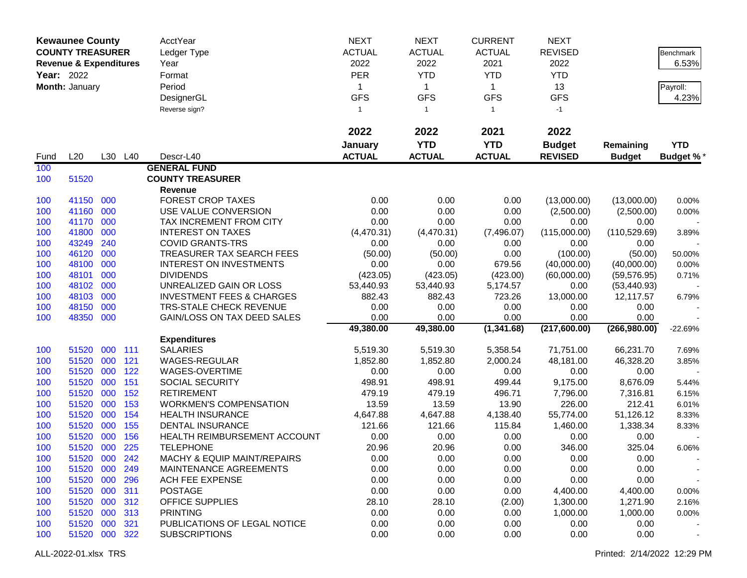**Kewaunee County**
**COUNTY TREASURER**
**Revenue & Expenditures**
**Year:** 2022
**Month:** January

| | | | | AcctYear | NEXT | NEXT | CURRENT | NEXT | | Benchmark |
|---|---|---|---|---|---|---|---|---|---|---|
| | | | | Ledger Type | ACTUAL | ACTUAL | ACTUAL | REVISED | | 6.53% |
| | | | | Year | 2022 | 2022 | 2021 | 2022 | | |
| | | | | Format | PER | YTD | YTD | YTD | | Payroll: |
| | | | | Period | 1 | 1 | 1 | 13 | | 4.23% |
| | | | | DesignerGL | GFS | GFS | GFS | GFS | | |
| | | | | Reverse sign? | 1 | 1 | 1 | -1 | | |
| | | | | | **2022** | **2022** | **2021** | **2022** | | |
| **Fund** | **L20** | **L30** | **L40** | **Descr-L40** | **January ACTUAL** | **YTD ACTUAL** | **YTD ACTUAL** | **Budget REVISED** | **Remaining Budget** | **YTD Budget %*** |
| 100 | | | | **GENERAL FUND** | | | | | | |
| 100 | 51520 | | | **COUNTY TREASURER** | | | | | | |
| | | | | **Revenue** | | | | | | |
| 100 | 41150 | 000 | | FOREST CROP TAXES | 0.00 | 0.00 | 0.00 | (13,000.00) | (13,000.00) | 0.00% |
| 100 | 41160 | 000 | | USE VALUE CONVERSION | 0.00 | 0.00 | 0.00 | (2,500.00) | (2,500.00) | 0.00% |
| 100 | 41170 | 000 | | TAX INCREMENT FROM CITY | 0.00 | 0.00 | 0.00 | 0.00 | 0.00 | - |
| 100 | 41800 | 000 | | INTEREST ON TAXES | (4,470.31) | (4,470.31) | (7,496.07) | (115,000.00) | (110,529.69) | 3.89% |
| 100 | 43249 | 240 | | COVID GRANTS-TRS | 0.00 | 0.00 | 0.00 | 0.00 | 0.00 | - |
| 100 | 46120 | 000 | | TREASURER TAX SEARCH FEES | (50.00) | (50.00) | 0.00 | (100.00) | (50.00) | 50.00% |
| 100 | 48100 | 000 | | INTEREST ON INVESTMENTS | 0.00 | 0.00 | 679.56 | (40,000.00) | (40,000.00) | 0.00% |
| 100 | 48101 | 000 | | DIVIDENDS | (423.05) | (423.05) | (423.00) | (60,000.00) | (59,576.95) | 0.71% |
| 100 | 48102 | 000 | | UNREALIZED GAIN OR LOSS | 53,440.93 | 53,440.93 | 5,174.57 | 0.00 | (53,440.93) | - |
| 100 | 48103 | 000 | | INVESTMENT FEES & CHARGES | 882.43 | 882.43 | 723.26 | 13,000.00 | 12,117.57 | 6.79% |
| 100 | 48150 | 000 | | TRS-STALE CHECK REVENUE | 0.00 | 0.00 | 0.00 | 0.00 | 0.00 | - |
| 100 | 48350 | 000 | | GAIN/LOSS ON TAX DEED SALES | 0.00 | 0.00 | 0.00 | 0.00 | 0.00 | - |
| | | | | | **49,380.00** | **49,380.00** | **(1,341.68)** | **(217,600.00)** | **(266,980.00)** | -22.69% |
| | | | | **Expenditures** | | | | | | |
| 100 | 51520 | 000 | 111 | SALARIES | 5,519.30 | 5,519.30 | 5,358.54 | 71,751.00 | 66,231.70 | 7.69% |
| 100 | 51520 | 000 | 121 | WAGES-REGULAR | 1,852.80 | 1,852.80 | 2,000.24 | 48,181.00 | 46,328.20 | 3.85% |
| 100 | 51520 | 000 | 122 | WAGES-OVERTIME | 0.00 | 0.00 | 0.00 | 0.00 | 0.00 | - |
| 100 | 51520 | 000 | 151 | SOCIAL SECURITY | 498.91 | 498.91 | 499.44 | 9,175.00 | 8,676.09 | 5.44% |
| 100 | 51520 | 000 | 152 | RETIREMENT | 479.19 | 479.19 | 496.71 | 7,796.00 | 7,316.81 | 6.15% |
| 100 | 51520 | 000 | 153 | WORKMEN'S COMPENSATION | 13.59 | 13.59 | 13.90 | 226.00 | 212.41 | 6.01% |
| 100 | 51520 | 000 | 154 | HEALTH INSURANCE | 4,647.88 | 4,647.88 | 4,138.40 | 55,774.00 | 51,126.12 | 8.33% |
| 100 | 51520 | 000 | 155 | DENTAL INSURANCE | 121.66 | 121.66 | 115.84 | 1,460.00 | 1,338.34 | 8.33% |
| 100 | 51520 | 000 | 156 | HEALTH REIMBURSEMENT ACCOUNT | 0.00 | 0.00 | 0.00 | 0.00 | 0.00 | - |
| 100 | 51520 | 000 | 225 | TELEPHONE | 20.96 | 20.96 | 0.00 | 346.00 | 325.04 | 6.06% |
| 100 | 51520 | 000 | 242 | MACHY & EQUIP MAINT/REPAIRS | 0.00 | 0.00 | 0.00 | 0.00 | 0.00 | - |
| 100 | 51520 | 000 | 249 | MAINTENANCE AGREEMENTS | 0.00 | 0.00 | 0.00 | 0.00 | 0.00 | - |
| 100 | 51520 | 000 | 296 | ACH FEE EXPENSE | 0.00 | 0.00 | 0.00 | 0.00 | 0.00 | - |
| 100 | 51520 | 000 | 311 | POSTAGE | 0.00 | 0.00 | 0.00 | 4,400.00 | 4,400.00 | 0.00% |
| 100 | 51520 | 000 | 312 | OFFICE SUPPLIES | 28.10 | 28.10 | (2.00) | 1,300.00 | 1,271.90 | 2.16% |
| 100 | 51520 | 000 | 313 | PRINTING | 0.00 | 0.00 | 0.00 | 1,000.00 | 1,000.00 | 0.00% |
| 100 | 51520 | 000 | 321 | PUBLICATIONS OF LEGAL NOTICE | 0.00 | 0.00 | 0.00 | 0.00 | 0.00 | - |
| 100 | 51520 | 000 | 322 | SUBSCRIPTIONS | 0.00 | 0.00 | 0.00 | 0.00 | 0.00 | - |

ALL-2022-01.xlsx TRS    Printed: 2/14/2022 12:29 PM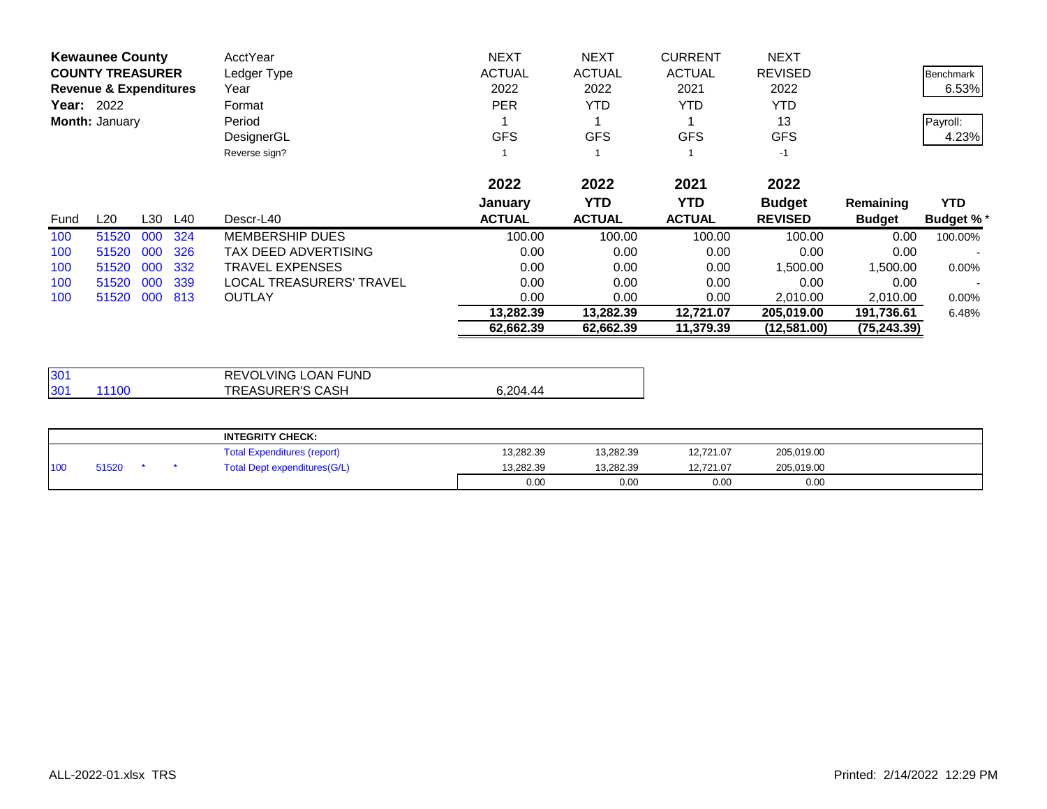**Kewaunee County**
**COUNTY TREASURER**
**Revenue & Expenditures**
**Year:** 2022
**Month:** January

| | | | | | | | | | | |
|---|---|---|---|---|---|---|---|---|---|---|
| | | | | AcctYear | NEXT | NEXT | CURRENT | NEXT | | |
| | | | | Ledger Type | ACTUAL | ACTUAL | ACTUAL | REVISED | | Benchmark |
| | | | | Year | 2022 | 2022 | 2021 | 2022 | | 6.53% |
| | | | | Format | PER | YTD | YTD | YTD | | |
| | | | | Period | 1 | 1 | 1 | 13 | | Payroll: |
| | | | | DesignerGL | GFS | GFS | GFS | GFS | | 4.23% |
| | | | | Reverse sign? | 1 | 1 | 1 | -1 | | |

| Fund | L20 | L30 | L40 | Descr-L40 | 2022 January ACTUAL | 2022 YTD ACTUAL | 2021 YTD ACTUAL | 2022 Budget REVISED | Remaining Budget | YTD Budget %* |
|---|---|---|---|---|---|---|---|---|---|---|
| 100 | 51520 | 000 | 324 | MEMBERSHIP DUES | 100.00 | 100.00 | 100.00 | 100.00 | 0.00 | 100.00% |
| 100 | 51520 | 000 | 326 | TAX DEED ADVERTISING | 0.00 | 0.00 | 0.00 | 0.00 | 0.00 | - |
| 100 | 51520 | 000 | 332 | TRAVEL EXPENSES | 0.00 | 0.00 | 0.00 | 1,500.00 | 1,500.00 | 0.00% |
| 100 | 51520 | 000 | 339 | LOCAL TREASURERS' TRAVEL | 0.00 | 0.00 | 0.00 | 0.00 | 0.00 | - |
| 100 | 51520 | 000 | 813 | OUTLAY | 0.00 | 0.00 | 0.00 | 2,010.00 | 2,010.00 | 0.00% |
| | | | | | **13,282.39** | **13,282.39** | **12,721.07** | **205,019.00** | **191,736.61** | 6.48% |
| | | | | | **62,662.39** | **62,662.39** | **11,379.39** | **(12,581.00)** | **(75,243.39)** | |

| Fund | L20 | Descr | Amount |
|---|---|---|---|
| 301 | | REVOLVING LOAN FUND | |
| 301 | 11100 | TREASURER'S CASH | 6,204.44 |

| | | | | | | | | |
|---|---|---|---|---|---|---|---|---|
| | | | | **INTEGRITY CHECK:** | | | | |
| | | | | Total Expenditures (report) | 13,282.39 | 13,282.39 | 12,721.07 | 205,019.00 |
| 100 | 51520 | * | * | Total Dept expenditures(G/L) | 13,282.39 | 13,282.39 | 12,721.07 | 205,019.00 |
| | | | | | 0.00 | 0.00 | 0.00 | 0.00 |

ALL-2022-01.xlsx TRS

Printed: 2/14/2022 12:29 PM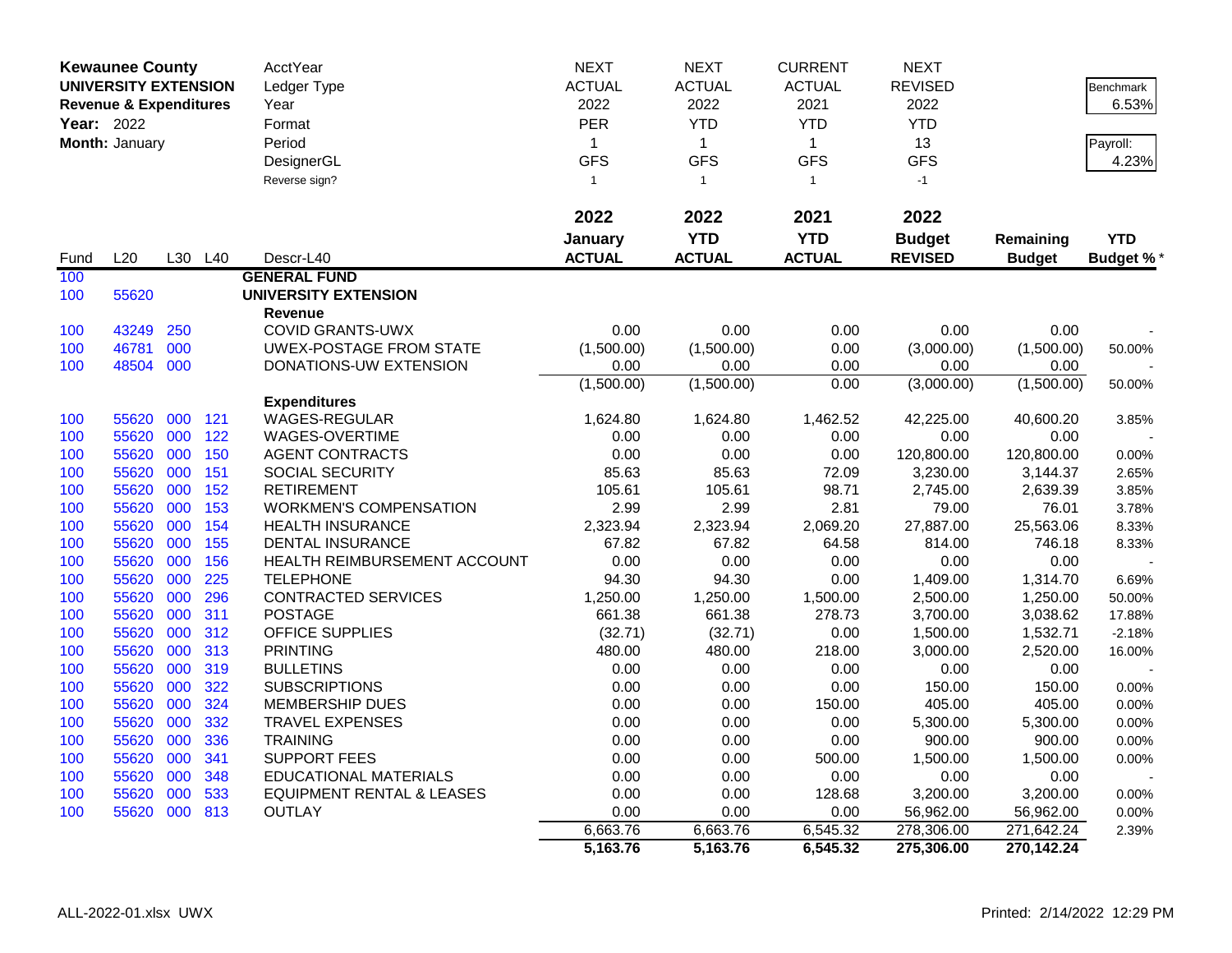| **Kewaunee County** | | | | AcctYear | NEXT | NEXT | CURRENT | NEXT | | |
|---|---|---|---|---|---|---|---|---|---|---|
| **UNIVERSITY EXTENSION** | | | | Ledger Type | ACTUAL | ACTUAL | ACTUAL | REVISED | | Benchmark |
| **Revenue & Expenditures** | | | | Year | 2022 | 2022 | 2021 | 2022 | | 6.53% |
| **Year:** 2022 | | | | Format | PER | YTD | YTD | YTD | | |
| **Month:** January | | | | Period | 1 | 1 | 1 | 13 | | Payroll: |
| | | | | DesignerGL | GFS | GFS | GFS | GFS | | 4.23% |
| | | | | Reverse sign? | 1 | 1 | 1 | -1 | | |
| | | | | | **2022** | **2022** | **2021** | **2022** | | |
| | | | | | **January** | **YTD** | **YTD** | **Budget** | **Remaining** | **YTD** |
| Fund | L20 | L30 | L40 | Descr-L40 | **ACTUAL** | **ACTUAL** | **ACTUAL** | **REVISED** | **Budget** | **Budget %*** |
| 100 | | | | **GENERAL FUND** | | | | | | |
| 100 | 55620 | | | **UNIVERSITY EXTENSION** | | | | | | |
| | | | | **Revenue** | | | | | | |
| 100 | 43249 | 250 | | COVID GRANTS-UWX | 0.00 | 0.00 | 0.00 | 0.00 | 0.00 | - |
| 100 | 46781 | 000 | | UWEX-POSTAGE FROM STATE | (1,500.00) | (1,500.00) | 0.00 | (3,000.00) | (1,500.00) | 50.00% |
| 100 | 48504 | 000 | | DONATIONS-UW EXTENSION | 0.00 | 0.00 | 0.00 | 0.00 | 0.00 | - |
| | | | | | (1,500.00) | (1,500.00) | 0.00 | (3,000.00) | (1,500.00) | 50.00% |
| | | | | **Expenditures** | | | | | | |
| 100 | 55620 | 000 | 121 | WAGES-REGULAR | 1,624.80 | 1,624.80 | 1,462.52 | 42,225.00 | 40,600.20 | 3.85% |
| 100 | 55620 | 000 | 122 | WAGES-OVERTIME | 0.00 | 0.00 | 0.00 | 0.00 | 0.00 | - |
| 100 | 55620 | 000 | 150 | AGENT CONTRACTS | 0.00 | 0.00 | 0.00 | 120,800.00 | 120,800.00 | 0.00% |
| 100 | 55620 | 000 | 151 | SOCIAL SECURITY | 85.63 | 85.63 | 72.09 | 3,230.00 | 3,144.37 | 2.65% |
| 100 | 55620 | 000 | 152 | RETIREMENT | 105.61 | 105.61 | 98.71 | 2,745.00 | 2,639.39 | 3.85% |
| 100 | 55620 | 000 | 153 | WORKMEN'S COMPENSATION | 2.99 | 2.99 | 2.81 | 79.00 | 76.01 | 3.78% |
| 100 | 55620 | 000 | 154 | HEALTH INSURANCE | 2,323.94 | 2,323.94 | 2,069.20 | 27,887.00 | 25,563.06 | 8.33% |
| 100 | 55620 | 000 | 155 | DENTAL INSURANCE | 67.82 | 67.82 | 64.58 | 814.00 | 746.18 | 8.33% |
| 100 | 55620 | 000 | 156 | HEALTH REIMBURSEMENT ACCOUNT | 0.00 | 0.00 | 0.00 | 0.00 | 0.00 | - |
| 100 | 55620 | 000 | 225 | TELEPHONE | 94.30 | 94.30 | 0.00 | 1,409.00 | 1,314.70 | 6.69% |
| 100 | 55620 | 000 | 296 | CONTRACTED SERVICES | 1,250.00 | 1,250.00 | 1,500.00 | 2,500.00 | 1,250.00 | 50.00% |
| 100 | 55620 | 000 | 311 | POSTAGE | 661.38 | 661.38 | 278.73 | 3,700.00 | 3,038.62 | 17.88% |
| 100 | 55620 | 000 | 312 | OFFICE SUPPLIES | (32.71) | (32.71) | 0.00 | 1,500.00 | 1,532.71 | -2.18% |
| 100 | 55620 | 000 | 313 | PRINTING | 480.00 | 480.00 | 218.00 | 3,000.00 | 2,520.00 | 16.00% |
| 100 | 55620 | 000 | 319 | BULLETINS | 0.00 | 0.00 | 0.00 | 0.00 | 0.00 | - |
| 100 | 55620 | 000 | 322 | SUBSCRIPTIONS | 0.00 | 0.00 | 0.00 | 150.00 | 150.00 | 0.00% |
| 100 | 55620 | 000 | 324 | MEMBERSHIP DUES | 0.00 | 0.00 | 150.00 | 405.00 | 405.00 | 0.00% |
| 100 | 55620 | 000 | 332 | TRAVEL EXPENSES | 0.00 | 0.00 | 0.00 | 5,300.00 | 5,300.00 | 0.00% |
| 100 | 55620 | 000 | 336 | TRAINING | 0.00 | 0.00 | 0.00 | 900.00 | 900.00 | 0.00% |
| 100 | 55620 | 000 | 341 | SUPPORT FEES | 0.00 | 0.00 | 500.00 | 1,500.00 | 1,500.00 | 0.00% |
| 100 | 55620 | 000 | 348 | EDUCATIONAL MATERIALS | 0.00 | 0.00 | 0.00 | 0.00 | 0.00 | - |
| 100 | 55620 | 000 | 533 | EQUIPMENT RENTAL & LEASES | 0.00 | 0.00 | 128.68 | 3,200.00 | 3,200.00 | 0.00% |
| 100 | 55620 | 000 | 813 | OUTLAY | 0.00 | 0.00 | 0.00 | 56,962.00 | 56,962.00 | 0.00% |
| | | | | | 6,663.76 | 6,663.76 | 6,545.32 | 278,306.00 | 271,642.24 | 2.39% |
| | | | | | **5,163.76** | **5,163.76** | **6,545.32** | **275,306.00** | **270,142.24** | |

ALL-2022-01.xlsx UWX Printed: 2/14/2022 12:29 PM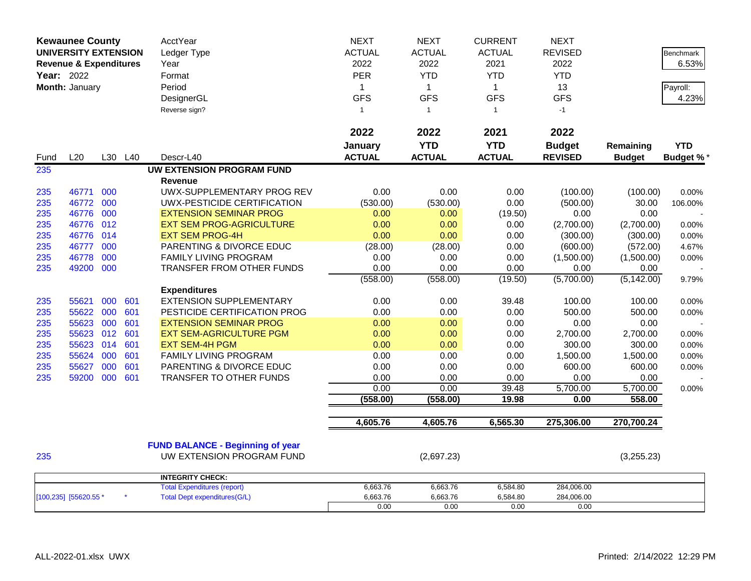**Kewaunee County**
**UNIVERSITY EXTENSION**
**Revenue & Expenditures**
**Year:** 2022
**Month:** January

| | NEXT | NEXT | CURRENT | NEXT | | |
|---|---|---|---|---|---|---|
| AcctYear | NEXT | NEXT | CURRENT | NEXT | | |
| Ledger Type | ACTUAL | ACTUAL | ACTUAL | REVISED | | Benchmark 6.53% |
| Year | 2022 | 2022 | 2021 | 2022 | | |
| Format | PER | YTD | YTD | YTD | | |
| Period | 1 | 1 | 1 | 13 | | Payroll: 4.23% |
| DesignerGL | GFS | GFS | GFS | GFS | | |
| Reverse sign? | 1 | 1 | 1 | -1 | | |

| Fund | L20 | L30 | L40 | Descr-L40 | 2022 January ACTUAL | 2022 YTD ACTUAL | 2021 YTD ACTUAL | 2022 Budget REVISED | Remaining Budget | YTD Budget % * |
|---|---|---|---|---|---|---|---|---|---|---|
| 235 | | | | **UW EXTENSION PROGRAM FUND** | | | | | | |
| | | | | **Revenue** | | | | | | |
| 235 | 46771 | 000 | | UWX-SUPPLEMENTARY PROG REV | 0.00 | 0.00 | 0.00 | (100.00) | (100.00) | 0.00% |
| 235 | 46772 | 000 | | UWX-PESTICIDE CERTIFICATION | (530.00) | (530.00) | 0.00 | (500.00) | 30.00 | 106.00% |
| 235 | 46776 | 000 | | EXTENSION SEMINAR PROG | 0.00 | 0.00 | (19.50) | 0.00 | 0.00 | - |
| 235 | 46776 | 012 | | EXT SEM PROG-AGRICULTURE | 0.00 | 0.00 | 0.00 | (2,700.00) | (2,700.00) | 0.00% |
| 235 | 46776 | 014 | | EXT SEM PROG-4H | 0.00 | 0.00 | 0.00 | (300.00) | (300.00) | 0.00% |
| 235 | 46777 | 000 | | PARENTING & DIVORCE EDUC | (28.00) | (28.00) | 0.00 | (600.00) | (572.00) | 4.67% |
| 235 | 46778 | 000 | | FAMILY LIVING PROGRAM | 0.00 | 0.00 | 0.00 | (1,500.00) | (1,500.00) | 0.00% |
| 235 | 49200 | 000 | | TRANSFER FROM OTHER FUNDS | 0.00 | 0.00 | 0.00 | 0.00 | 0.00 | - |
| | | | | | (558.00) | (558.00) | (19.50) | (5,700.00) | (5,142.00) | 9.79% |
| | | | | **Expenditures** | | | | | | |
| 235 | 55621 | 000 | 601 | EXTENSION SUPPLEMENTARY | 0.00 | 0.00 | 39.48 | 100.00 | 100.00 | 0.00% |
| 235 | 55622 | 000 | 601 | PESTICIDE CERTIFICATION PROG | 0.00 | 0.00 | 0.00 | 500.00 | 500.00 | 0.00% |
| 235 | 55623 | 000 | 601 | EXTENSION SEMINAR PROG | 0.00 | 0.00 | 0.00 | 0.00 | 0.00 | - |
| 235 | 55623 | 012 | 601 | EXT SEM-AGRICULTURE PGM | 0.00 | 0.00 | 0.00 | 2,700.00 | 2,700.00 | 0.00% |
| 235 | 55623 | 014 | 601 | EXT SEM-4H PGM | 0.00 | 0.00 | 0.00 | 300.00 | 300.00 | 0.00% |
| 235 | 55624 | 000 | 601 | FAMILY LIVING PROGRAM | 0.00 | 0.00 | 0.00 | 1,500.00 | 1,500.00 | 0.00% |
| 235 | 55627 | 000 | 601 | PARENTING & DIVORCE EDUC | 0.00 | 0.00 | 0.00 | 600.00 | 600.00 | 0.00% |
| 235 | 59200 | 000 | 601 | TRANSFER TO OTHER FUNDS | 0.00 | 0.00 | 0.00 | 0.00 | 0.00 | - |
| | | | | | 0.00 | 0.00 | 39.48 | 5,700.00 | 5,700.00 | 0.00% |
| | | | | | **(558.00)** | **(558.00)** | **19.98** | **0.00** | **558.00** | |
| | | | | | **4,605.76** | **4,605.76** | **6,565.30** | **275,306.00** | **270,700.24** | |

**FUND BALANCE - Beginning of year**

| Fund | Descr | YTD ACTUAL | Remaining Budget |
|---|---|---|---|
| 235 | UW EXTENSION PROGRAM FUND | (2,697.23) | (3,255.23) |

| | INTEGRITY CHECK: | | | | |
|---|---|---|---|---|---|
| | Total Expenditures (report) | 6,663.76 | 6,663.76 | 6,584.80 | 284,006.00 |
| [100,235] [55620.55 * * | Total Dept expenditures(G/L) | 6,663.76 | 6,663.76 | 6,584.80 | 284,006.00 |
| | | 0.00 | 0.00 | 0.00 | 0.00 |

ALL-2022-01.xlsx UWX    Printed: 2/14/2022 12:29 PM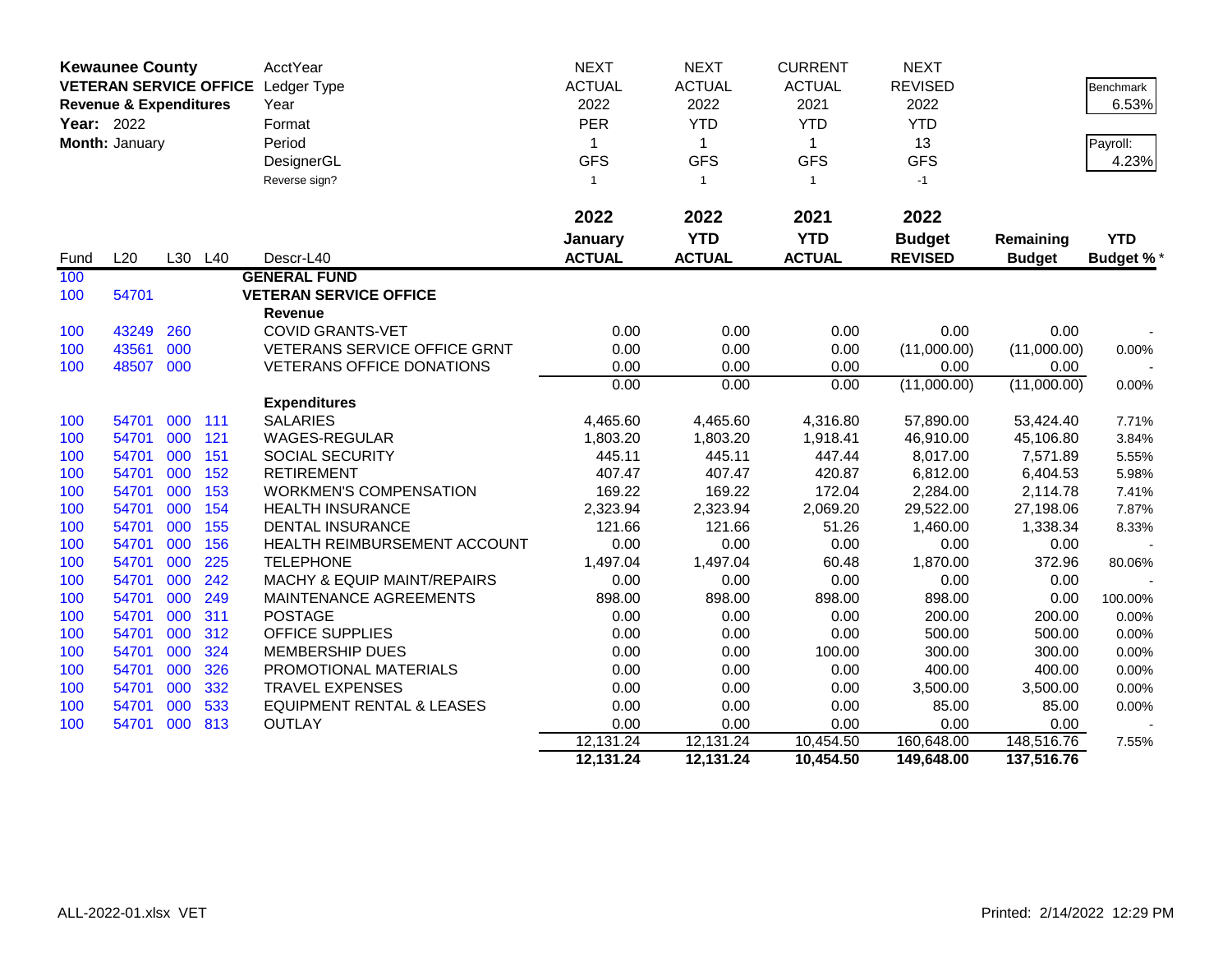**Kewaunee County**
**VETERAN SERVICE OFFICE**
**Revenue & Expenditures**
**Year:** 2022
**Month:** January

| | | | | AcctYear | NEXT | NEXT | CURRENT | NEXT | | |
|---|---|---|---|---|---|---|---|---|---|---|
| | | | | Ledger Type | ACTUAL | ACTUAL | ACTUAL | REVISED | | Benchmark |
| | | | | Year | 2022 | 2022 | 2021 | 2022 | | 6.53% |
| | | | | Format | PER | YTD | YTD | YTD | | |
| | | | | Period | 1 | 1 | 1 | 13 | | Payroll: |
| | | | | DesignerGL | GFS | GFS | GFS | GFS | | 4.23% |
| | | | | Reverse sign? | 1 | 1 | 1 | -1 | | |
| | | | | | **2022** | **2022** | **2021** | **2022** | | |
| | | | | | **January** | **YTD** | **YTD** | **Budget** | **Remaining** | **YTD** |
| Fund | L20 | L30 | L40 | Descr-L40 | **ACTUAL** | **ACTUAL** | **ACTUAL** | **REVISED** | **Budget** | **Budget %*** |
| 100 | | | | **GENERAL FUND** | | | | | | |
| 100 | 54701 | | | **VETERAN SERVICE OFFICE** | | | | | | |
| | | | | **Revenue** | | | | | | |
| 100 | 43249 | 260 | | COVID GRANTS-VET | 0.00 | 0.00 | 0.00 | 0.00 | 0.00 | - |
| 100 | 43561 | 000 | | VETERANS SERVICE OFFICE GRNT | 0.00 | 0.00 | 0.00 | (11,000.00) | (11,000.00) | 0.00% |
| 100 | 48507 | 000 | | VETERANS OFFICE DONATIONS | 0.00 | 0.00 | 0.00 | 0.00 | 0.00 | - |
| | | | | | 0.00 | 0.00 | 0.00 | (11,000.00) | (11,000.00) | 0.00% |
| | | | | **Expenditures** | | | | | | |
| 100 | 54701 | 000 | 111 | SALARIES | 4,465.60 | 4,465.60 | 4,316.80 | 57,890.00 | 53,424.40 | 7.71% |
| 100 | 54701 | 000 | 121 | WAGES-REGULAR | 1,803.20 | 1,803.20 | 1,918.41 | 46,910.00 | 45,106.80 | 3.84% |
| 100 | 54701 | 000 | 151 | SOCIAL SECURITY | 445.11 | 445.11 | 447.44 | 8,017.00 | 7,571.89 | 5.55% |
| 100 | 54701 | 000 | 152 | RETIREMENT | 407.47 | 407.47 | 420.87 | 6,812.00 | 6,404.53 | 5.98% |
| 100 | 54701 | 000 | 153 | WORKMEN'S COMPENSATION | 169.22 | 169.22 | 172.04 | 2,284.00 | 2,114.78 | 7.41% |
| 100 | 54701 | 000 | 154 | HEALTH INSURANCE | 2,323.94 | 2,323.94 | 2,069.20 | 29,522.00 | 27,198.06 | 7.87% |
| 100 | 54701 | 000 | 155 | DENTAL INSURANCE | 121.66 | 121.66 | 51.26 | 1,460.00 | 1,338.34 | 8.33% |
| 100 | 54701 | 000 | 156 | HEALTH REIMBURSEMENT ACCOUNT | 0.00 | 0.00 | 0.00 | 0.00 | 0.00 | - |
| 100 | 54701 | 000 | 225 | TELEPHONE | 1,497.04 | 1,497.04 | 60.48 | 1,870.00 | 372.96 | 80.06% |
| 100 | 54701 | 000 | 242 | MACHY & EQUIP MAINT/REPAIRS | 0.00 | 0.00 | 0.00 | 0.00 | 0.00 | - |
| 100 | 54701 | 000 | 249 | MAINTENANCE AGREEMENTS | 898.00 | 898.00 | 898.00 | 898.00 | 0.00 | 100.00% |
| 100 | 54701 | 000 | 311 | POSTAGE | 0.00 | 0.00 | 0.00 | 200.00 | 200.00 | 0.00% |
| 100 | 54701 | 000 | 312 | OFFICE SUPPLIES | 0.00 | 0.00 | 0.00 | 500.00 | 500.00 | 0.00% |
| 100 | 54701 | 000 | 324 | MEMBERSHIP DUES | 0.00 | 0.00 | 100.00 | 300.00 | 300.00 | 0.00% |
| 100 | 54701 | 000 | 326 | PROMOTIONAL MATERIALS | 0.00 | 0.00 | 0.00 | 400.00 | 400.00 | 0.00% |
| 100 | 54701 | 000 | 332 | TRAVEL EXPENSES | 0.00 | 0.00 | 0.00 | 3,500.00 | 3,500.00 | 0.00% |
| 100 | 54701 | 000 | 533 | EQUIPMENT RENTAL & LEASES | 0.00 | 0.00 | 0.00 | 85.00 | 85.00 | 0.00% |
| 100 | 54701 | 000 | 813 | OUTLAY | 0.00 | 0.00 | 0.00 | 0.00 | 0.00 | - |
| | | | | | 12,131.24 | 12,131.24 | 10,454.50 | 160,648.00 | 148,516.76 | 7.55% |
| | | | | | **12,131.24** | **12,131.24** | **10,454.50** | **149,648.00** | **137,516.76** | |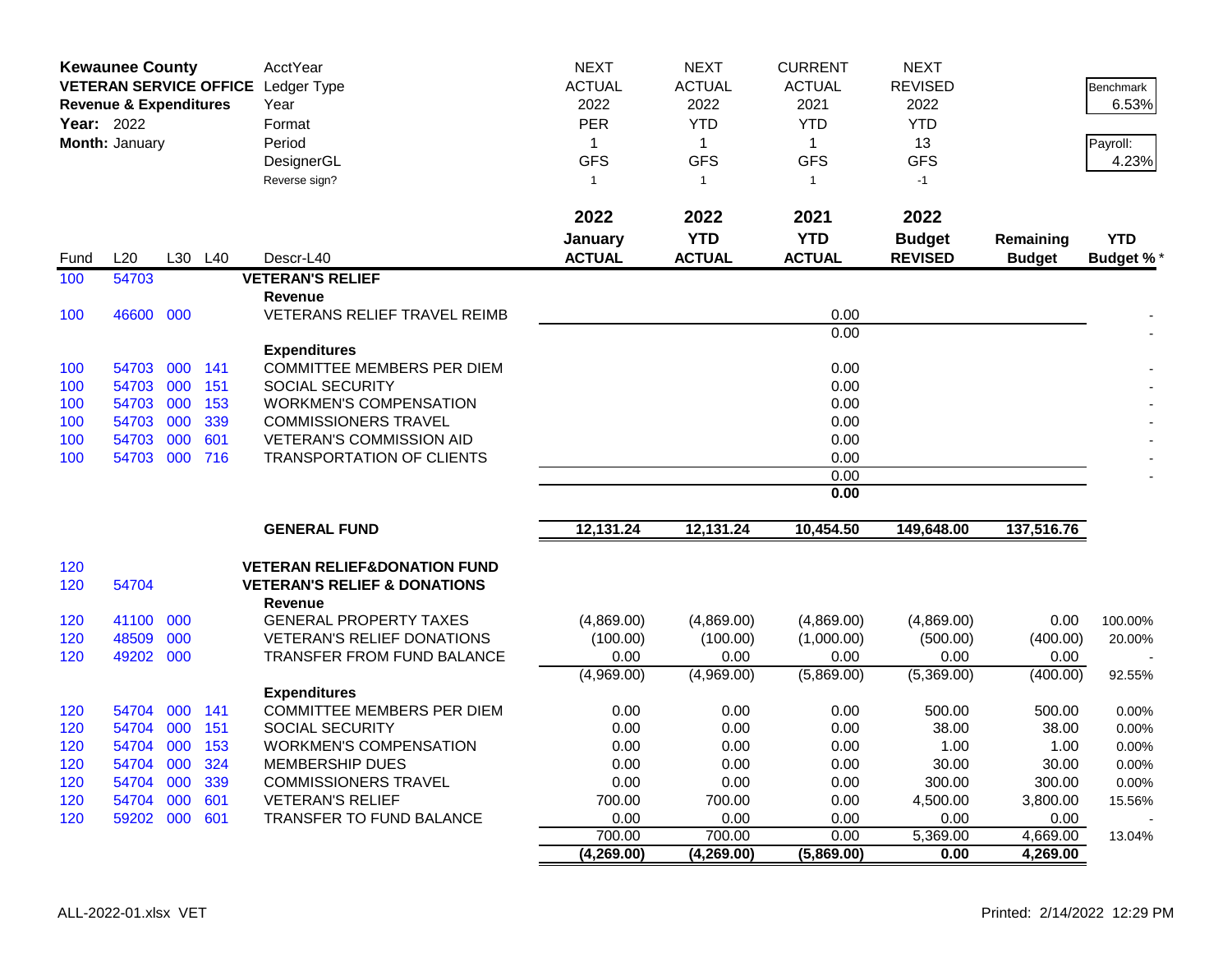**Kewaunee County**
**VETERAN SERVICE OFFICE**
**Revenue & Expenditures**
**Year:** 2022
**Month:** January

| | AcctYear | NEXT | NEXT | CURRENT | NEXT | | |
|---|---|---|---|---|---|---|---|
| | Ledger Type | ACTUAL | ACTUAL | ACTUAL | REVISED | | Benchmark |
| | Year | 2022 | 2022 | 2021 | 2022 | | 6.53% |
| | Format | PER | YTD | YTD | YTD | | |
| | Period | 1 | 1 | 1 | 13 | | Payroll: |
| | DesignerGL | GFS | GFS | GFS | GFS | | 4.23% |
| | Reverse sign? | 1 | 1 | 1 | -1 | | |

| Fund | L20 | L30 | L40 | Descr-L40 | 2022 January ACTUAL | 2022 YTD ACTUAL | 2021 YTD ACTUAL | 2022 Budget REVISED | Remaining Budget | YTD Budget % * |
|---|---|---|---|---|---|---|---|---|---|---|
| 100 | 54703 | | | **VETERAN'S RELIEF** | | | | | | |
| | | | | **Revenue** | | | | | | |
| 100 | 46600 | 000 | | VETERANS RELIEF TRAVEL REIMB | | | 0.00 | | | - |
| | | | | | | | 0.00 | | | - |
| | | | | **Expenditures** | | | | | | |
| 100 | 54703 | 000 | 141 | COMMITTEE MEMBERS PER DIEM | | | 0.00 | | | - |
| 100 | 54703 | 000 | 151 | SOCIAL SECURITY | | | 0.00 | | | - |
| 100 | 54703 | 000 | 153 | WORKMEN'S COMPENSATION | | | 0.00 | | | - |
| 100 | 54703 | 000 | 339 | COMMISSIONERS TRAVEL | | | 0.00 | | | - |
| 100 | 54703 | 000 | 601 | VETERAN'S COMMISSION AID | | | 0.00 | | | - |
| 100 | 54703 | 000 | 716 | TRANSPORTATION OF CLIENTS | | | 0.00 | | | - |
| | | | | | | | 0.00 | | | - |
| | | | | | | | **0.00** | | | |
| | | | | **GENERAL FUND** | **12,131.24** | **12,131.24** | **10,454.50** | **149,648.00** | **137,516.76** | |
| 120 | | | | **VETERAN RELIEF&DONATION FUND** | | | | | | |
| 120 | 54704 | | | **VETERAN'S RELIEF & DONATIONS** | | | | | | |
| | | | | **Revenue** | | | | | | |
| 120 | 41100 | 000 | | GENERAL PROPERTY TAXES | (4,869.00) | (4,869.00) | (4,869.00) | (4,869.00) | 0.00 | 100.00% |
| 120 | 48509 | 000 | | VETERAN'S RELIEF DONATIONS | (100.00) | (100.00) | (1,000.00) | (500.00) | (400.00) | 20.00% |
| 120 | 49202 | 000 | | TRANSFER FROM FUND BALANCE | 0.00 | 0.00 | 0.00 | 0.00 | 0.00 | - |
| | | | | | (4,969.00) | (4,969.00) | (5,869.00) | (5,369.00) | (400.00) | 92.55% |
| | | | | **Expenditures** | | | | | | |
| 120 | 54704 | 000 | 141 | COMMITTEE MEMBERS PER DIEM | 0.00 | 0.00 | 0.00 | 500.00 | 500.00 | 0.00% |
| 120 | 54704 | 000 | 151 | SOCIAL SECURITY | 0.00 | 0.00 | 0.00 | 38.00 | 38.00 | 0.00% |
| 120 | 54704 | 000 | 153 | WORKMEN'S COMPENSATION | 0.00 | 0.00 | 0.00 | 1.00 | 1.00 | 0.00% |
| 120 | 54704 | 000 | 324 | MEMBERSHIP DUES | 0.00 | 0.00 | 0.00 | 30.00 | 30.00 | 0.00% |
| 120 | 54704 | 000 | 339 | COMMISSIONERS TRAVEL | 0.00 | 0.00 | 0.00 | 300.00 | 300.00 | 0.00% |
| 120 | 54704 | 000 | 601 | VETERAN'S RELIEF | 700.00 | 700.00 | 0.00 | 4,500.00 | 3,800.00 | 15.56% |
| 120 | 59202 | 000 | 601 | TRANSFER TO FUND BALANCE | 0.00 | 0.00 | 0.00 | 0.00 | 0.00 | - |
| | | | | | 700.00 | 700.00 | 0.00 | 5,369.00 | 4,669.00 | 13.04% |
| | | | | | **(4,269.00)** | **(4,269.00)** | **(5,869.00)** | **0.00** | **4,269.00** | |

ALL-2022-01.xlsx VET

Printed: 2/14/2022 12:29 PM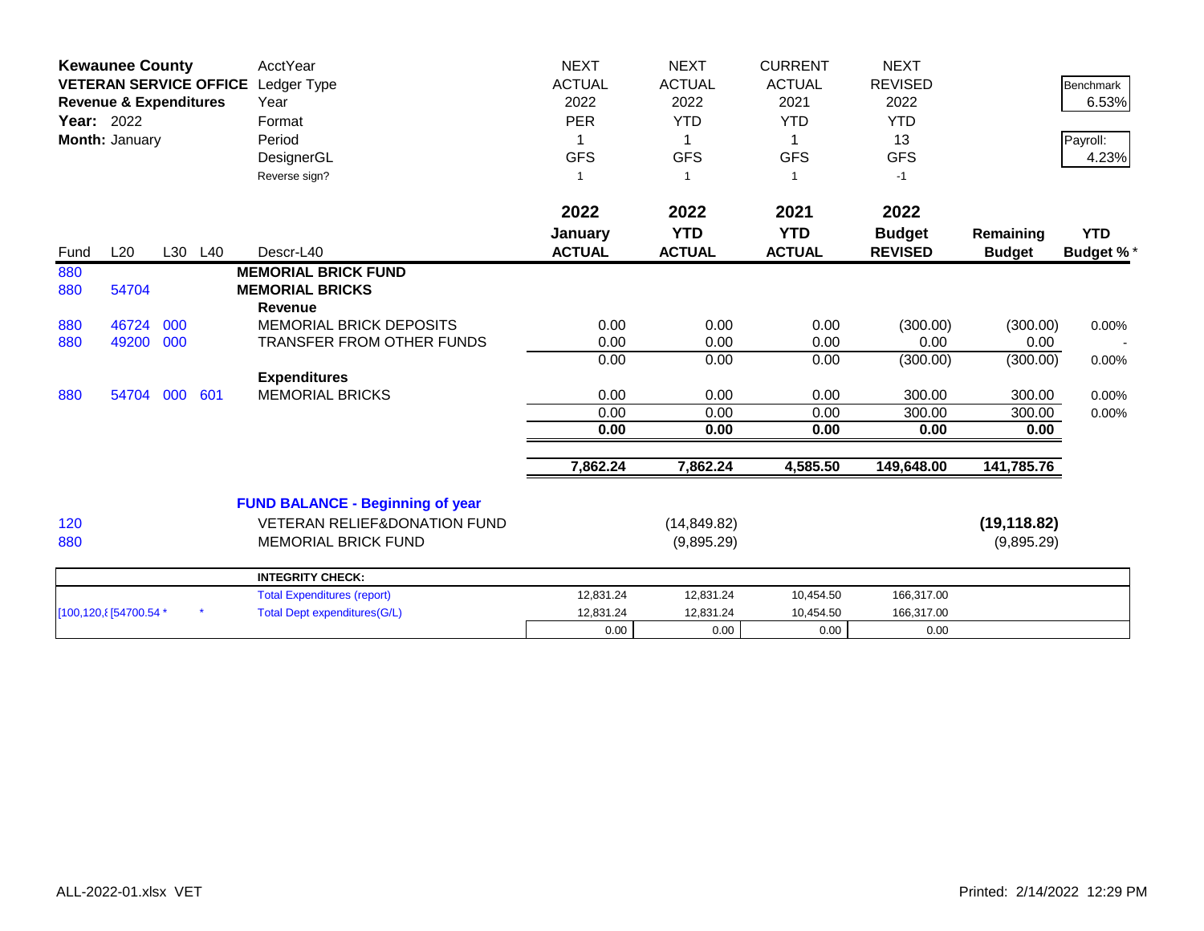| **Kewaunee County** | | | | AcctYear | NEXT | NEXT | CURRENT | NEXT | | |
|---|---|---|---|---|---|---|---|---|---|---|
| **VETERAN SERVICE OFFICE** | | | | Ledger Type | ACTUAL | ACTUAL | ACTUAL | REVISED | | Benchmark |
| **Revenue & Expenditures** | | | | Year | 2022 | 2022 | 2021 | 2022 | | 6.53% |
| **Year:** 2022 | | | | Format | PER | YTD | YTD | YTD | | |
| **Month:** January | | | | Period | 1 | 1 | 1 | 13 | | Payroll: |
| | | | | DesignerGL | GFS | GFS | GFS | GFS | | 4.23% |
| | | | | Reverse sign? | 1 | 1 | 1 | -1 | | |
| | | | | | **2022** | **2022** | **2021** | **2022** | | |
| | | | | | **January** | **YTD** | **YTD** | **Budget** | **Remaining** | **YTD** |
| Fund | L20 | L30 | L40 | Descr-L40 | **ACTUAL** | **ACTUAL** | **ACTUAL** | **REVISED** | **Budget** | **Budget %*** |
| 880 | | | | **MEMORIAL BRICK FUND** | | | | | | |
| 880 | 54704 | | | **MEMORIAL BRICKS** | | | | | | |
| | | | | **Revenue** | | | | | | |
| 880 | 46724 | 000 | | MEMORIAL BRICK DEPOSITS | 0.00 | 0.00 | 0.00 | (300.00) | (300.00) | 0.00% |
| 880 | 49200 | 000 | | TRANSFER FROM OTHER FUNDS | 0.00 | 0.00 | 0.00 | 0.00 | 0.00 | - |
| | | | | | 0.00 | 0.00 | 0.00 | (300.00) | (300.00) | 0.00% |
| | | | | **Expenditures** | | | | | | |
| 880 | 54704 | 000 | 601 | MEMORIAL BRICKS | 0.00 | 0.00 | 0.00 | 300.00 | 300.00 | 0.00% |
| | | | | | 0.00 | 0.00 | 0.00 | 300.00 | 300.00 | 0.00% |
| | | | | | **0.00** | **0.00** | **0.00** | **0.00** | **0.00** | |
| | | | | | **7,862.24** | **7,862.24** | **4,585.50** | **149,648.00** | **141,785.76** | |
| | | | | **FUND BALANCE - Beginning of year** | | | | | | |
| 120 | | | | VETERAN RELIEF&DONATION FUND | | (14,849.82) | | | **(19,118.82)** | |
| 880 | | | | MEMORIAL BRICK FUND | | (9,895.29) | | | (9,895.29) | |
| | | | | **INTEGRITY CHECK:** | | | | | | |
| | | | | Total Expenditures (report) | 12,831.24 | 12,831.24 | 10,454.50 | 166,317.00 | | |
| [100,120,8 | [54700.54 * | | * | Total Dept expenditures(G/L) | 12,831.24 | 12,831.24 | 10,454.50 | 166,317.00 | | |
| | | | | | 0.00 | 0.00 | 0.00 | 0.00 | | |

ALL-2022-01.xlsx VET

Printed: 2/14/2022 12:29 PM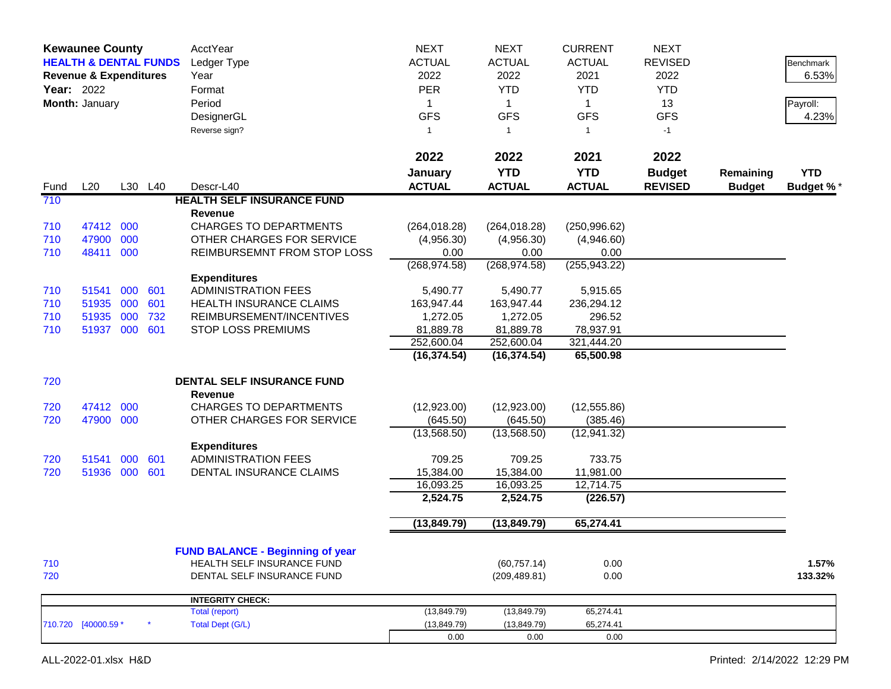**Kewaunee County**
**HEALTH & DENTAL FUNDS**
**Revenue & Expenditures**
**Year:** 2022
**Month:** January

| | | | | AcctYear | NEXT | NEXT | CURRENT | NEXT | | |
|---|---|---|---|---|---|---|---|---|---|---|
| | | | | Ledger Type | ACTUAL | ACTUAL | ACTUAL | REVISED | | Benchmark |
| | | | | Year | 2022 | 2022 | 2021 | 2022 | | 6.53% |
| | | | | Format | PER | YTD | YTD | YTD | | |
| | | | | Period | 1 | 1 | 1 | 13 | | Payroll: |
| | | | | DesignerGL | GFS | GFS | GFS | GFS | | 4.23% |
| | | | | Reverse sign? | 1 | 1 | 1 | -1 | | |
| | | | | | **2022** | **2022** | **2021** | **2022** | | |
| | | | | | **January** | **YTD** | **YTD** | **Budget** | **Remaining** | **YTD** |
| Fund | L20 | L30 | L40 | Descr-L40 | **ACTUAL** | **ACTUAL** | **ACTUAL** | **REVISED** | **Budget** | **Budget %*** |
| 710 | | | | **HEALTH SELF INSURANCE FUND** | | | | | | |
| | | | | **Revenue** | | | | | | |
| 710 | 47412 | 000 | | CHARGES TO DEPARTMENTS | (264,018.28) | (264,018.28) | (250,996.62) | | | |
| 710 | 47900 | 000 | | OTHER CHARGES FOR SERVICE | (4,956.30) | (4,956.30) | (4,946.60) | | | |
| 710 | 48411 | 000 | | REIMBURSEMNT FROM STOP LOSS | 0.00 | 0.00 | 0.00 | | | |
| | | | | | (268,974.58) | (268,974.58) | (255,943.22) | | | |
| | | | | **Expenditures** | | | | | | |
| 710 | 51541 | 000 | 601 | ADMINISTRATION FEES | 5,490.77 | 5,490.77 | 5,915.65 | | | |
| 710 | 51935 | 000 | 601 | HEALTH INSURANCE CLAIMS | 163,947.44 | 163,947.44 | 236,294.12 | | | |
| 710 | 51935 | 000 | 732 | REIMBURSEMENT/INCENTIVES | 1,272.05 | 1,272.05 | 296.52 | | | |
| 710 | 51937 | 000 | 601 | STOP LOSS PREMIUMS | 81,889.78 | 81,889.78 | 78,937.91 | | | |
| | | | | | 252,600.04 | 252,600.04 | 321,444.20 | | | |
| | | | | | **(16,374.54)** | **(16,374.54)** | **65,500.98** | | | |
| 720 | | | | **DENTAL SELF INSURANCE FUND** | | | | | | |
| | | | | **Revenue** | | | | | | |
| 720 | 47412 | 000 | | CHARGES TO DEPARTMENTS | (12,923.00) | (12,923.00) | (12,555.86) | | | |
| 720 | 47900 | 000 | | OTHER CHARGES FOR SERVICE | (645.50) | (645.50) | (385.46) | | | |
| | | | | | (13,568.50) | (13,568.50) | (12,941.32) | | | |
| | | | | **Expenditures** | | | | | | |
| 720 | 51541 | 000 | 601 | ADMINISTRATION FEES | 709.25 | 709.25 | 733.75 | | | |
| 720 | 51936 | 000 | 601 | DENTAL INSURANCE CLAIMS | 15,384.00 | 15,384.00 | 11,981.00 | | | |
| | | | | | 16,093.25 | 16,093.25 | 12,714.75 | | | |
| | | | | | **2,524.75** | **2,524.75** | **(226.57)** | | | |
| | | | | | **(13,849.79)** | **(13,849.79)** | **65,274.41** | | | |
| | | | | **FUND BALANCE - Beginning of year** | | | | | | |
| 710 | | | | HEALTH SELF INSURANCE FUND | | (60,757.14) | 0.00 | | | **1.57%** |
| 720 | | | | DENTAL SELF INSURANCE FUND | | (209,489.81) | 0.00 | | | **133.32%** |

| | | | | | | | |
|---|---|---|---|---|---|---|---|
| | | | **INTEGRITY CHECK:** | | | | |
| | | | Total (report) | (13,849.79) | (13,849.79) | 65,274.41 | |
| 710.720 | [40000.59 * | * | Total Dept (G/L) | (13,849.79) | (13,849.79) | 65,274.41 | |
| | | | | 0.00 | 0.00 | 0.00 | |

ALL-2022-01.xlsx H&D

Printed: 2/14/2022 12:29 PM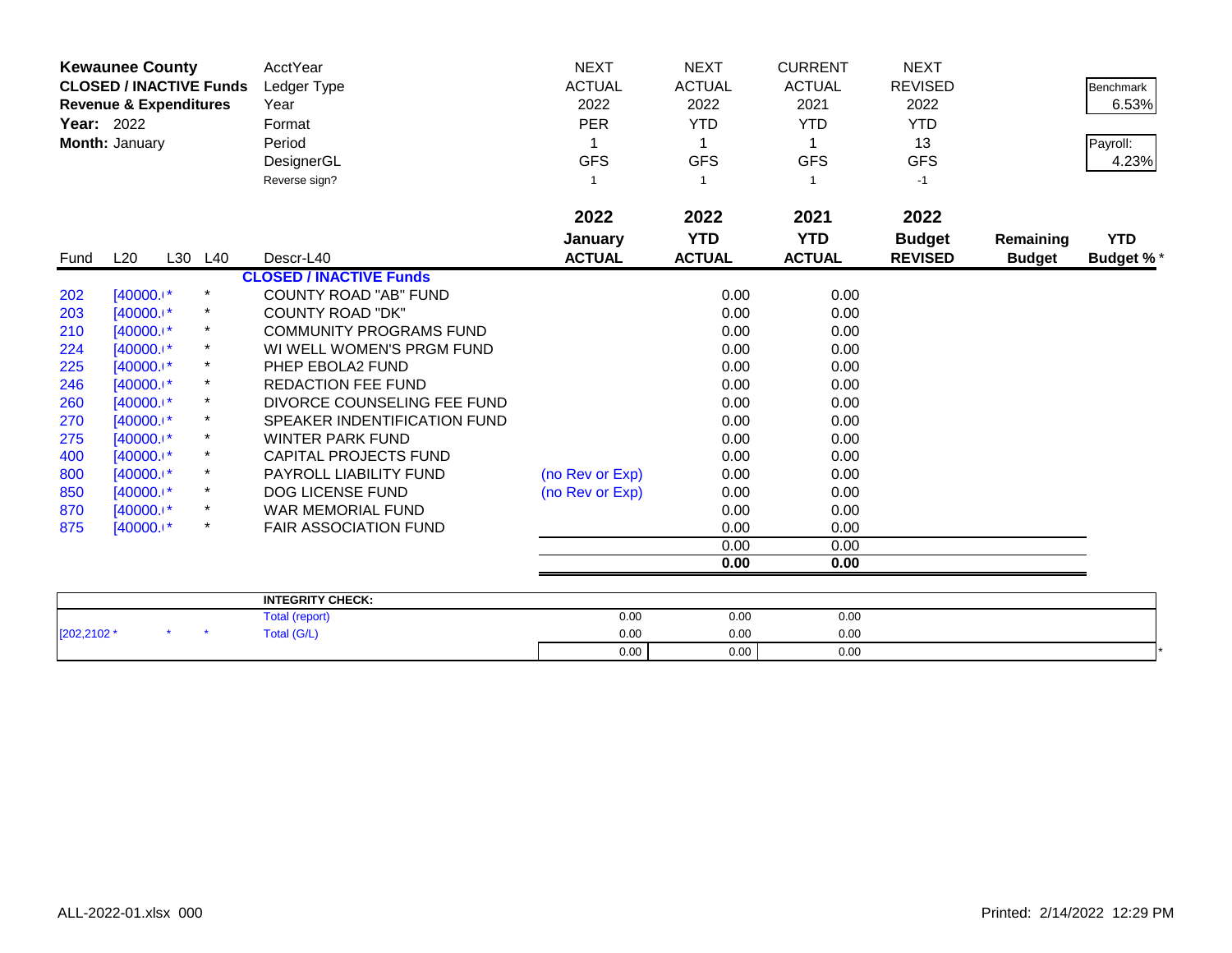**Kewaunee County**
**CLOSED / INACTIVE Funds**
**Revenue & Expenditures**
**Year:** 2022
**Month:** January

| | | | | AcctYear | NEXT | NEXT | CURRENT | NEXT | | |
|---|---|---|---|---|---|---|---|---|---|---|
| | | | | Ledger Type | ACTUAL | ACTUAL | ACTUAL | REVISED | | Benchmark |
| | | | | Year | 2022 | 2022 | 2021 | 2022 | | 6.53% |
| | | | | Format | PER | YTD | YTD | YTD | | |
| | | | | Period | 1 | 1 | 1 | 13 | | Payroll: |
| | | | | DesignerGL | GFS | GFS | GFS | GFS | | 4.23% |
| | | | | Reverse sign? | 1 | 1 | 1 | -1 | | |
| | | | | | **2022** | **2022** | **2021** | **2022** | | |
| | | | | | **January** | **YTD** | **YTD** | **Budget** | **Remaining** | **YTD** |
| Fund | L20 | L30 | L40 | Descr-L40 | **ACTUAL** | **ACTUAL** | **ACTUAL** | **REVISED** | **Budget** | **Budget %*** |
| | | | | **CLOSED / INACTIVE Funds** | | | | | | |
| 202 | [40000.I* | | * | COUNTY ROAD "AB" FUND | | 0.00 | 0.00 | | | |
| 203 | [40000.I* | | * | COUNTY ROAD "DK" | | 0.00 | 0.00 | | | |
| 210 | [40000.I* | | * | COMMUNITY PROGRAMS FUND | | 0.00 | 0.00 | | | |
| 224 | [40000.I* | | * | WI WELL WOMEN'S PRGM FUND | | 0.00 | 0.00 | | | |
| 225 | [40000.I* | | * | PHEP EBOLA2 FUND | | 0.00 | 0.00 | | | |
| 246 | [40000.I* | | * | REDACTION FEE FUND | | 0.00 | 0.00 | | | |
| 260 | [40000.I* | | * | DIVORCE COUNSELING FEE FUND | | 0.00 | 0.00 | | | |
| 270 | [40000.I* | | * | SPEAKER INDENTIFICATION FUND | | 0.00 | 0.00 | | | |
| 275 | [40000.I* | | * | WINTER PARK FUND | | 0.00 | 0.00 | | | |
| 400 | [40000.I* | | * | CAPITAL PROJECTS FUND | | 0.00 | 0.00 | | | |
| 800 | [40000.I* | | * | PAYROLL LIABILITY FUND | (no Rev or Exp) | 0.00 | 0.00 | | | |
| 850 | [40000.I* | | * | DOG LICENSE FUND | (no Rev or Exp) | 0.00 | 0.00 | | | |
| 870 | [40000.I* | | * | WAR MEMORIAL FUND | | 0.00 | 0.00 | | | |
| 875 | [40000.I* | | * | FAIR ASSOCIATION FUND | | 0.00 | 0.00 | | | |
| | | | | | | 0.00 | 0.00 | | | |
| | | | | | | **0.00** | **0.00** | | | |

| | | | | | | | |
|---|---|---|---|---|---|---|---|
| | | | **INTEGRITY CHECK:** | | | | |
| | | | Total (report) | 0.00 | 0.00 | 0.00 | |
| [202,2102 * | * | * | Total (G/L) | 0.00 | 0.00 | 0.00 | |
| | | | | 0.00 | 0.00 | 0.00 | * |

ALL-2022-01.xlsx 000 Printed: 2/14/2022 12:29 PM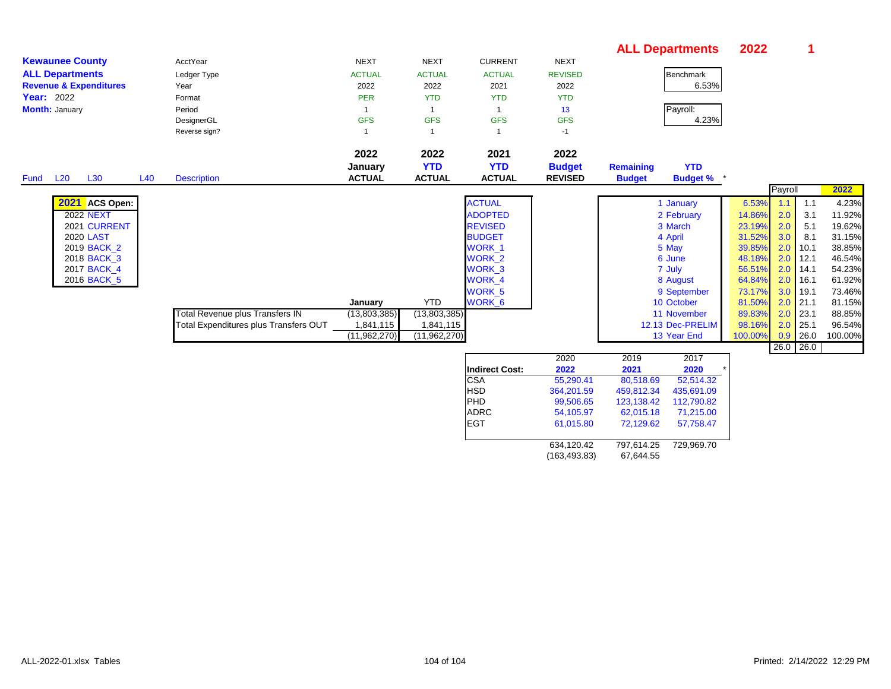**ALL Departments 2022 1**

**Kewaunee County**
**ALL Departments**
**Revenue & Expenditures**
**Year:** 2022
**Month:** January

| | | | | |
|---|---|---|---|---|
| AcctYear | NEXT | NEXT | CURRENT | NEXT |
| Ledger Type | ACTUAL | ACTUAL | ACTUAL | REVISED |
| Year | 2022 | 2022 | 2021 | 2022 |
| Format | PER | YTD | YTD | YTD |
| Period | 1 | 1 | 1 | 13 |
| DesignerGL | GFS | GFS | GFS | GFS |
| Reverse sign? | 1 | 1 | 1 | -1 |

Benchmark: 6.53%

Payroll: 4.23%

| Fund | L20 | L30 | L40 | Description | 2022 January ACTUAL | 2022 YTD ACTUAL | 2021 YTD ACTUAL | 2022 Budget REVISED | Remaining Budget | YTD Budget % * |
|---|---|---|---|---|---|---|---|---|---|---|

| **2021 ACS Open:** |
|---|
| 2022 NEXT |
| 2021 CURRENT |
| 2020 LAST |
| 2019 BACK_2 |
| 2018 BACK_3 |
| 2017 BACK_4 |
| 2016 BACK_5 |

| |
|---|
| ACTUAL |
| ADOPTED |
| REVISED |
| BUDGET |
| WORK_1 |
| WORK_2 |
| WORK_3 |
| WORK_4 |
| WORK_5 |
| WORK_6 |

| | January | YTD |
|---|---|---|
| Total Revenue plus Transfers IN | (13,803,385) | (13,803,385) |
| Total Expenditures plus Transfers OUT | 1,841,115 | 1,841,115 |
| | (11,962,270) | (11,962,270) |

| Month | Benchmark | Payroll | | 2022 |
|---|---|---|---|---|
| 1 January | 6.53% | 1.1 | 1.1 | 4.23% |
| 2 February | 14.86% | 2.0 | 3.1 | 11.92% |
| 3 March | 23.19% | 2.0 | 5.1 | 19.62% |
| 4 April | 31.52% | 3.0 | 8.1 | 31.15% |
| 5 May | 39.85% | 2.0 | 10.1 | 38.85% |
| 6 June | 48.18% | 2.0 | 12.1 | 46.54% |
| 7 July | 56.51% | 2.0 | 14.1 | 54.23% |
| 8 August | 64.84% | 2.0 | 16.1 | 61.92% |
| 9 September | 73.17% | 3.0 | 19.1 | 73.46% |
| 10 October | 81.50% | 2.0 | 21.1 | 81.15% |
| 11 November | 89.83% | 2.0 | 23.1 | 88.85% |
| 12.13 Dec-PRELIM | 98.16% | 2.0 | 25.1 | 96.54% |
| 13 Year End | 100.00% | 0.9 | 26.0 | 100.00% |
| | | 26.0 | 26.0 | |

| | 2020 | 2019 | 2017 |
|---|---|---|---|
| **Indirect Cost:** | **2022** | **2021** | **2020** * |
| CSA | 55,290.41 | 80,518.69 | 52,514.32 |
| HSD | 364,201.59 | 459,812.34 | 435,691.09 |
| PHD | 99,506.65 | 123,138.42 | 112,790.82 |
| ADRC | 54,105.97 | 62,015.18 | 71,215.00 |
| EGT | 61,015.80 | 72,129.62 | 57,758.47 |
| | 634,120.42 | 797,614.25 | 729,969.70 |
| | (163,493.83) | 67,644.55 | |

ALL-2022-01.xlsx Tables

Printed: 2/14/2022 12:29 PM